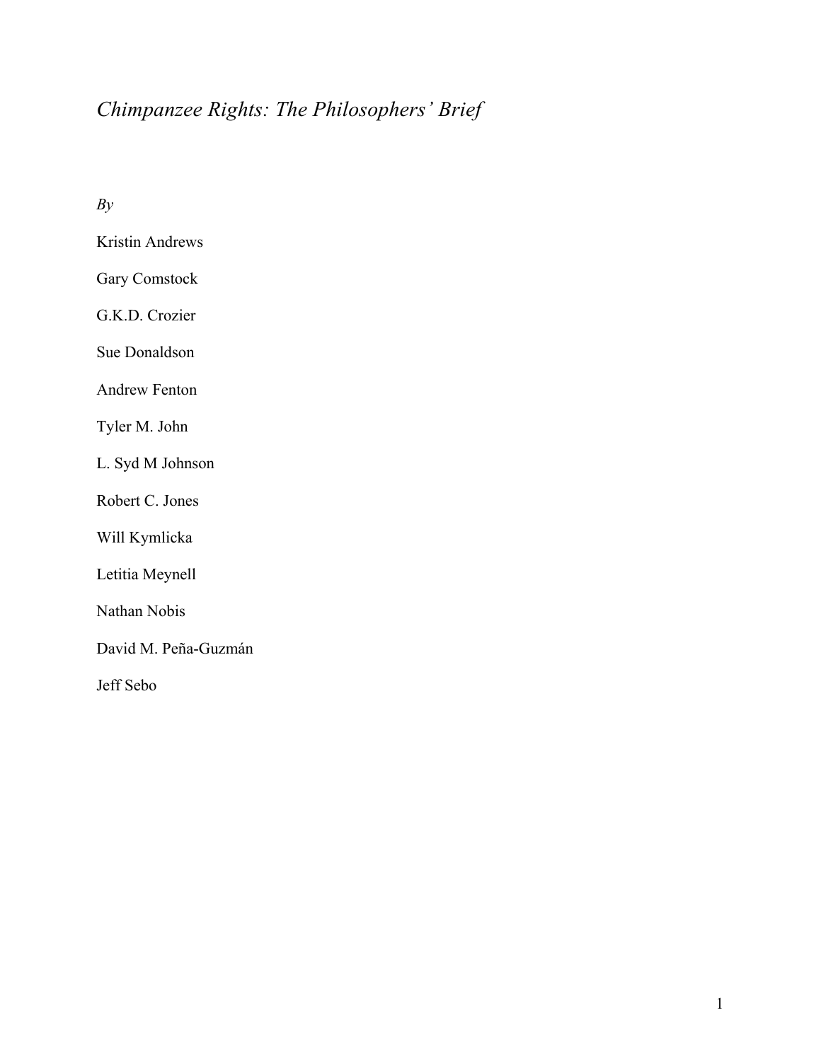# *Chimpanzee Rights: The Philosophers' Brief*

*By*

Kristin Andrews

Gary Comstock

G.K.D. Crozier

Sue Donaldson

Andrew Fenton

Tyler M. John

L. Syd M Johnson

Robert C. Jones

Will Kymlicka

Letitia Meynell

Nathan Nobis

David M. Peña-Guzmán

Jeff Sebo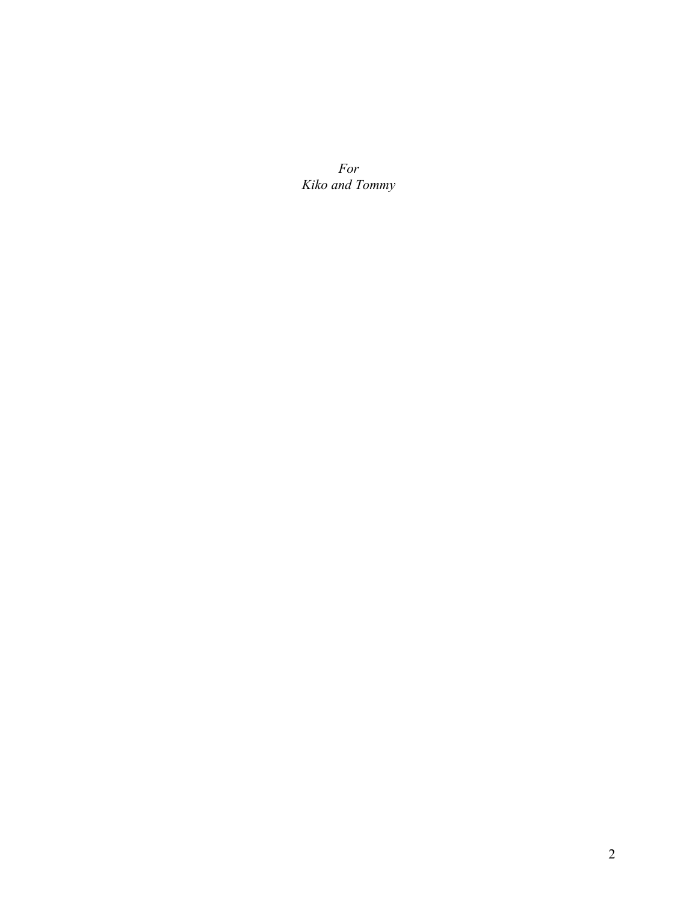*For*
*Kiko and Tommy*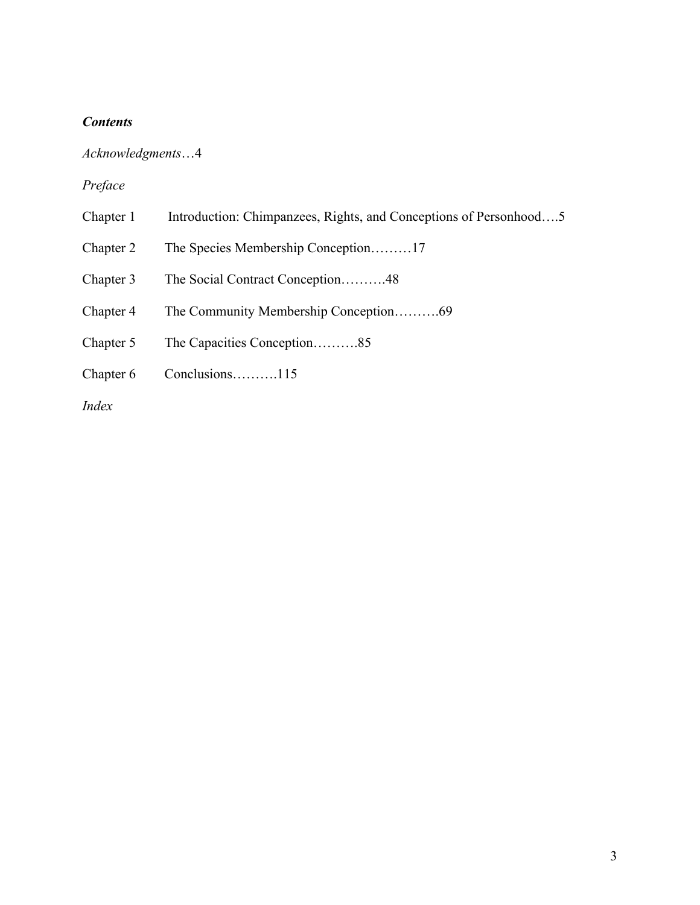## *Contents*

*Acknowledgments*…4

*Preface*

Chapter 1 Introduction: Chimpanzees, Rights, and Conceptions of Personhood….5

Chapter 2 The Species Membership Conception………17

Chapter 3 The Social Contract Conception……….48

Chapter 4 The Community Membership Conception……….69

Chapter 5 The Capacities Conception……….85

Chapter 6 Conclusions……….115

*Index*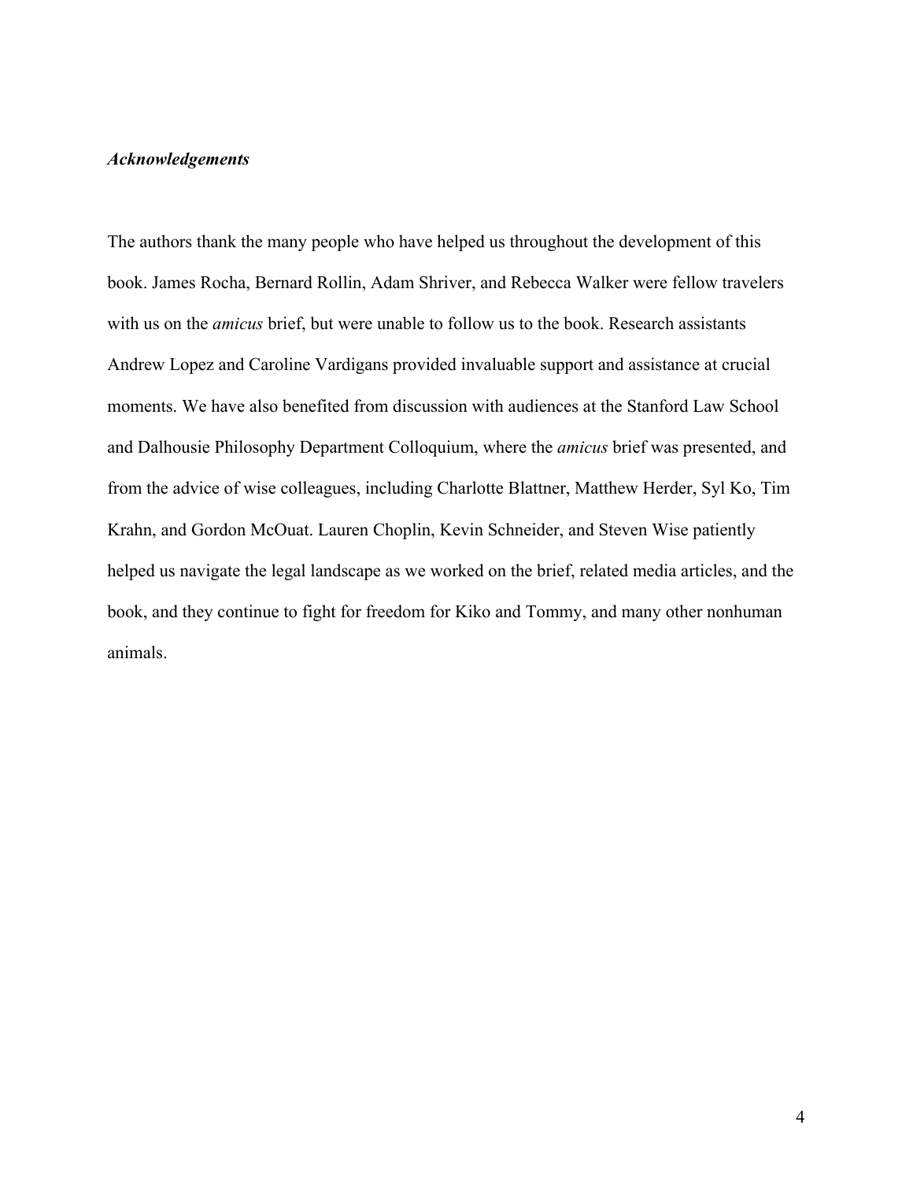***Acknowledgements***

The authors thank the many people who have helped us throughout the development of this book. James Rocha, Bernard Rollin, Adam Shriver, and Rebecca Walker were fellow travelers with us on the *amicus* brief, but were unable to follow us to the book. Research assistants Andrew Lopez and Caroline Vardigans provided invaluable support and assistance at crucial moments. We have also benefited from discussion with audiences at the Stanford Law School and Dalhousie Philosophy Department Colloquium, where the *amicus* brief was presented, and from the advice of wise colleagues, including Charlotte Blattner, Matthew Herder, Syl Ko, Tim Krahn, and Gordon McOuat. Lauren Choplin, Kevin Schneider, and Steven Wise patiently helped us navigate the legal landscape as we worked on the brief, related media articles, and the book, and they continue to fight for freedom for Kiko and Tommy, and many other nonhuman animals.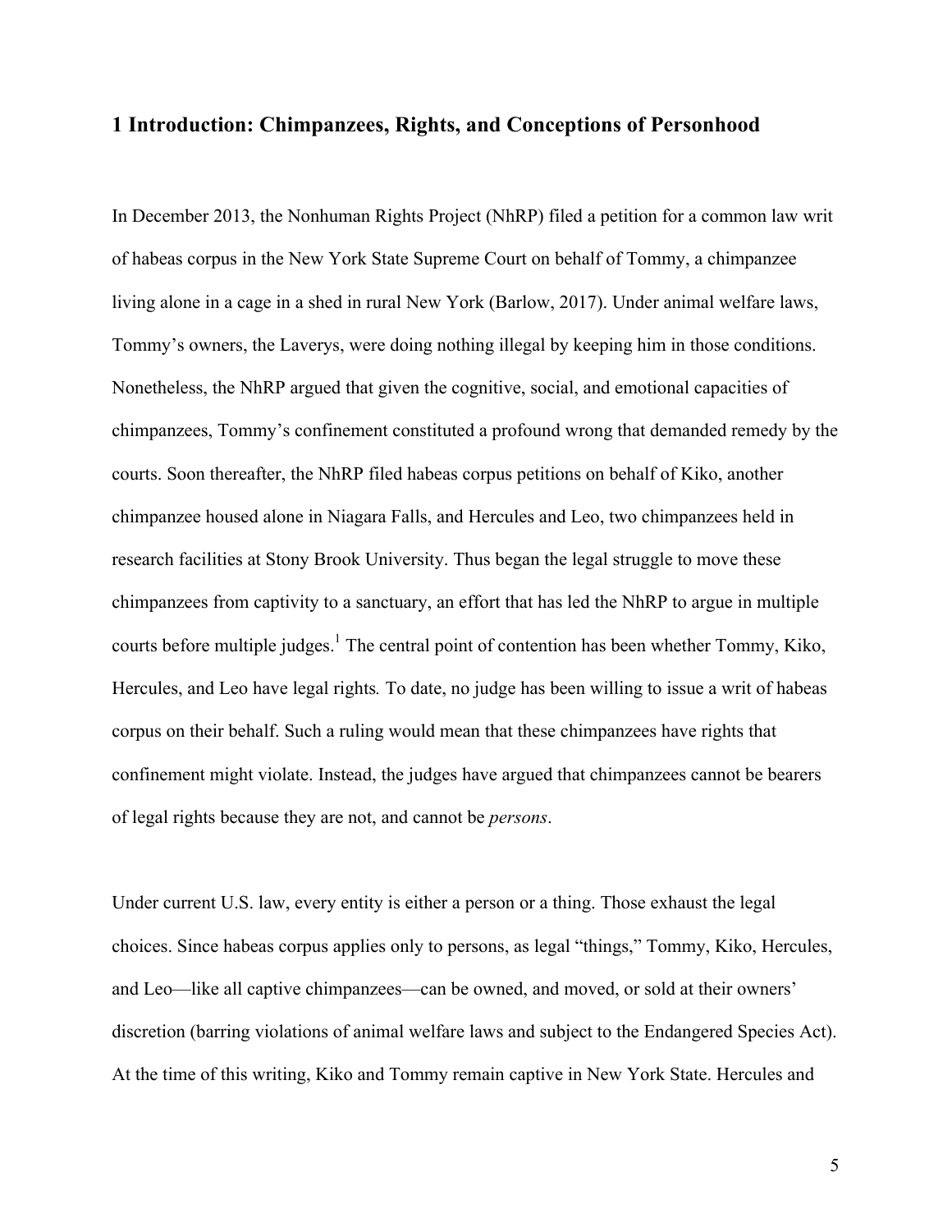## 1 Introduction: Chimpanzees, Rights, and Conceptions of Personhood

In December 2013, the Nonhuman Rights Project (NhRP) filed a petition for a common law writ of habeas corpus in the New York State Supreme Court on behalf of Tommy, a chimpanzee living alone in a cage in a shed in rural New York (Barlow, 2017). Under animal welfare laws, Tommy's owners, the Laverys, were doing nothing illegal by keeping him in those conditions. Nonetheless, the NhRP argued that given the cognitive, social, and emotional capacities of chimpanzees, Tommy's confinement constituted a profound wrong that demanded remedy by the courts. Soon thereafter, the NhRP filed habeas corpus petitions on behalf of Kiko, another chimpanzee housed alone in Niagara Falls, and Hercules and Leo, two chimpanzees held in research facilities at Stony Brook University. Thus began the legal struggle to move these chimpanzees from captivity to a sanctuary, an effort that has led the NhRP to argue in multiple courts before multiple judges.[1] The central point of contention has been whether Tommy, Kiko, Hercules, and Leo have legal rights*.* To date, no judge has been willing to issue a writ of habeas corpus on their behalf. Such a ruling would mean that these chimpanzees have rights that confinement might violate. Instead, the judges have argued that chimpanzees cannot be bearers of legal rights because they are not, and cannot be *persons*.

Under current U.S. law, every entity is either a person or a thing. Those exhaust the legal choices. Since habeas corpus applies only to persons, as legal "things," Tommy, Kiko, Hercules, and Leo—like all captive chimpanzees—can be owned, and moved, or sold at their owners' discretion (barring violations of animal welfare laws and subject to the Endangered Species Act). At the time of this writing, Kiko and Tommy remain captive in New York State. Hercules and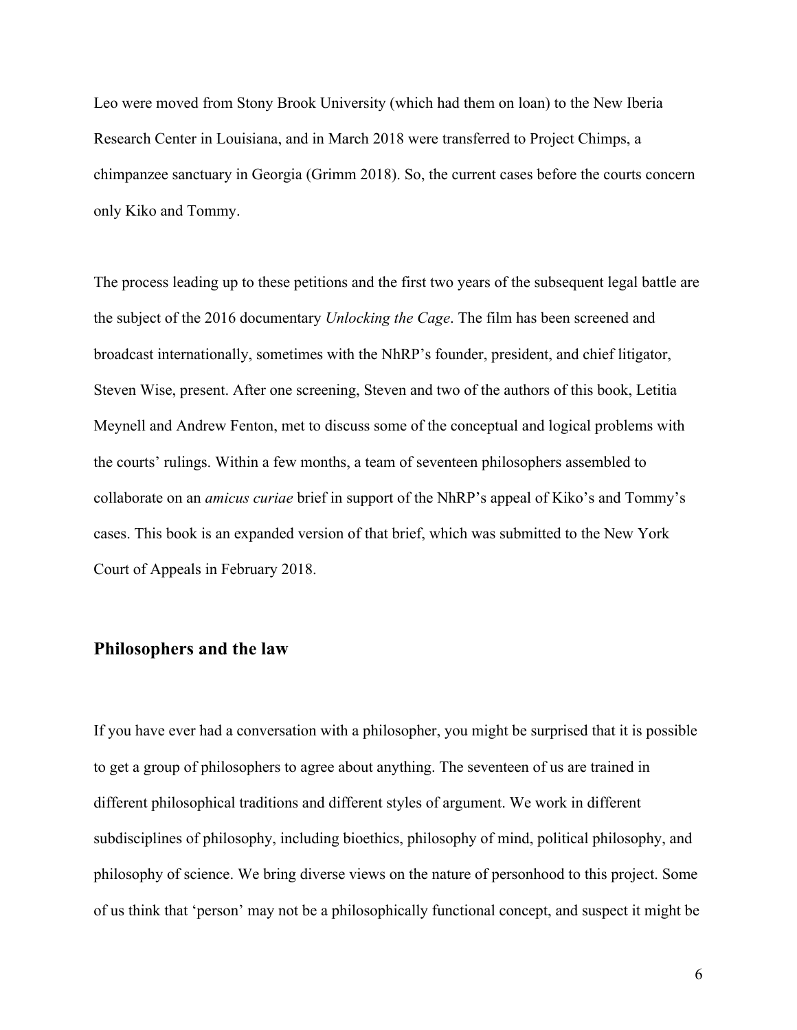Leo were moved from Stony Brook University (which had them on loan) to the New Iberia Research Center in Louisiana, and in March 2018 were transferred to Project Chimps, a chimpanzee sanctuary in Georgia (Grimm 2018). So, the current cases before the courts concern only Kiko and Tommy.

The process leading up to these petitions and the first two years of the subsequent legal battle are the subject of the 2016 documentary *Unlocking the Cage*. The film has been screened and broadcast internationally, sometimes with the NhRP's founder, president, and chief litigator, Steven Wise, present. After one screening, Steven and two of the authors of this book, Letitia Meynell and Andrew Fenton, met to discuss some of the conceptual and logical problems with the courts' rulings. Within a few months, a team of seventeen philosophers assembled to collaborate on an *amicus curiae* brief in support of the NhRP's appeal of Kiko's and Tommy's cases. This book is an expanded version of that brief, which was submitted to the New York Court of Appeals in February 2018.

## Philosophers and the law

If you have ever had a conversation with a philosopher, you might be surprised that it is possible to get a group of philosophers to agree about anything. The seventeen of us are trained in different philosophical traditions and different styles of argument. We work in different subdisciplines of philosophy, including bioethics, philosophy of mind, political philosophy, and philosophy of science. We bring diverse views on the nature of personhood to this project. Some of us think that 'person' may not be a philosophically functional concept, and suspect it might be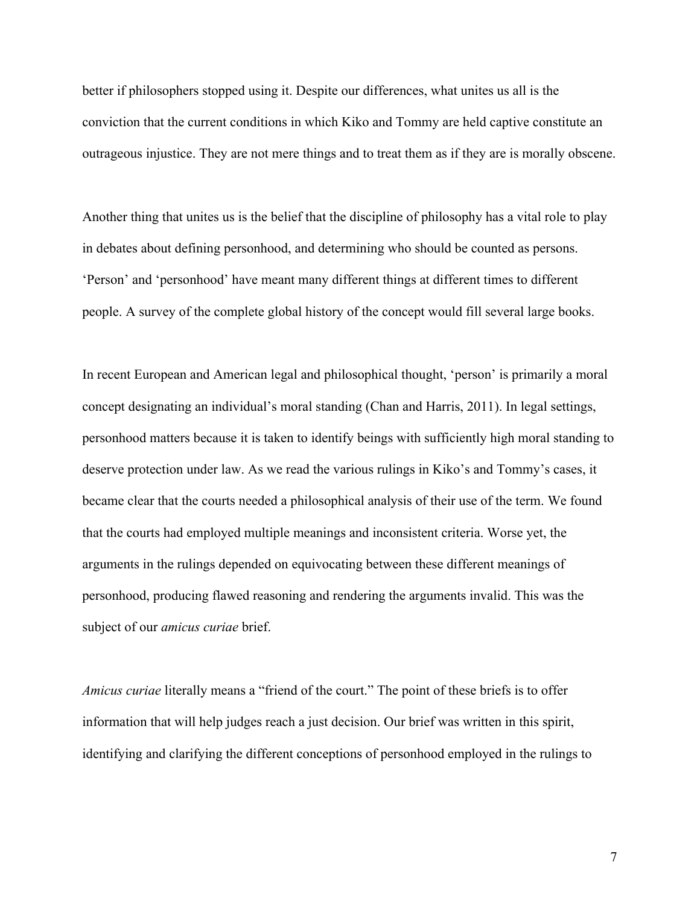better if philosophers stopped using it. Despite our differences, what unites us all is the conviction that the current conditions in which Kiko and Tommy are held captive constitute an outrageous injustice. They are not mere things and to treat them as if they are is morally obscene.

Another thing that unites us is the belief that the discipline of philosophy has a vital role to play in debates about defining personhood, and determining who should be counted as persons. 'Person' and 'personhood' have meant many different things at different times to different people. A survey of the complete global history of the concept would fill several large books.

In recent European and American legal and philosophical thought, 'person' is primarily a moral concept designating an individual's moral standing (Chan and Harris, 2011). In legal settings, personhood matters because it is taken to identify beings with sufficiently high moral standing to deserve protection under law. As we read the various rulings in Kiko's and Tommy's cases, it became clear that the courts needed a philosophical analysis of their use of the term. We found that the courts had employed multiple meanings and inconsistent criteria. Worse yet, the arguments in the rulings depended on equivocating between these different meanings of personhood, producing flawed reasoning and rendering the arguments invalid. This was the subject of our *amicus curiae* brief.

*Amicus curiae* literally means a "friend of the court." The point of these briefs is to offer information that will help judges reach a just decision. Our brief was written in this spirit, identifying and clarifying the different conceptions of personhood employed in the rulings to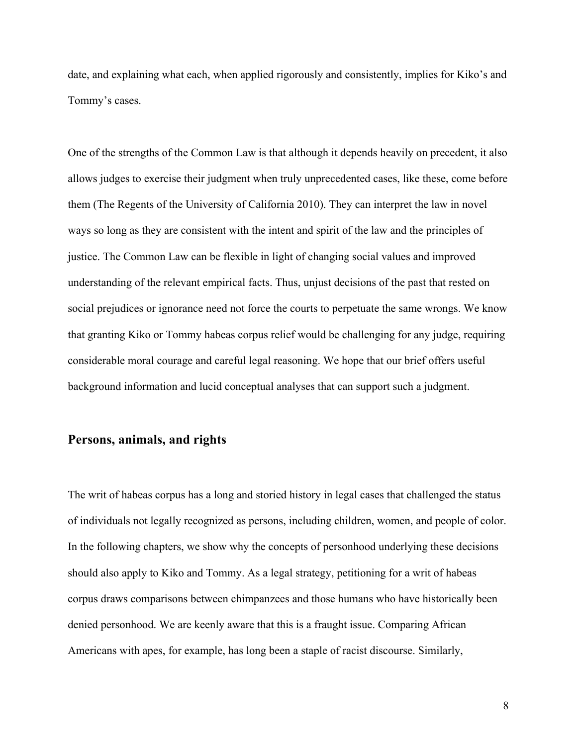date, and explaining what each, when applied rigorously and consistently, implies for Kiko's and Tommy's cases.

One of the strengths of the Common Law is that although it depends heavily on precedent, it also allows judges to exercise their judgment when truly unprecedented cases, like these, come before them (The Regents of the University of California 2010). They can interpret the law in novel ways so long as they are consistent with the intent and spirit of the law and the principles of justice. The Common Law can be flexible in light of changing social values and improved understanding of the relevant empirical facts. Thus, unjust decisions of the past that rested on social prejudices or ignorance need not force the courts to perpetuate the same wrongs. We know that granting Kiko or Tommy habeas corpus relief would be challenging for any judge, requiring considerable moral courage and careful legal reasoning. We hope that our brief offers useful background information and lucid conceptual analyses that can support such a judgment.

## Persons, animals, and rights

The writ of habeas corpus has a long and storied history in legal cases that challenged the status of individuals not legally recognized as persons, including children, women, and people of color. In the following chapters, we show why the concepts of personhood underlying these decisions should also apply to Kiko and Tommy. As a legal strategy, petitioning for a writ of habeas corpus draws comparisons between chimpanzees and those humans who have historically been denied personhood. We are keenly aware that this is a fraught issue. Comparing African Americans with apes, for example, has long been a staple of racist discourse. Similarly,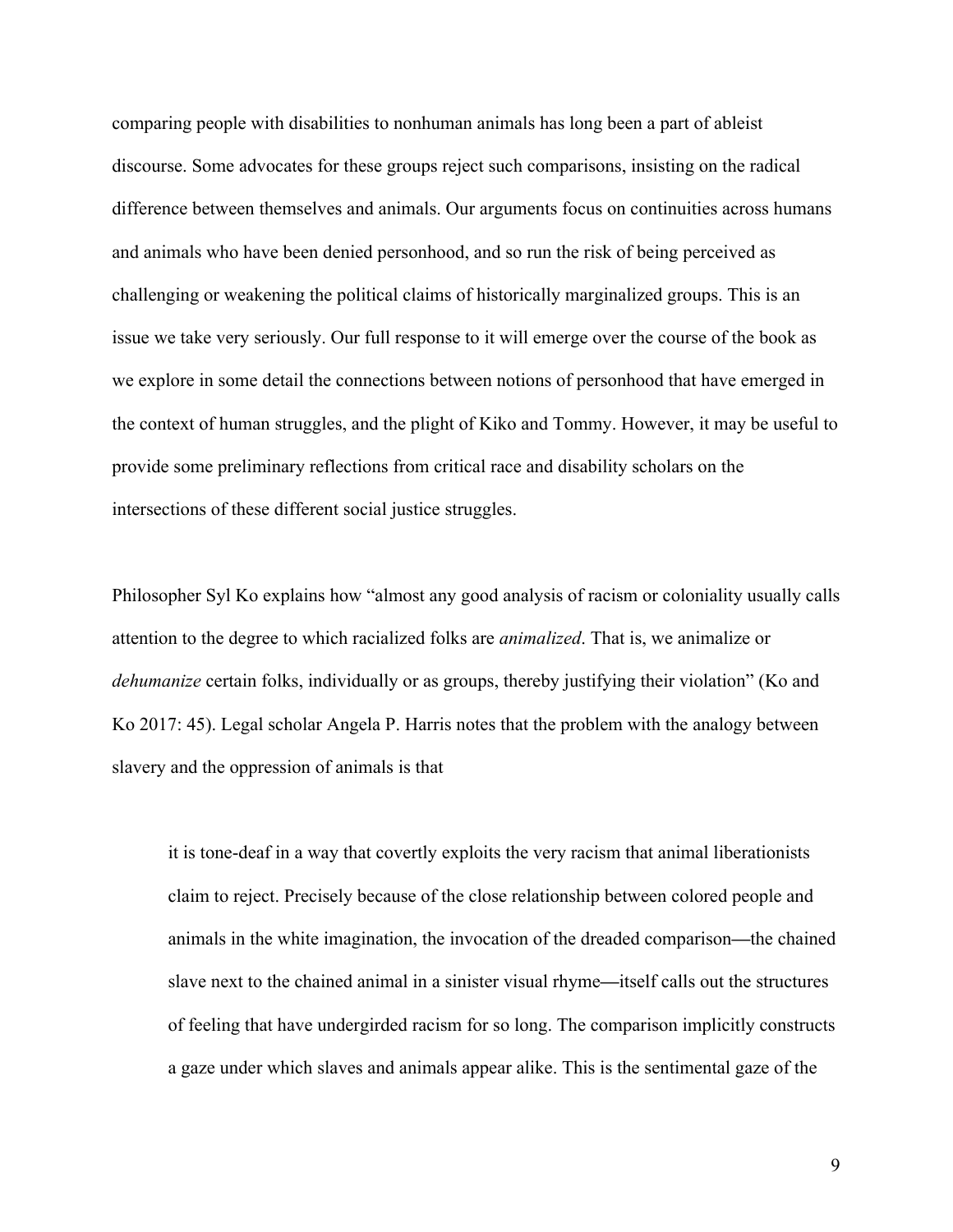comparing people with disabilities to nonhuman animals has long been a part of ableist discourse. Some advocates for these groups reject such comparisons, insisting on the radical difference between themselves and animals. Our arguments focus on continuities across humans and animals who have been denied personhood, and so run the risk of being perceived as challenging or weakening the political claims of historically marginalized groups. This is an issue we take very seriously. Our full response to it will emerge over the course of the book as we explore in some detail the connections between notions of personhood that have emerged in the context of human struggles, and the plight of Kiko and Tommy. However, it may be useful to provide some preliminary reflections from critical race and disability scholars on the intersections of these different social justice struggles.

Philosopher Syl Ko explains how "almost any good analysis of racism or coloniality usually calls attention to the degree to which racialized folks are *animalized*. That is, we animalize or *dehumanize* certain folks, individually or as groups, thereby justifying their violation" (Ko and Ko 2017: 45). Legal scholar Angela P. Harris notes that the problem with the analogy between slavery and the oppression of animals is that

> it is tone-deaf in a way that covertly exploits the very racism that animal liberationists claim to reject. Precisely because of the close relationship between colored people and animals in the white imagination, the invocation of the dreaded comparison—the chained slave next to the chained animal in a sinister visual rhyme—itself calls out the structures of feeling that have undergirded racism for so long. The comparison implicitly constructs a gaze under which slaves and animals appear alike. This is the sentimental gaze of the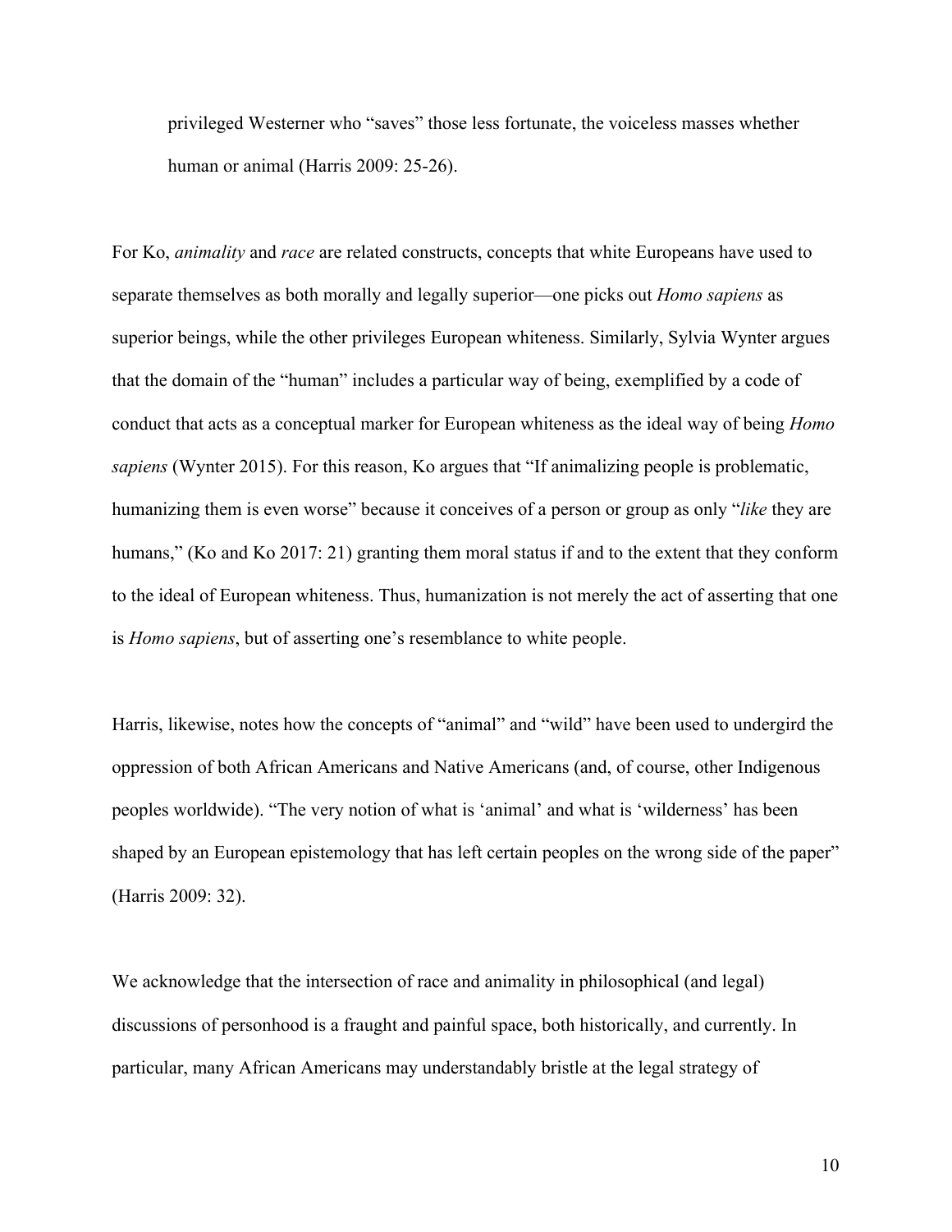> privileged Westerner who "saves" those less fortunate, the voiceless masses whether human or animal (Harris 2009: 25-26).

For Ko, *animality* and *race* are related constructs, concepts that white Europeans have used to separate themselves as both morally and legally superior—one picks out *Homo sapiens* as superior beings, while the other privileges European whiteness. Similarly, Sylvia Wynter argues that the domain of the "human" includes a particular way of being, exemplified by a code of conduct that acts as a conceptual marker for European whiteness as the ideal way of being *Homo sapiens* (Wynter 2015). For this reason, Ko argues that "If animalizing people is problematic, humanizing them is even worse" because it conceives of a person or group as only "*like* they are humans," (Ko and Ko 2017: 21) granting them moral status if and to the extent that they conform to the ideal of European whiteness. Thus, humanization is not merely the act of asserting that one is *Homo sapiens*, but of asserting one's resemblance to white people.

Harris, likewise, notes how the concepts of "animal" and "wild" have been used to undergird the oppression of both African Americans and Native Americans (and, of course, other Indigenous peoples worldwide). "The very notion of what is 'animal' and what is 'wilderness' has been shaped by an European epistemology that has left certain peoples on the wrong side of the paper" (Harris 2009: 32).

We acknowledge that the intersection of race and animality in philosophical (and legal) discussions of personhood is a fraught and painful space, both historically, and currently. In particular, many African Americans may understandably bristle at the legal strategy of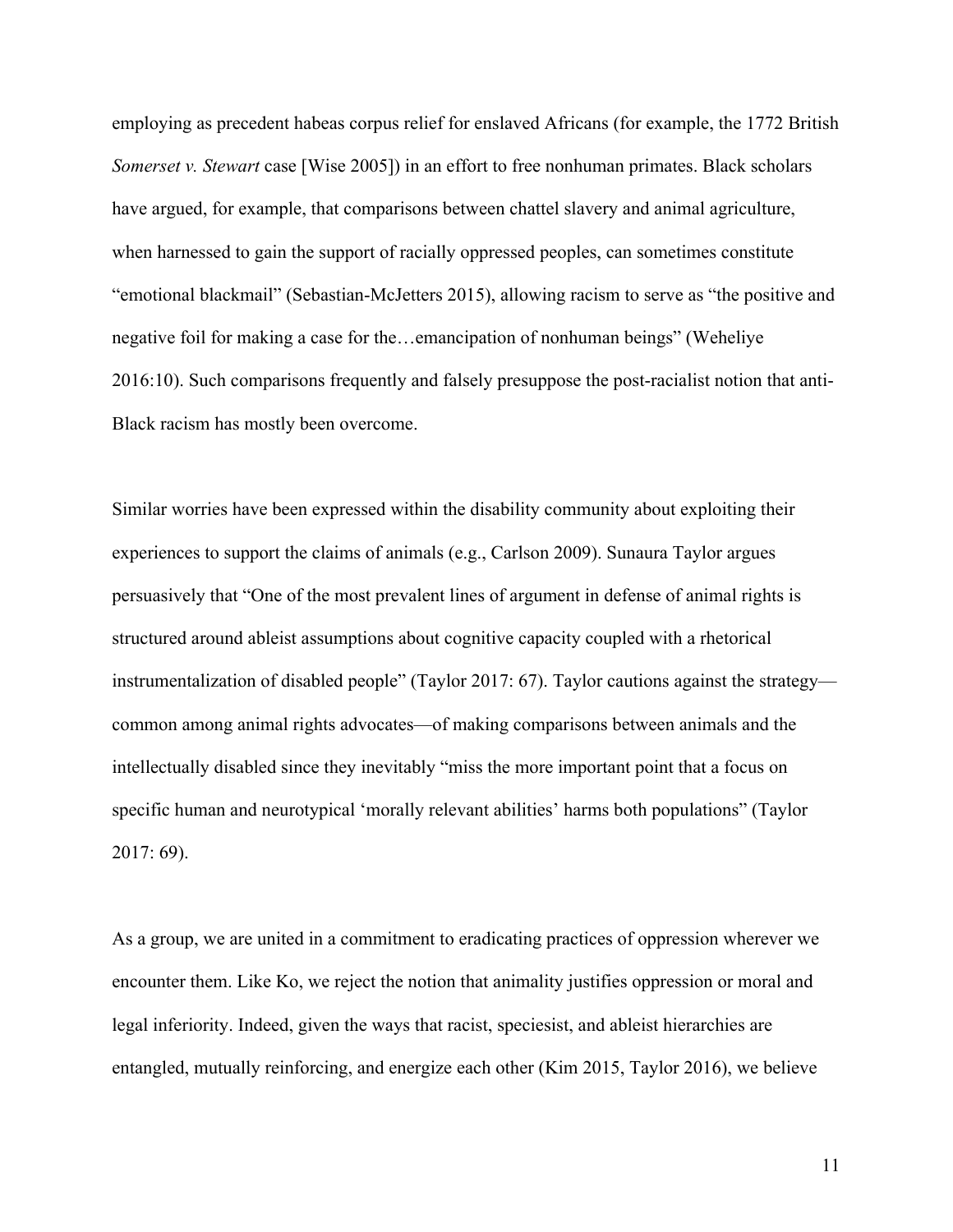employing as precedent habeas corpus relief for enslaved Africans (for example, the 1772 British *Somerset v. Stewart* case [Wise 2005]) in an effort to free nonhuman primates. Black scholars have argued, for example, that comparisons between chattel slavery and animal agriculture, when harnessed to gain the support of racially oppressed peoples, can sometimes constitute "emotional blackmail" (Sebastian-McJetters 2015), allowing racism to serve as "the positive and negative foil for making a case for the…emancipation of nonhuman beings" (Weheliye 2016:10). Such comparisons frequently and falsely presuppose the post-racialist notion that anti-Black racism has mostly been overcome.

Similar worries have been expressed within the disability community about exploiting their experiences to support the claims of animals (e.g., Carlson 2009). Sunaura Taylor argues persuasively that "One of the most prevalent lines of argument in defense of animal rights is structured around ableist assumptions about cognitive capacity coupled with a rhetorical instrumentalization of disabled people" (Taylor 2017: 67). Taylor cautions against the strategy—common among animal rights advocates—of making comparisons between animals and the intellectually disabled since they inevitably "miss the more important point that a focus on specific human and neurotypical 'morally relevant abilities' harms both populations" (Taylor 2017: 69).

As a group, we are united in a commitment to eradicating practices of oppression wherever we encounter them. Like Ko, we reject the notion that animality justifies oppression or moral and legal inferiority. Indeed, given the ways that racist, speciesist, and ableist hierarchies are entangled, mutually reinforcing, and energize each other (Kim 2015, Taylor 2016), we believe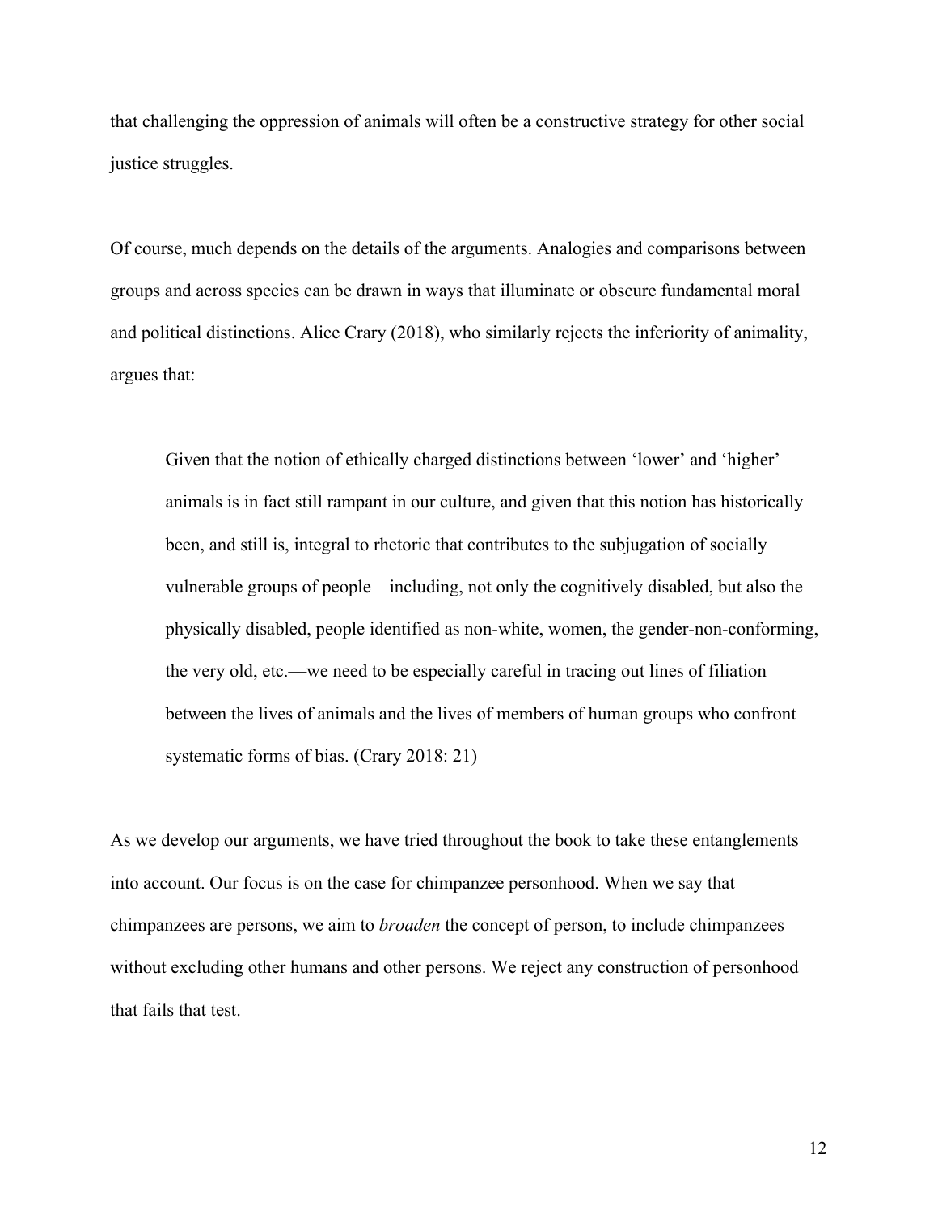that challenging the oppression of animals will often be a constructive strategy for other social justice struggles.

Of course, much depends on the details of the arguments. Analogies and comparisons between groups and across species can be drawn in ways that illuminate or obscure fundamental moral and political distinctions. Alice Crary (2018), who similarly rejects the inferiority of animality, argues that:

> Given that the notion of ethically charged distinctions between 'lower' and 'higher' animals is in fact still rampant in our culture, and given that this notion has historically been, and still is, integral to rhetoric that contributes to the subjugation of socially vulnerable groups of people—including, not only the cognitively disabled, but also the physically disabled, people identified as non-white, women, the gender-non-conforming, the very old, etc.—we need to be especially careful in tracing out lines of filiation between the lives of animals and the lives of members of human groups who confront systematic forms of bias. (Crary 2018: 21)

As we develop our arguments, we have tried throughout the book to take these entanglements into account. Our focus is on the case for chimpanzee personhood. When we say that chimpanzees are persons, we aim to *broaden* the concept of person, to include chimpanzees without excluding other humans and other persons. We reject any construction of personhood that fails that test.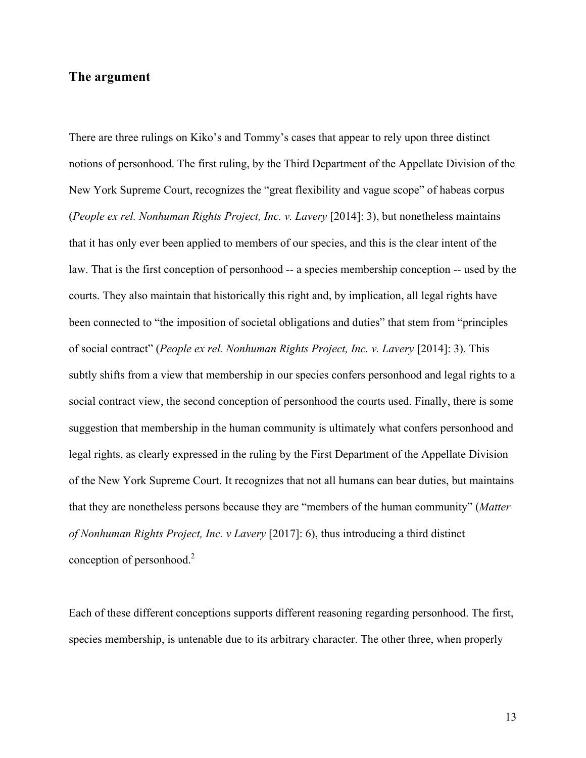## The argument

There are three rulings on Kiko's and Tommy's cases that appear to rely upon three distinct notions of personhood. The first ruling, by the Third Department of the Appellate Division of the New York Supreme Court, recognizes the "great flexibility and vague scope" of habeas corpus (*People ex rel. Nonhuman Rights Project, Inc. v. Lavery* [2014]: 3), but nonetheless maintains that it has only ever been applied to members of our species, and this is the clear intent of the law. That is the first conception of personhood -- a species membership conception -- used by the courts. They also maintain that historically this right and, by implication, all legal rights have been connected to "the imposition of societal obligations and duties" that stem from "principles of social contract" (*People ex rel. Nonhuman Rights Project, Inc. v. Lavery* [2014]: 3). This subtly shifts from a view that membership in our species confers personhood and legal rights to a social contract view, the second conception of personhood the courts used. Finally, there is some suggestion that membership in the human community is ultimately what confers personhood and legal rights, as clearly expressed in the ruling by the First Department of the Appellate Division of the New York Supreme Court. It recognizes that not all humans can bear duties, but maintains that they are nonetheless persons because they are "members of the human community" (*Matter of Nonhuman Rights Project, Inc. v Lavery* [2017]: 6), thus introducing a third distinct conception of personhood.[2]

Each of these different conceptions supports different reasoning regarding personhood. The first, species membership, is untenable due to its arbitrary character. The other three, when properly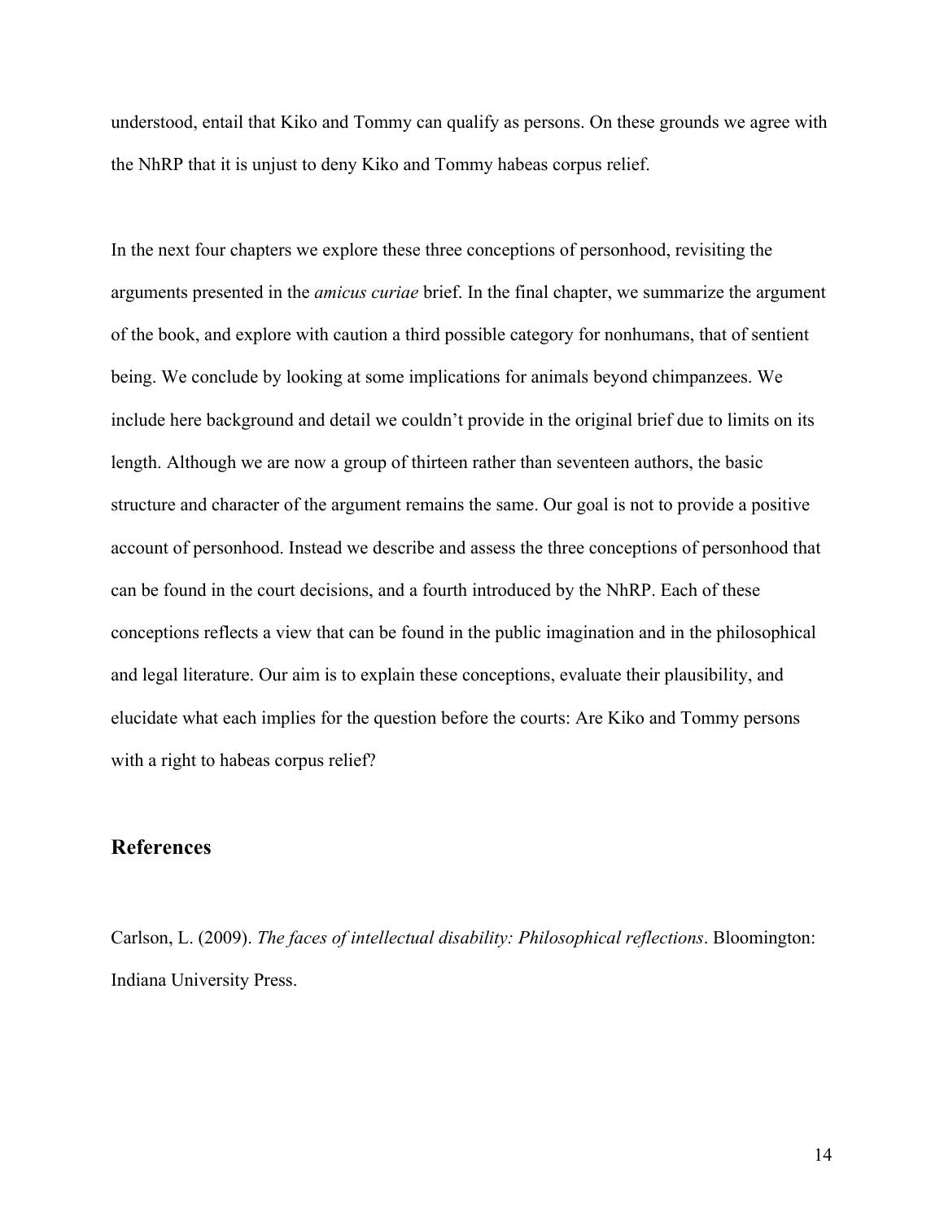understood, entail that Kiko and Tommy can qualify as persons. On these grounds we agree with the NhRP that it is unjust to deny Kiko and Tommy habeas corpus relief.

In the next four chapters we explore these three conceptions of personhood, revisiting the arguments presented in the *amicus curiae* brief. In the final chapter, we summarize the argument of the book, and explore with caution a third possible category for nonhumans, that of sentient being. We conclude by looking at some implications for animals beyond chimpanzees. We include here background and detail we couldn't provide in the original brief due to limits on its length. Although we are now a group of thirteen rather than seventeen authors, the basic structure and character of the argument remains the same. Our goal is not to provide a positive account of personhood. Instead we describe and assess the three conceptions of personhood that can be found in the court decisions, and a fourth introduced by the NhRP. Each of these conceptions reflects a view that can be found in the public imagination and in the philosophical and legal literature. Our aim is to explain these conceptions, evaluate their plausibility, and elucidate what each implies for the question before the courts: Are Kiko and Tommy persons with a right to habeas corpus relief?

## References

Carlson, L. (2009). *The faces of intellectual disability: Philosophical reflections*. Bloomington: Indiana University Press.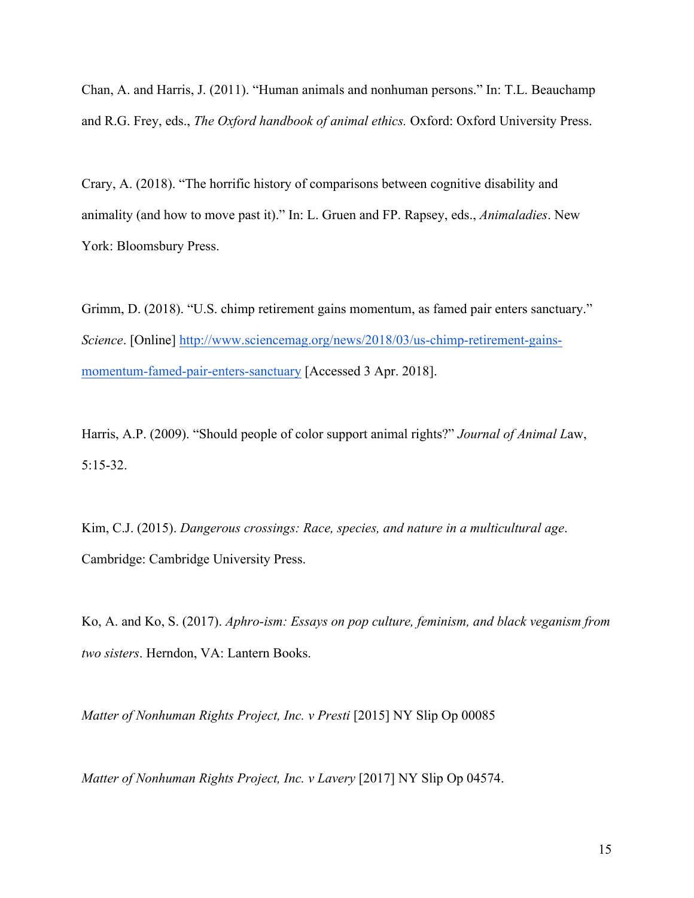Chan, A. and Harris, J. (2011). "Human animals and nonhuman persons." In: T.L. Beauchamp and R.G. Frey, eds., *The Oxford handbook of animal ethics.* Oxford: Oxford University Press.

Crary, A. (2018). "The horrific history of comparisons between cognitive disability and animality (and how to move past it)." In: L. Gruen and FP. Rapsey, eds., *Animaladies*. New York: Bloomsbury Press.

Grimm, D. (2018). "U.S. chimp retirement gains momentum, as famed pair enters sanctuary." *Science*. [Online] http://www.sciencemag.org/news/2018/03/us-chimp-retirement-gains-momentum-famed-pair-enters-sanctuary [Accessed 3 Apr. 2018].

Harris, A.P. (2009). "Should people of color support animal rights?" *Journal of Animal L*aw, 5:15-32.

Kim, C.J. (2015). *Dangerous crossings: Race, species, and nature in a multicultural age*. Cambridge: Cambridge University Press.

Ko, A. and Ko, S. (2017). *Aphro-ism: Essays on pop culture, feminism, and black veganism from two sisters*. Herndon, VA: Lantern Books.

*Matter of Nonhuman Rights Project, Inc. v Presti* [2015] NY Slip Op 00085

*Matter of Nonhuman Rights Project, Inc. v Lavery* [2017] NY Slip Op 04574.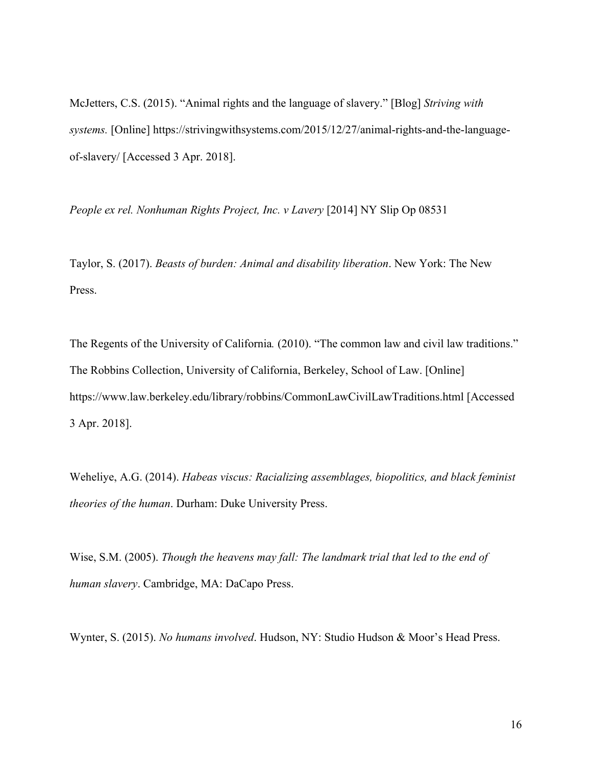McJetters, C.S. (2015). "Animal rights and the language of slavery." [Blog] *Striving with systems.* [Online] https://strivingwithsystems.com/2015/12/27/animal-rights-and-the-language-of-slavery/ [Accessed 3 Apr. 2018].

*People ex rel. Nonhuman Rights Project, Inc. v Lavery* [2014] NY Slip Op 08531

Taylor, S. (2017). *Beasts of burden: Animal and disability liberation*. New York: The New Press.

The Regents of the University of California. (2010). "The common law and civil law traditions." The Robbins Collection, University of California, Berkeley, School of Law. [Online] https://www.law.berkeley.edu/library/robbins/CommonLawCivilLawTraditions.html [Accessed 3 Apr. 2018].

Weheliye, A.G. (2014). *Habeas viscus: Racializing assemblages, biopolitics, and black feminist theories of the human*. Durham: Duke University Press.

Wise, S.M. (2005). *Though the heavens may fall: The landmark trial that led to the end of human slavery*. Cambridge, MA: DaCapo Press.

Wynter, S. (2015). *No humans involved*. Hudson, NY: Studio Hudson & Moor's Head Press.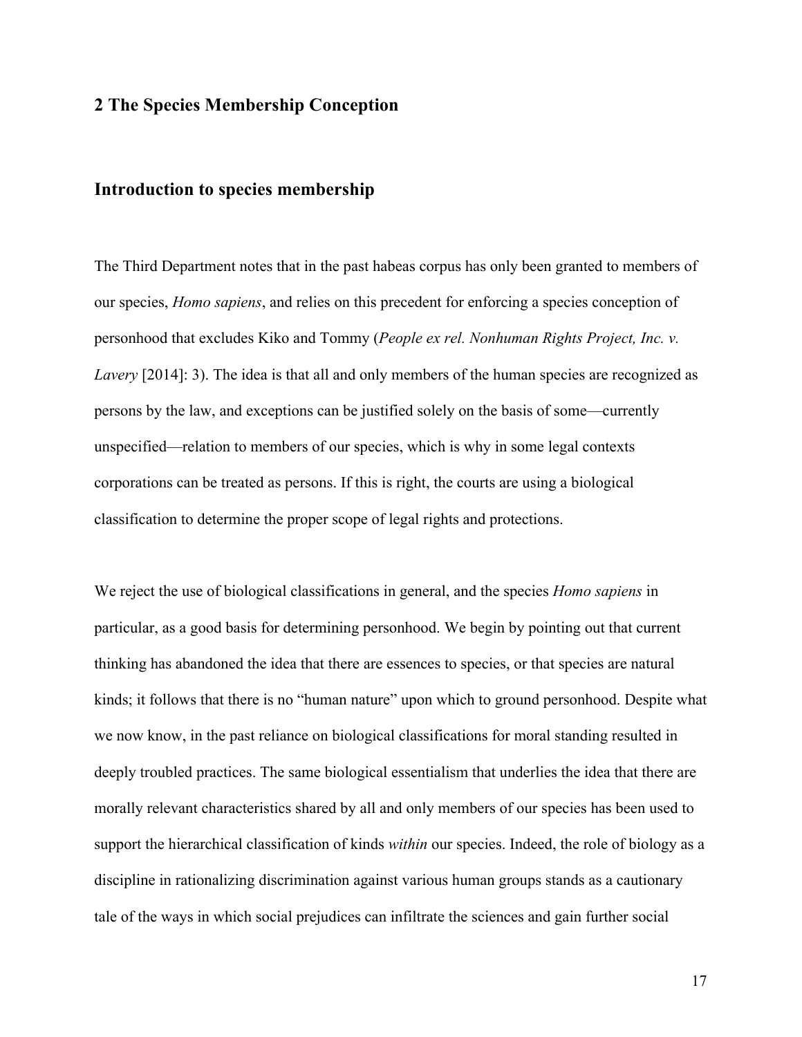## 2 The Species Membership Conception

### Introduction to species membership

The Third Department notes that in the past habeas corpus has only been granted to members of our species, *Homo sapiens*, and relies on this precedent for enforcing a species conception of personhood that excludes Kiko and Tommy (*People ex rel. Nonhuman Rights Project, Inc. v. Lavery* [2014]: 3). The idea is that all and only members of the human species are recognized as persons by the law, and exceptions can be justified solely on the basis of some—currently unspecified—relation to members of our species, which is why in some legal contexts corporations can be treated as persons. If this is right, the courts are using a biological classification to determine the proper scope of legal rights and protections.

We reject the use of biological classifications in general, and the species *Homo sapiens* in particular, as a good basis for determining personhood. We begin by pointing out that current thinking has abandoned the idea that there are essences to species, or that species are natural kinds; it follows that there is no "human nature" upon which to ground personhood. Despite what we now know, in the past reliance on biological classifications for moral standing resulted in deeply troubled practices. The same biological essentialism that underlies the idea that there are morally relevant characteristics shared by all and only members of our species has been used to support the hierarchical classification of kinds *within* our species. Indeed, the role of biology as a discipline in rationalizing discrimination against various human groups stands as a cautionary tale of the ways in which social prejudices can infiltrate the sciences and gain further social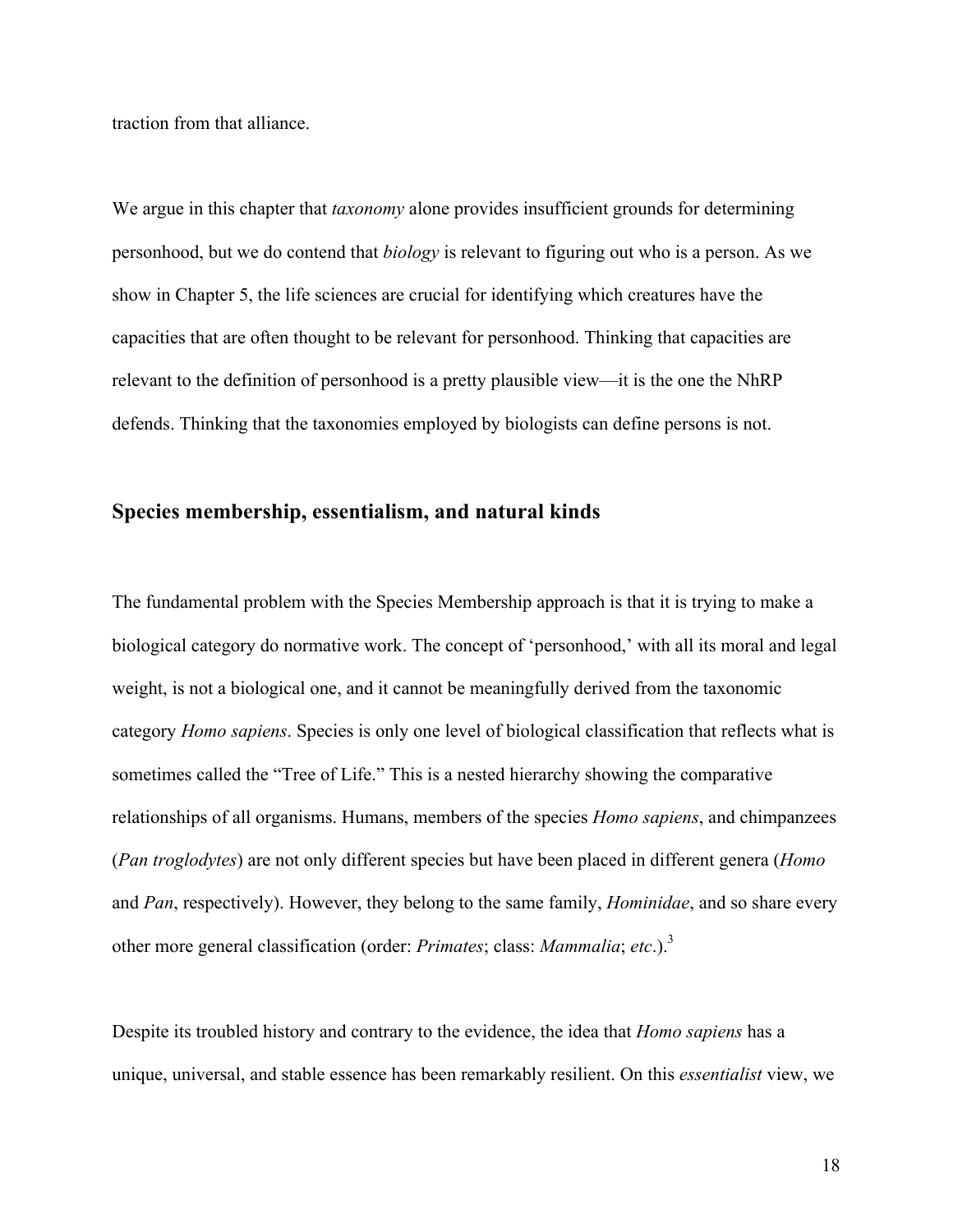traction from that alliance.

We argue in this chapter that *taxonomy* alone provides insufficient grounds for determining personhood, but we do contend that *biology* is relevant to figuring out who is a person. As we show in Chapter 5, the life sciences are crucial for identifying which creatures have the capacities that are often thought to be relevant for personhood. Thinking that capacities are relevant to the definition of personhood is a pretty plausible view—it is the one the NhRP defends. Thinking that the taxonomies employed by biologists can define persons is not.

## Species membership, essentialism, and natural kinds

The fundamental problem with the Species Membership approach is that it is trying to make a biological category do normative work. The concept of 'personhood,' with all its moral and legal weight, is not a biological one, and it cannot be meaningfully derived from the taxonomic category *Homo sapiens*. Species is only one level of biological classification that reflects what is sometimes called the "Tree of Life." This is a nested hierarchy showing the comparative relationships of all organisms. Humans, members of the species *Homo sapiens*, and chimpanzees (*Pan troglodytes*) are not only different species but have been placed in different genera (*Homo* and *Pan*, respectively). However, they belong to the same family, *Hominidae*, and so share every other more general classification (order: *Primates*; class: *Mammalia*; *etc*.).[3]

Despite its troubled history and contrary to the evidence, the idea that *Homo sapiens* has a unique, universal, and stable essence has been remarkably resilient. On this *essentialist* view, we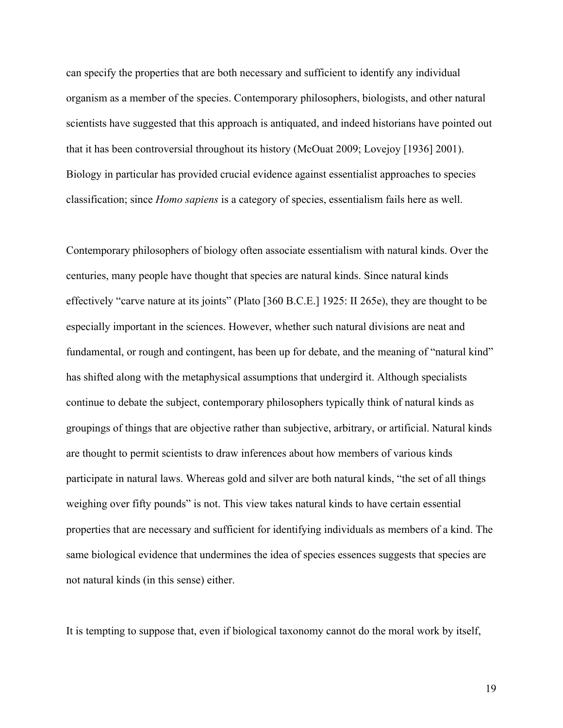can specify the properties that are both necessary and sufficient to identify any individual organism as a member of the species. Contemporary philosophers, biologists, and other natural scientists have suggested that this approach is antiquated, and indeed historians have pointed out that it has been controversial throughout its history (McOuat 2009; Lovejoy [1936] 2001). Biology in particular has provided crucial evidence against essentialist approaches to species classification; since *Homo sapiens* is a category of species, essentialism fails here as well.

Contemporary philosophers of biology often associate essentialism with natural kinds. Over the centuries, many people have thought that species are natural kinds. Since natural kinds effectively "carve nature at its joints" (Plato [360 B.C.E.] 1925: II 265e), they are thought to be especially important in the sciences. However, whether such natural divisions are neat and fundamental, or rough and contingent, has been up for debate, and the meaning of "natural kind" has shifted along with the metaphysical assumptions that undergird it. Although specialists continue to debate the subject, contemporary philosophers typically think of natural kinds as groupings of things that are objective rather than subjective, arbitrary, or artificial. Natural kinds are thought to permit scientists to draw inferences about how members of various kinds participate in natural laws. Whereas gold and silver are both natural kinds, "the set of all things weighing over fifty pounds" is not. This view takes natural kinds to have certain essential properties that are necessary and sufficient for identifying individuals as members of a kind. The same biological evidence that undermines the idea of species essences suggests that species are not natural kinds (in this sense) either.

It is tempting to suppose that, even if biological taxonomy cannot do the moral work by itself,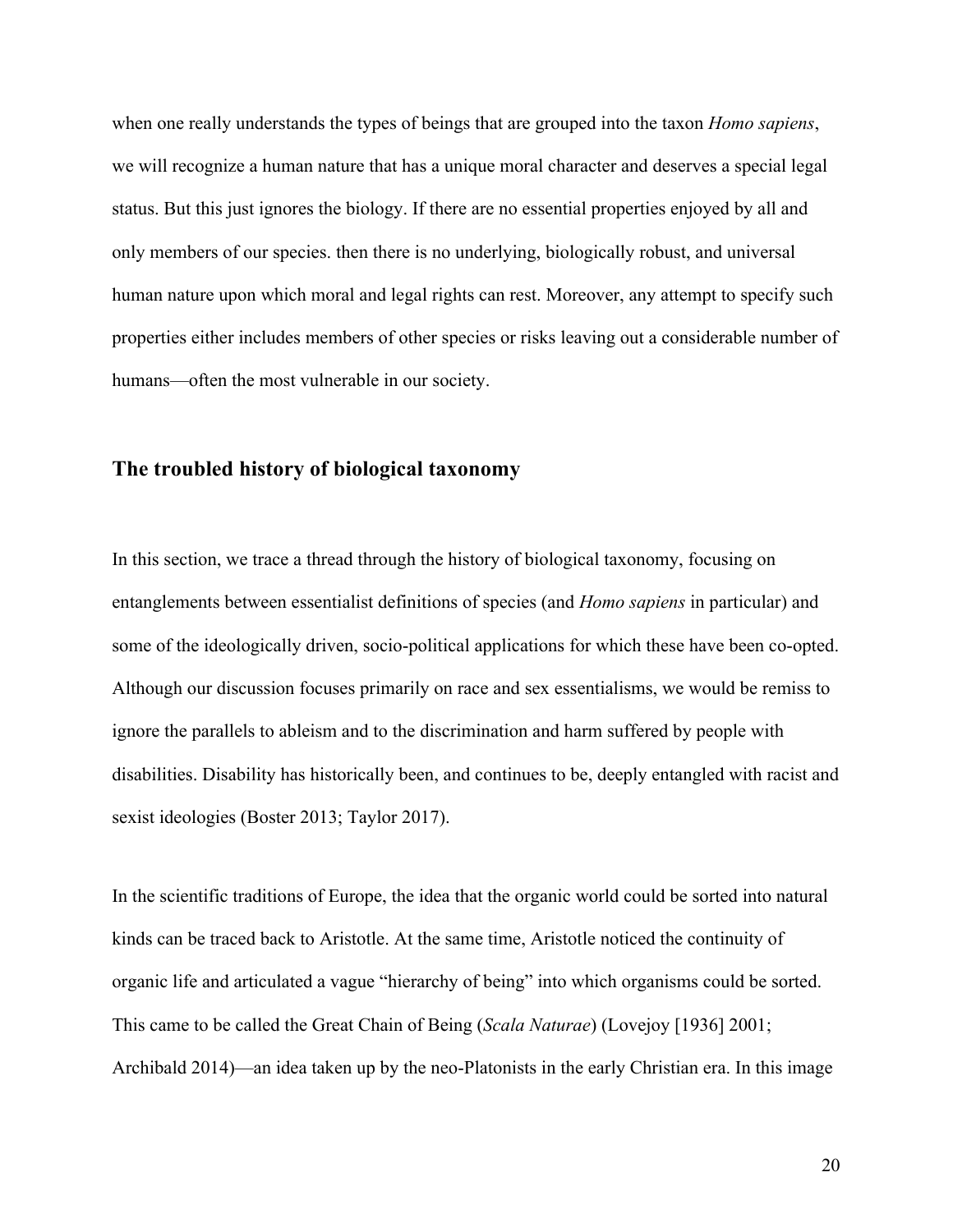when one really understands the types of beings that are grouped into the taxon *Homo sapiens*, we will recognize a human nature that has a unique moral character and deserves a special legal status. But this just ignores the biology. If there are no essential properties enjoyed by all and only members of our species. then there is no underlying, biologically robust, and universal human nature upon which moral and legal rights can rest. Moreover, any attempt to specify such properties either includes members of other species or risks leaving out a considerable number of humans—often the most vulnerable in our society.

## The troubled history of biological taxonomy

In this section, we trace a thread through the history of biological taxonomy, focusing on entanglements between essentialist definitions of species (and *Homo sapiens* in particular) and some of the ideologically driven, socio-political applications for which these have been co-opted. Although our discussion focuses primarily on race and sex essentialisms, we would be remiss to ignore the parallels to ableism and to the discrimination and harm suffered by people with disabilities. Disability has historically been, and continues to be, deeply entangled with racist and sexist ideologies (Boster 2013; Taylor 2017).

In the scientific traditions of Europe, the idea that the organic world could be sorted into natural kinds can be traced back to Aristotle. At the same time, Aristotle noticed the continuity of organic life and articulated a vague "hierarchy of being" into which organisms could be sorted. This came to be called the Great Chain of Being (*Scala Naturae*) (Lovejoy [1936] 2001; Archibald 2014)—an idea taken up by the neo-Platonists in the early Christian era. In this image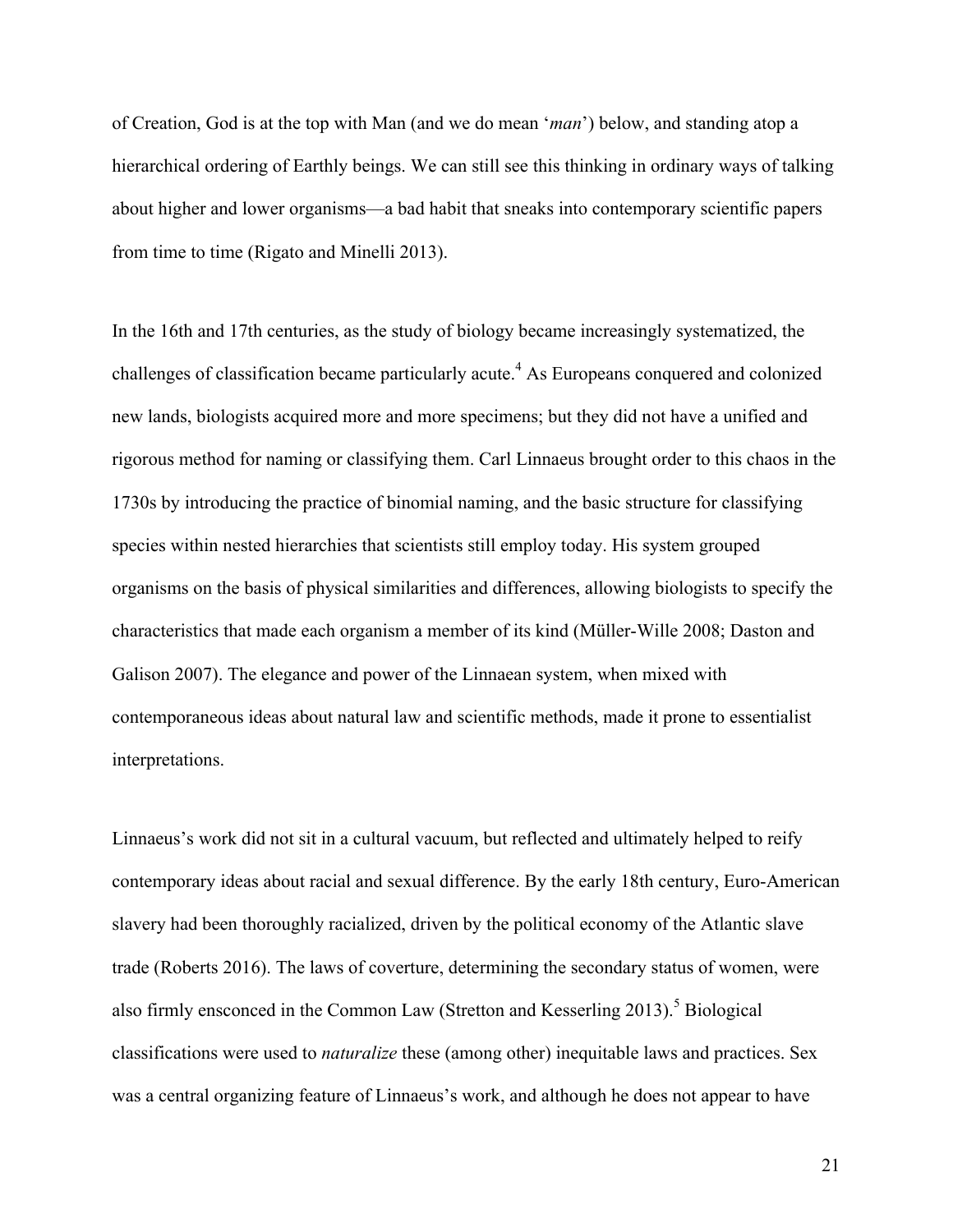of Creation, God is at the top with Man (and we do mean '*man*') below, and standing atop a hierarchical ordering of Earthly beings. We can still see this thinking in ordinary ways of talking about higher and lower organisms—a bad habit that sneaks into contemporary scientific papers from time to time (Rigato and Minelli 2013).

In the 16th and 17th centuries, as the study of biology became increasingly systematized, the challenges of classification became particularly acute.[4] As Europeans conquered and colonized new lands, biologists acquired more and more specimens; but they did not have a unified and rigorous method for naming or classifying them. Carl Linnaeus brought order to this chaos in the 1730s by introducing the practice of binomial naming, and the basic structure for classifying species within nested hierarchies that scientists still employ today. His system grouped organisms on the basis of physical similarities and differences, allowing biologists to specify the characteristics that made each organism a member of its kind (Müller-Wille 2008; Daston and Galison 2007). The elegance and power of the Linnaean system, when mixed with contemporaneous ideas about natural law and scientific methods, made it prone to essentialist interpretations.

Linnaeus's work did not sit in a cultural vacuum, but reflected and ultimately helped to reify contemporary ideas about racial and sexual difference. By the early 18th century, Euro-American slavery had been thoroughly racialized, driven by the political economy of the Atlantic slave trade (Roberts 2016). The laws of coverture, determining the secondary status of women, were also firmly ensconced in the Common Law (Stretton and Kesserling 2013).[5] Biological classifications were used to *naturalize* these (among other) inequitable laws and practices. Sex was a central organizing feature of Linnaeus's work, and although he does not appear to have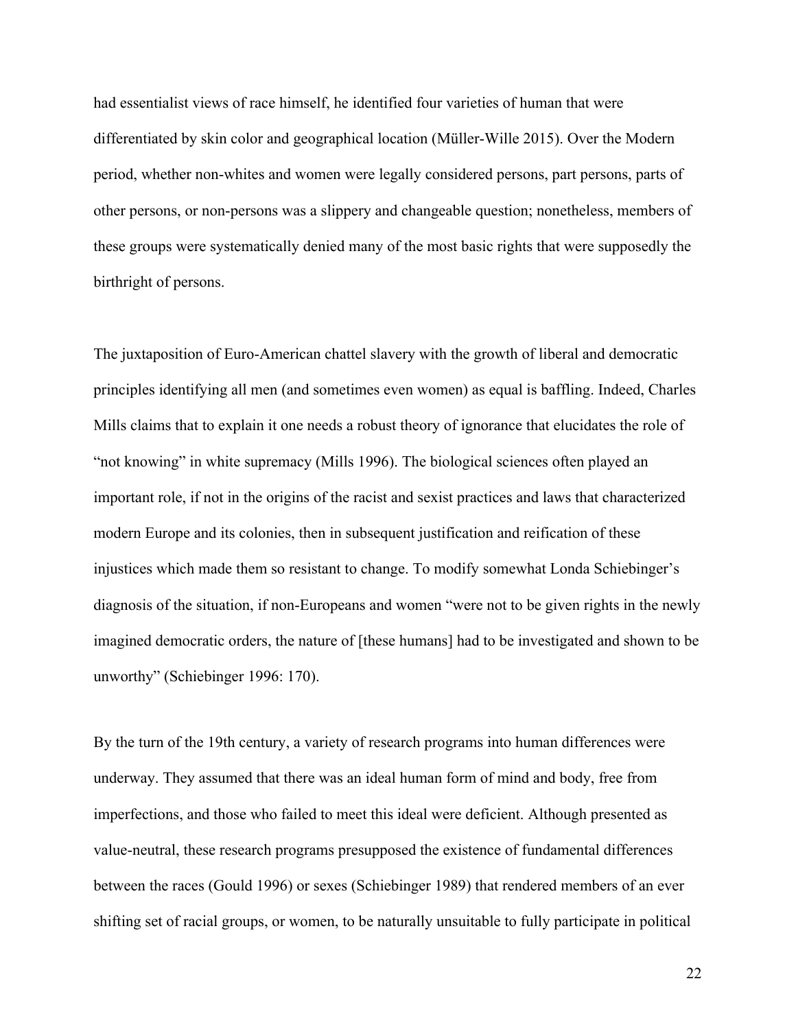had essentialist views of race himself, he identified four varieties of human that were differentiated by skin color and geographical location (Müller-Wille 2015). Over the Modern period, whether non-whites and women were legally considered persons, part persons, parts of other persons, or non-persons was a slippery and changeable question; nonetheless, members of these groups were systematically denied many of the most basic rights that were supposedly the birthright of persons.

The juxtaposition of Euro-American chattel slavery with the growth of liberal and democratic principles identifying all men (and sometimes even women) as equal is baffling. Indeed, Charles Mills claims that to explain it one needs a robust theory of ignorance that elucidates the role of "not knowing" in white supremacy (Mills 1996). The biological sciences often played an important role, if not in the origins of the racist and sexist practices and laws that characterized modern Europe and its colonies, then in subsequent justification and reification of these injustices which made them so resistant to change. To modify somewhat Londa Schiebinger's diagnosis of the situation, if non-Europeans and women "were not to be given rights in the newly imagined democratic orders, the nature of [these humans] had to be investigated and shown to be unworthy" (Schiebinger 1996: 170).

By the turn of the 19th century, a variety of research programs into human differences were underway. They assumed that there was an ideal human form of mind and body, free from imperfections, and those who failed to meet this ideal were deficient. Although presented as value-neutral, these research programs presupposed the existence of fundamental differences between the races (Gould 1996) or sexes (Schiebinger 1989) that rendered members of an ever shifting set of racial groups, or women, to be naturally unsuitable to fully participate in political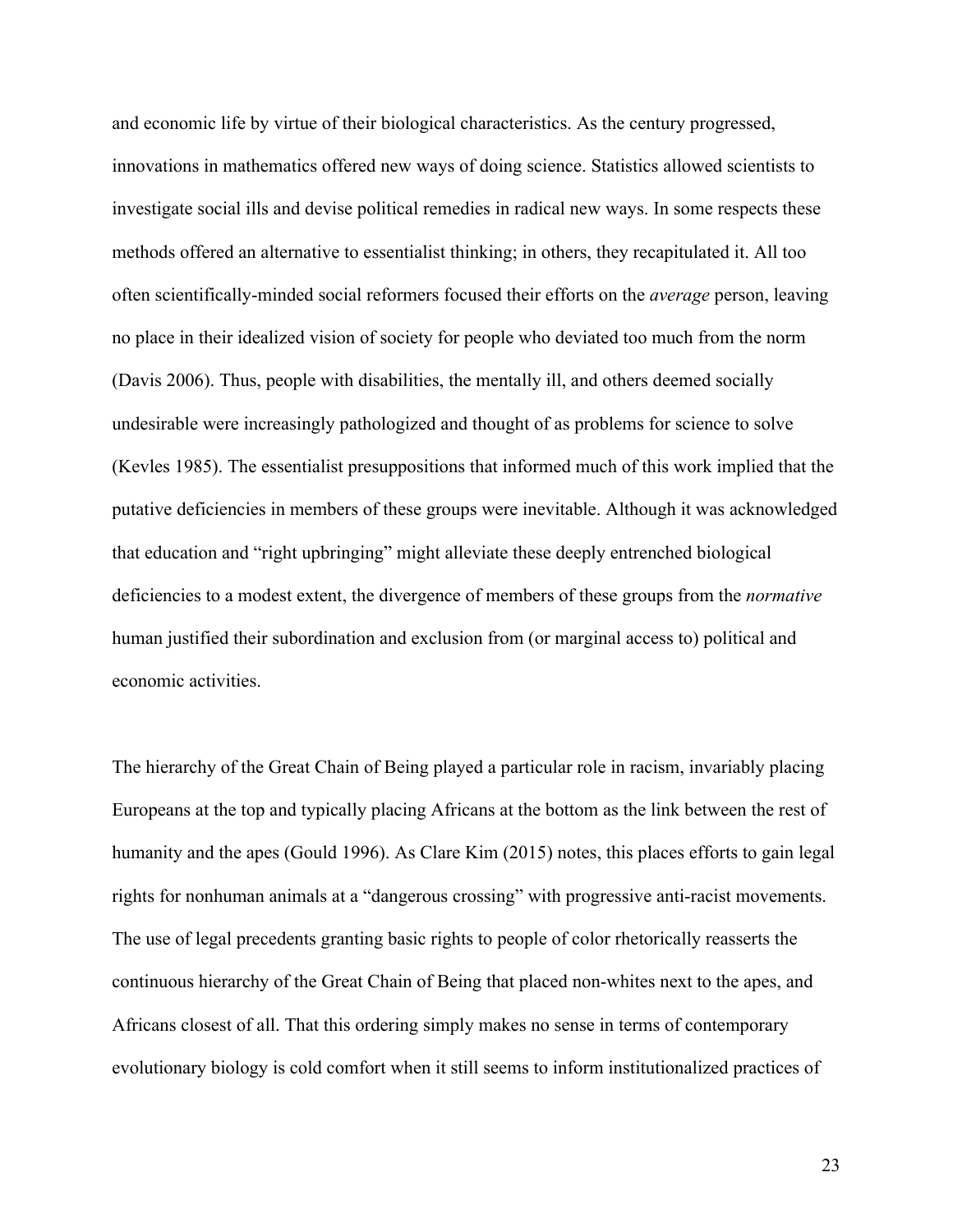and economic life by virtue of their biological characteristics. As the century progressed, innovations in mathematics offered new ways of doing science. Statistics allowed scientists to investigate social ills and devise political remedies in radical new ways. In some respects these methods offered an alternative to essentialist thinking; in others, they recapitulated it. All too often scientifically-minded social reformers focused their efforts on the *average* person, leaving no place in their idealized vision of society for people who deviated too much from the norm (Davis 2006). Thus, people with disabilities, the mentally ill, and others deemed socially undesirable were increasingly pathologized and thought of as problems for science to solve (Kevles 1985). The essentialist presuppositions that informed much of this work implied that the putative deficiencies in members of these groups were inevitable. Although it was acknowledged that education and "right upbringing" might alleviate these deeply entrenched biological deficiencies to a modest extent, the divergence of members of these groups from the *normative* human justified their subordination and exclusion from (or marginal access to) political and economic activities.

The hierarchy of the Great Chain of Being played a particular role in racism, invariably placing Europeans at the top and typically placing Africans at the bottom as the link between the rest of humanity and the apes (Gould 1996). As Clare Kim (2015) notes, this places efforts to gain legal rights for nonhuman animals at a "dangerous crossing" with progressive anti-racist movements. The use of legal precedents granting basic rights to people of color rhetorically reasserts the continuous hierarchy of the Great Chain of Being that placed non-whites next to the apes, and Africans closest of all. That this ordering simply makes no sense in terms of contemporary evolutionary biology is cold comfort when it still seems to inform institutionalized practices of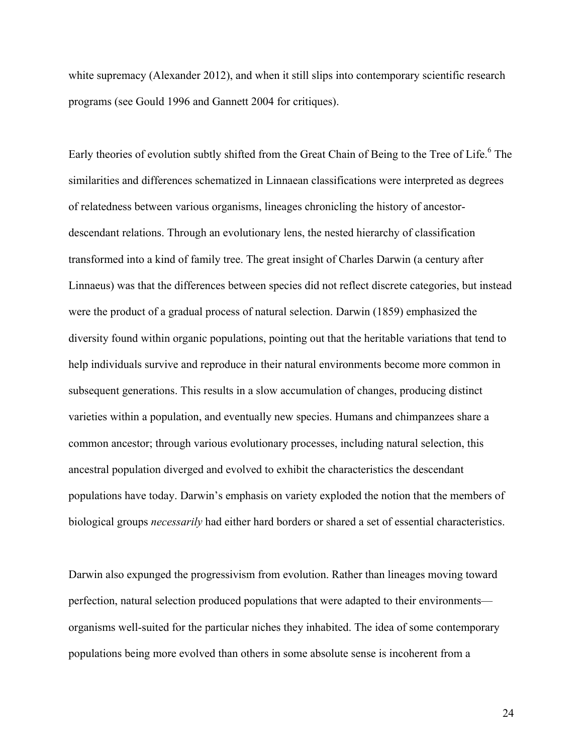white supremacy (Alexander 2012), and when it still slips into contemporary scientific research programs (see Gould 1996 and Gannett 2004 for critiques).

Early theories of evolution subtly shifted from the Great Chain of Being to the Tree of Life.[6] The similarities and differences schematized in Linnaean classifications were interpreted as degrees of relatedness between various organisms, lineages chronicling the history of ancestor-descendant relations. Through an evolutionary lens, the nested hierarchy of classification transformed into a kind of family tree. The great insight of Charles Darwin (a century after Linnaeus) was that the differences between species did not reflect discrete categories, but instead were the product of a gradual process of natural selection. Darwin (1859) emphasized the diversity found within organic populations, pointing out that the heritable variations that tend to help individuals survive and reproduce in their natural environments become more common in subsequent generations. This results in a slow accumulation of changes, producing distinct varieties within a population, and eventually new species. Humans and chimpanzees share a common ancestor; through various evolutionary processes, including natural selection, this ancestral population diverged and evolved to exhibit the characteristics the descendant populations have today. Darwin's emphasis on variety exploded the notion that the members of biological groups *necessarily* had either hard borders or shared a set of essential characteristics.

Darwin also expunged the progressivism from evolution. Rather than lineages moving toward perfection, natural selection produced populations that were adapted to their environments—organisms well-suited for the particular niches they inhabited. The idea of some contemporary populations being more evolved than others in some absolute sense is incoherent from a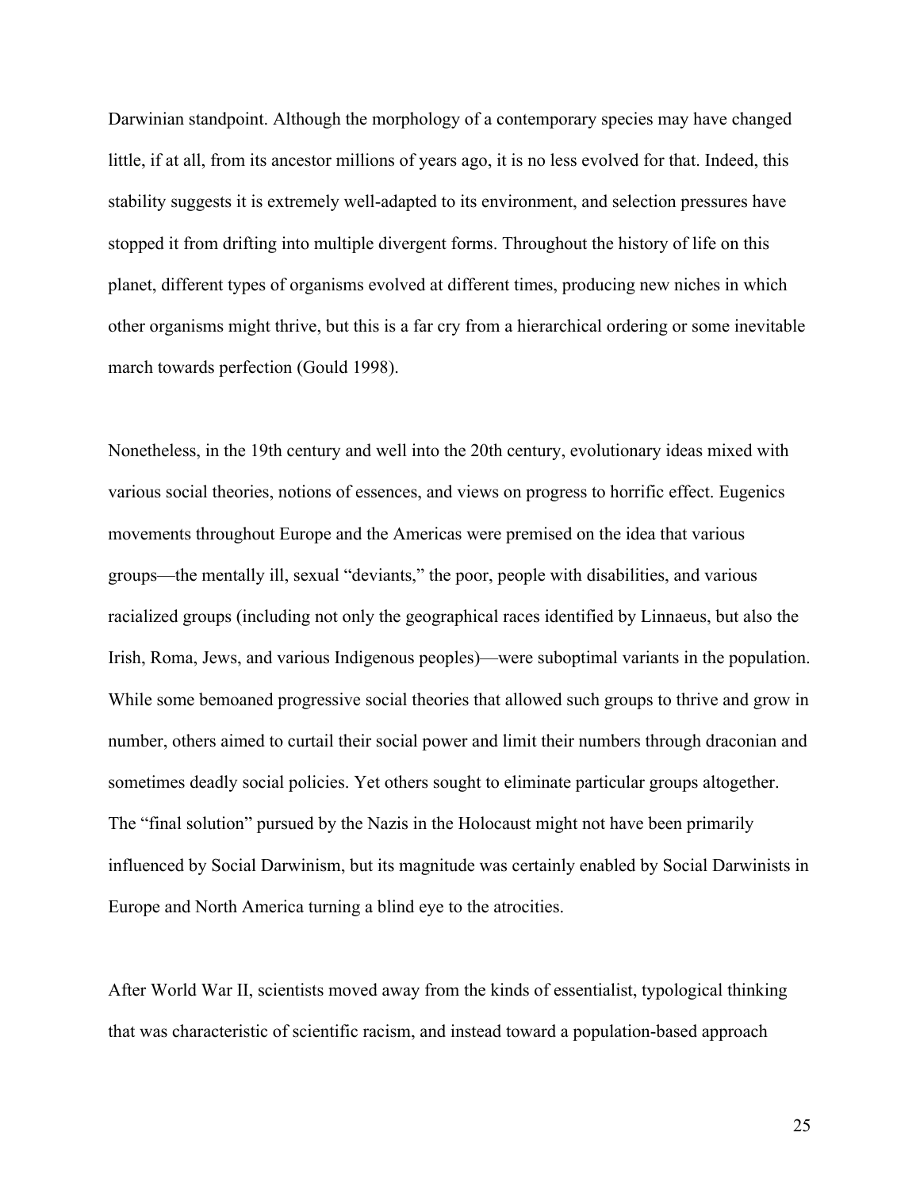Darwinian standpoint. Although the morphology of a contemporary species may have changed little, if at all, from its ancestor millions of years ago, it is no less evolved for that. Indeed, this stability suggests it is extremely well-adapted to its environment, and selection pressures have stopped it from drifting into multiple divergent forms. Throughout the history of life on this planet, different types of organisms evolved at different times, producing new niches in which other organisms might thrive, but this is a far cry from a hierarchical ordering or some inevitable march towards perfection (Gould 1998).

Nonetheless, in the 19th century and well into the 20th century, evolutionary ideas mixed with various social theories, notions of essences, and views on progress to horrific effect. Eugenics movements throughout Europe and the Americas were premised on the idea that various groups—the mentally ill, sexual "deviants," the poor, people with disabilities, and various racialized groups (including not only the geographical races identified by Linnaeus, but also the Irish, Roma, Jews, and various Indigenous peoples)—were suboptimal variants in the population. While some bemoaned progressive social theories that allowed such groups to thrive and grow in number, others aimed to curtail their social power and limit their numbers through draconian and sometimes deadly social policies. Yet others sought to eliminate particular groups altogether. The "final solution" pursued by the Nazis in the Holocaust might not have been primarily influenced by Social Darwinism, but its magnitude was certainly enabled by Social Darwinists in Europe and North America turning a blind eye to the atrocities.

After World War II, scientists moved away from the kinds of essentialist, typological thinking that was characteristic of scientific racism, and instead toward a population-based approach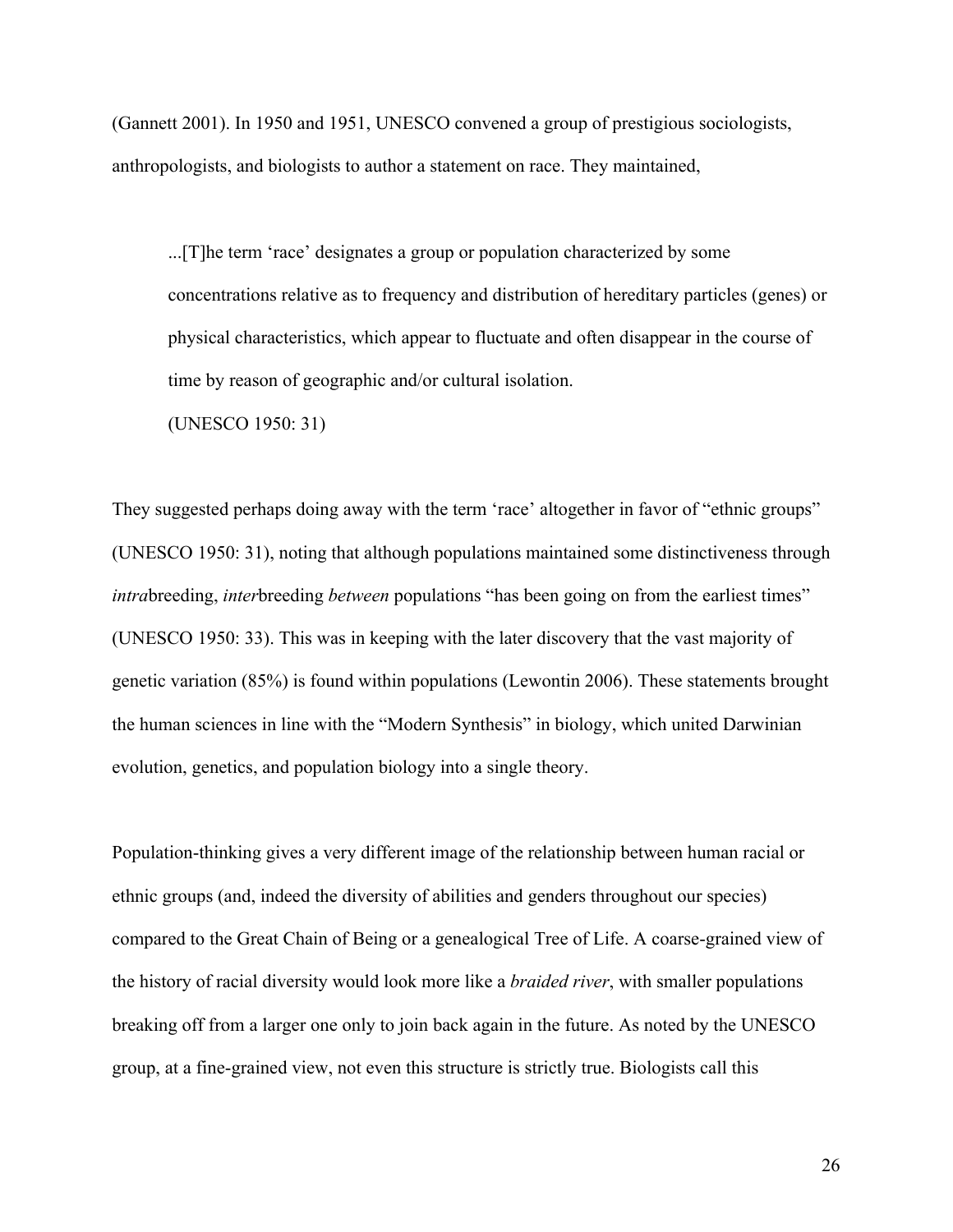(Gannett 2001). In 1950 and 1951, UNESCO convened a group of prestigious sociologists, anthropologists, and biologists to author a statement on race. They maintained,

> ...[T]he term 'race' designates a group or population characterized by some concentrations relative as to frequency and distribution of hereditary particles (genes) or physical characteristics, which appear to fluctuate and often disappear in the course of time by reason of geographic and/or cultural isolation.
>
> (UNESCO 1950: 31)

They suggested perhaps doing away with the term 'race' altogether in favor of "ethnic groups" (UNESCO 1950: 31), noting that although populations maintained some distinctiveness through *intra*breeding, *inter*breeding *between* populations "has been going on from the earliest times" (UNESCO 1950: 33). This was in keeping with the later discovery that the vast majority of genetic variation (85%) is found within populations (Lewontin 2006). These statements brought the human sciences in line with the "Modern Synthesis" in biology, which united Darwinian evolution, genetics, and population biology into a single theory.

Population-thinking gives a very different image of the relationship between human racial or ethnic groups (and, indeed the diversity of abilities and genders throughout our species) compared to the Great Chain of Being or a genealogical Tree of Life. A coarse-grained view of the history of racial diversity would look more like a *braided river*, with smaller populations breaking off from a larger one only to join back again in the future. As noted by the UNESCO group, at a fine-grained view, not even this structure is strictly true. Biologists call this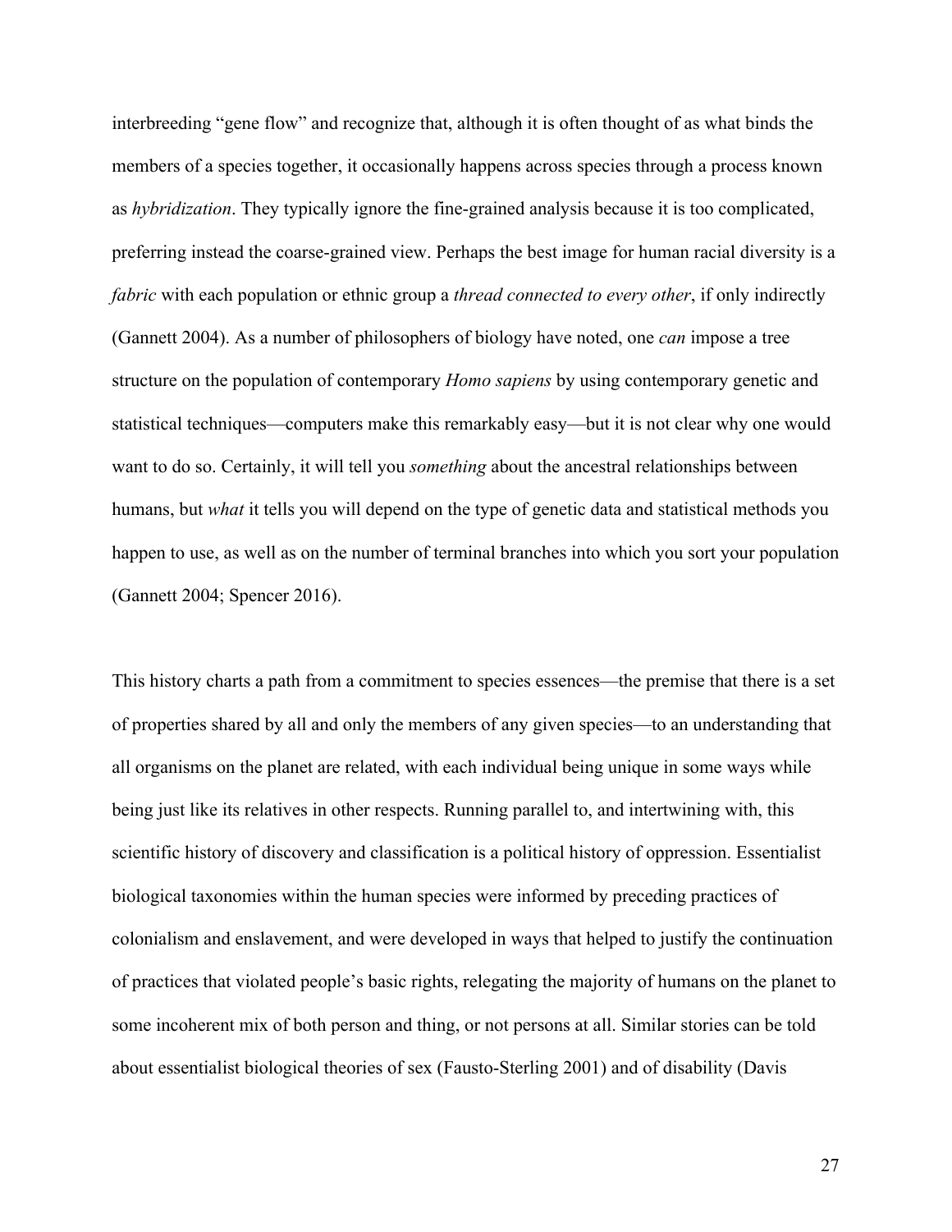interbreeding "gene flow" and recognize that, although it is often thought of as what binds the members of a species together, it occasionally happens across species through a process known as *hybridization*. They typically ignore the fine-grained analysis because it is too complicated, preferring instead the coarse-grained view. Perhaps the best image for human racial diversity is a *fabric* with each population or ethnic group a *thread connected to every other*, if only indirectly (Gannett 2004). As a number of philosophers of biology have noted, one *can* impose a tree structure on the population of contemporary *Homo sapiens* by using contemporary genetic and statistical techniques—computers make this remarkably easy—but it is not clear why one would want to do so. Certainly, it will tell you *something* about the ancestral relationships between humans, but *what* it tells you will depend on the type of genetic data and statistical methods you happen to use, as well as on the number of terminal branches into which you sort your population (Gannett 2004; Spencer 2016).

This history charts a path from a commitment to species essences—the premise that there is a set of properties shared by all and only the members of any given species—to an understanding that all organisms on the planet are related, with each individual being unique in some ways while being just like its relatives in other respects. Running parallel to, and intertwining with, this scientific history of discovery and classification is a political history of oppression. Essentialist biological taxonomies within the human species were informed by preceding practices of colonialism and enslavement, and were developed in ways that helped to justify the continuation of practices that violated people's basic rights, relegating the majority of humans on the planet to some incoherent mix of both person and thing, or not persons at all. Similar stories can be told about essentialist biological theories of sex (Fausto-Sterling 2001) and of disability (Davis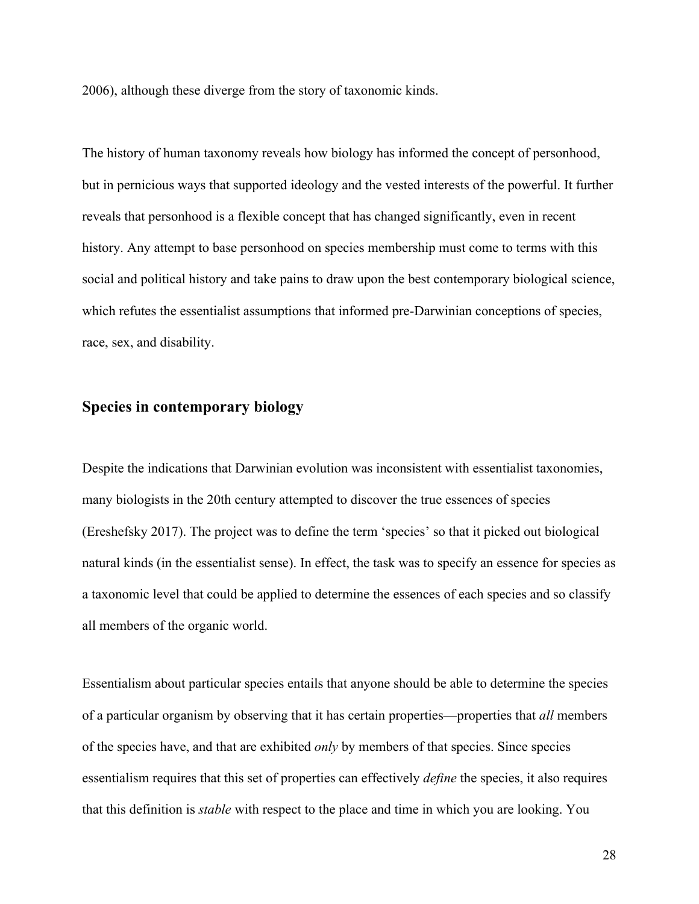2006), although these diverge from the story of taxonomic kinds.

The history of human taxonomy reveals how biology has informed the concept of personhood, but in pernicious ways that supported ideology and the vested interests of the powerful. It further reveals that personhood is a flexible concept that has changed significantly, even in recent history. Any attempt to base personhood on species membership must come to terms with this social and political history and take pains to draw upon the best contemporary biological science, which refutes the essentialist assumptions that informed pre-Darwinian conceptions of species, race, sex, and disability.

## Species in contemporary biology

Despite the indications that Darwinian evolution was inconsistent with essentialist taxonomies, many biologists in the 20th century attempted to discover the true essences of species (Ereshefsky 2017). The project was to define the term 'species' so that it picked out biological natural kinds (in the essentialist sense). In effect, the task was to specify an essence for species as a taxonomic level that could be applied to determine the essences of each species and so classify all members of the organic world.

Essentialism about particular species entails that anyone should be able to determine the species of a particular organism by observing that it has certain properties—properties that *all* members of the species have, and that are exhibited *only* by members of that species. Since species essentialism requires that this set of properties can effectively *define* the species, it also requires that this definition is *stable* with respect to the place and time in which you are looking. You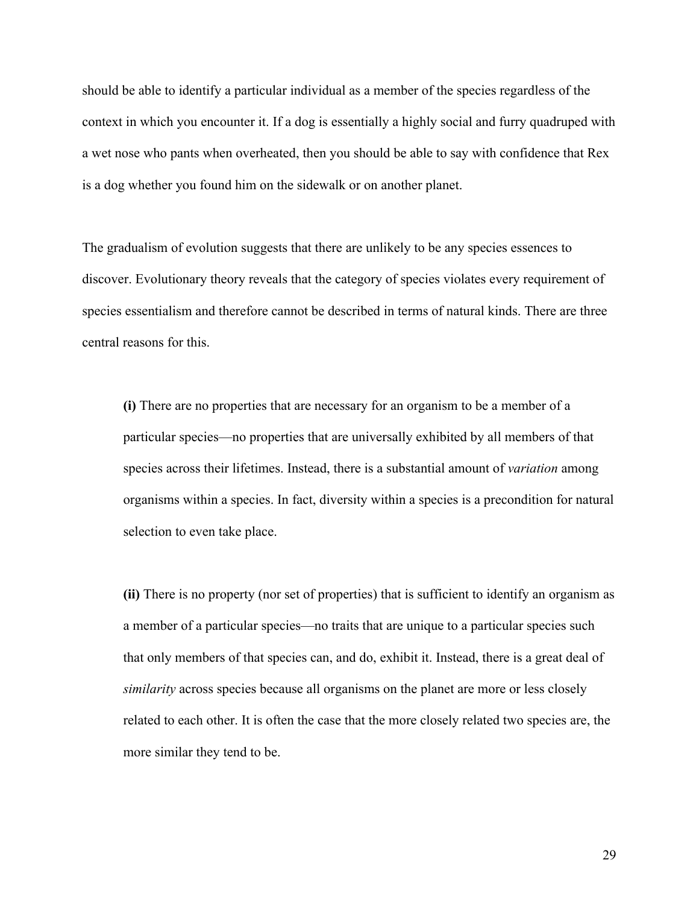should be able to identify a particular individual as a member of the species regardless of the context in which you encounter it. If a dog is essentially a highly social and furry quadruped with a wet nose who pants when overheated, then you should be able to say with confidence that Rex is a dog whether you found him on the sidewalk or on another planet.

The gradualism of evolution suggests that there are unlikely to be any species essences to discover. Evolutionary theory reveals that the category of species violates every requirement of species essentialism and therefore cannot be described in terms of natural kinds. There are three central reasons for this.

> **(i)** There are no properties that are necessary for an organism to be a member of a particular species—no properties that are universally exhibited by all members of that species across their lifetimes. Instead, there is a substantial amount of *variation* among organisms within a species. In fact, diversity within a species is a precondition for natural selection to even take place.
>
> **(ii)** There is no property (nor set of properties) that is sufficient to identify an organism as a member of a particular species—no traits that are unique to a particular species such that only members of that species can, and do, exhibit it. Instead, there is a great deal of *similarity* across species because all organisms on the planet are more or less closely related to each other. It is often the case that the more closely related two species are, the more similar they tend to be.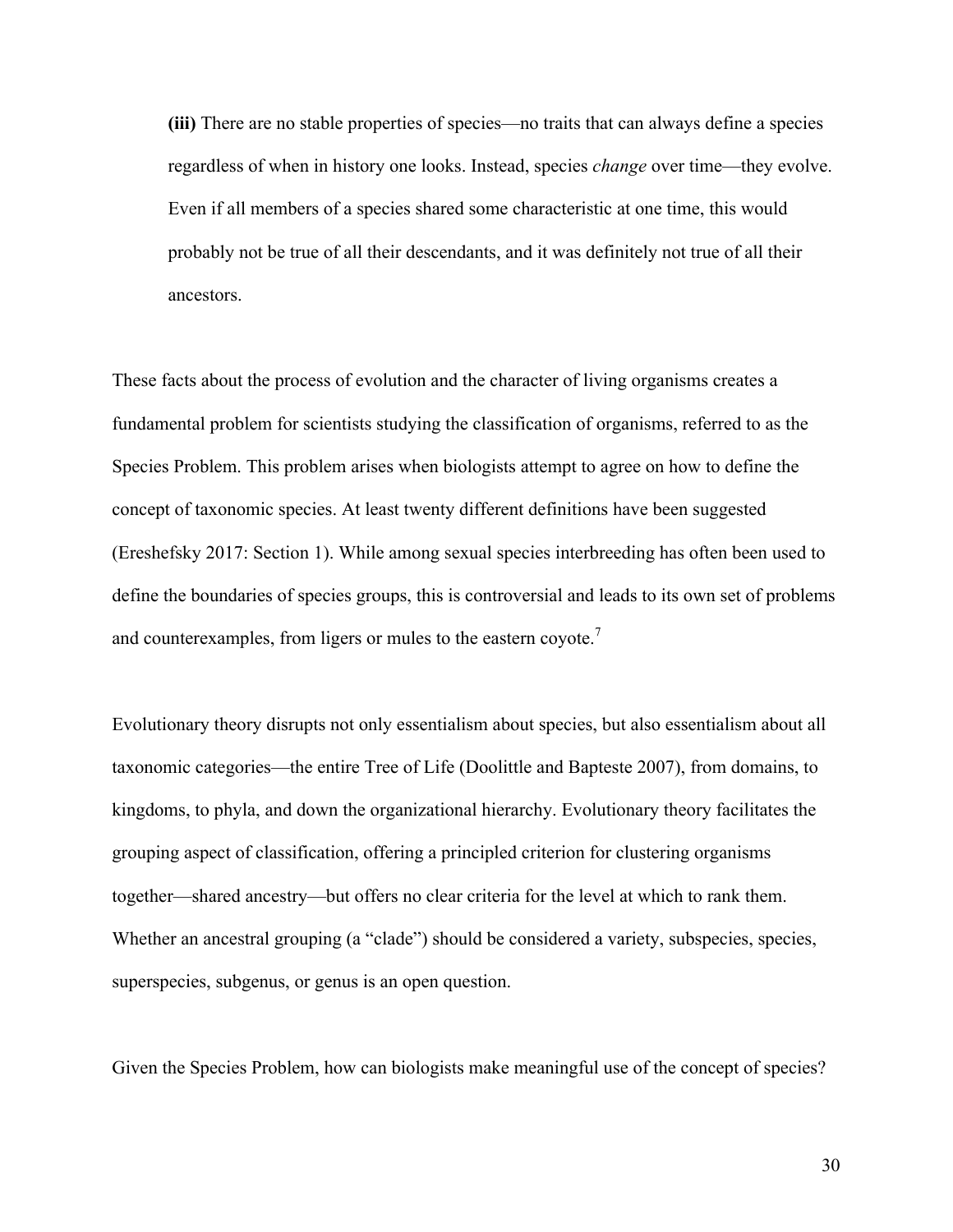**(iii)** There are no stable properties of species—no traits that can always define a species regardless of when in history one looks. Instead, species *change* over time—they evolve. Even if all members of a species shared some characteristic at one time, this would probably not be true of all their descendants, and it was definitely not true of all their ancestors.

These facts about the process of evolution and the character of living organisms creates a fundamental problem for scientists studying the classification of organisms, referred to as the Species Problem. This problem arises when biologists attempt to agree on how to define the concept of taxonomic species. At least twenty different definitions have been suggested (Ereshefsky 2017: Section 1). While among sexual species interbreeding has often been used to define the boundaries of species groups, this is controversial and leads to its own set of problems and counterexamples, from ligers or mules to the eastern coyote.[7]

Evolutionary theory disrupts not only essentialism about species, but also essentialism about all taxonomic categories—the entire Tree of Life (Doolittle and Bapteste 2007), from domains, to kingdoms, to phyla, and down the organizational hierarchy. Evolutionary theory facilitates the grouping aspect of classification, offering a principled criterion for clustering organisms together—shared ancestry—but offers no clear criteria for the level at which to rank them. Whether an ancestral grouping (a "clade") should be considered a variety, subspecies, species, superspecies, subgenus, or genus is an open question.

Given the Species Problem, how can biologists make meaningful use of the concept of species?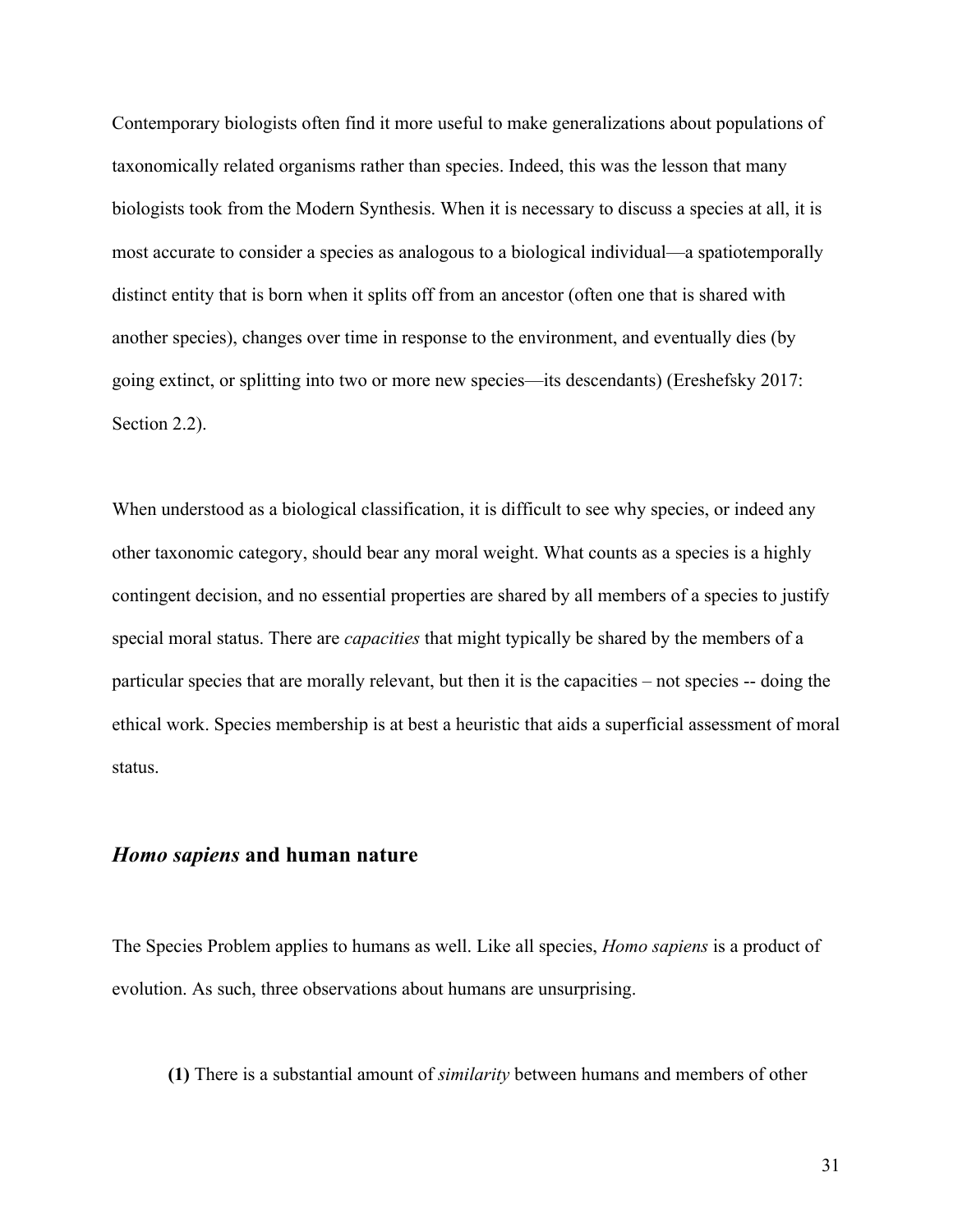Contemporary biologists often find it more useful to make generalizations about populations of taxonomically related organisms rather than species. Indeed, this was the lesson that many biologists took from the Modern Synthesis. When it is necessary to discuss a species at all, it is most accurate to consider a species as analogous to a biological individual—a spatiotemporally distinct entity that is born when it splits off from an ancestor (often one that is shared with another species), changes over time in response to the environment, and eventually dies (by going extinct, or splitting into two or more new species—its descendants) (Ereshefsky 2017: Section 2.2).

When understood as a biological classification, it is difficult to see why species, or indeed any other taxonomic category, should bear any moral weight. What counts as a species is a highly contingent decision, and no essential properties are shared by all members of a species to justify special moral status. There are *capacities* that might typically be shared by the members of a particular species that are morally relevant, but then it is the capacities – not species -- doing the ethical work. Species membership is at best a heuristic that aids a superficial assessment of moral status.

## *Homo sapiens* and human nature

The Species Problem applies to humans as well. Like all species, *Homo sapiens* is a product of evolution. As such, three observations about humans are unsurprising.

> **(1)** There is a substantial amount of *similarity* between humans and members of other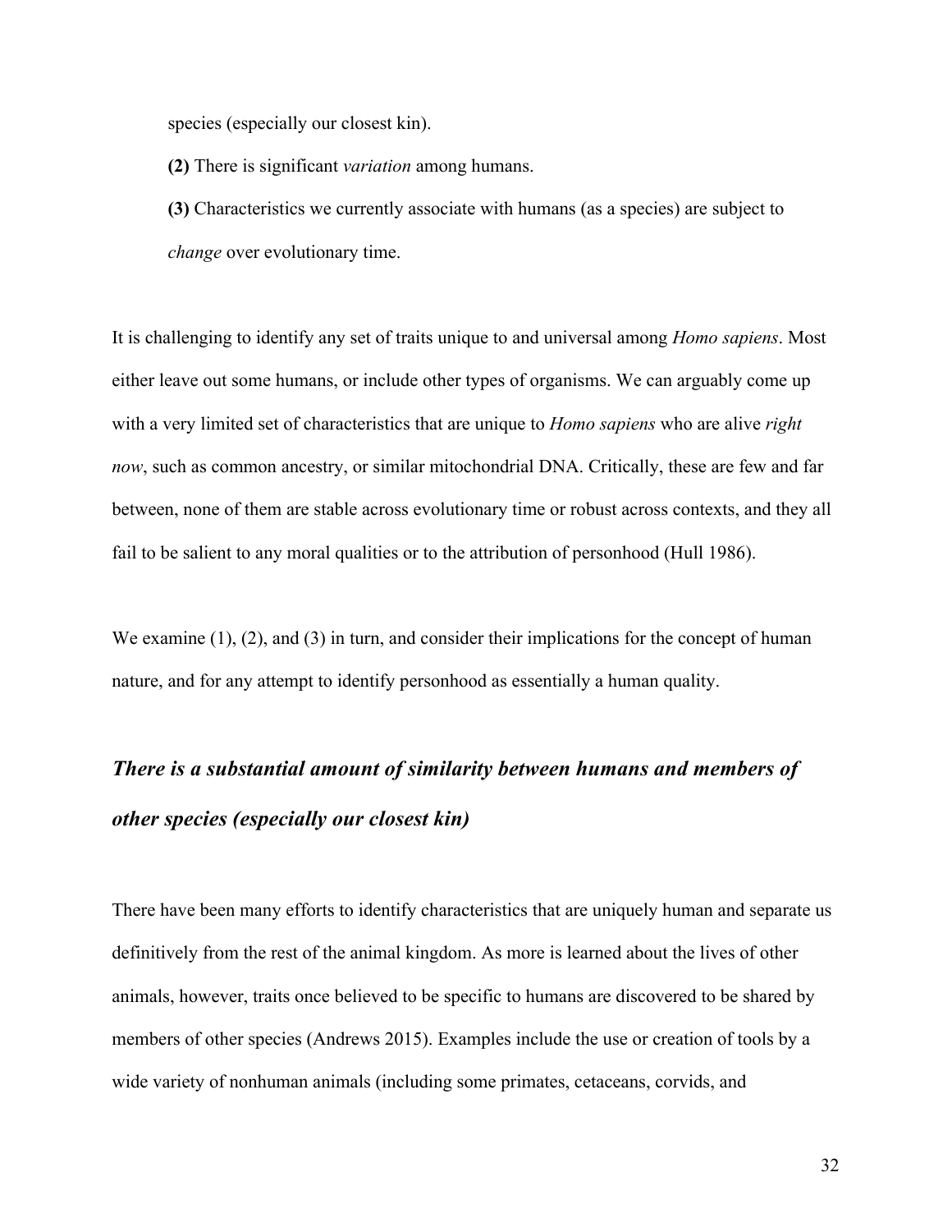species (especially our closest kin).

**(2)** There is significant *variation* among humans.

**(3)** Characteristics we currently associate with humans (as a species) are subject to *change* over evolutionary time.

It is challenging to identify any set of traits unique to and universal among *Homo sapiens*. Most either leave out some humans, or include other types of organisms. We can arguably come up with a very limited set of characteristics that are unique to *Homo sapiens* who are alive *right now*, such as common ancestry, or similar mitochondrial DNA. Critically, these are few and far between, none of them are stable across evolutionary time or robust across contexts, and they all fail to be salient to any moral qualities or to the attribution of personhood (Hull 1986).

We examine (1), (2), and (3) in turn, and consider their implications for the concept of human nature, and for any attempt to identify personhood as essentially a human quality.

## *There is a substantial amount of similarity between humans and members of other species (especially our closest kin)*

There have been many efforts to identify characteristics that are uniquely human and separate us definitively from the rest of the animal kingdom. As more is learned about the lives of other animals, however, traits once believed to be specific to humans are discovered to be shared by members of other species (Andrews 2015). Examples include the use or creation of tools by a wide variety of nonhuman animals (including some primates, cetaceans, corvids, and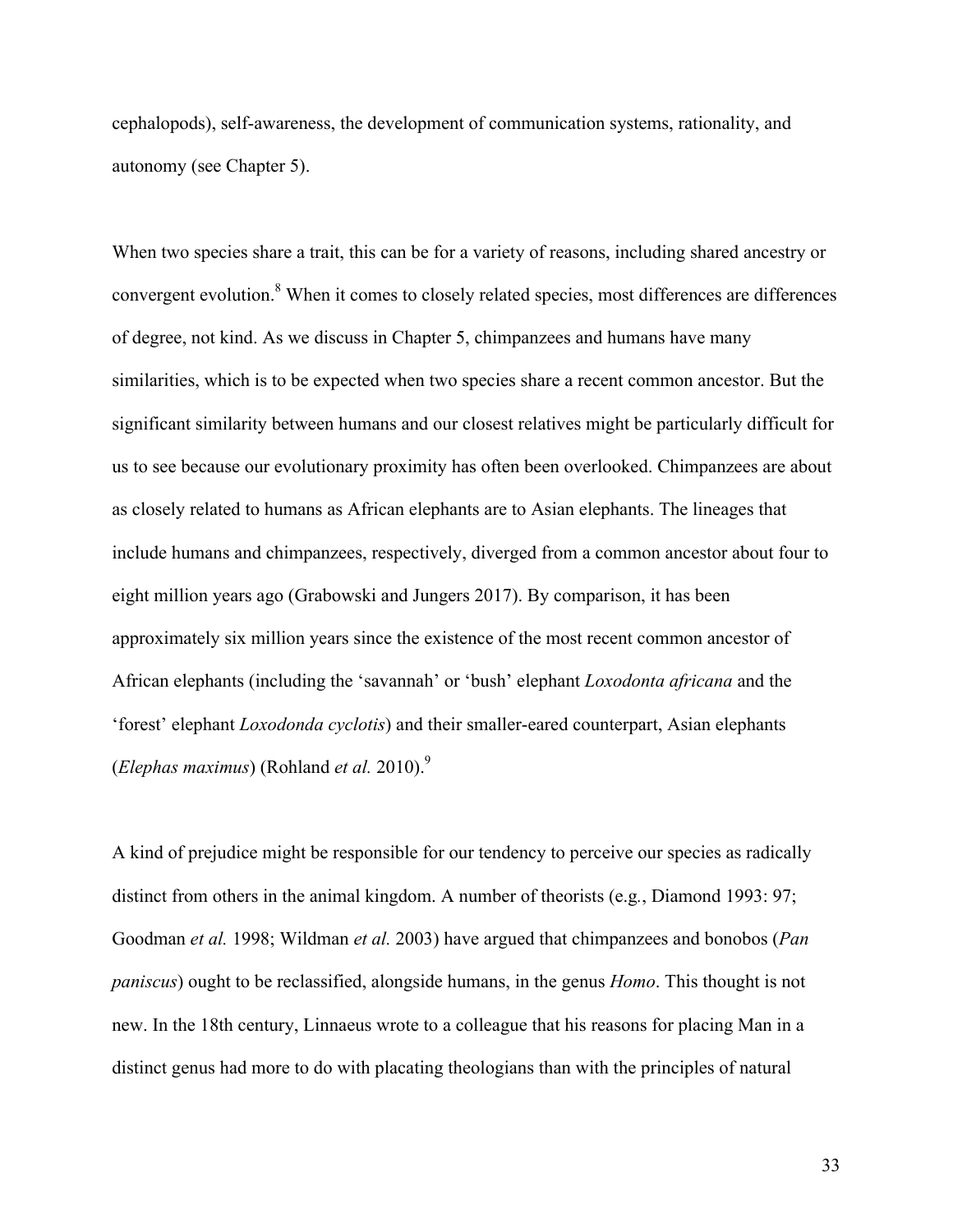cephalopods), self-awareness, the development of communication systems, rationality, and autonomy (see Chapter 5).

When two species share a trait, this can be for a variety of reasons, including shared ancestry or convergent evolution.[8] When it comes to closely related species, most differences are differences of degree, not kind. As we discuss in Chapter 5, chimpanzees and humans have many similarities, which is to be expected when two species share a recent common ancestor. But the significant similarity between humans and our closest relatives might be particularly difficult for us to see because our evolutionary proximity has often been overlooked. Chimpanzees are about as closely related to humans as African elephants are to Asian elephants. The lineages that include humans and chimpanzees, respectively, diverged from a common ancestor about four to eight million years ago (Grabowski and Jungers 2017). By comparison, it has been approximately six million years since the existence of the most recent common ancestor of African elephants (including the 'savannah' or 'bush' elephant *Loxodonta africana* and the 'forest' elephant *Loxodonda cyclotis*) and their smaller-eared counterpart, Asian elephants (*Elephas maximus*) (Rohland *et al.* 2010).[9]

A kind of prejudice might be responsible for our tendency to perceive our species as radically distinct from others in the animal kingdom. A number of theorists (e.g., Diamond 1993: 97; Goodman *et al.* 1998; Wildman *et al.* 2003) have argued that chimpanzees and bonobos (*Pan paniscus*) ought to be reclassified, alongside humans, in the genus *Homo*. This thought is not new. In the 18th century, Linnaeus wrote to a colleague that his reasons for placing Man in a distinct genus had more to do with placating theologians than with the principles of natural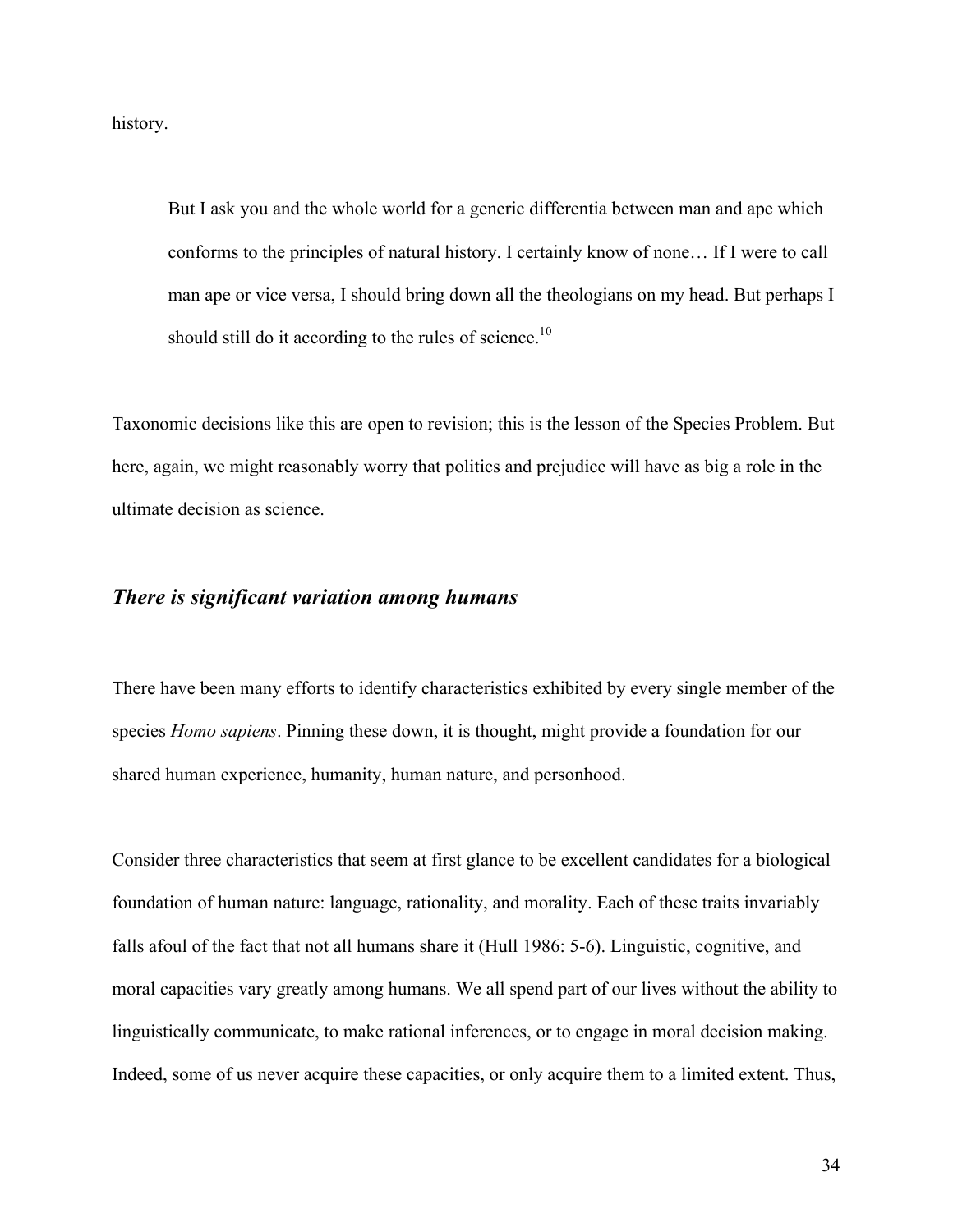history.

> But I ask you and the whole world for a generic differentia between man and ape which conforms to the principles of natural history. I certainly know of none… If I were to call man ape or vice versa, I should bring down all the theologians on my head. But perhaps I should still do it according to the rules of science.[10]

Taxonomic decisions like this are open to revision; this is the lesson of the Species Problem. But here, again, we might reasonably worry that politics and prejudice will have as big a role in the ultimate decision as science.

### ***There is significant variation among humans***

There have been many efforts to identify characteristics exhibited by every single member of the species *Homo sapiens*. Pinning these down, it is thought, might provide a foundation for our shared human experience, humanity, human nature, and personhood.

Consider three characteristics that seem at first glance to be excellent candidates for a biological foundation of human nature: language, rationality, and morality. Each of these traits invariably falls afoul of the fact that not all humans share it (Hull 1986: 5-6). Linguistic, cognitive, and moral capacities vary greatly among humans. We all spend part of our lives without the ability to linguistically communicate, to make rational inferences, or to engage in moral decision making. Indeed, some of us never acquire these capacities, or only acquire them to a limited extent. Thus,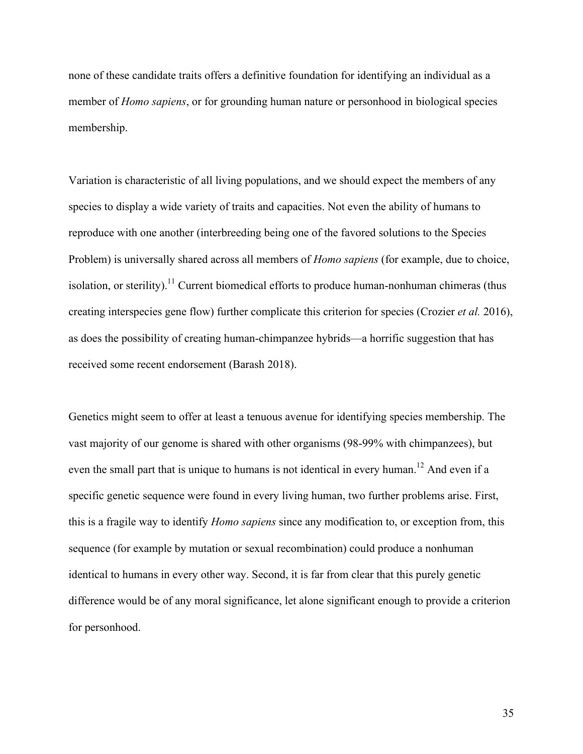none of these candidate traits offers a definitive foundation for identifying an individual as a member of *Homo sapiens*, or for grounding human nature or personhood in biological species membership.

Variation is characteristic of all living populations, and we should expect the members of any species to display a wide variety of traits and capacities. Not even the ability of humans to reproduce with one another (interbreeding being one of the favored solutions to the Species Problem) is universally shared across all members of *Homo sapiens* (for example, due to choice, isolation, or sterility).[11] Current biomedical efforts to produce human-nonhuman chimeras (thus creating interspecies gene flow) further complicate this criterion for species (Crozier *et al.* 2016), as does the possibility of creating human-chimpanzee hybrids—a horrific suggestion that has received some recent endorsement (Barash 2018).

Genetics might seem to offer at least a tenuous avenue for identifying species membership. The vast majority of our genome is shared with other organisms (98-99% with chimpanzees), but even the small part that is unique to humans is not identical in every human.[12] And even if a specific genetic sequence were found in every living human, two further problems arise. First, this is a fragile way to identify *Homo sapiens* since any modification to, or exception from, this sequence (for example by mutation or sexual recombination) could produce a nonhuman identical to humans in every other way. Second, it is far from clear that this purely genetic difference would be of any moral significance, let alone significant enough to provide a criterion for personhood.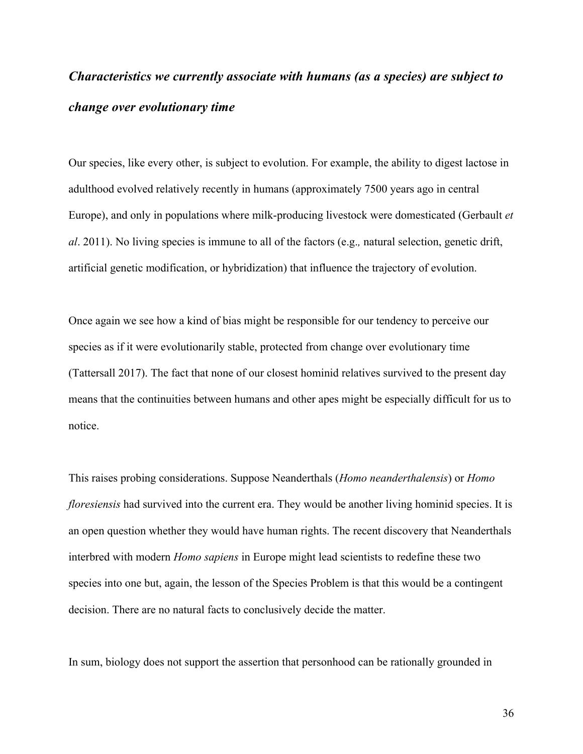### *Characteristics we currently associate with humans (as a species) are subject to change over evolutionary time*

Our species, like every other, is subject to evolution. For example, the ability to digest lactose in adulthood evolved relatively recently in humans (approximately 7500 years ago in central Europe), and only in populations where milk-producing livestock were domesticated (Gerbault *et al*. 2011). No living species is immune to all of the factors (e.g.*,* natural selection, genetic drift, artificial genetic modification, or hybridization) that influence the trajectory of evolution.

Once again we see how a kind of bias might be responsible for our tendency to perceive our species as if it were evolutionarily stable, protected from change over evolutionary time (Tattersall 2017). The fact that none of our closest hominid relatives survived to the present day means that the continuities between humans and other apes might be especially difficult for us to notice.

This raises probing considerations. Suppose Neanderthals (*Homo neanderthalensis*) or *Homo floresiensis* had survived into the current era. They would be another living hominid species. It is an open question whether they would have human rights. The recent discovery that Neanderthals interbred with modern *Homo sapiens* in Europe might lead scientists to redefine these two species into one but, again, the lesson of the Species Problem is that this would be a contingent decision. There are no natural facts to conclusively decide the matter.

In sum, biology does not support the assertion that personhood can be rationally grounded in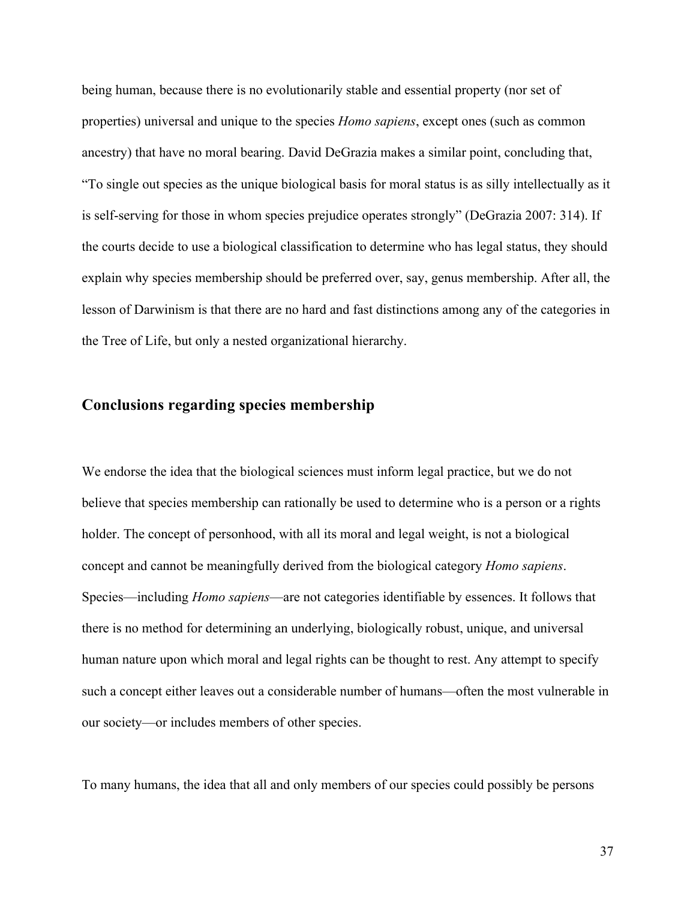being human, because there is no evolutionarily stable and essential property (nor set of properties) universal and unique to the species *Homo sapiens*, except ones (such as common ancestry) that have no moral bearing. David DeGrazia makes a similar point, concluding that, "To single out species as the unique biological basis for moral status is as silly intellectually as it is self-serving for those in whom species prejudice operates strongly" (DeGrazia 2007: 314). If the courts decide to use a biological classification to determine who has legal status, they should explain why species membership should be preferred over, say, genus membership. After all, the lesson of Darwinism is that there are no hard and fast distinctions among any of the categories in the Tree of Life, but only a nested organizational hierarchy.

## Conclusions regarding species membership

We endorse the idea that the biological sciences must inform legal practice, but we do not believe that species membership can rationally be used to determine who is a person or a rights holder. The concept of personhood, with all its moral and legal weight, is not a biological concept and cannot be meaningfully derived from the biological category *Homo sapiens*. Species—including *Homo sapiens*—are not categories identifiable by essences. It follows that there is no method for determining an underlying, biologically robust, unique, and universal human nature upon which moral and legal rights can be thought to rest. Any attempt to specify such a concept either leaves out a considerable number of humans—often the most vulnerable in our society—or includes members of other species.

To many humans, the idea that all and only members of our species could possibly be persons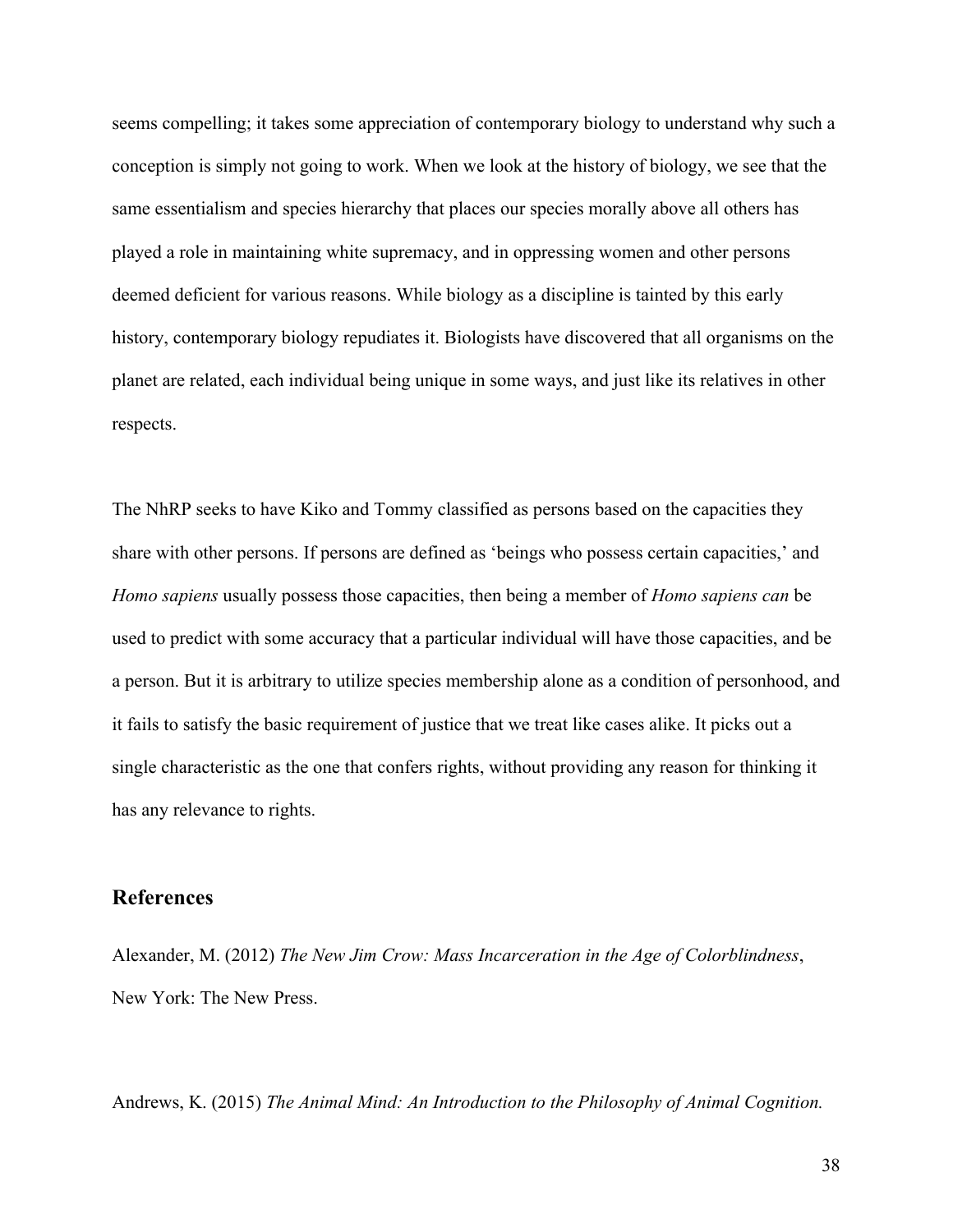seems compelling; it takes some appreciation of contemporary biology to understand why such a conception is simply not going to work. When we look at the history of biology, we see that the same essentialism and species hierarchy that places our species morally above all others has played a role in maintaining white supremacy, and in oppressing women and other persons deemed deficient for various reasons. While biology as a discipline is tainted by this early history, contemporary biology repudiates it. Biologists have discovered that all organisms on the planet are related, each individual being unique in some ways, and just like its relatives in other respects.

The NhRP seeks to have Kiko and Tommy classified as persons based on the capacities they share with other persons. If persons are defined as 'beings who possess certain capacities,' and *Homo sapiens* usually possess those capacities, then being a member of *Homo sapiens can* be used to predict with some accuracy that a particular individual will have those capacities, and be a person. But it is arbitrary to utilize species membership alone as a condition of personhood, and it fails to satisfy the basic requirement of justice that we treat like cases alike. It picks out a single characteristic as the one that confers rights, without providing any reason for thinking it has any relevance to rights.

## References

Alexander, M. (2012) *The New Jim Crow: Mass Incarceration in the Age of Colorblindness*, New York: The New Press.

Andrews, K. (2015) *The Animal Mind: An Introduction to the Philosophy of Animal Cognition.*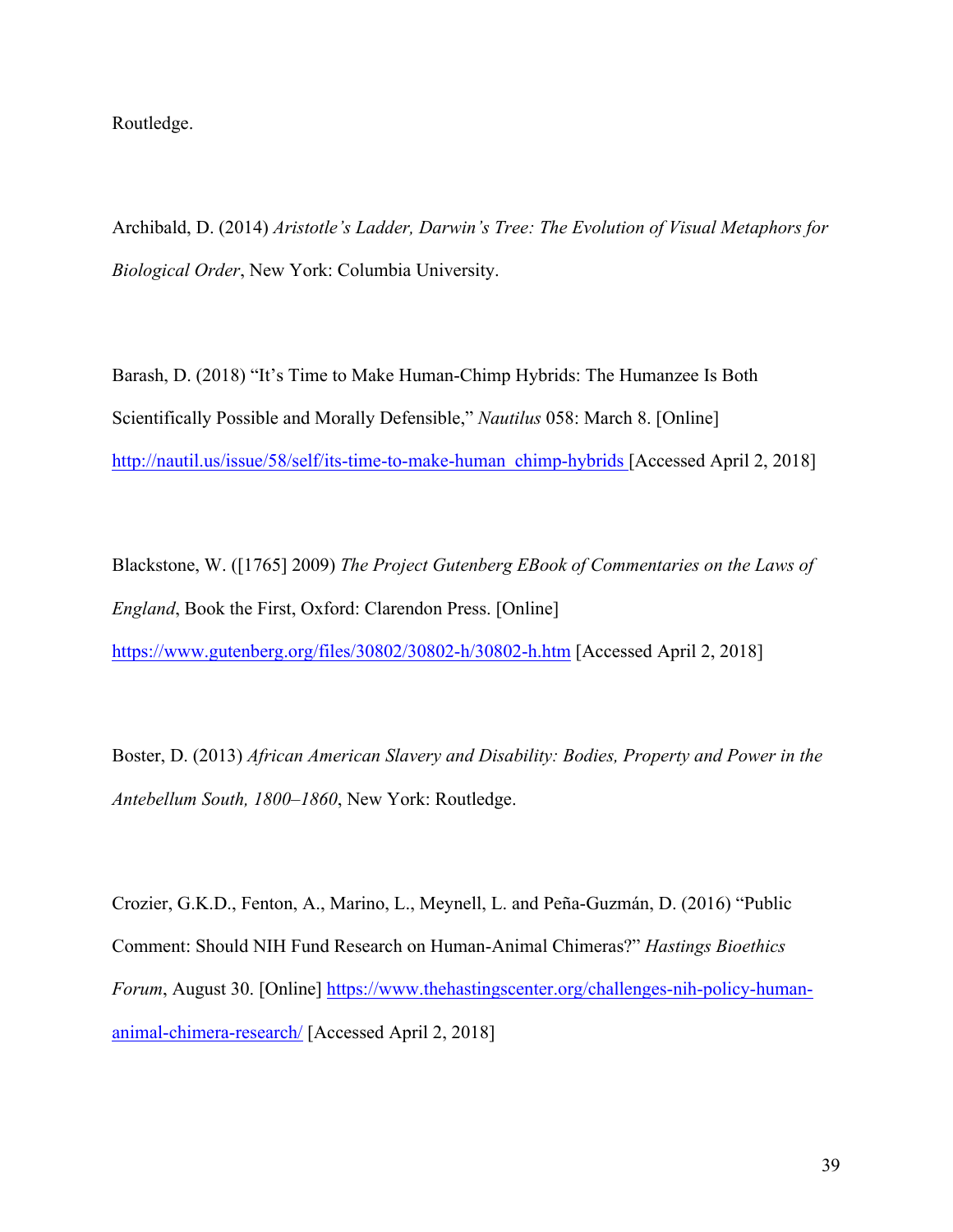Routledge.

Archibald, D. (2014) *Aristotle's Ladder, Darwin's Tree: The Evolution of Visual Metaphors for Biological Order*, New York: Columbia University.

Barash, D. (2018) "It's Time to Make Human-Chimp Hybrids: The Humanzee Is Both Scientifically Possible and Morally Defensible," *Nautilus* 058: March 8. [Online] http://nautil.us/issue/58/self/its-time-to-make-human_chimp-hybrids [Accessed April 2, 2018]

Blackstone, W. ([1765] 2009) *The Project Gutenberg EBook of Commentaries on the Laws of England*, Book the First, Oxford: Clarendon Press. [Online] https://www.gutenberg.org/files/30802/30802-h/30802-h.htm [Accessed April 2, 2018]

Boster, D. (2013) *African American Slavery and Disability: Bodies, Property and Power in the Antebellum South, 1800–1860*, New York: Routledge.

Crozier, G.K.D., Fenton, A., Marino, L., Meynell, L. and Peña-Guzmán, D. (2016) "Public Comment: Should NIH Fund Research on Human-Animal Chimeras?" *Hastings Bioethics Forum*, August 30. [Online] https://www.thehastingscenter.org/challenges-nih-policy-human-animal-chimera-research/ [Accessed April 2, 2018]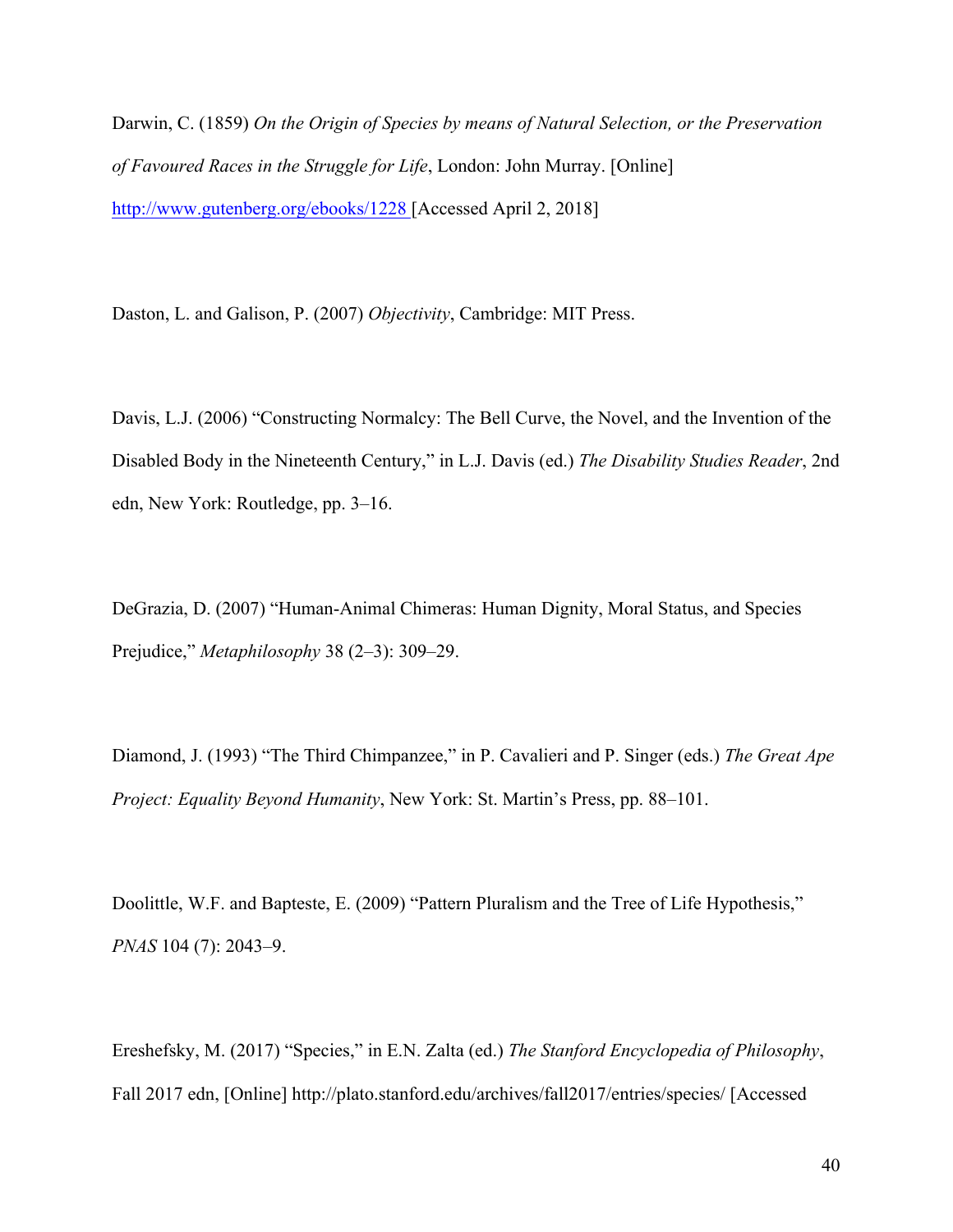Darwin, C. (1859) *On the Origin of Species by means of Natural Selection, or the Preservation of Favoured Races in the Struggle for Life*, London: John Murray. [Online] http://www.gutenberg.org/ebooks/1228 [Accessed April 2, 2018]

Daston, L. and Galison, P. (2007) *Objectivity*, Cambridge: MIT Press.

Davis, L.J. (2006) "Constructing Normalcy: The Bell Curve, the Novel, and the Invention of the Disabled Body in the Nineteenth Century," in L.J. Davis (ed.) *The Disability Studies Reader*, 2nd edn, New York: Routledge, pp. 3–16.

DeGrazia, D. (2007) "Human-Animal Chimeras: Human Dignity, Moral Status, and Species Prejudice," *Metaphilosophy* 38 (2–3): 309–29.

Diamond, J. (1993) "The Third Chimpanzee," in P. Cavalieri and P. Singer (eds.) *The Great Ape Project: Equality Beyond Humanity*, New York: St. Martin's Press, pp. 88–101.

Doolittle, W.F. and Bapteste, E. (2009) "Pattern Pluralism and the Tree of Life Hypothesis," *PNAS* 104 (7): 2043–9.

Ereshefsky, M. (2017) "Species," in E.N. Zalta (ed.) *The Stanford Encyclopedia of Philosophy*, Fall 2017 edn, [Online] http://plato.stanford.edu/archives/fall2017/entries/species/ [Accessed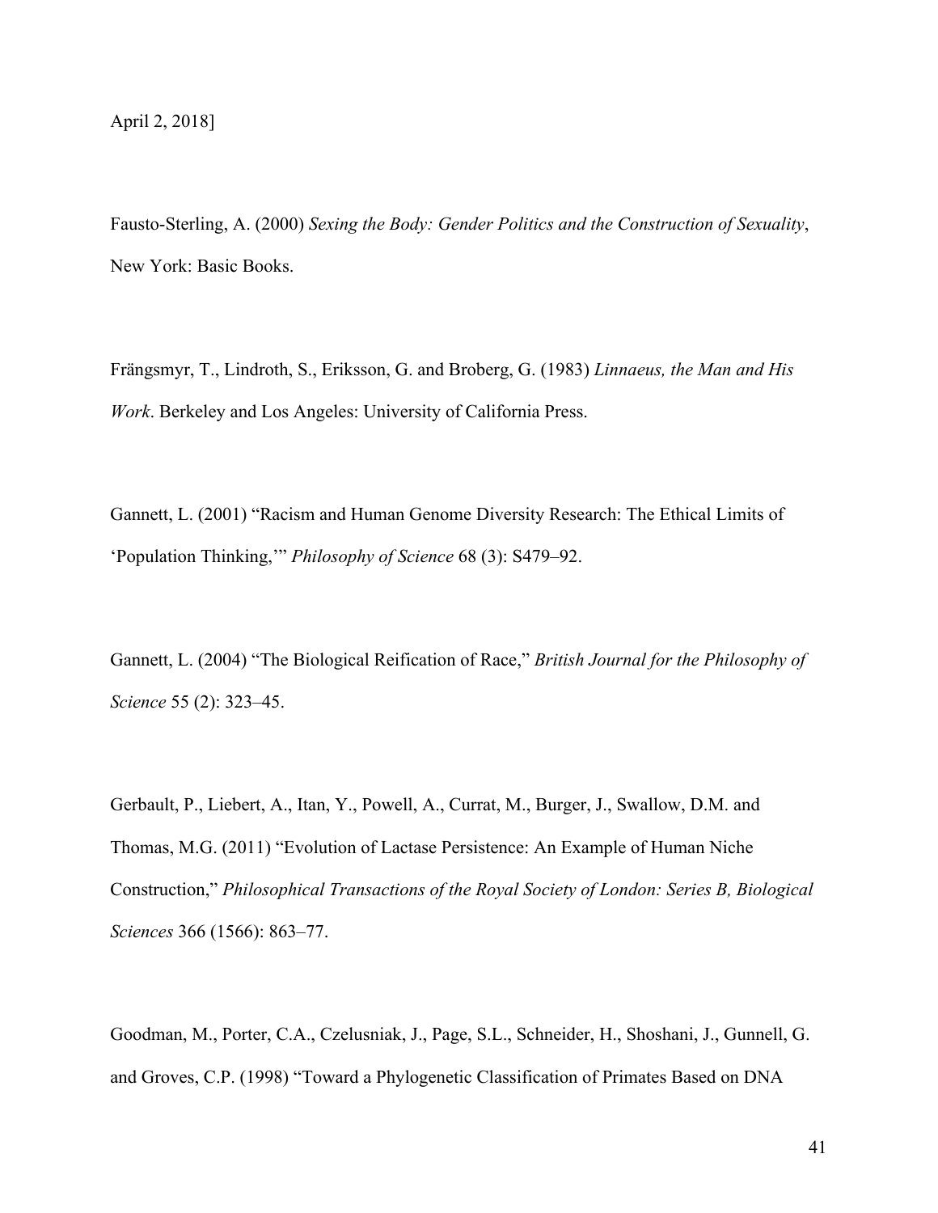April 2, 2018]

Fausto-Sterling, A. (2000) *Sexing the Body: Gender Politics and the Construction of Sexuality*, New York: Basic Books.

Frängsmyr, T., Lindroth, S., Eriksson, G. and Broberg, G. (1983) *Linnaeus, the Man and His Work*. Berkeley and Los Angeles: University of California Press.

Gannett, L. (2001) "Racism and Human Genome Diversity Research: The Ethical Limits of 'Population Thinking,'" *Philosophy of Science* 68 (3): S479–92.

Gannett, L. (2004) "The Biological Reification of Race," *British Journal for the Philosophy of Science* 55 (2): 323–45.

Gerbault, P., Liebert, A., Itan, Y., Powell, A., Currat, M., Burger, J., Swallow, D.M. and Thomas, M.G. (2011) "Evolution of Lactase Persistence: An Example of Human Niche Construction," *Philosophical Transactions of the Royal Society of London: Series B, Biological Sciences* 366 (1566): 863–77.

Goodman, M., Porter, C.A., Czelusniak, J., Page, S.L., Schneider, H., Shoshani, J., Gunnell, G. and Groves, C.P. (1998) "Toward a Phylogenetic Classification of Primates Based on DNA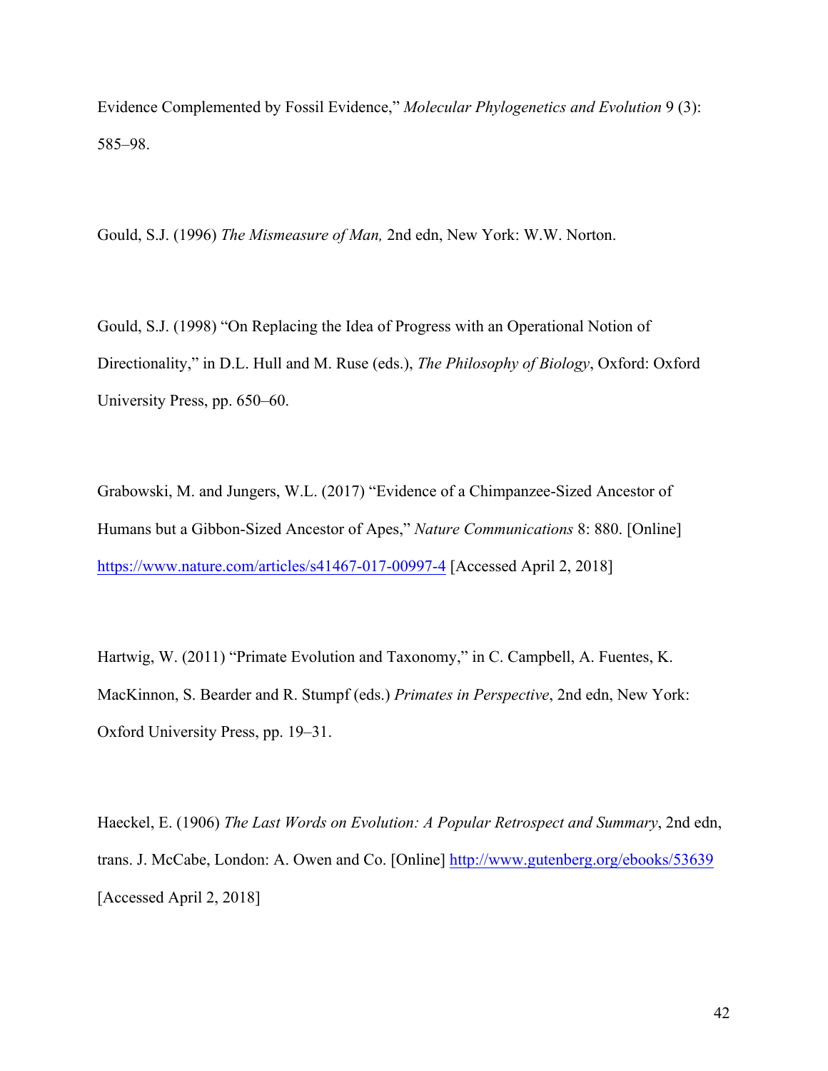Evidence Complemented by Fossil Evidence," *Molecular Phylogenetics and Evolution* 9 (3): 585–98.

Gould, S.J. (1996) *The Mismeasure of Man,* 2nd edn, New York: W.W. Norton.

Gould, S.J. (1998) "On Replacing the Idea of Progress with an Operational Notion of Directionality," in D.L. Hull and M. Ruse (eds.), *The Philosophy of Biology*, Oxford: Oxford University Press, pp. 650–60.

Grabowski, M. and Jungers, W.L. (2017) "Evidence of a Chimpanzee-Sized Ancestor of Humans but a Gibbon-Sized Ancestor of Apes," *Nature Communications* 8: 880. [Online] https://www.nature.com/articles/s41467-017-00997-4 [Accessed April 2, 2018]

Hartwig, W. (2011) "Primate Evolution and Taxonomy," in C. Campbell, A. Fuentes, K. MacKinnon, S. Bearder and R. Stumpf (eds.) *Primates in Perspective*, 2nd edn, New York: Oxford University Press, pp. 19–31.

Haeckel, E. (1906) *The Last Words on Evolution: A Popular Retrospect and Summary*, 2nd edn, trans. J. McCabe, London: A. Owen and Co. [Online] http://www.gutenberg.org/ebooks/53639 [Accessed April 2, 2018]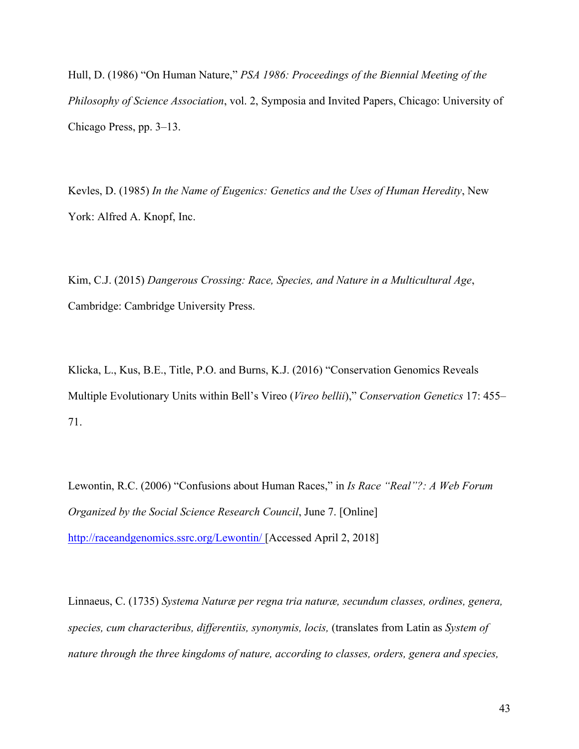Hull, D. (1986) "On Human Nature," *PSA 1986: Proceedings of the Biennial Meeting of the Philosophy of Science Association*, vol. 2, Symposia and Invited Papers, Chicago: University of Chicago Press, pp. 3–13.

Kevles, D. (1985) *In the Name of Eugenics: Genetics and the Uses of Human Heredity*, New York: Alfred A. Knopf, Inc.

Kim, C.J. (2015) *Dangerous Crossing: Race, Species, and Nature in a Multicultural Age*, Cambridge: Cambridge University Press.

Klicka, L., Kus, B.E., Title, P.O. and Burns, K.J. (2016) "Conservation Genomics Reveals Multiple Evolutionary Units within Bell's Vireo (*Vireo bellii*)," *Conservation Genetics* 17: 455–71.

Lewontin, R.C. (2006) "Confusions about Human Races," in *Is Race "Real"?: A Web Forum Organized by the Social Science Research Council*, June 7. [Online] http://raceandgenomics.ssrc.org/Lewontin/ [Accessed April 2, 2018]

Linnaeus, C. (1735) *Systema Naturæ per regna tria naturæ, secundum classes, ordines, genera, species, cum characteribus, differentiis, synonymis, locis,* (translates from Latin as *System of nature through the three kingdoms of nature, according to classes, orders, genera and species,*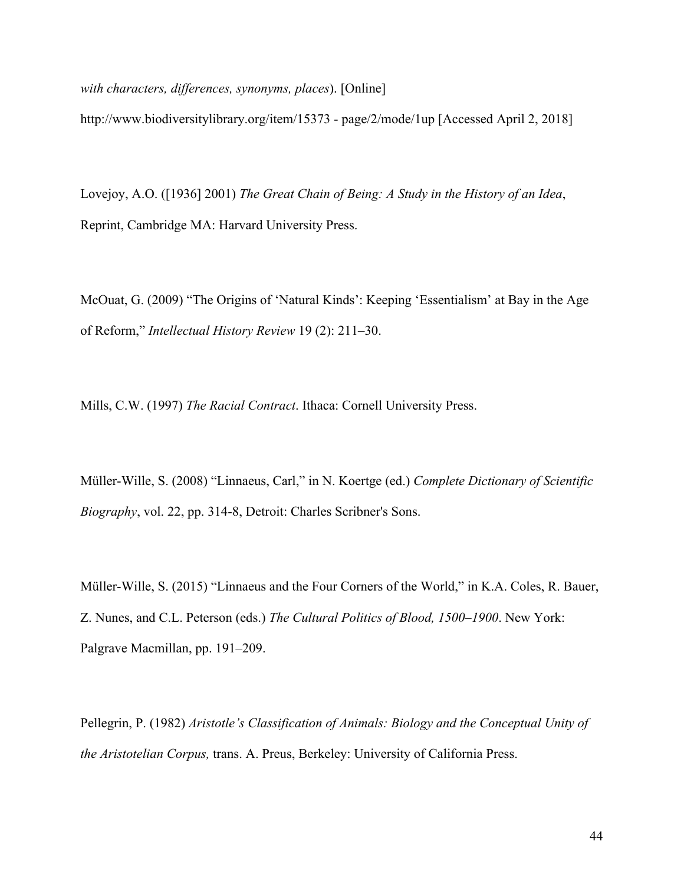*with characters, differences, synonyms, places*). [Online] http://www.biodiversitylibrary.org/item/15373 - page/2/mode/1up [Accessed April 2, 2018]

Lovejoy, A.O. ([1936] 2001) *The Great Chain of Being: A Study in the History of an Idea*, Reprint, Cambridge MA: Harvard University Press.

McOuat, G. (2009) "The Origins of 'Natural Kinds': Keeping 'Essentialism' at Bay in the Age of Reform," *Intellectual History Review* 19 (2): 211–30.

Mills, C.W. (1997) *The Racial Contract*. Ithaca: Cornell University Press.

Müller-Wille, S. (2008) "Linnaeus, Carl," in N. Koertge (ed.) *Complete Dictionary of Scientific Biography*, vol. 22, pp. 314-8, Detroit: Charles Scribner's Sons.

Müller-Wille, S. (2015) "Linnaeus and the Four Corners of the World," in K.A. Coles, R. Bauer, Z. Nunes, and C.L. Peterson (eds.) *The Cultural Politics of Blood, 1500–1900*. New York: Palgrave Macmillan, pp. 191–209.

Pellegrin, P. (1982) *Aristotle's Classification of Animals: Biology and the Conceptual Unity of the Aristotelian Corpus,* trans. A. Preus, Berkeley: University of California Press.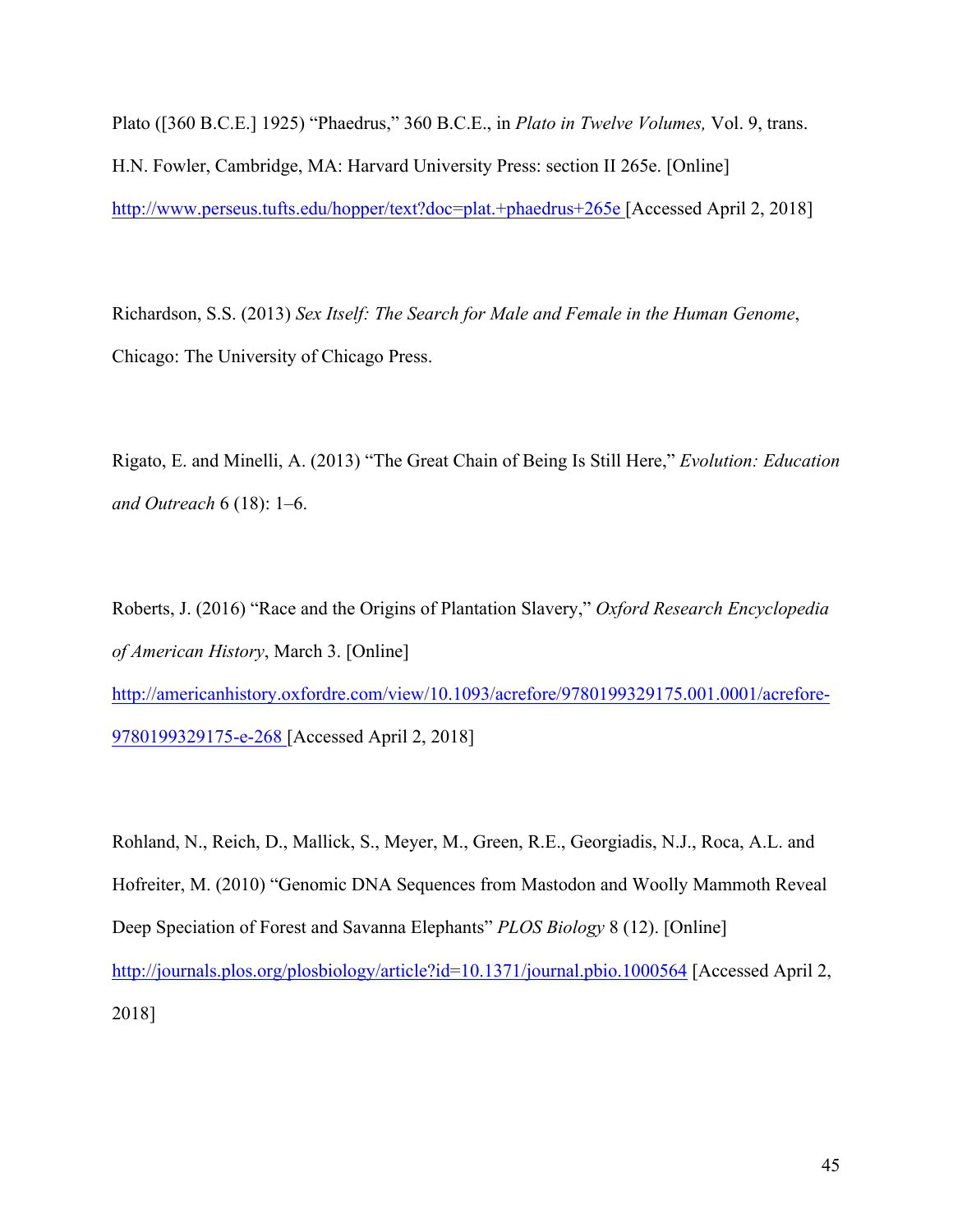Plato ([360 B.C.E.] 1925) “Phaedrus,” 360 B.C.E., in *Plato in Twelve Volumes,* Vol. 9, trans. H.N. Fowler, Cambridge, MA: Harvard University Press: section II 265e. [Online] http://www.perseus.tufts.edu/hopper/text?doc=plat.+phaedrus+265e [Accessed April 2, 2018]

Richardson, S.S. (2013) *Sex Itself: The Search for Male and Female in the Human Genome*, Chicago: The University of Chicago Press.

Rigato, E. and Minelli, A. (2013) “The Great Chain of Being Is Still Here,” *Evolution: Education and Outreach* 6 (18): 1–6.

Roberts, J. (2016) “Race and the Origins of Plantation Slavery,” *Oxford Research Encyclopedia of American History*, March 3. [Online] http://americanhistory.oxfordre.com/view/10.1093/acrefore/9780199329175.001.0001/acrefore-9780199329175-e-268 [Accessed April 2, 2018]

Rohland, N., Reich, D., Mallick, S., Meyer, M., Green, R.E., Georgiadis, N.J., Roca, A.L. and Hofreiter, M. (2010) “Genomic DNA Sequences from Mastodon and Woolly Mammoth Reveal Deep Speciation of Forest and Savanna Elephants” *PLOS Biology* 8 (12). [Online] http://journals.plos.org/plosbiology/article?id=10.1371/journal.pbio.1000564 [Accessed April 2, 2018]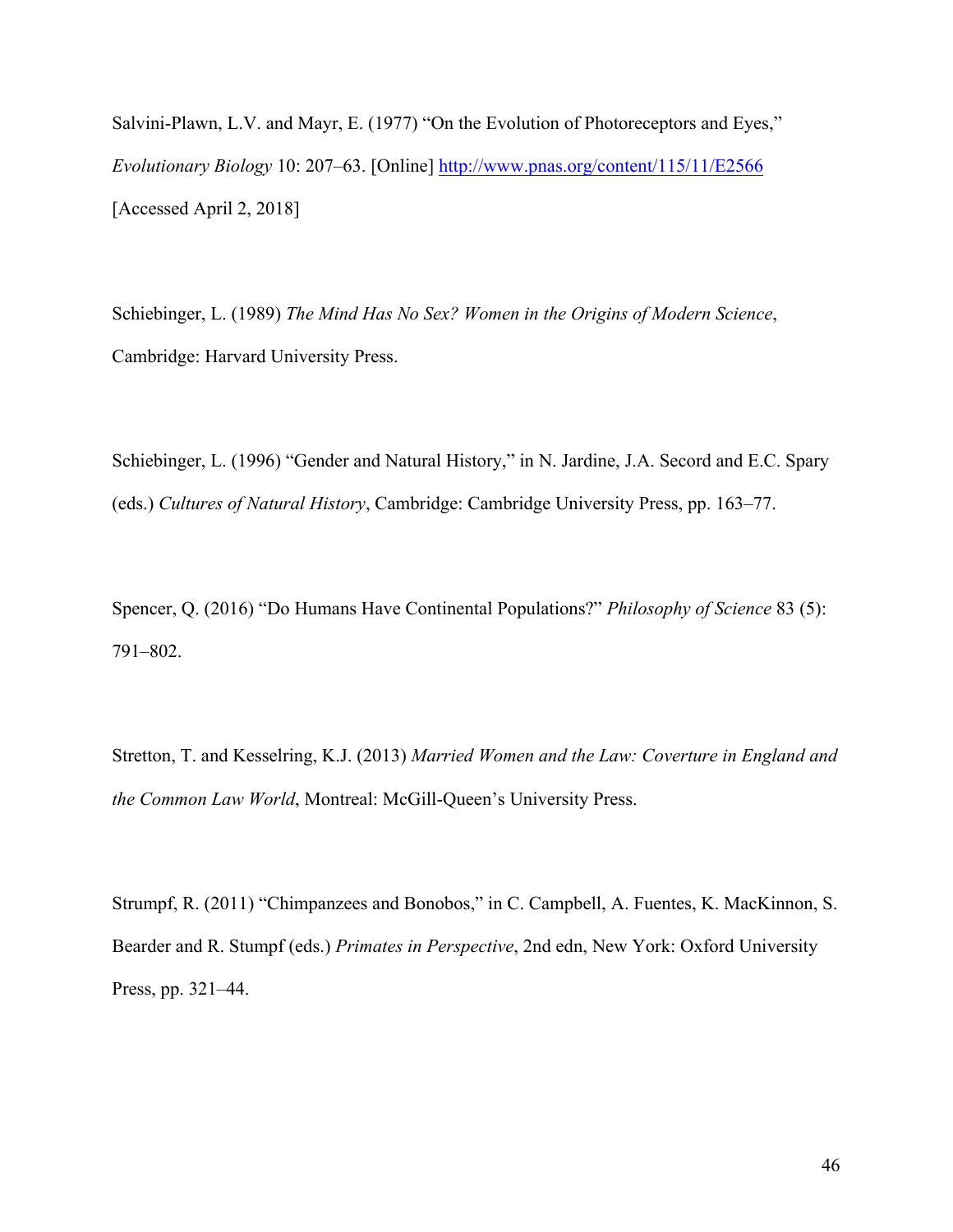Salvini-Plawn, L.V. and Mayr, E. (1977) "On the Evolution of Photoreceptors and Eyes," *Evolutionary Biology* 10: 207–63. [Online] http://www.pnas.org/content/115/11/E2566 [Accessed April 2, 2018]

Schiebinger, L. (1989) *The Mind Has No Sex? Women in the Origins of Modern Science*, Cambridge: Harvard University Press.

Schiebinger, L. (1996) "Gender and Natural History," in N. Jardine, J.A. Secord and E.C. Spary (eds.) *Cultures of Natural History*, Cambridge: Cambridge University Press, pp. 163–77.

Spencer, Q. (2016) "Do Humans Have Continental Populations?" *Philosophy of Science* 83 (5): 791–802.

Stretton, T. and Kesselring, K.J. (2013) *Married Women and the Law: Coverture in England and the Common Law World*, Montreal: McGill-Queen's University Press.

Strumpf, R. (2011) "Chimpanzees and Bonobos," in C. Campbell, A. Fuentes, K. MacKinnon, S. Bearder and R. Stumpf (eds.) *Primates in Perspective*, 2nd edn, New York: Oxford University Press, pp. 321–44.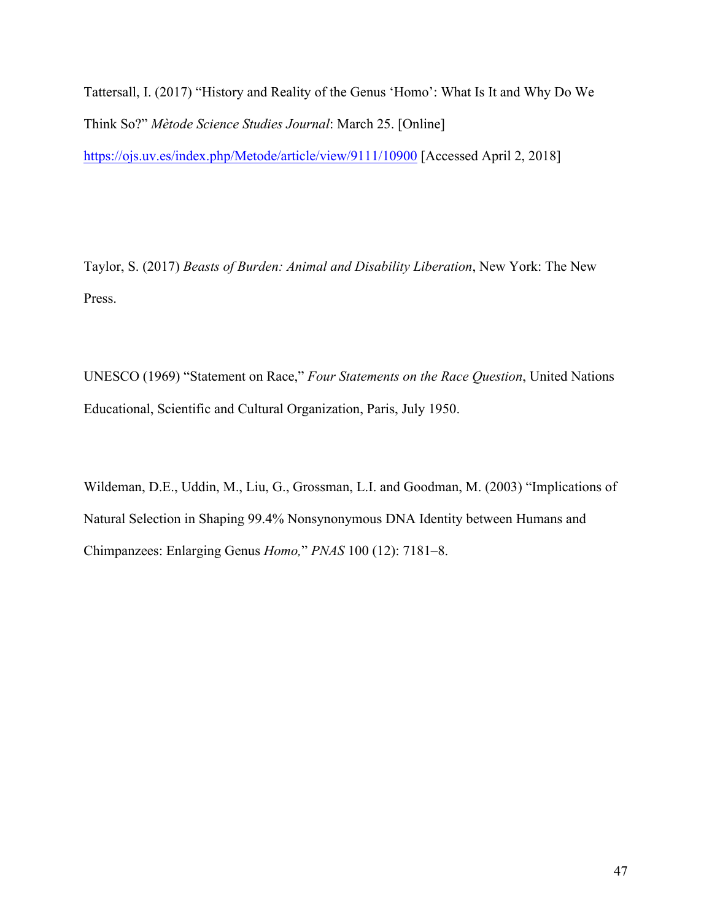Tattersall, I. (2017) “History and Reality of the Genus ‘Homo’: What Is It and Why Do We Think So?” *Mètode Science Studies Journal*: March 25. [Online] https://ojs.uv.es/index.php/Metode/article/view/9111/10900 [Accessed April 2, 2018]

Taylor, S. (2017) *Beasts of Burden: Animal and Disability Liberation*, New York: The New Press.

UNESCO (1969) “Statement on Race,” *Four Statements on the Race Question*, United Nations Educational, Scientific and Cultural Organization, Paris, July 1950.

Wildeman, D.E., Uddin, M., Liu, G., Grossman, L.I. and Goodman, M. (2003) “Implications of Natural Selection in Shaping 99.4% Nonsynonymous DNA Identity between Humans and Chimpanzees: Enlarging Genus *Homo,*” *PNAS* 100 (12): 7181–8.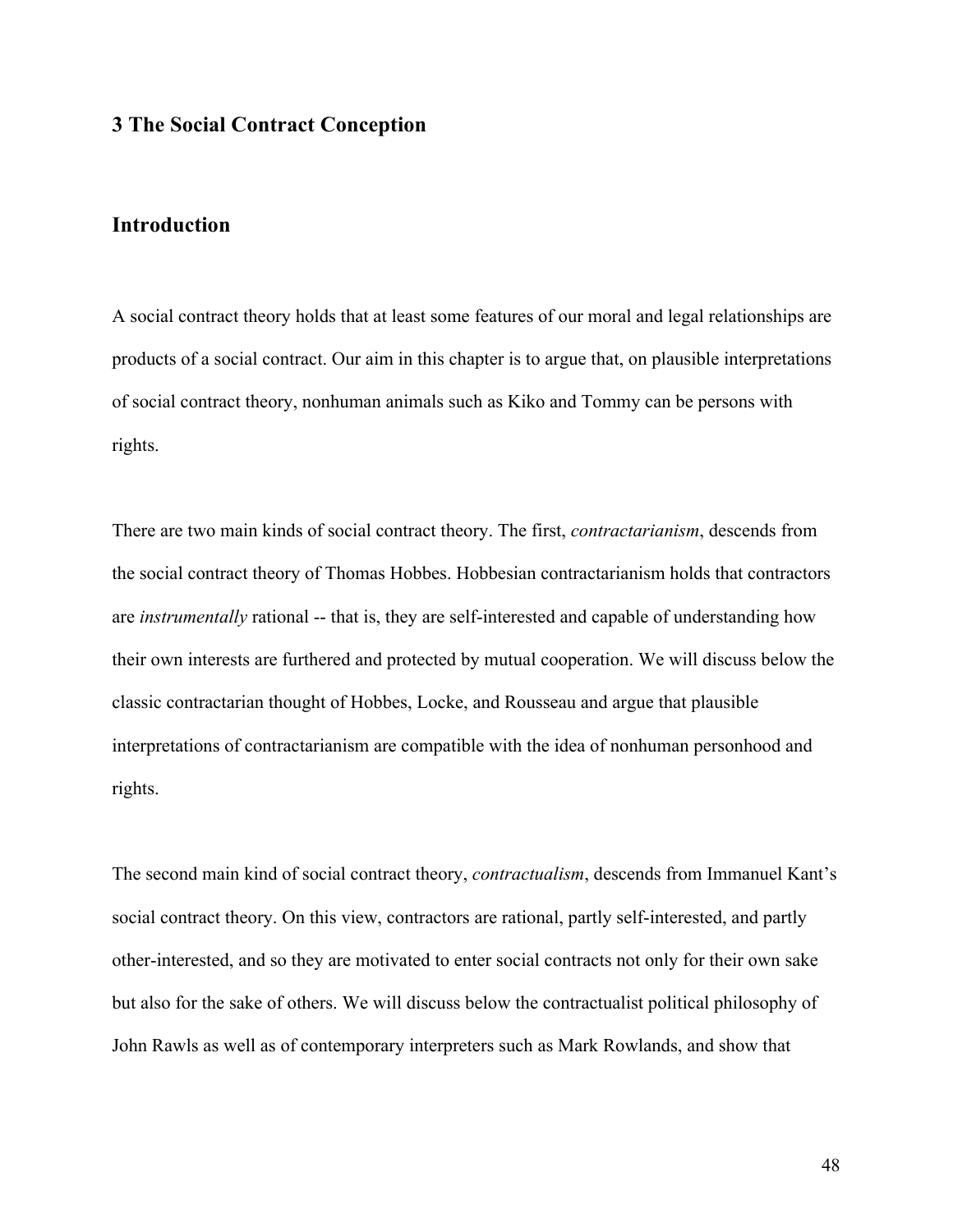## 3 The Social Contract Conception

### Introduction

A social contract theory holds that at least some features of our moral and legal relationships are products of a social contract. Our aim in this chapter is to argue that, on plausible interpretations of social contract theory, nonhuman animals such as Kiko and Tommy can be persons with rights.

There are two main kinds of social contract theory. The first, *contractarianism*, descends from the social contract theory of Thomas Hobbes. Hobbesian contractarianism holds that contractors are *instrumentally* rational -- that is, they are self-interested and capable of understanding how their own interests are furthered and protected by mutual cooperation. We will discuss below the classic contractarian thought of Hobbes, Locke, and Rousseau and argue that plausible interpretations of contractarianism are compatible with the idea of nonhuman personhood and rights.

The second main kind of social contract theory, *contractualism*, descends from Immanuel Kant's social contract theory. On this view, contractors are rational, partly self-interested, and partly other-interested, and so they are motivated to enter social contracts not only for their own sake but also for the sake of others. We will discuss below the contractualist political philosophy of John Rawls as well as of contemporary interpreters such as Mark Rowlands, and show that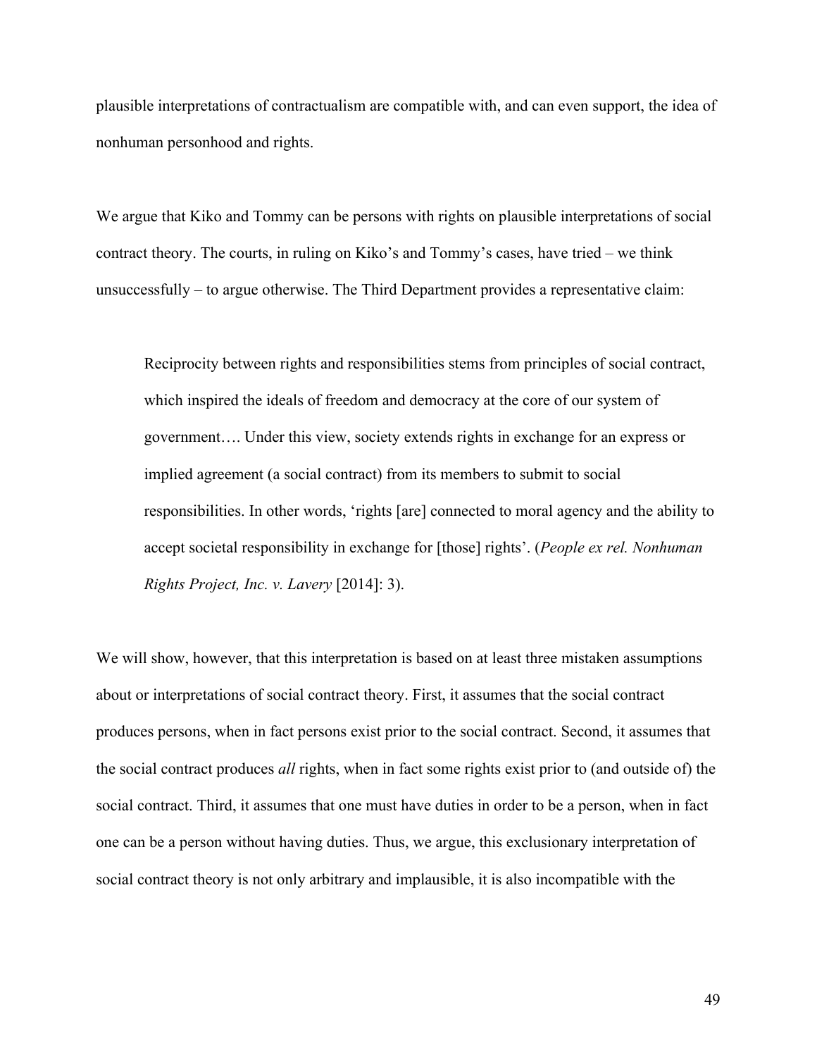plausible interpretations of contractualism are compatible with, and can even support, the idea of nonhuman personhood and rights.

We argue that Kiko and Tommy can be persons with rights on plausible interpretations of social contract theory. The courts, in ruling on Kiko's and Tommy's cases, have tried – we think unsuccessfully – to argue otherwise. The Third Department provides a representative claim:

> Reciprocity between rights and responsibilities stems from principles of social contract, which inspired the ideals of freedom and democracy at the core of our system of government…. Under this view, society extends rights in exchange for an express or implied agreement (a social contract) from its members to submit to social responsibilities. In other words, 'rights [are] connected to moral agency and the ability to accept societal responsibility in exchange for [those] rights'. (*People ex rel. Nonhuman Rights Project, Inc. v. Lavery* [2014]: 3).

We will show, however, that this interpretation is based on at least three mistaken assumptions about or interpretations of social contract theory. First, it assumes that the social contract produces persons, when in fact persons exist prior to the social contract. Second, it assumes that the social contract produces *all* rights, when in fact some rights exist prior to (and outside of) the social contract. Third, it assumes that one must have duties in order to be a person, when in fact one can be a person without having duties. Thus, we argue, this exclusionary interpretation of social contract theory is not only arbitrary and implausible, it is also incompatible with the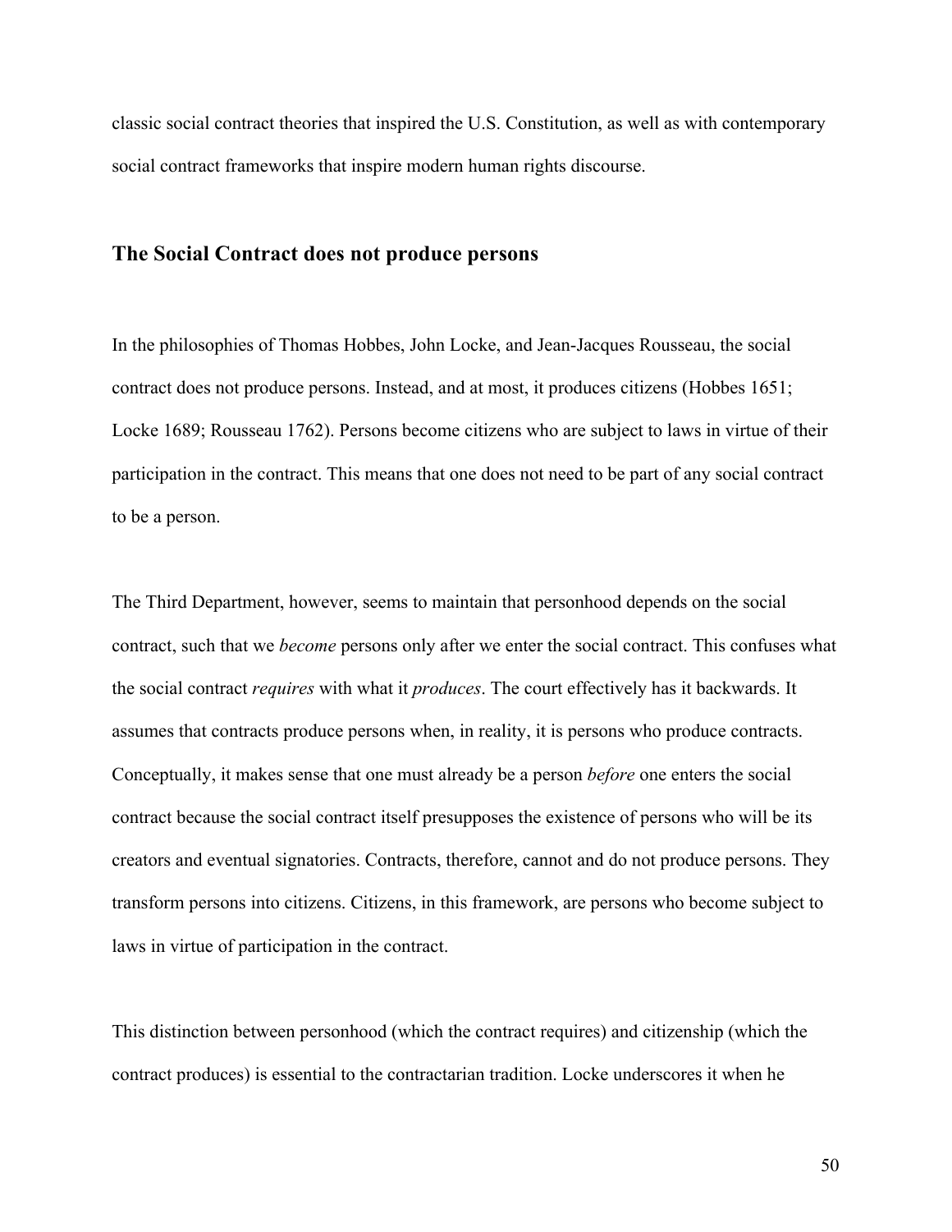classic social contract theories that inspired the U.S. Constitution, as well as with contemporary social contract frameworks that inspire modern human rights discourse.

## The Social Contract does not produce persons

In the philosophies of Thomas Hobbes, John Locke, and Jean-Jacques Rousseau, the social contract does not produce persons. Instead, and at most, it produces citizens (Hobbes 1651; Locke 1689; Rousseau 1762). Persons become citizens who are subject to laws in virtue of their participation in the contract. This means that one does not need to be part of any social contract to be a person.

The Third Department, however, seems to maintain that personhood depends on the social contract, such that we *become* persons only after we enter the social contract. This confuses what the social contract *requires* with what it *produces*. The court effectively has it backwards. It assumes that contracts produce persons when, in reality, it is persons who produce contracts. Conceptually, it makes sense that one must already be a person *before* one enters the social contract because the social contract itself presupposes the existence of persons who will be its creators and eventual signatories. Contracts, therefore, cannot and do not produce persons. They transform persons into citizens. Citizens, in this framework, are persons who become subject to laws in virtue of participation in the contract.

This distinction between personhood (which the contract requires) and citizenship (which the contract produces) is essential to the contractarian tradition. Locke underscores it when he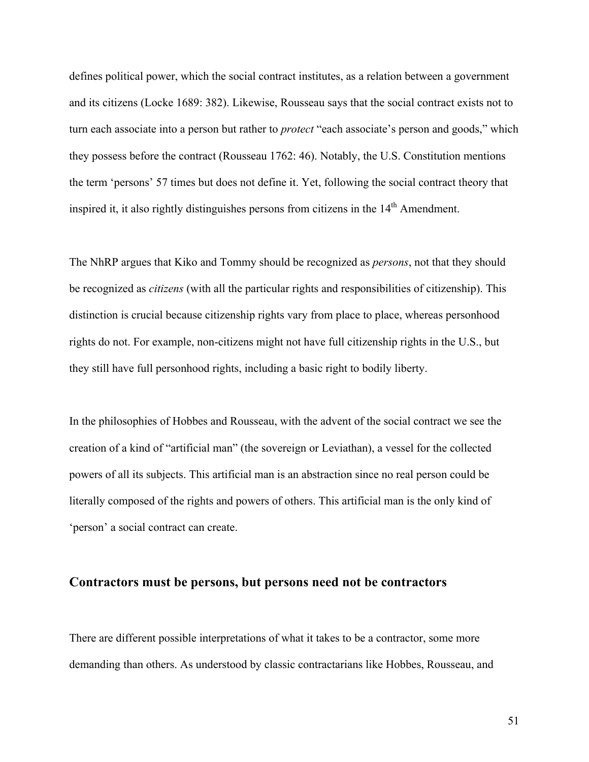defines political power, which the social contract institutes, as a relation between a government and its citizens (Locke 1689: 382). Likewise, Rousseau says that the social contract exists not to turn each associate into a person but rather to *protect* "each associate's person and goods," which they possess before the contract (Rousseau 1762: 46). Notably, the U.S. Constitution mentions the term 'persons' 57 times but does not define it. Yet, following the social contract theory that inspired it, it also rightly distinguishes persons from citizens in the 14th Amendment.

The NhRP argues that Kiko and Tommy should be recognized as *persons*, not that they should be recognized as *citizens* (with all the particular rights and responsibilities of citizenship). This distinction is crucial because citizenship rights vary from place to place, whereas personhood rights do not. For example, non-citizens might not have full citizenship rights in the U.S., but they still have full personhood rights, including a basic right to bodily liberty.

In the philosophies of Hobbes and Rousseau, with the advent of the social contract we see the creation of a kind of "artificial man" (the sovereign or Leviathan), a vessel for the collected powers of all its subjects. This artificial man is an abstraction since no real person could be literally composed of the rights and powers of others. This artificial man is the only kind of 'person' a social contract can create.

## Contractors must be persons, but persons need not be contractors

There are different possible interpretations of what it takes to be a contractor, some more demanding than others. As understood by classic contractarians like Hobbes, Rousseau, and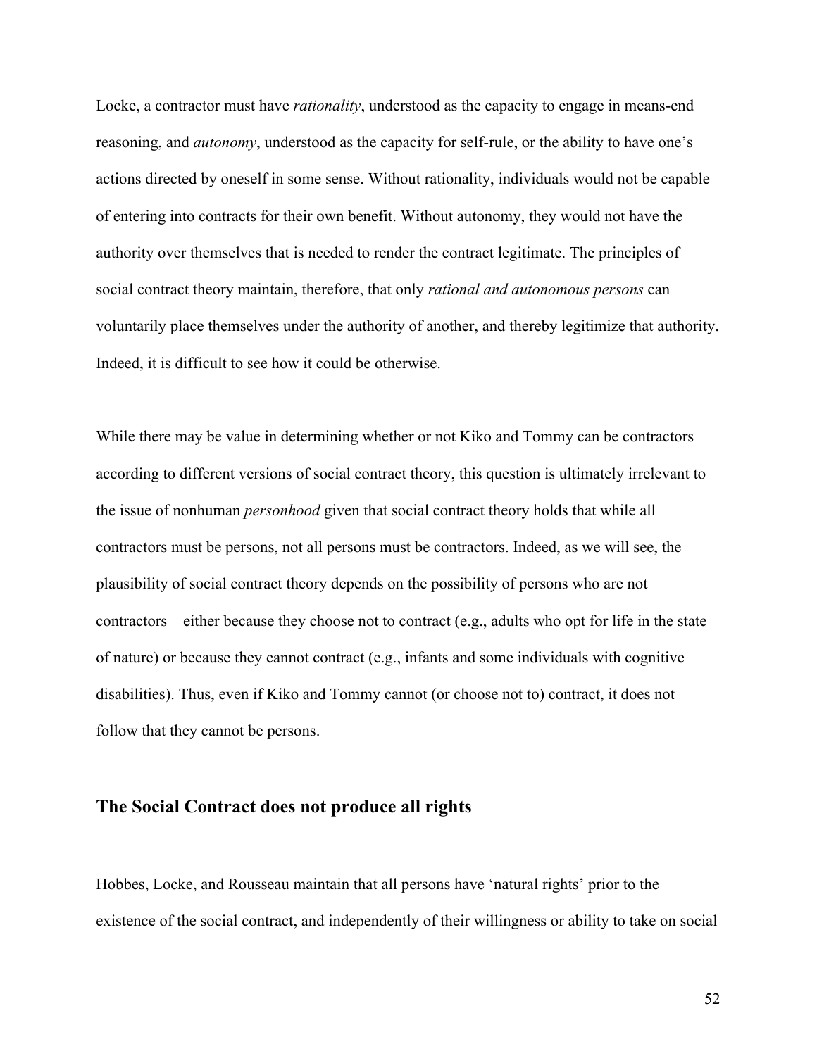Locke, a contractor must have *rationality*, understood as the capacity to engage in means-end reasoning, and *autonomy*, understood as the capacity for self-rule, or the ability to have one's actions directed by oneself in some sense. Without rationality, individuals would not be capable of entering into contracts for their own benefit. Without autonomy, they would not have the authority over themselves that is needed to render the contract legitimate. The principles of social contract theory maintain, therefore, that only *rational and autonomous persons* can voluntarily place themselves under the authority of another, and thereby legitimize that authority. Indeed, it is difficult to see how it could be otherwise.

While there may be value in determining whether or not Kiko and Tommy can be contractors according to different versions of social contract theory, this question is ultimately irrelevant to the issue of nonhuman *personhood* given that social contract theory holds that while all contractors must be persons, not all persons must be contractors. Indeed, as we will see, the plausibility of social contract theory depends on the possibility of persons who are not contractors—either because they choose not to contract (e.g., adults who opt for life in the state of nature) or because they cannot contract (e.g., infants and some individuals with cognitive disabilities). Thus, even if Kiko and Tommy cannot (or choose not to) contract, it does not follow that they cannot be persons.

## The Social Contract does not produce all rights

Hobbes, Locke, and Rousseau maintain that all persons have 'natural rights' prior to the existence of the social contract, and independently of their willingness or ability to take on social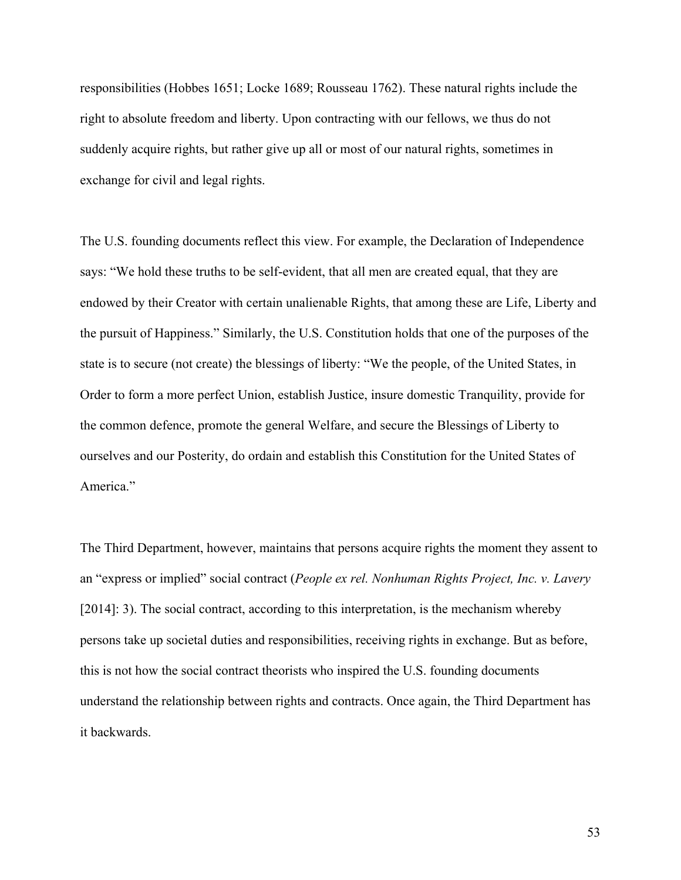responsibilities (Hobbes 1651; Locke 1689; Rousseau 1762). These natural rights include the right to absolute freedom and liberty. Upon contracting with our fellows, we thus do not suddenly acquire rights, but rather give up all or most of our natural rights, sometimes in exchange for civil and legal rights.

The U.S. founding documents reflect this view. For example, the Declaration of Independence says: "We hold these truths to be self-evident, that all men are created equal, that they are endowed by their Creator with certain unalienable Rights, that among these are Life, Liberty and the pursuit of Happiness." Similarly, the U.S. Constitution holds that one of the purposes of the state is to secure (not create) the blessings of liberty: "We the people, of the United States, in Order to form a more perfect Union, establish Justice, insure domestic Tranquility, provide for the common defence, promote the general Welfare, and secure the Blessings of Liberty to ourselves and our Posterity, do ordain and establish this Constitution for the United States of America."

The Third Department, however, maintains that persons acquire rights the moment they assent to an "express or implied" social contract (*People ex rel. Nonhuman Rights Project, Inc. v. Lavery* [2014]: 3). The social contract, according to this interpretation, is the mechanism whereby persons take up societal duties and responsibilities, receiving rights in exchange. But as before, this is not how the social contract theorists who inspired the U.S. founding documents understand the relationship between rights and contracts. Once again, the Third Department has it backwards.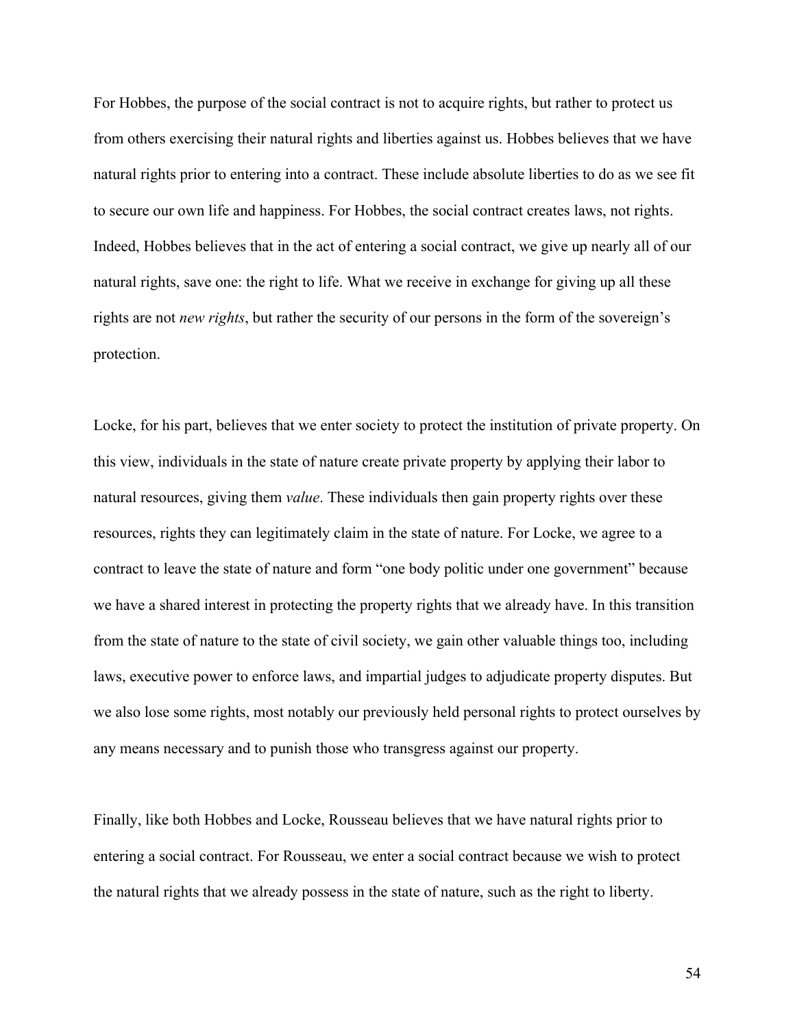For Hobbes, the purpose of the social contract is not to acquire rights, but rather to protect us from others exercising their natural rights and liberties against us. Hobbes believes that we have natural rights prior to entering into a contract. These include absolute liberties to do as we see fit to secure our own life and happiness. For Hobbes, the social contract creates laws, not rights. Indeed, Hobbes believes that in the act of entering a social contract, we give up nearly all of our natural rights, save one: the right to life. What we receive in exchange for giving up all these rights are not *new rights*, but rather the security of our persons in the form of the sovereign's protection.

Locke, for his part, believes that we enter society to protect the institution of private property. On this view, individuals in the state of nature create private property by applying their labor to natural resources, giving them *value*. These individuals then gain property rights over these resources, rights they can legitimately claim in the state of nature. For Locke, we agree to a contract to leave the state of nature and form "one body politic under one government" because we have a shared interest in protecting the property rights that we already have. In this transition from the state of nature to the state of civil society, we gain other valuable things too, including laws, executive power to enforce laws, and impartial judges to adjudicate property disputes. But we also lose some rights, most notably our previously held personal rights to protect ourselves by any means necessary and to punish those who transgress against our property.

Finally, like both Hobbes and Locke, Rousseau believes that we have natural rights prior to entering a social contract. For Rousseau, we enter a social contract because we wish to protect the natural rights that we already possess in the state of nature, such as the right to liberty.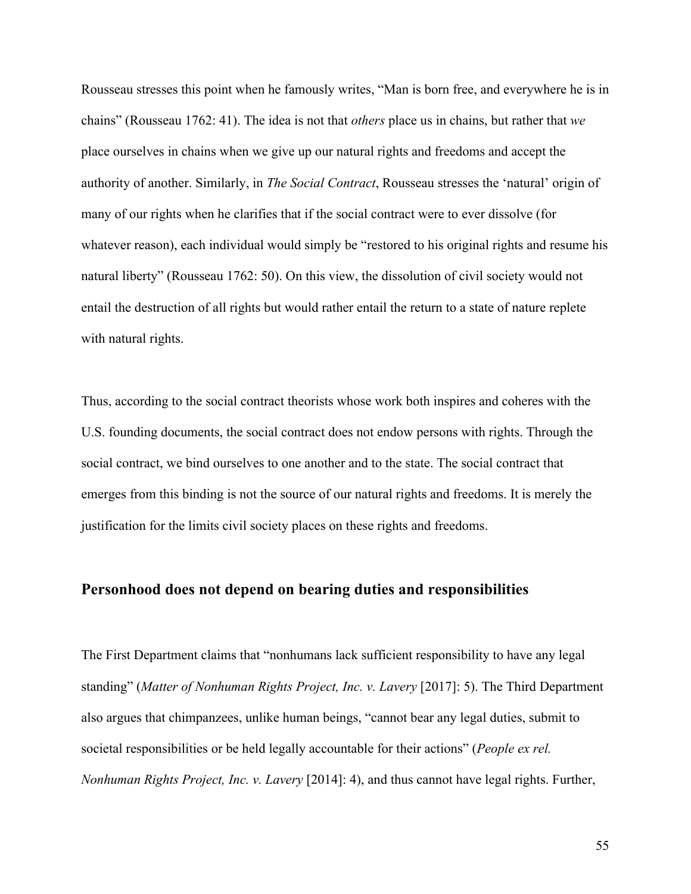Rousseau stresses this point when he famously writes, “Man is born free, and everywhere he is in chains” (Rousseau 1762: 41). The idea is not that *others* place us in chains, but rather that *we* place ourselves in chains when we give up our natural rights and freedoms and accept the authority of another. Similarly, in *The Social Contract*, Rousseau stresses the ‘natural’ origin of many of our rights when he clarifies that if the social contract were to ever dissolve (for whatever reason), each individual would simply be “restored to his original rights and resume his natural liberty” (Rousseau 1762: 50). On this view, the dissolution of civil society would not entail the destruction of all rights but would rather entail the return to a state of nature replete with natural rights.

Thus, according to the social contract theorists whose work both inspires and coheres with the U.S. founding documents, the social contract does not endow persons with rights. Through the social contract, we bind ourselves to one another and to the state. The social contract that emerges from this binding is not the source of our natural rights and freedoms. It is merely the justification for the limits civil society places on these rights and freedoms.

## Personhood does not depend on bearing duties and responsibilities

The First Department claims that “nonhumans lack sufficient responsibility to have any legal standing” (*Matter of Nonhuman Rights Project, Inc. v. Lavery* [2017]: 5). The Third Department also argues that chimpanzees, unlike human beings, “cannot bear any legal duties, submit to societal responsibilities or be held legally accountable for their actions” (*People ex rel. Nonhuman Rights Project, Inc. v. Lavery* [2014]: 4), and thus cannot have legal rights. Further,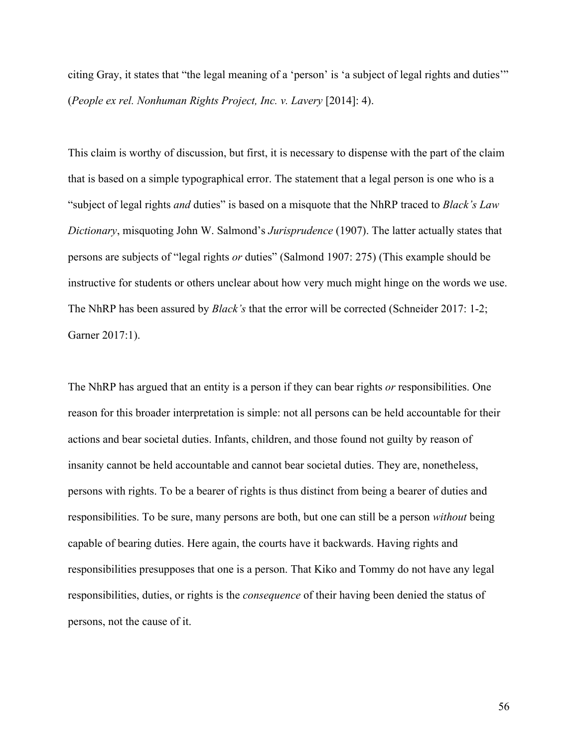citing Gray, it states that "the legal meaning of a 'person' is 'a subject of legal rights and duties'" (*People ex rel. Nonhuman Rights Project, Inc. v. Lavery* [2014]: 4).

This claim is worthy of discussion, but first, it is necessary to dispense with the part of the claim that is based on a simple typographical error. The statement that a legal person is one who is a "subject of legal rights *and* duties" is based on a misquote that the NhRP traced to *Black's Law Dictionary*, misquoting John W. Salmond's *Jurisprudence* (1907). The latter actually states that persons are subjects of "legal rights *or* duties" (Salmond 1907: 275) (This example should be instructive for students or others unclear about how very much might hinge on the words we use. The NhRP has been assured by *Black's* that the error will be corrected (Schneider 2017: 1-2; Garner 2017:1).

The NhRP has argued that an entity is a person if they can bear rights *or* responsibilities. One reason for this broader interpretation is simple: not all persons can be held accountable for their actions and bear societal duties. Infants, children, and those found not guilty by reason of insanity cannot be held accountable and cannot bear societal duties. They are, nonetheless, persons with rights. To be a bearer of rights is thus distinct from being a bearer of duties and responsibilities. To be sure, many persons are both, but one can still be a person *without* being capable of bearing duties. Here again, the courts have it backwards. Having rights and responsibilities presupposes that one is a person. That Kiko and Tommy do not have any legal responsibilities, duties, or rights is the *consequence* of their having been denied the status of persons, not the cause of it.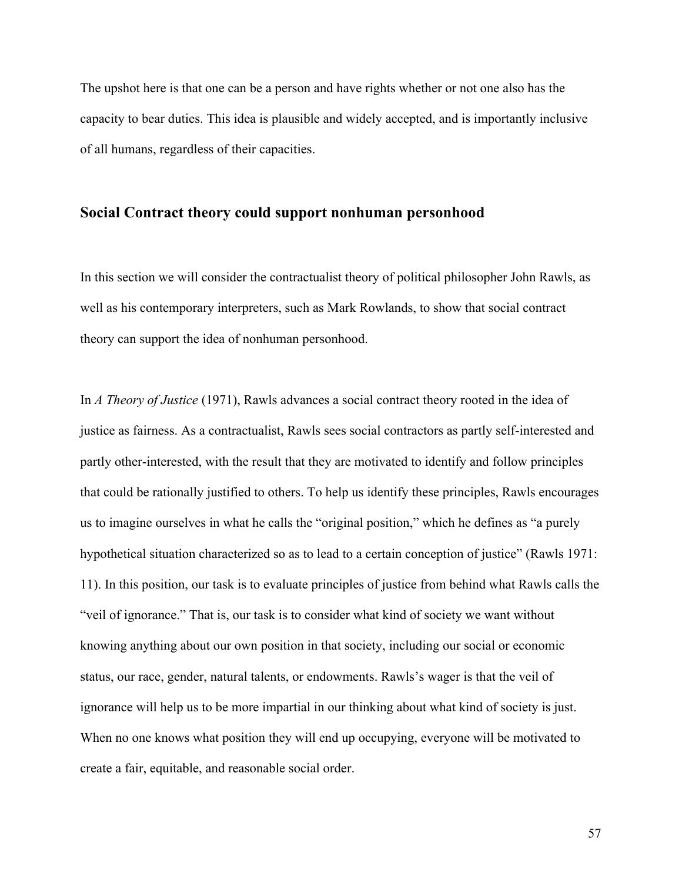The upshot here is that one can be a person and have rights whether or not one also has the capacity to bear duties. This idea is plausible and widely accepted, and is importantly inclusive of all humans, regardless of their capacities.

## Social Contract theory could support nonhuman personhood

In this section we will consider the contractualist theory of political philosopher John Rawls, as well as his contemporary interpreters, such as Mark Rowlands, to show that social contract theory can support the idea of nonhuman personhood.

In *A Theory of Justice* (1971), Rawls advances a social contract theory rooted in the idea of justice as fairness. As a contractualist, Rawls sees social contractors as partly self-interested and partly other-interested, with the result that they are motivated to identify and follow principles that could be rationally justified to others. To help us identify these principles, Rawls encourages us to imagine ourselves in what he calls the "original position," which he defines as "a purely hypothetical situation characterized so as to lead to a certain conception of justice" (Rawls 1971: 11). In this position, our task is to evaluate principles of justice from behind what Rawls calls the "veil of ignorance." That is, our task is to consider what kind of society we want without knowing anything about our own position in that society, including our social or economic status, our race, gender, natural talents, or endowments. Rawls's wager is that the veil of ignorance will help us to be more impartial in our thinking about what kind of society is just. When no one knows what position they will end up occupying, everyone will be motivated to create a fair, equitable, and reasonable social order.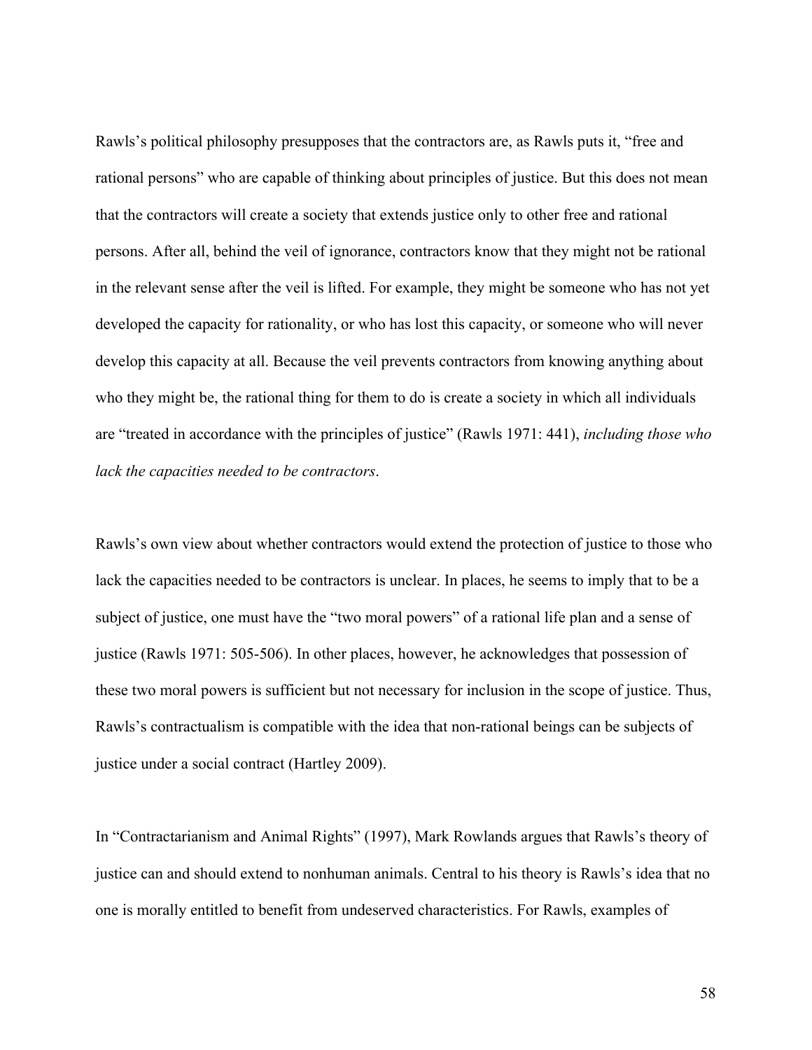Rawls's political philosophy presupposes that the contractors are, as Rawls puts it, "free and rational persons" who are capable of thinking about principles of justice. But this does not mean that the contractors will create a society that extends justice only to other free and rational persons. After all, behind the veil of ignorance, contractors know that they might not be rational in the relevant sense after the veil is lifted. For example, they might be someone who has not yet developed the capacity for rationality, or who has lost this capacity, or someone who will never develop this capacity at all. Because the veil prevents contractors from knowing anything about who they might be, the rational thing for them to do is create a society in which all individuals are "treated in accordance with the principles of justice" (Rawls 1971: 441), *including those who lack the capacities needed to be contractors*.

Rawls's own view about whether contractors would extend the protection of justice to those who lack the capacities needed to be contractors is unclear. In places, he seems to imply that to be a subject of justice, one must have the "two moral powers" of a rational life plan and a sense of justice (Rawls 1971: 505-506). In other places, however, he acknowledges that possession of these two moral powers is sufficient but not necessary for inclusion in the scope of justice. Thus, Rawls's contractualism is compatible with the idea that non-rational beings can be subjects of justice under a social contract (Hartley 2009).

In "Contractarianism and Animal Rights" (1997), Mark Rowlands argues that Rawls's theory of justice can and should extend to nonhuman animals. Central to his theory is Rawls's idea that no one is morally entitled to benefit from undeserved characteristics. For Rawls, examples of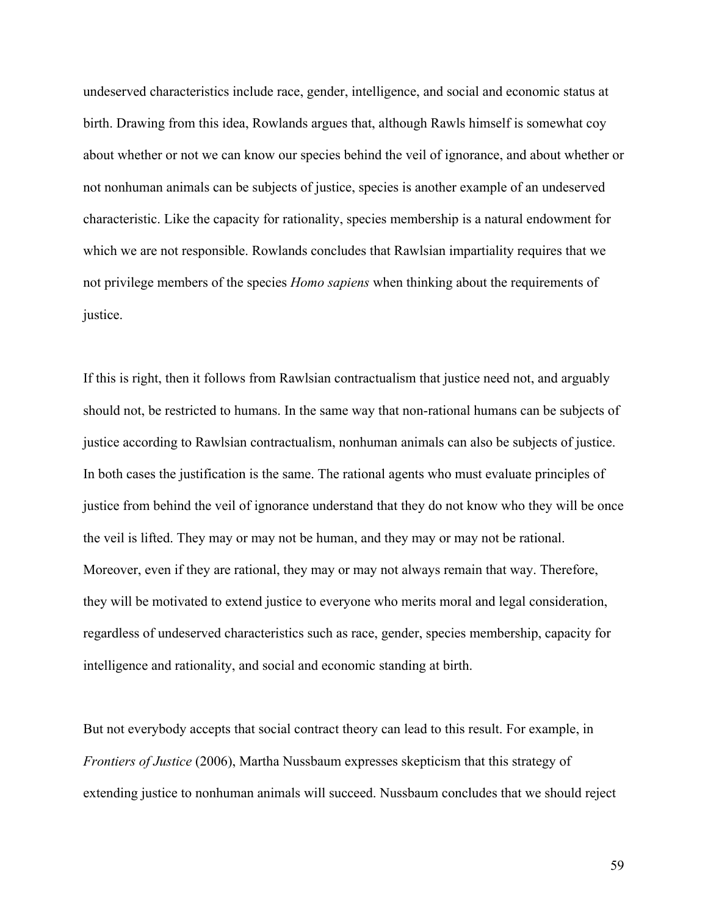undeserved characteristics include race, gender, intelligence, and social and economic status at birth. Drawing from this idea, Rowlands argues that, although Rawls himself is somewhat coy about whether or not we can know our species behind the veil of ignorance, and about whether or not nonhuman animals can be subjects of justice, species is another example of an undeserved characteristic. Like the capacity for rationality, species membership is a natural endowment for which we are not responsible. Rowlands concludes that Rawlsian impartiality requires that we not privilege members of the species *Homo sapiens* when thinking about the requirements of justice.

If this is right, then it follows from Rawlsian contractualism that justice need not, and arguably should not, be restricted to humans. In the same way that non-rational humans can be subjects of justice according to Rawlsian contractualism, nonhuman animals can also be subjects of justice. In both cases the justification is the same. The rational agents who must evaluate principles of justice from behind the veil of ignorance understand that they do not know who they will be once the veil is lifted. They may or may not be human, and they may or may not be rational. Moreover, even if they are rational, they may or may not always remain that way. Therefore, they will be motivated to extend justice to everyone who merits moral and legal consideration, regardless of undeserved characteristics such as race, gender, species membership, capacity for intelligence and rationality, and social and economic standing at birth.

But not everybody accepts that social contract theory can lead to this result. For example, in *Frontiers of Justice* (2006), Martha Nussbaum expresses skepticism that this strategy of extending justice to nonhuman animals will succeed. Nussbaum concludes that we should reject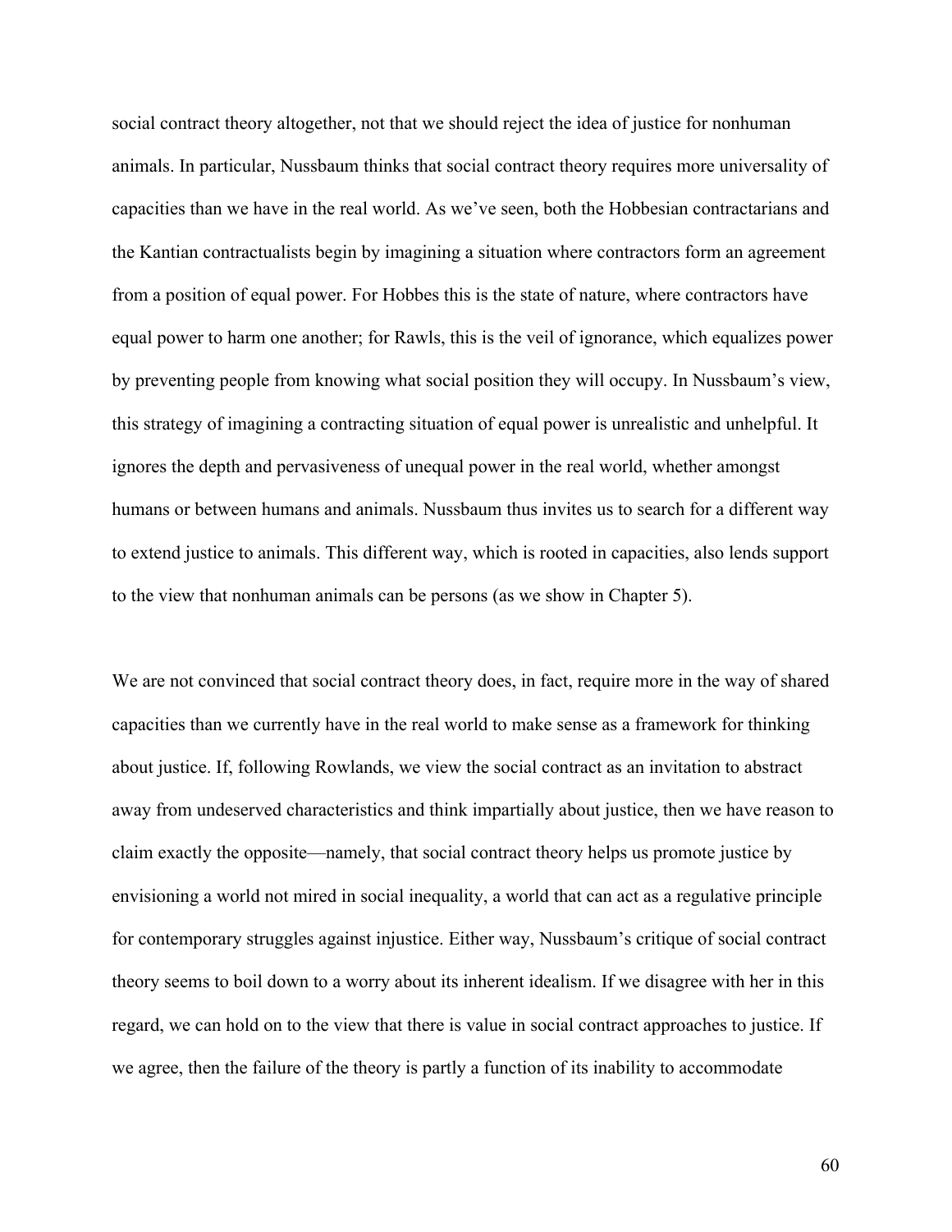social contract theory altogether, not that we should reject the idea of justice for nonhuman animals. In particular, Nussbaum thinks that social contract theory requires more universality of capacities than we have in the real world. As we've seen, both the Hobbesian contractarians and the Kantian contractualists begin by imagining a situation where contractors form an agreement from a position of equal power. For Hobbes this is the state of nature, where contractors have equal power to harm one another; for Rawls, this is the veil of ignorance, which equalizes power by preventing people from knowing what social position they will occupy. In Nussbaum's view, this strategy of imagining a contracting situation of equal power is unrealistic and unhelpful. It ignores the depth and pervasiveness of unequal power in the real world, whether amongst humans or between humans and animals. Nussbaum thus invites us to search for a different way to extend justice to animals. This different way, which is rooted in capacities, also lends support to the view that nonhuman animals can be persons (as we show in Chapter 5).

We are not convinced that social contract theory does, in fact, require more in the way of shared capacities than we currently have in the real world to make sense as a framework for thinking about justice. If, following Rowlands, we view the social contract as an invitation to abstract away from undeserved characteristics and think impartially about justice, then we have reason to claim exactly the opposite—namely, that social contract theory helps us promote justice by envisioning a world not mired in social inequality, a world that can act as a regulative principle for contemporary struggles against injustice. Either way, Nussbaum's critique of social contract theory seems to boil down to a worry about its inherent idealism. If we disagree with her in this regard, we can hold on to the view that there is value in social contract approaches to justice. If we agree, then the failure of the theory is partly a function of its inability to accommodate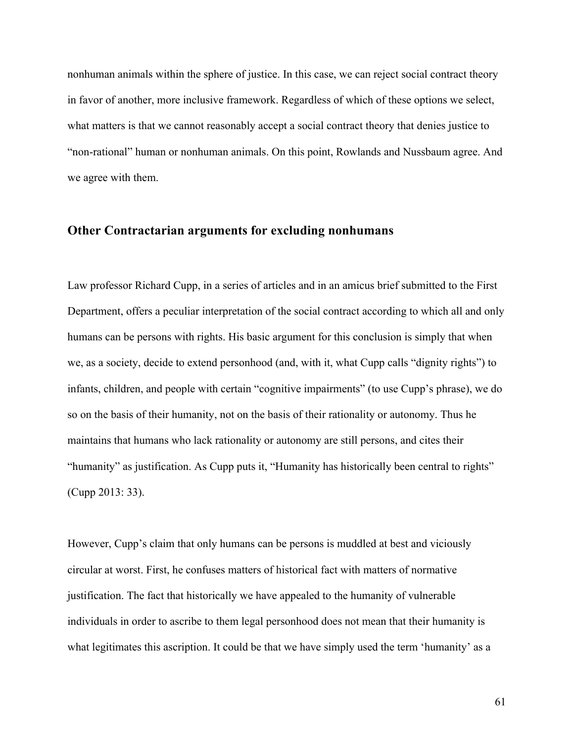nonhuman animals within the sphere of justice. In this case, we can reject social contract theory in favor of another, more inclusive framework. Regardless of which of these options we select, what matters is that we cannot reasonably accept a social contract theory that denies justice to "non-rational" human or nonhuman animals. On this point, Rowlands and Nussbaum agree. And we agree with them.

## Other Contractarian arguments for excluding nonhumans

Law professor Richard Cupp, in a series of articles and in an amicus brief submitted to the First Department, offers a peculiar interpretation of the social contract according to which all and only humans can be persons with rights. His basic argument for this conclusion is simply that when we, as a society, decide to extend personhood (and, with it, what Cupp calls "dignity rights") to infants, children, and people with certain "cognitive impairments" (to use Cupp's phrase), we do so on the basis of their humanity, not on the basis of their rationality or autonomy. Thus he maintains that humans who lack rationality or autonomy are still persons, and cites their "humanity" as justification. As Cupp puts it, "Humanity has historically been central to rights" (Cupp 2013: 33).

However, Cupp's claim that only humans can be persons is muddled at best and viciously circular at worst. First, he confuses matters of historical fact with matters of normative justification. The fact that historically we have appealed to the humanity of vulnerable individuals in order to ascribe to them legal personhood does not mean that their humanity is what legitimates this ascription. It could be that we have simply used the term 'humanity' as a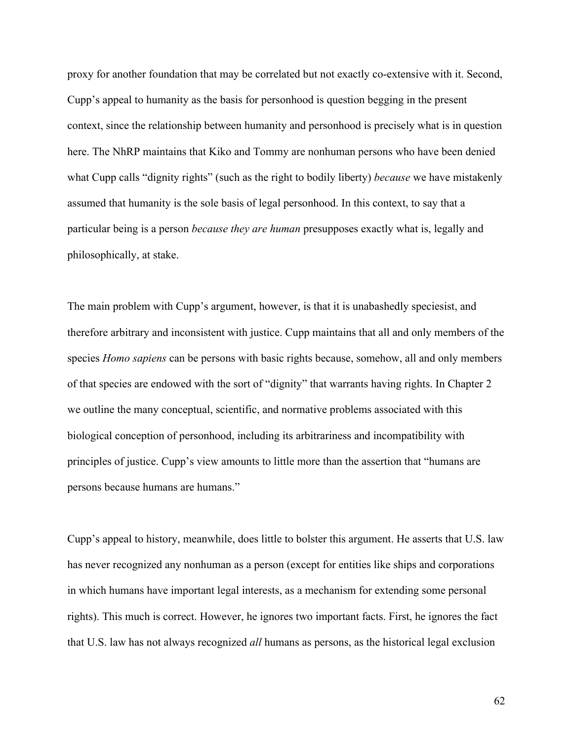proxy for another foundation that may be correlated but not exactly co-extensive with it. Second, Cupp's appeal to humanity as the basis for personhood is question begging in the present context, since the relationship between humanity and personhood is precisely what is in question here. The NhRP maintains that Kiko and Tommy are nonhuman persons who have been denied what Cupp calls "dignity rights" (such as the right to bodily liberty) *because* we have mistakenly assumed that humanity is the sole basis of legal personhood. In this context, to say that a particular being is a person *because they are human* presupposes exactly what is, legally and philosophically, at stake.

The main problem with Cupp's argument, however, is that it is unabashedly speciesist, and therefore arbitrary and inconsistent with justice. Cupp maintains that all and only members of the species *Homo sapiens* can be persons with basic rights because, somehow, all and only members of that species are endowed with the sort of "dignity" that warrants having rights. In Chapter 2 we outline the many conceptual, scientific, and normative problems associated with this biological conception of personhood, including its arbitrariness and incompatibility with principles of justice. Cupp's view amounts to little more than the assertion that "humans are persons because humans are humans."

Cupp's appeal to history, meanwhile, does little to bolster this argument. He asserts that U.S. law has never recognized any nonhuman as a person (except for entities like ships and corporations in which humans have important legal interests, as a mechanism for extending some personal rights). This much is correct. However, he ignores two important facts. First, he ignores the fact that U.S. law has not always recognized *all* humans as persons, as the historical legal exclusion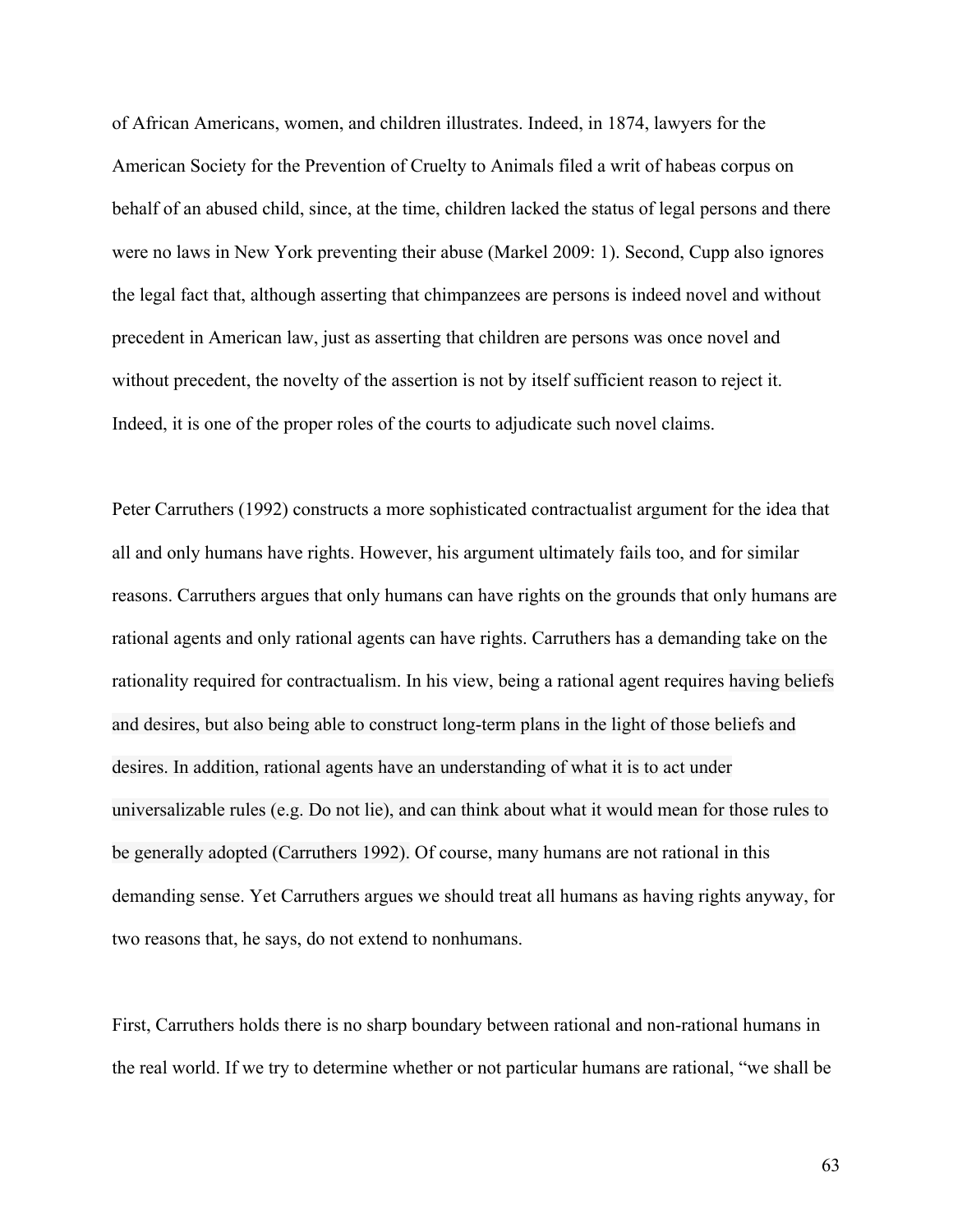of African Americans, women, and children illustrates. Indeed, in 1874, lawyers for the American Society for the Prevention of Cruelty to Animals filed a writ of habeas corpus on behalf of an abused child, since, at the time, children lacked the status of legal persons and there were no laws in New York preventing their abuse (Markel 2009: 1). Second, Cupp also ignores the legal fact that, although asserting that chimpanzees are persons is indeed novel and without precedent in American law, just as asserting that children are persons was once novel and without precedent, the novelty of the assertion is not by itself sufficient reason to reject it. Indeed, it is one of the proper roles of the courts to adjudicate such novel claims.

Peter Carruthers (1992) constructs a more sophisticated contractualist argument for the idea that all and only humans have rights. However, his argument ultimately fails too, and for similar reasons. Carruthers argues that only humans can have rights on the grounds that only humans are rational agents and only rational agents can have rights. Carruthers has a demanding take on the rationality required for contractualism. In his view, being a rational agent requires having beliefs and desires, but also being able to construct long-term plans in the light of those beliefs and desires. In addition, rational agents have an understanding of what it is to act under universalizable rules (e.g. Do not lie), and can think about what it would mean for those rules to be generally adopted (Carruthers 1992). Of course, many humans are not rational in this demanding sense. Yet Carruthers argues we should treat all humans as having rights anyway, for two reasons that, he says, do not extend to nonhumans.

First, Carruthers holds there is no sharp boundary between rational and non-rational humans in the real world. If we try to determine whether or not particular humans are rational, "we shall be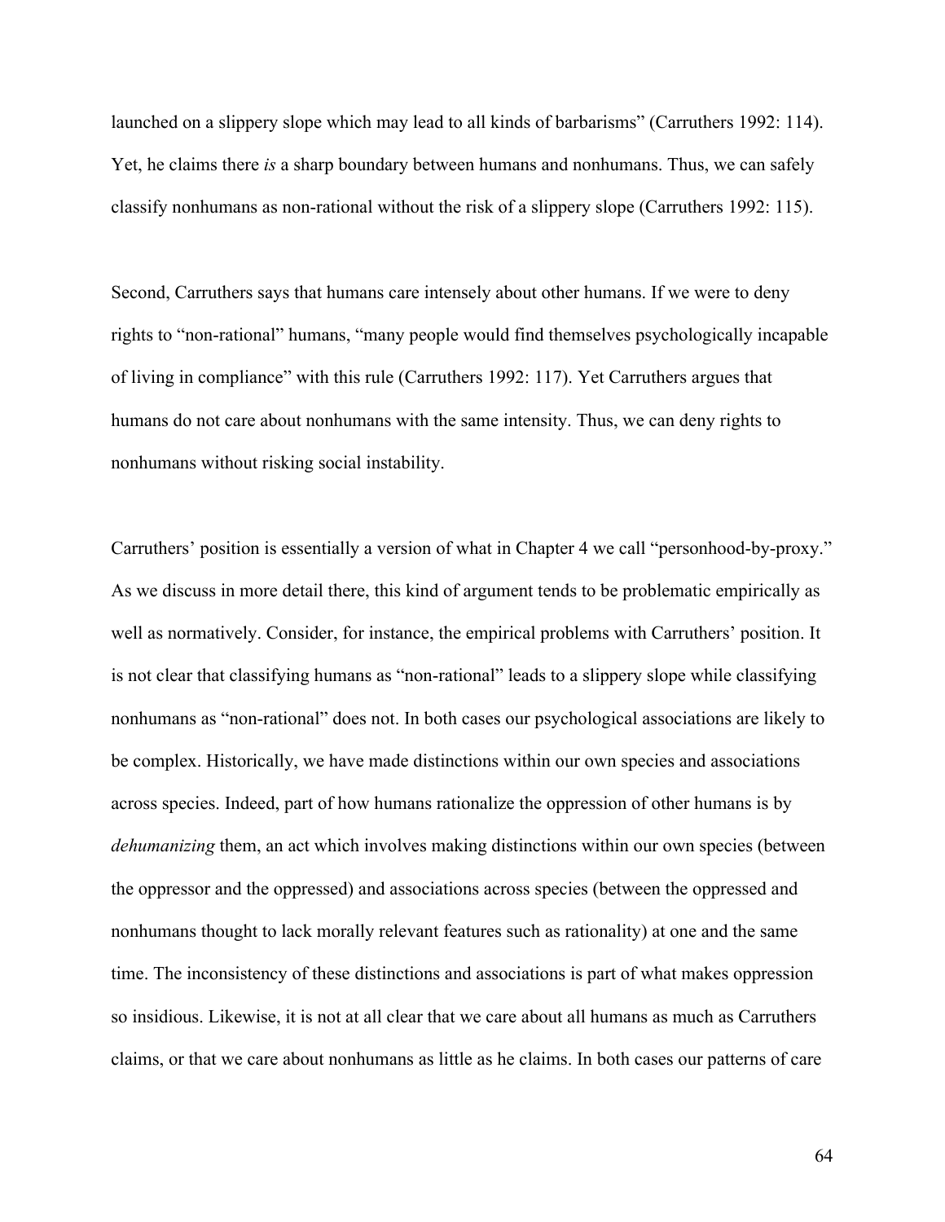launched on a slippery slope which may lead to all kinds of barbarisms" (Carruthers 1992: 114). Yet, he claims there *is* a sharp boundary between humans and nonhumans. Thus, we can safely classify nonhumans as non-rational without the risk of a slippery slope (Carruthers 1992: 115).

Second, Carruthers says that humans care intensely about other humans. If we were to deny rights to "non-rational" humans, "many people would find themselves psychologically incapable of living in compliance" with this rule (Carruthers 1992: 117). Yet Carruthers argues that humans do not care about nonhumans with the same intensity. Thus, we can deny rights to nonhumans without risking social instability.

Carruthers' position is essentially a version of what in Chapter 4 we call "personhood-by-proxy." As we discuss in more detail there, this kind of argument tends to be problematic empirically as well as normatively. Consider, for instance, the empirical problems with Carruthers' position. It is not clear that classifying humans as "non-rational" leads to a slippery slope while classifying nonhumans as "non-rational" does not. In both cases our psychological associations are likely to be complex. Historically, we have made distinctions within our own species and associations across species. Indeed, part of how humans rationalize the oppression of other humans is by *dehumanizing* them, an act which involves making distinctions within our own species (between the oppressor and the oppressed) and associations across species (between the oppressed and nonhumans thought to lack morally relevant features such as rationality) at one and the same time. The inconsistency of these distinctions and associations is part of what makes oppression so insidious. Likewise, it is not at all clear that we care about all humans as much as Carruthers claims, or that we care about nonhumans as little as he claims. In both cases our patterns of care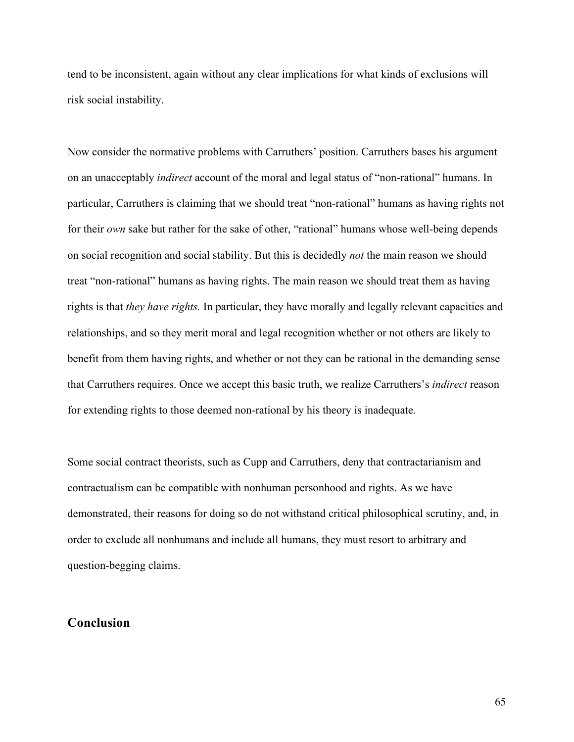tend to be inconsistent, again without any clear implications for what kinds of exclusions will risk social instability.

Now consider the normative problems with Carruthers' position. Carruthers bases his argument on an unacceptably *indirect* account of the moral and legal status of "non-rational" humans. In particular, Carruthers is claiming that we should treat "non-rational" humans as having rights not for their *own* sake but rather for the sake of other, "rational" humans whose well-being depends on social recognition and social stability. But this is decidedly *not* the main reason we should treat "non-rational" humans as having rights. The main reason we should treat them as having rights is that *they have rights.* In particular, they have morally and legally relevant capacities and relationships, and so they merit moral and legal recognition whether or not others are likely to benefit from them having rights, and whether or not they can be rational in the demanding sense that Carruthers requires. Once we accept this basic truth, we realize Carruthers's *indirect* reason for extending rights to those deemed non-rational by his theory is inadequate.

Some social contract theorists, such as Cupp and Carruthers, deny that contractarianism and contractualism can be compatible with nonhuman personhood and rights. As we have demonstrated, their reasons for doing so do not withstand critical philosophical scrutiny, and, in order to exclude all nonhumans and include all humans, they must resort to arbitrary and question-begging claims.

## Conclusion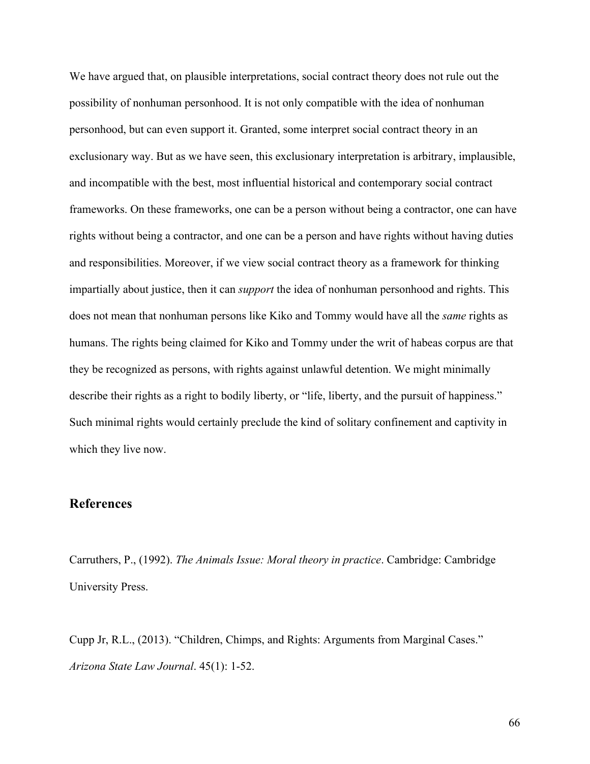We have argued that, on plausible interpretations, social contract theory does not rule out the possibility of nonhuman personhood. It is not only compatible with the idea of nonhuman personhood, but can even support it. Granted, some interpret social contract theory in an exclusionary way. But as we have seen, this exclusionary interpretation is arbitrary, implausible, and incompatible with the best, most influential historical and contemporary social contract frameworks. On these frameworks, one can be a person without being a contractor, one can have rights without being a contractor, and one can be a person and have rights without having duties and responsibilities. Moreover, if we view social contract theory as a framework for thinking impartially about justice, then it can *support* the idea of nonhuman personhood and rights. This does not mean that nonhuman persons like Kiko and Tommy would have all the *same* rights as humans. The rights being claimed for Kiko and Tommy under the writ of habeas corpus are that they be recognized as persons, with rights against unlawful detention. We might minimally describe their rights as a right to bodily liberty, or "life, liberty, and the pursuit of happiness." Such minimal rights would certainly preclude the kind of solitary confinement and captivity in which they live now.

## References

Carruthers, P., (1992). *The Animals Issue: Moral theory in practice*. Cambridge: Cambridge University Press.

Cupp Jr, R.L., (2013). "Children, Chimps, and Rights: Arguments from Marginal Cases." *Arizona State Law Journal*. 45(1): 1-52.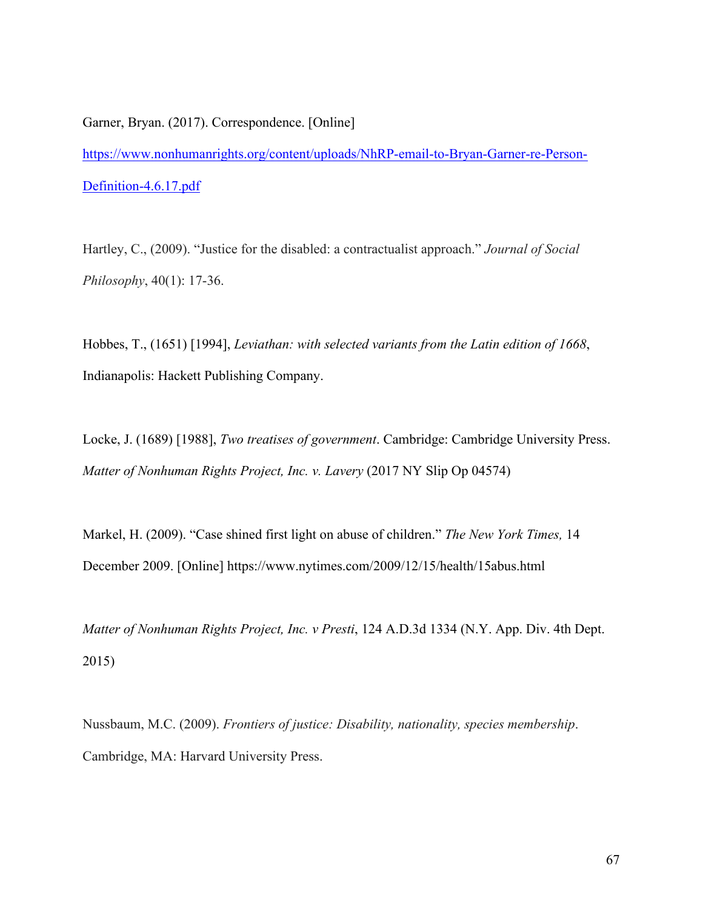Garner, Bryan. (2017). Correspondence. [Online] https://www.nonhumanrights.org/content/uploads/NhRP-email-to-Bryan-Garner-re-Person-Definition-4.6.17.pdf

Hartley, C., (2009). "Justice for the disabled: a contractualist approach." *Journal of Social Philosophy*, 40(1): 17-36.

Hobbes, T., (1651) [1994], *Leviathan: with selected variants from the Latin edition of 1668*, Indianapolis: Hackett Publishing Company.

Locke, J. (1689) [1988], *Two treatises of government*. Cambridge: Cambridge University Press.

*Matter of Nonhuman Rights Project, Inc. v. Lavery* (2017 NY Slip Op 04574)

Markel, H. (2009). "Case shined first light on abuse of children." *The New York Times,* 14 December 2009. [Online] https://www.nytimes.com/2009/12/15/health/15abus.html

*Matter of Nonhuman Rights Project, Inc. v Presti*, 124 A.D.3d 1334 (N.Y. App. Div. 4th Dept. 2015)

Nussbaum, M.C. (2009). *Frontiers of justice: Disability, nationality, species membership*. Cambridge, MA: Harvard University Press.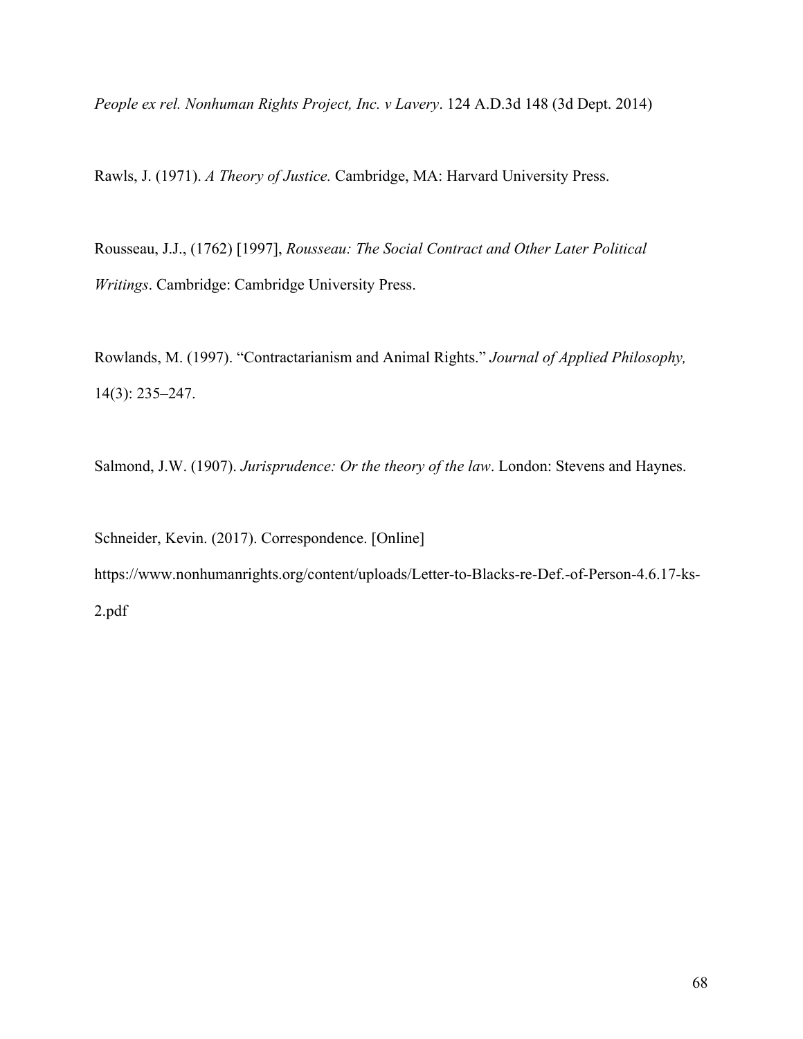*People ex rel. Nonhuman Rights Project, Inc. v Lavery*. 124 A.D.3d 148 (3d Dept. 2014)

Rawls, J. (1971). *A Theory of Justice.* Cambridge, MA: Harvard University Press.

Rousseau, J.J., (1762) [1997], *Rousseau: The Social Contract and Other Later Political Writings*. Cambridge: Cambridge University Press.

Rowlands, M. (1997). "Contractarianism and Animal Rights." *Journal of Applied Philosophy,* 14(3): 235–247.

Salmond, J.W. (1907). *Jurisprudence: Or the theory of the law*. London: Stevens and Haynes.

Schneider, Kevin. (2017). Correspondence. [Online] https://www.nonhumanrights.org/content/uploads/Letter-to-Blacks-re-Def.-of-Person-4.6.17-ks-2.pdf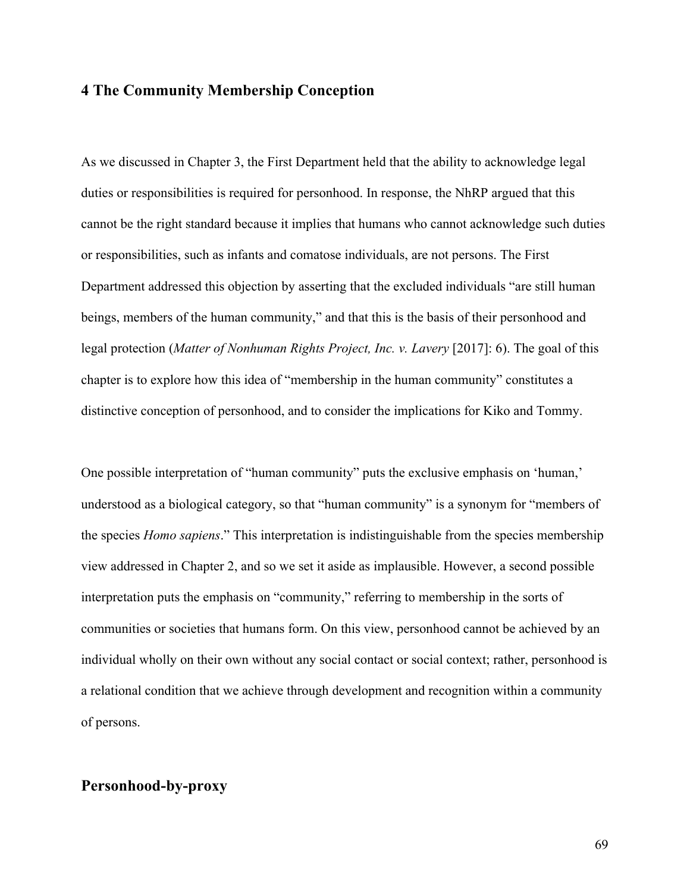# 4 The Community Membership Conception

As we discussed in Chapter 3, the First Department held that the ability to acknowledge legal duties or responsibilities is required for personhood. In response, the NhRP argued that this cannot be the right standard because it implies that humans who cannot acknowledge such duties or responsibilities, such as infants and comatose individuals, are not persons. The First Department addressed this objection by asserting that the excluded individuals "are still human beings, members of the human community," and that this is the basis of their personhood and legal protection (*Matter of Nonhuman Rights Project, Inc. v. Lavery* [2017]: 6). The goal of this chapter is to explore how this idea of "membership in the human community" constitutes a distinctive conception of personhood, and to consider the implications for Kiko and Tommy.

One possible interpretation of "human community" puts the exclusive emphasis on 'human,' understood as a biological category, so that "human community" is a synonym for "members of the species *Homo sapiens*." This interpretation is indistinguishable from the species membership view addressed in Chapter 2, and so we set it aside as implausible. However, a second possible interpretation puts the emphasis on "community," referring to membership in the sorts of communities or societies that humans form. On this view, personhood cannot be achieved by an individual wholly on their own without any social contact or social context; rather, personhood is a relational condition that we achieve through development and recognition within a community of persons.

## Personhood-by-proxy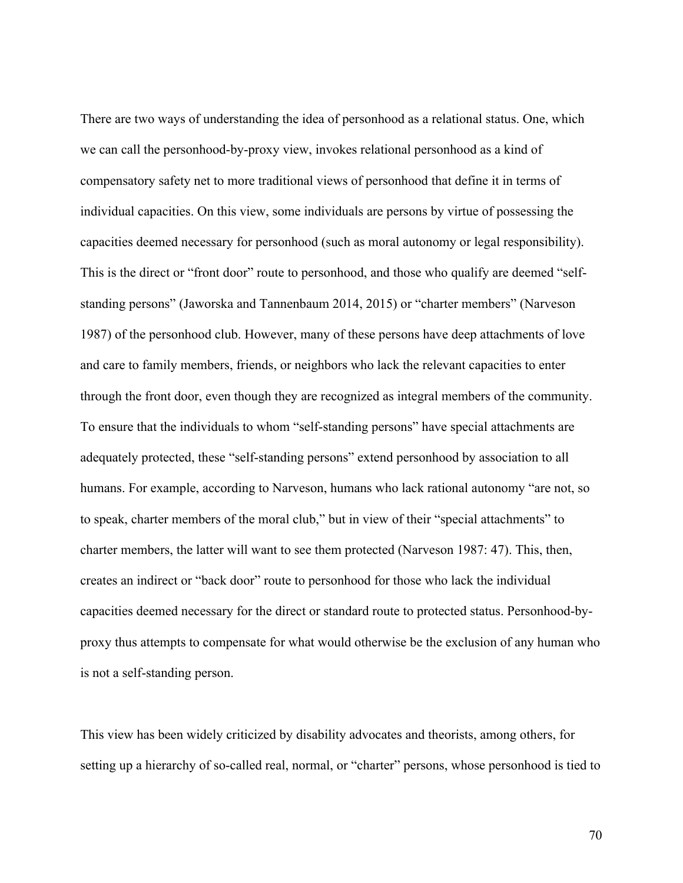There are two ways of understanding the idea of personhood as a relational status. One, which we can call the personhood-by-proxy view, invokes relational personhood as a kind of compensatory safety net to more traditional views of personhood that define it in terms of individual capacities. On this view, some individuals are persons by virtue of possessing the capacities deemed necessary for personhood (such as moral autonomy or legal responsibility). This is the direct or "front door" route to personhood, and those who qualify are deemed "self-standing persons" (Jaworska and Tannenbaum 2014, 2015) or "charter members" (Narveson 1987) of the personhood club. However, many of these persons have deep attachments of love and care to family members, friends, or neighbors who lack the relevant capacities to enter through the front door, even though they are recognized as integral members of the community. To ensure that the individuals to whom "self-standing persons" have special attachments are adequately protected, these "self-standing persons" extend personhood by association to all humans. For example, according to Narveson, humans who lack rational autonomy "are not, so to speak, charter members of the moral club," but in view of their "special attachments" to charter members, the latter will want to see them protected (Narveson 1987: 47). This, then, creates an indirect or "back door" route to personhood for those who lack the individual capacities deemed necessary for the direct or standard route to protected status. Personhood-by-proxy thus attempts to compensate for what would otherwise be the exclusion of any human who is not a self-standing person.

This view has been widely criticized by disability advocates and theorists, among others, for setting up a hierarchy of so-called real, normal, or "charter" persons, whose personhood is tied to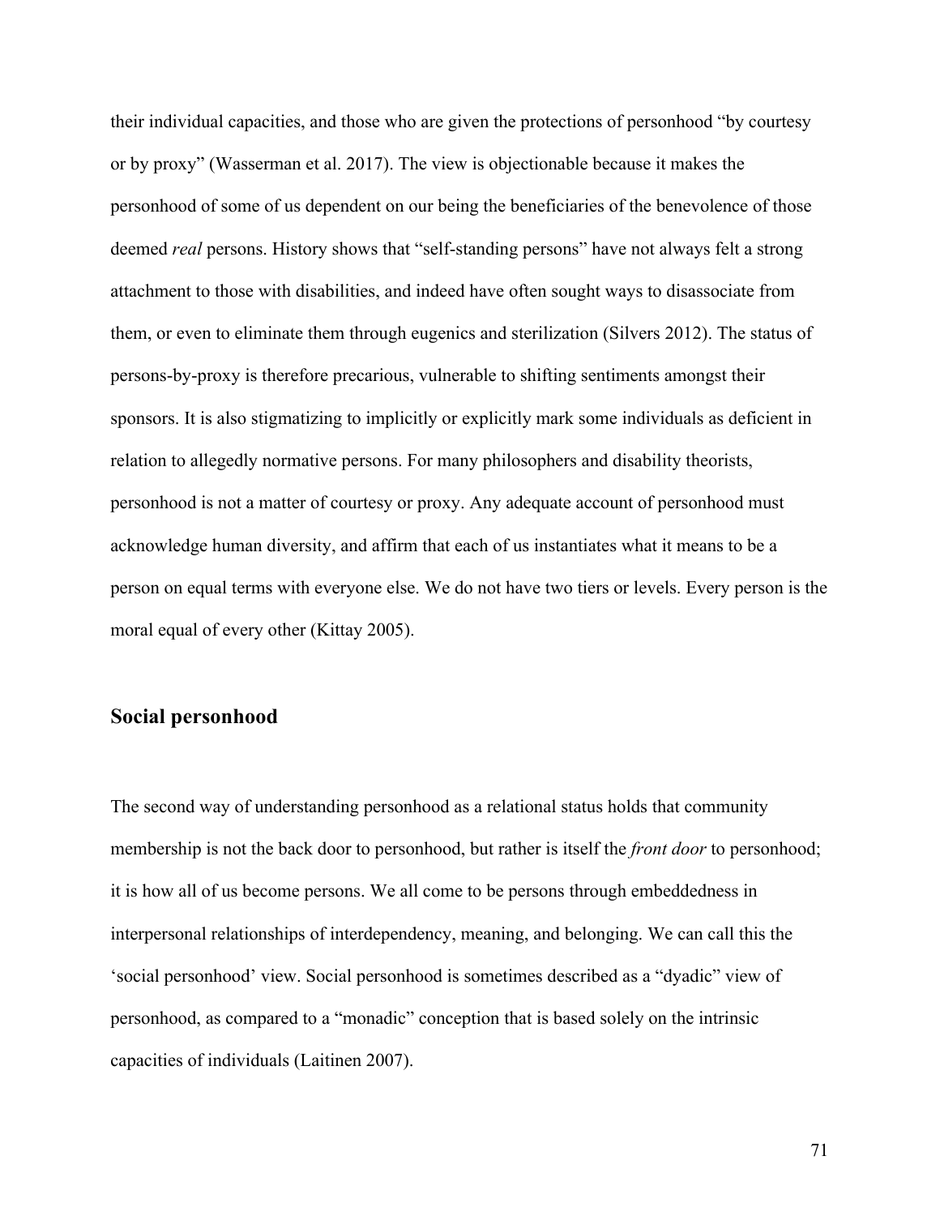their individual capacities, and those who are given the protections of personhood "by courtesy or by proxy" (Wasserman et al. 2017). The view is objectionable because it makes the personhood of some of us dependent on our being the beneficiaries of the benevolence of those deemed *real* persons. History shows that "self-standing persons" have not always felt a strong attachment to those with disabilities, and indeed have often sought ways to disassociate from them, or even to eliminate them through eugenics and sterilization (Silvers 2012). The status of persons-by-proxy is therefore precarious, vulnerable to shifting sentiments amongst their sponsors. It is also stigmatizing to implicitly or explicitly mark some individuals as deficient in relation to allegedly normative persons. For many philosophers and disability theorists, personhood is not a matter of courtesy or proxy. Any adequate account of personhood must acknowledge human diversity, and affirm that each of us instantiates what it means to be a person on equal terms with everyone else. We do not have two tiers or levels. Every person is the moral equal of every other (Kittay 2005).

## Social personhood

The second way of understanding personhood as a relational status holds that community membership is not the back door to personhood, but rather is itself the *front door* to personhood; it is how all of us become persons. We all come to be persons through embeddedness in interpersonal relationships of interdependency, meaning, and belonging. We can call this the 'social personhood' view. Social personhood is sometimes described as a "dyadic" view of personhood, as compared to a "monadic" conception that is based solely on the intrinsic capacities of individuals (Laitinen 2007).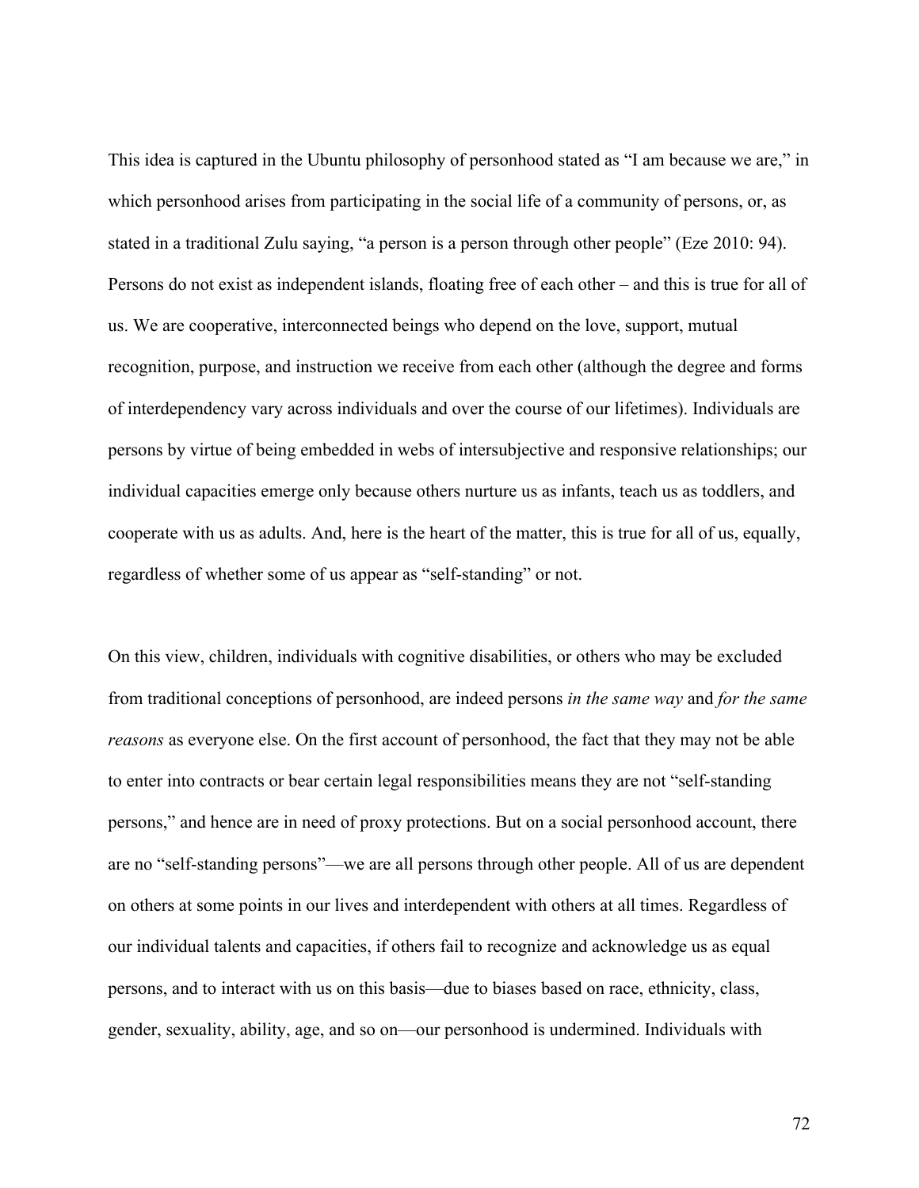This idea is captured in the Ubuntu philosophy of personhood stated as "I am because we are," in which personhood arises from participating in the social life of a community of persons, or, as stated in a traditional Zulu saying, "a person is a person through other people" (Eze 2010: 94). Persons do not exist as independent islands, floating free of each other – and this is true for all of us. We are cooperative, interconnected beings who depend on the love, support, mutual recognition, purpose, and instruction we receive from each other (although the degree and forms of interdependency vary across individuals and over the course of our lifetimes). Individuals are persons by virtue of being embedded in webs of intersubjective and responsive relationships; our individual capacities emerge only because others nurture us as infants, teach us as toddlers, and cooperate with us as adults. And, here is the heart of the matter, this is true for all of us, equally, regardless of whether some of us appear as "self-standing" or not.

On this view, children, individuals with cognitive disabilities, or others who may be excluded from traditional conceptions of personhood, are indeed persons *in the same way* and *for the same reasons* as everyone else. On the first account of personhood, the fact that they may not be able to enter into contracts or bear certain legal responsibilities means they are not "self-standing persons," and hence are in need of proxy protections. But on a social personhood account, there are no "self-standing persons"—we are all persons through other people. All of us are dependent on others at some points in our lives and interdependent with others at all times. Regardless of our individual talents and capacities, if others fail to recognize and acknowledge us as equal persons, and to interact with us on this basis—due to biases based on race, ethnicity, class, gender, sexuality, ability, age, and so on—our personhood is undermined. Individuals with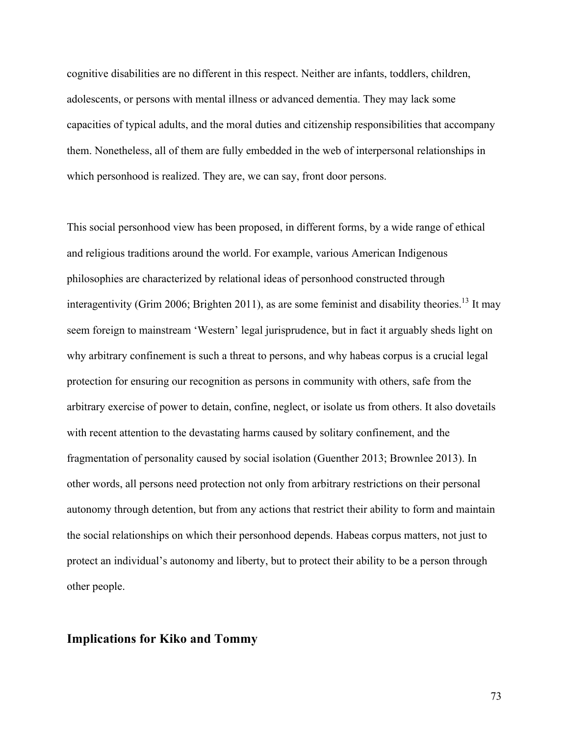cognitive disabilities are no different in this respect. Neither are infants, toddlers, children, adolescents, or persons with mental illness or advanced dementia. They may lack some capacities of typical adults, and the moral duties and citizenship responsibilities that accompany them. Nonetheless, all of them are fully embedded in the web of interpersonal relationships in which personhood is realized. They are, we can say, front door persons.

This social personhood view has been proposed, in different forms, by a wide range of ethical and religious traditions around the world. For example, various American Indigenous philosophies are characterized by relational ideas of personhood constructed through interagentivity (Grim 2006; Brighten 2011), as are some feminist and disability theories.[13] It may seem foreign to mainstream 'Western' legal jurisprudence, but in fact it arguably sheds light on why arbitrary confinement is such a threat to persons, and why habeas corpus is a crucial legal protection for ensuring our recognition as persons in community with others, safe from the arbitrary exercise of power to detain, confine, neglect, or isolate us from others. It also dovetails with recent attention to the devastating harms caused by solitary confinement, and the fragmentation of personality caused by social isolation (Guenther 2013; Brownlee 2013). In other words, all persons need protection not only from arbitrary restrictions on their personal autonomy through detention, but from any actions that restrict their ability to form and maintain the social relationships on which their personhood depends. Habeas corpus matters, not just to protect an individual's autonomy and liberty, but to protect their ability to be a person through other people.

## Implications for Kiko and Tommy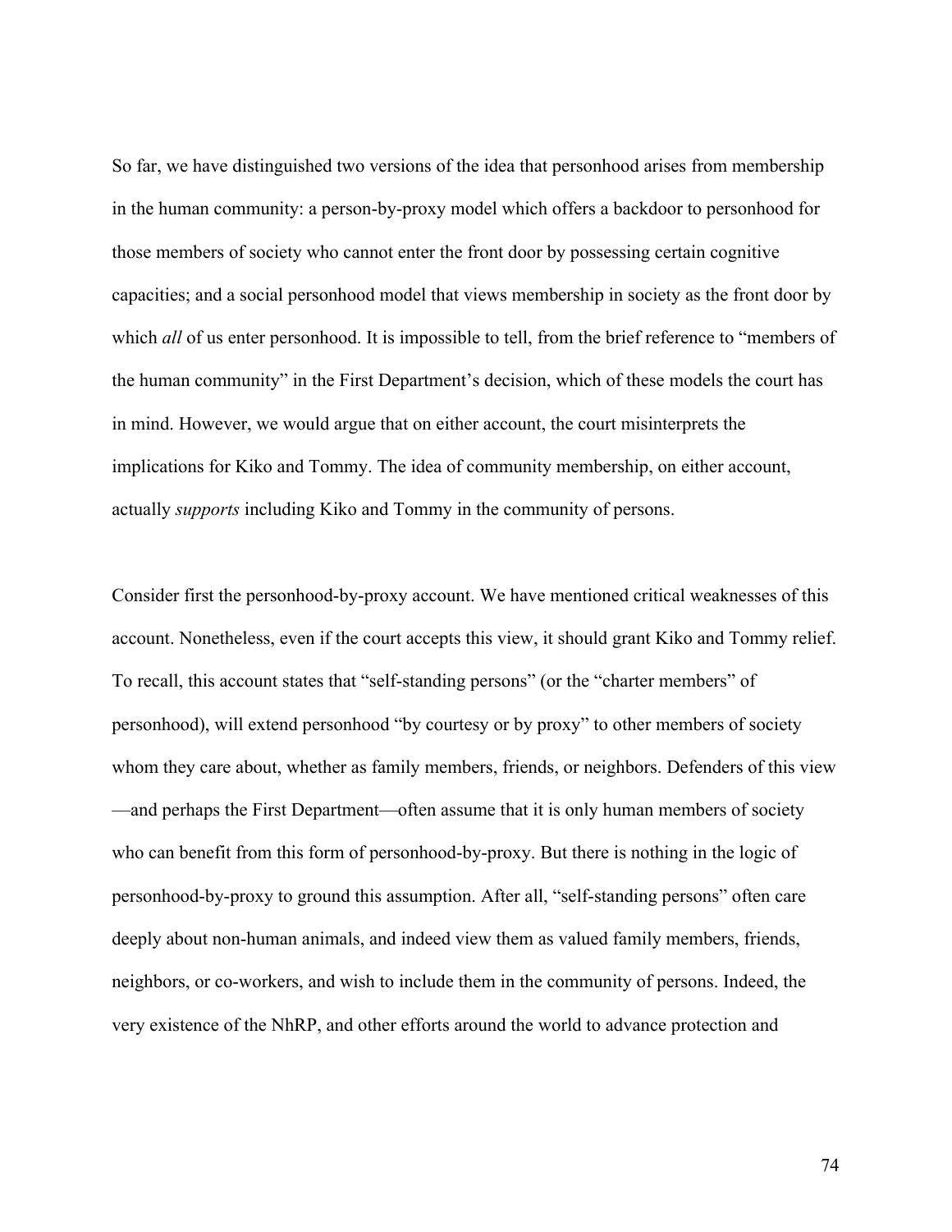So far, we have distinguished two versions of the idea that personhood arises from membership in the human community: a person-by-proxy model which offers a backdoor to personhood for those members of society who cannot enter the front door by possessing certain cognitive capacities; and a social personhood model that views membership in society as the front door by which *all* of us enter personhood. It is impossible to tell, from the brief reference to "members of the human community" in the First Department's decision, which of these models the court has in mind. However, we would argue that on either account, the court misinterprets the implications for Kiko and Tommy. The idea of community membership, on either account, actually *supports* including Kiko and Tommy in the community of persons.

Consider first the personhood-by-proxy account. We have mentioned critical weaknesses of this account. Nonetheless, even if the court accepts this view, it should grant Kiko and Tommy relief. To recall, this account states that "self-standing persons" (or the "charter members" of personhood), will extend personhood "by courtesy or by proxy" to other members of society whom they care about, whether as family members, friends, or neighbors. Defenders of this view—and perhaps the First Department—often assume that it is only human members of society who can benefit from this form of personhood-by-proxy. But there is nothing in the logic of personhood-by-proxy to ground this assumption. After all, "self-standing persons" often care deeply about non-human animals, and indeed view them as valued family members, friends, neighbors, or co-workers, and wish to include them in the community of persons. Indeed, the very existence of the NhRP, and other efforts around the world to advance protection and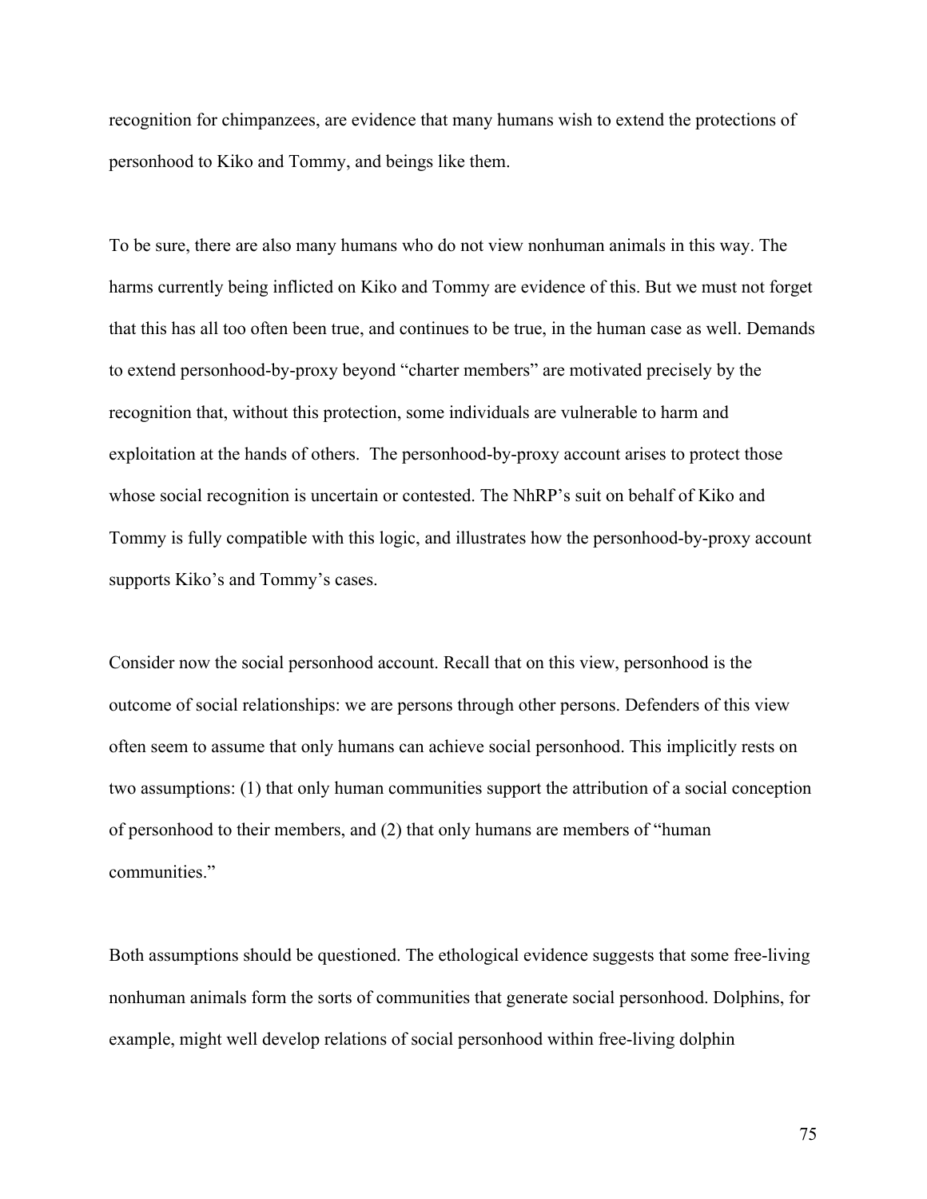recognition for chimpanzees, are evidence that many humans wish to extend the protections of personhood to Kiko and Tommy, and beings like them.

To be sure, there are also many humans who do not view nonhuman animals in this way. The harms currently being inflicted on Kiko and Tommy are evidence of this. But we must not forget that this has all too often been true, and continues to be true, in the human case as well. Demands to extend personhood-by-proxy beyond "charter members" are motivated precisely by the recognition that, without this protection, some individuals are vulnerable to harm and exploitation at the hands of others. The personhood-by-proxy account arises to protect those whose social recognition is uncertain or contested. The NhRP's suit on behalf of Kiko and Tommy is fully compatible with this logic, and illustrates how the personhood-by-proxy account supports Kiko's and Tommy's cases.

Consider now the social personhood account. Recall that on this view, personhood is the outcome of social relationships: we are persons through other persons. Defenders of this view often seem to assume that only humans can achieve social personhood. This implicitly rests on two assumptions: (1) that only human communities support the attribution of a social conception of personhood to their members, and (2) that only humans are members of "human communities."

Both assumptions should be questioned. The ethological evidence suggests that some free-living nonhuman animals form the sorts of communities that generate social personhood. Dolphins, for example, might well develop relations of social personhood within free-living dolphin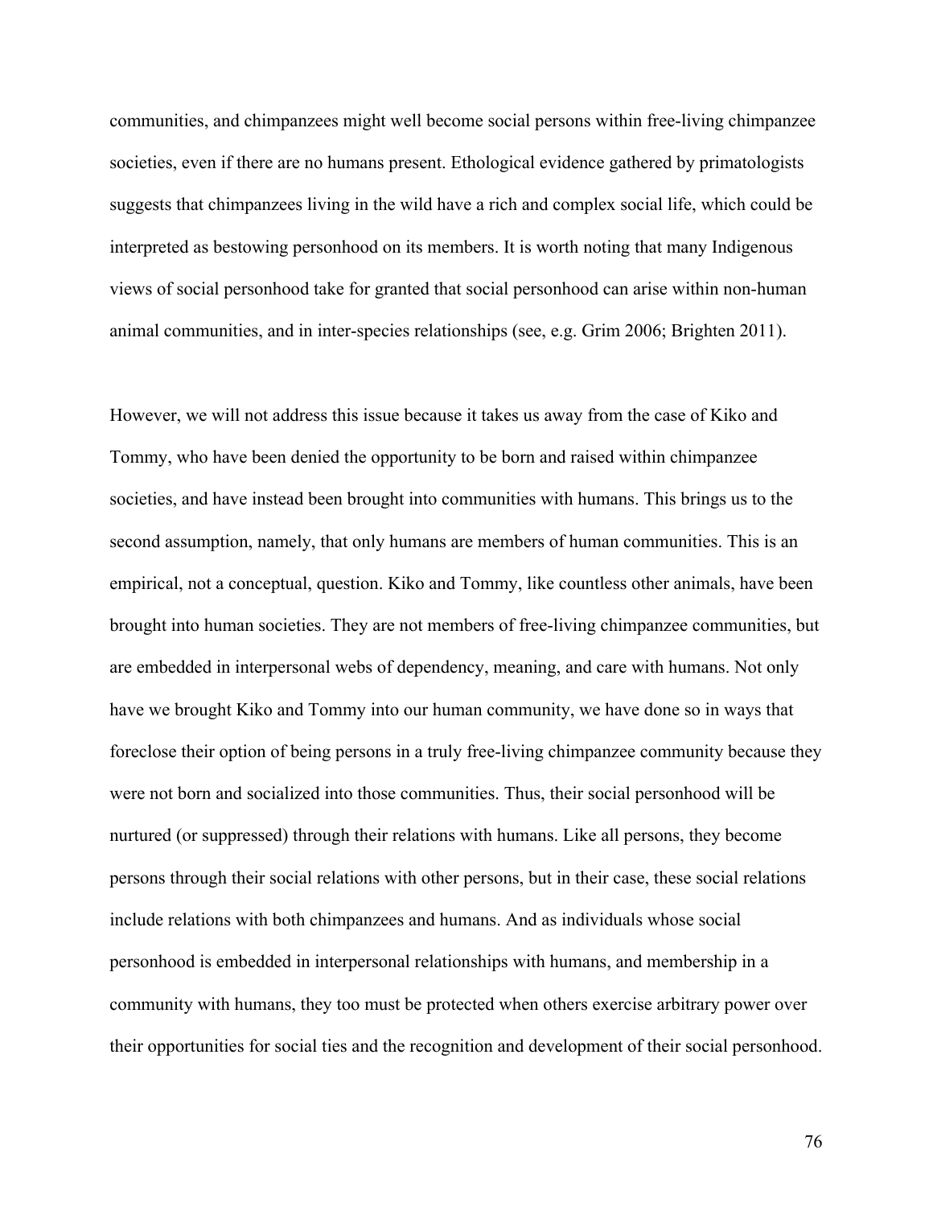communities, and chimpanzees might well become social persons within free-living chimpanzee societies, even if there are no humans present. Ethological evidence gathered by primatologists suggests that chimpanzees living in the wild have a rich and complex social life, which could be interpreted as bestowing personhood on its members. It is worth noting that many Indigenous views of social personhood take for granted that social personhood can arise within non-human animal communities, and in inter-species relationships (see, e.g. Grim 2006; Brighten 2011).

However, we will not address this issue because it takes us away from the case of Kiko and Tommy, who have been denied the opportunity to be born and raised within chimpanzee societies, and have instead been brought into communities with humans. This brings us to the second assumption, namely, that only humans are members of human communities. This is an empirical, not a conceptual, question. Kiko and Tommy, like countless other animals, have been brought into human societies. They are not members of free-living chimpanzee communities, but are embedded in interpersonal webs of dependency, meaning, and care with humans. Not only have we brought Kiko and Tommy into our human community, we have done so in ways that foreclose their option of being persons in a truly free-living chimpanzee community because they were not born and socialized into those communities. Thus, their social personhood will be nurtured (or suppressed) through their relations with humans. Like all persons, they become persons through their social relations with other persons, but in their case, these social relations include relations with both chimpanzees and humans. And as individuals whose social personhood is embedded in interpersonal relationships with humans, and membership in a community with humans, they too must be protected when others exercise arbitrary power over their opportunities for social ties and the recognition and development of their social personhood.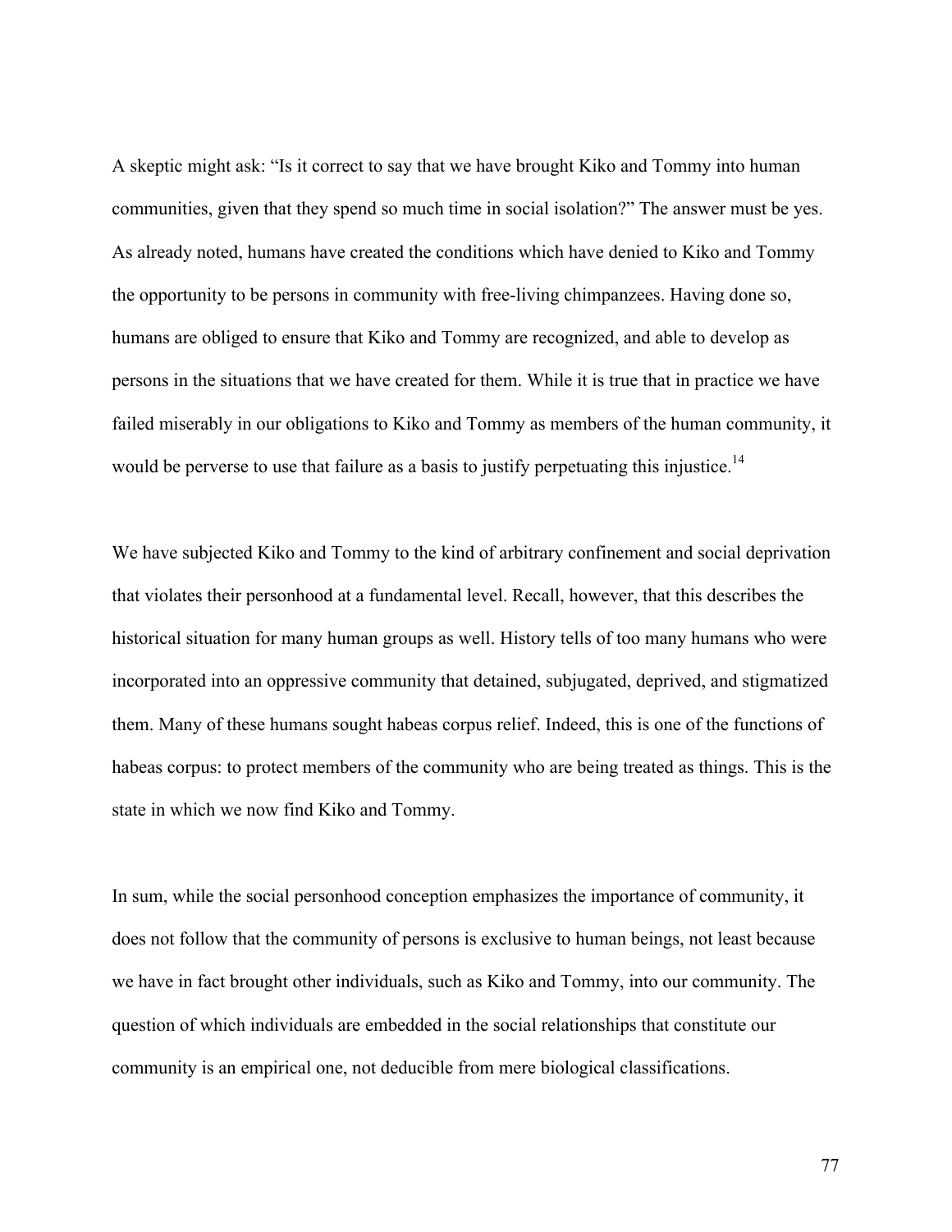A skeptic might ask: "Is it correct to say that we have brought Kiko and Tommy into human communities, given that they spend so much time in social isolation?" The answer must be yes. As already noted, humans have created the conditions which have denied to Kiko and Tommy the opportunity to be persons in community with free-living chimpanzees. Having done so, humans are obliged to ensure that Kiko and Tommy are recognized, and able to develop as persons in the situations that we have created for them. While it is true that in practice we have failed miserably in our obligations to Kiko and Tommy as members of the human community, it would be perverse to use that failure as a basis to justify perpetuating this injustice.[14]

We have subjected Kiko and Tommy to the kind of arbitrary confinement and social deprivation that violates their personhood at a fundamental level. Recall, however, that this describes the historical situation for many human groups as well. History tells of too many humans who were incorporated into an oppressive community that detained, subjugated, deprived, and stigmatized them. Many of these humans sought habeas corpus relief. Indeed, this is one of the functions of habeas corpus: to protect members of the community who are being treated as things. This is the state in which we now find Kiko and Tommy.

In sum, while the social personhood conception emphasizes the importance of community, it does not follow that the community of persons is exclusive to human beings, not least because we have in fact brought other individuals, such as Kiko and Tommy, into our community. The question of which individuals are embedded in the social relationships that constitute our community is an empirical one, not deducible from mere biological classifications.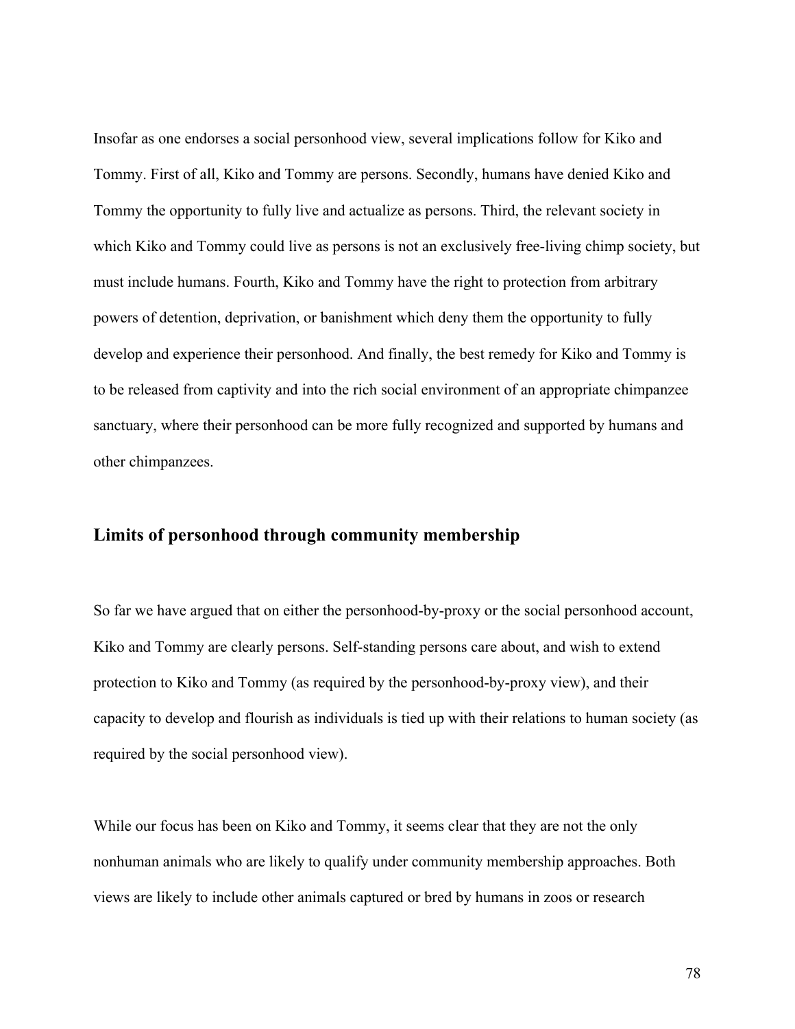Insofar as one endorses a social personhood view, several implications follow for Kiko and Tommy. First of all, Kiko and Tommy are persons. Secondly, humans have denied Kiko and Tommy the opportunity to fully live and actualize as persons. Third, the relevant society in which Kiko and Tommy could live as persons is not an exclusively free-living chimp society, but must include humans. Fourth, Kiko and Tommy have the right to protection from arbitrary powers of detention, deprivation, or banishment which deny them the opportunity to fully develop and experience their personhood. And finally, the best remedy for Kiko and Tommy is to be released from captivity and into the rich social environment of an appropriate chimpanzee sanctuary, where their personhood can be more fully recognized and supported by humans and other chimpanzees.

## Limits of personhood through community membership

So far we have argued that on either the personhood-by-proxy or the social personhood account, Kiko and Tommy are clearly persons. Self-standing persons care about, and wish to extend protection to Kiko and Tommy (as required by the personhood-by-proxy view), and their capacity to develop and flourish as individuals is tied up with their relations to human society (as required by the social personhood view).

While our focus has been on Kiko and Tommy, it seems clear that they are not the only nonhuman animals who are likely to qualify under community membership approaches. Both views are likely to include other animals captured or bred by humans in zoos or research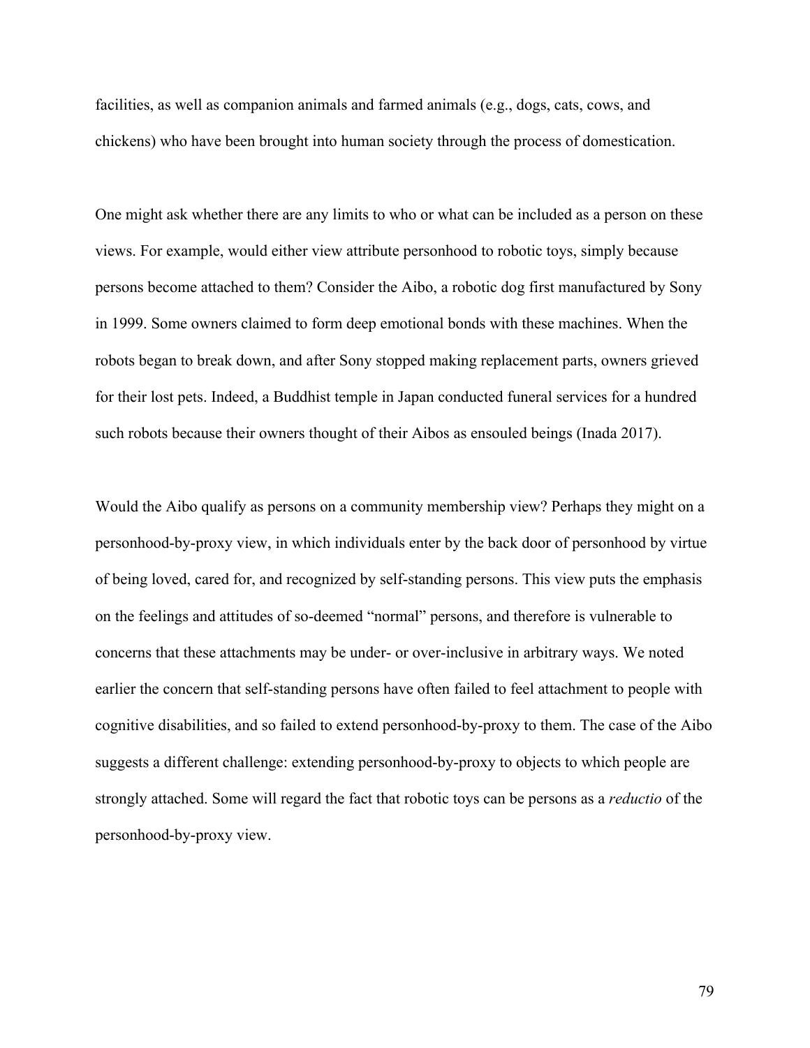facilities, as well as companion animals and farmed animals (e.g., dogs, cats, cows, and chickens) who have been brought into human society through the process of domestication.

One might ask whether there are any limits to who or what can be included as a person on these views. For example, would either view attribute personhood to robotic toys, simply because persons become attached to them? Consider the Aibo, a robotic dog first manufactured by Sony in 1999. Some owners claimed to form deep emotional bonds with these machines. When the robots began to break down, and after Sony stopped making replacement parts, owners grieved for their lost pets. Indeed, a Buddhist temple in Japan conducted funeral services for a hundred such robots because their owners thought of their Aibos as ensouled beings (Inada 2017).

Would the Aibo qualify as persons on a community membership view? Perhaps they might on a personhood-by-proxy view, in which individuals enter by the back door of personhood by virtue of being loved, cared for, and recognized by self-standing persons. This view puts the emphasis on the feelings and attitudes of so-deemed "normal" persons, and therefore is vulnerable to concerns that these attachments may be under- or over-inclusive in arbitrary ways. We noted earlier the concern that self-standing persons have often failed to feel attachment to people with cognitive disabilities, and so failed to extend personhood-by-proxy to them. The case of the Aibo suggests a different challenge: extending personhood-by-proxy to objects to which people are strongly attached. Some will regard the fact that robotic toys can be persons as a *reductio* of the personhood-by-proxy view.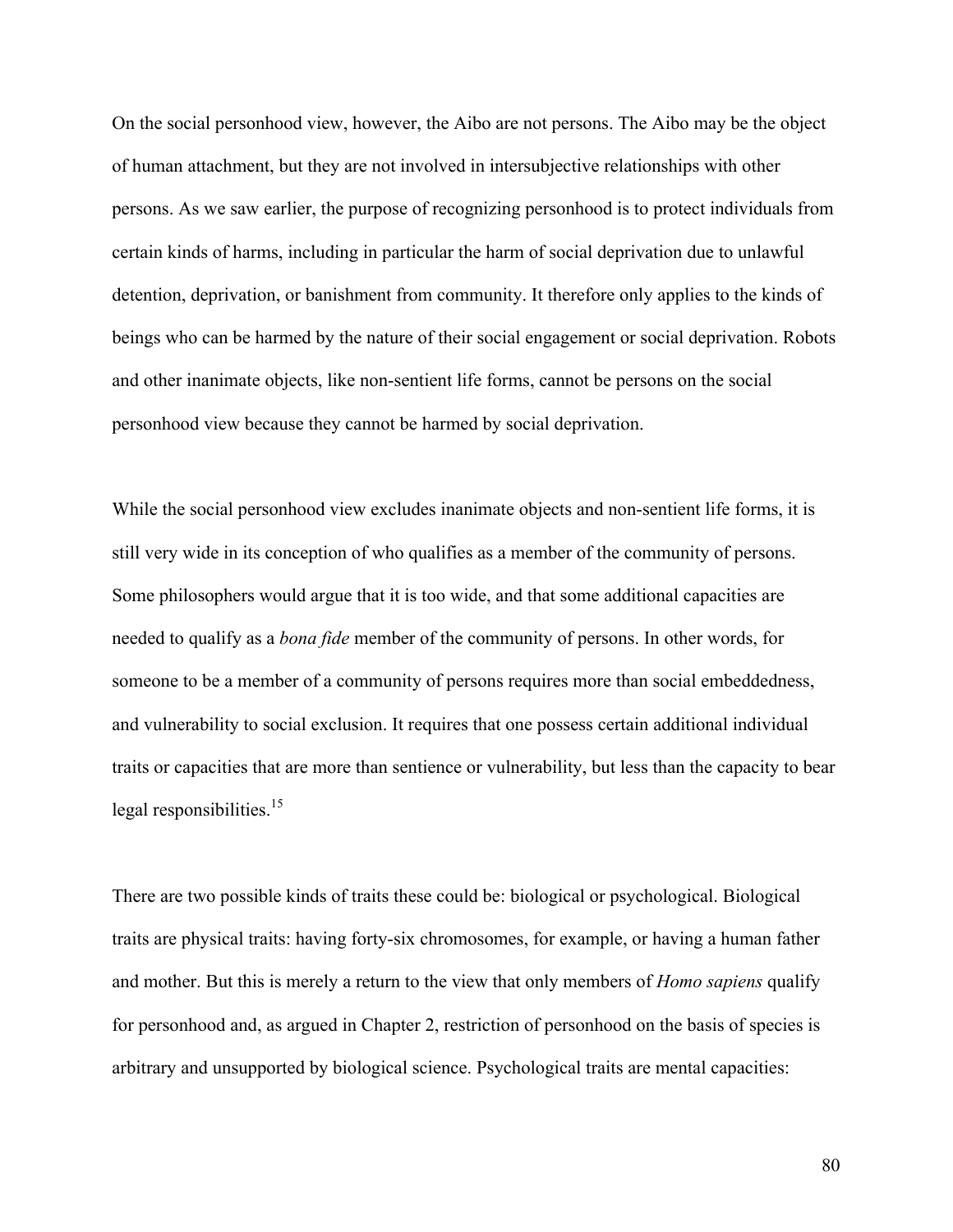On the social personhood view, however, the Aibo are not persons. The Aibo may be the object of human attachment, but they are not involved in intersubjective relationships with other persons. As we saw earlier, the purpose of recognizing personhood is to protect individuals from certain kinds of harms, including in particular the harm of social deprivation due to unlawful detention, deprivation, or banishment from community. It therefore only applies to the kinds of beings who can be harmed by the nature of their social engagement or social deprivation. Robots and other inanimate objects, like non-sentient life forms, cannot be persons on the social personhood view because they cannot be harmed by social deprivation.

While the social personhood view excludes inanimate objects and non-sentient life forms, it is still very wide in its conception of who qualifies as a member of the community of persons. Some philosophers would argue that it is too wide, and that some additional capacities are needed to qualify as a *bona fide* member of the community of persons. In other words, for someone to be a member of a community of persons requires more than social embeddedness, and vulnerability to social exclusion. It requires that one possess certain additional individual traits or capacities that are more than sentience or vulnerability, but less than the capacity to bear legal responsibilities.[15]

There are two possible kinds of traits these could be: biological or psychological. Biological traits are physical traits: having forty-six chromosomes, for example, or having a human father and mother. But this is merely a return to the view that only members of *Homo sapiens* qualify for personhood and, as argued in Chapter 2, restriction of personhood on the basis of species is arbitrary and unsupported by biological science. Psychological traits are mental capacities: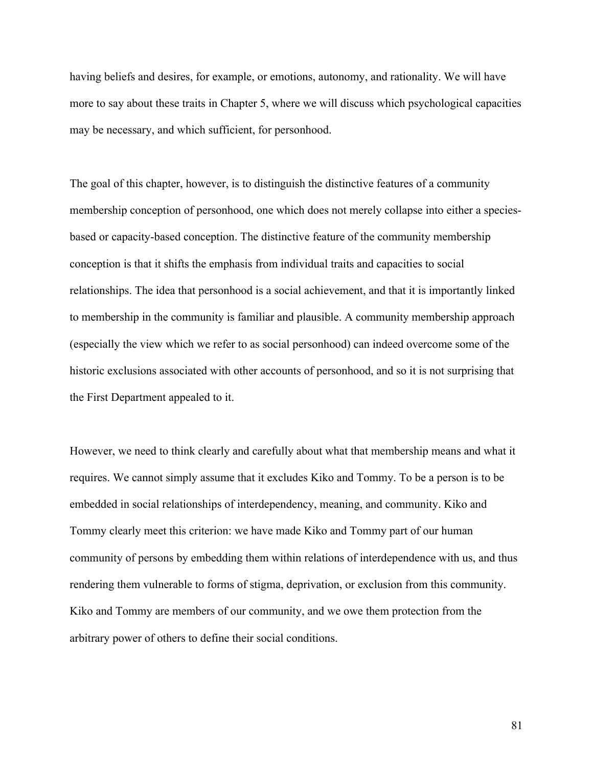having beliefs and desires, for example, or emotions, autonomy, and rationality. We will have more to say about these traits in Chapter 5, where we will discuss which psychological capacities may be necessary, and which sufficient, for personhood.

The goal of this chapter, however, is to distinguish the distinctive features of a community membership conception of personhood, one which does not merely collapse into either a species-based or capacity-based conception. The distinctive feature of the community membership conception is that it shifts the emphasis from individual traits and capacities to social relationships. The idea that personhood is a social achievement, and that it is importantly linked to membership in the community is familiar and plausible. A community membership approach (especially the view which we refer to as social personhood) can indeed overcome some of the historic exclusions associated with other accounts of personhood, and so it is not surprising that the First Department appealed to it.

However, we need to think clearly and carefully about what that membership means and what it requires. We cannot simply assume that it excludes Kiko and Tommy. To be a person is to be embedded in social relationships of interdependency, meaning, and community. Kiko and Tommy clearly meet this criterion: we have made Kiko and Tommy part of our human community of persons by embedding them within relations of interdependence with us, and thus rendering them vulnerable to forms of stigma, deprivation, or exclusion from this community. Kiko and Tommy are members of our community, and we owe them protection from the arbitrary power of others to define their social conditions.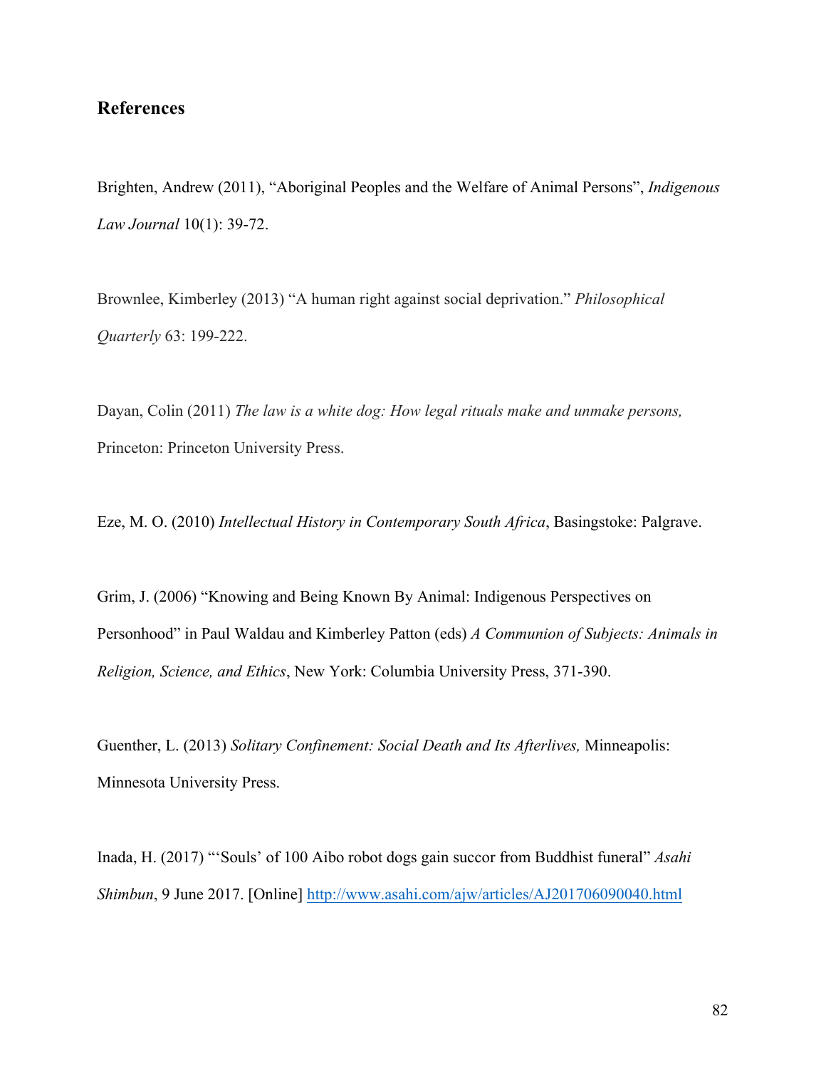## References

Brighten, Andrew (2011), "Aboriginal Peoples and the Welfare of Animal Persons", *Indigenous Law Journal* 10(1): 39-72.

Brownlee, Kimberley (2013) "A human right against social deprivation." *Philosophical Quarterly* 63: 199-222.

Dayan, Colin (2011) *The law is a white dog: How legal rituals make and unmake persons,* Princeton: Princeton University Press.

Eze, M. O. (2010) *Intellectual History in Contemporary South Africa*, Basingstoke: Palgrave.

Grim, J. (2006) "Knowing and Being Known By Animal: Indigenous Perspectives on Personhood" in Paul Waldau and Kimberley Patton (eds) *A Communion of Subjects: Animals in Religion, Science, and Ethics*, New York: Columbia University Press, 371-390.

Guenther, L. (2013) *Solitary Confinement: Social Death and Its Afterlives,* Minneapolis: Minnesota University Press.

Inada, H. (2017) "'Souls' of 100 Aibo robot dogs gain succor from Buddhist funeral" *Asahi Shimbun*, 9 June 2017. [Online] http://www.asahi.com/ajw/articles/AJ201706090040.html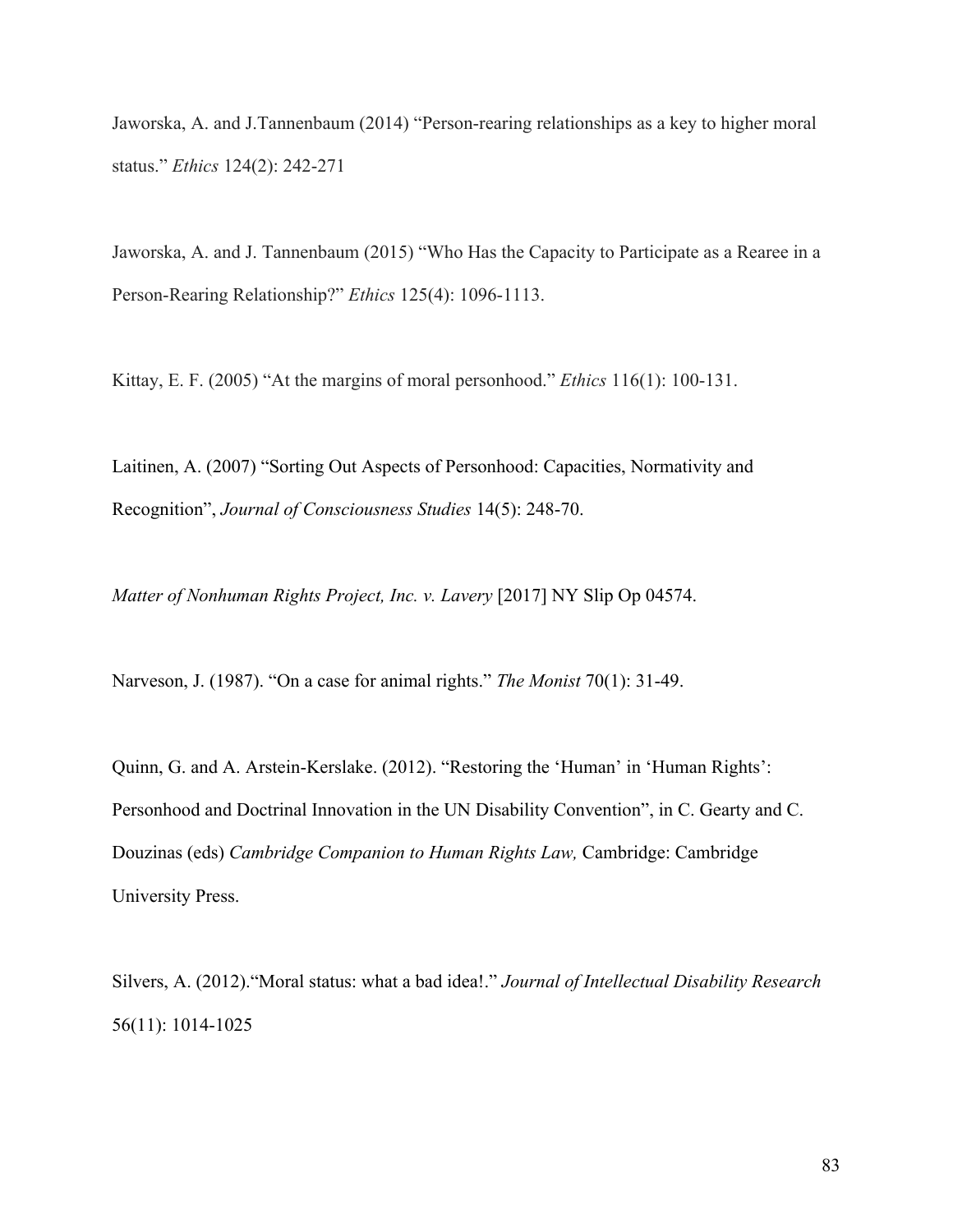Jaworska, A. and J.Tannenbaum (2014) "Person-rearing relationships as a key to higher moral status." *Ethics* 124(2): 242-271

Jaworska, A. and J. Tannenbaum (2015) "Who Has the Capacity to Participate as a Rearee in a Person-Rearing Relationship?" *Ethics* 125(4): 1096-1113.

Kittay, E. F. (2005) "At the margins of moral personhood." *Ethics* 116(1): 100-131.

Laitinen, A. (2007) "Sorting Out Aspects of Personhood: Capacities, Normativity and Recognition", *Journal of Consciousness Studies* 14(5): 248-70.

*Matter of Nonhuman Rights Project, Inc. v. Lavery* [2017] NY Slip Op 04574.

Narveson, J. (1987). "On a case for animal rights." *The Monist* 70(1): 31-49.

Quinn, G. and A. Arstein-Kerslake. (2012). "Restoring the 'Human' in 'Human Rights': Personhood and Doctrinal Innovation in the UN Disability Convention", in C. Gearty and C. Douzinas (eds) *Cambridge Companion to Human Rights Law,* Cambridge: Cambridge University Press.

Silvers, A. (2012)."Moral status: what a bad idea!." *Journal of Intellectual Disability Research* 56(11): 1014-1025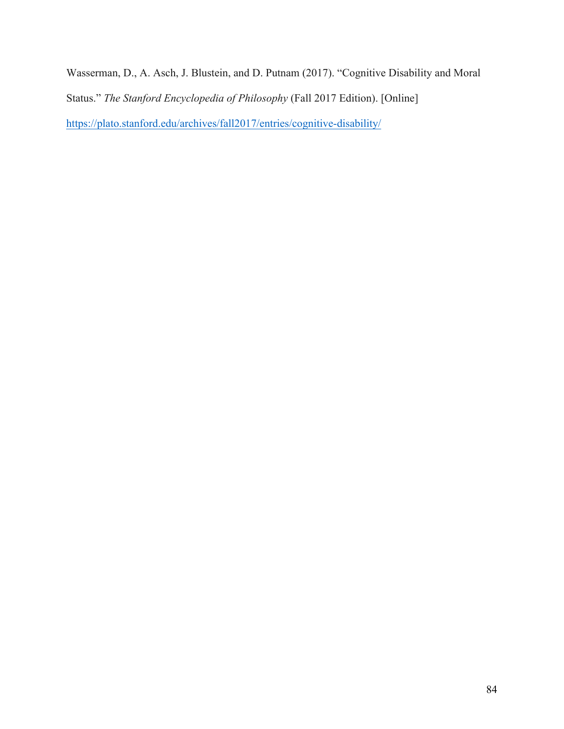Wasserman, D., A. Asch, J. Blustein, and D. Putnam (2017). “Cognitive Disability and Moral Status.” *The Stanford Encyclopedia of Philosophy* (Fall 2017 Edition). [Online] https://plato.stanford.edu/archives/fall2017/entries/cognitive-disability/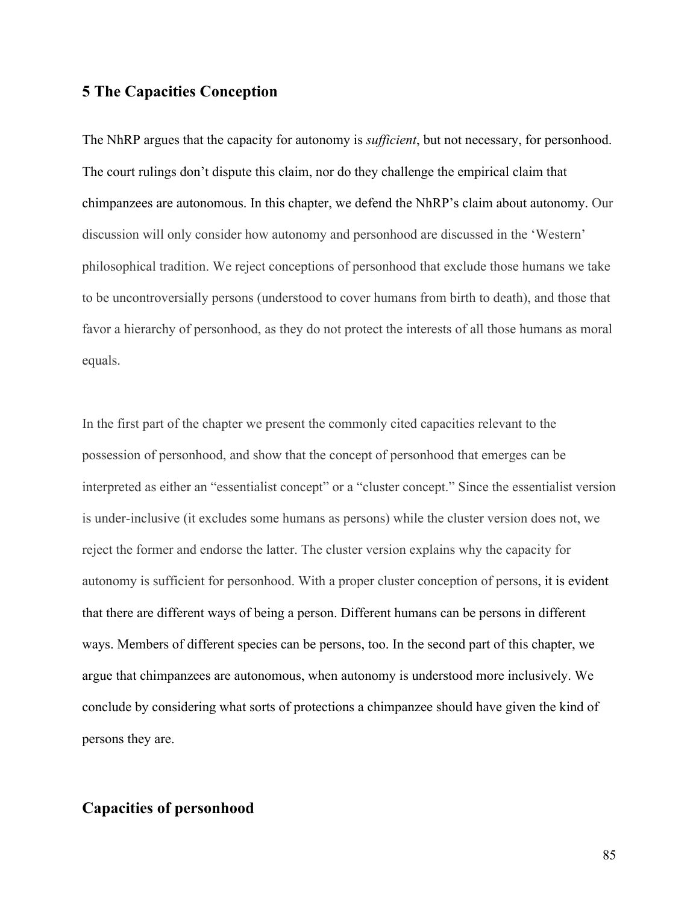## 5 The Capacities Conception

The NhRP argues that the capacity for autonomy is *sufficient*, but not necessary, for personhood. The court rulings don't dispute this claim, nor do they challenge the empirical claim that chimpanzees are autonomous. In this chapter, we defend the NhRP's claim about autonomy. Our discussion will only consider how autonomy and personhood are discussed in the 'Western' philosophical tradition. We reject conceptions of personhood that exclude those humans we take to be uncontroversially persons (understood to cover humans from birth to death), and those that favor a hierarchy of personhood, as they do not protect the interests of all those humans as moral equals.

In the first part of the chapter we present the commonly cited capacities relevant to the possession of personhood, and show that the concept of personhood that emerges can be interpreted as either an "essentialist concept" or a "cluster concept." Since the essentialist version is under-inclusive (it excludes some humans as persons) while the cluster version does not, we reject the former and endorse the latter. The cluster version explains why the capacity for autonomy is sufficient for personhood. With a proper cluster conception of persons, it is evident that there are different ways of being a person. Different humans can be persons in different ways. Members of different species can be persons, too. In the second part of this chapter, we argue that chimpanzees are autonomous, when autonomy is understood more inclusively. We conclude by considering what sorts of protections a chimpanzee should have given the kind of persons they are.

## Capacities of personhood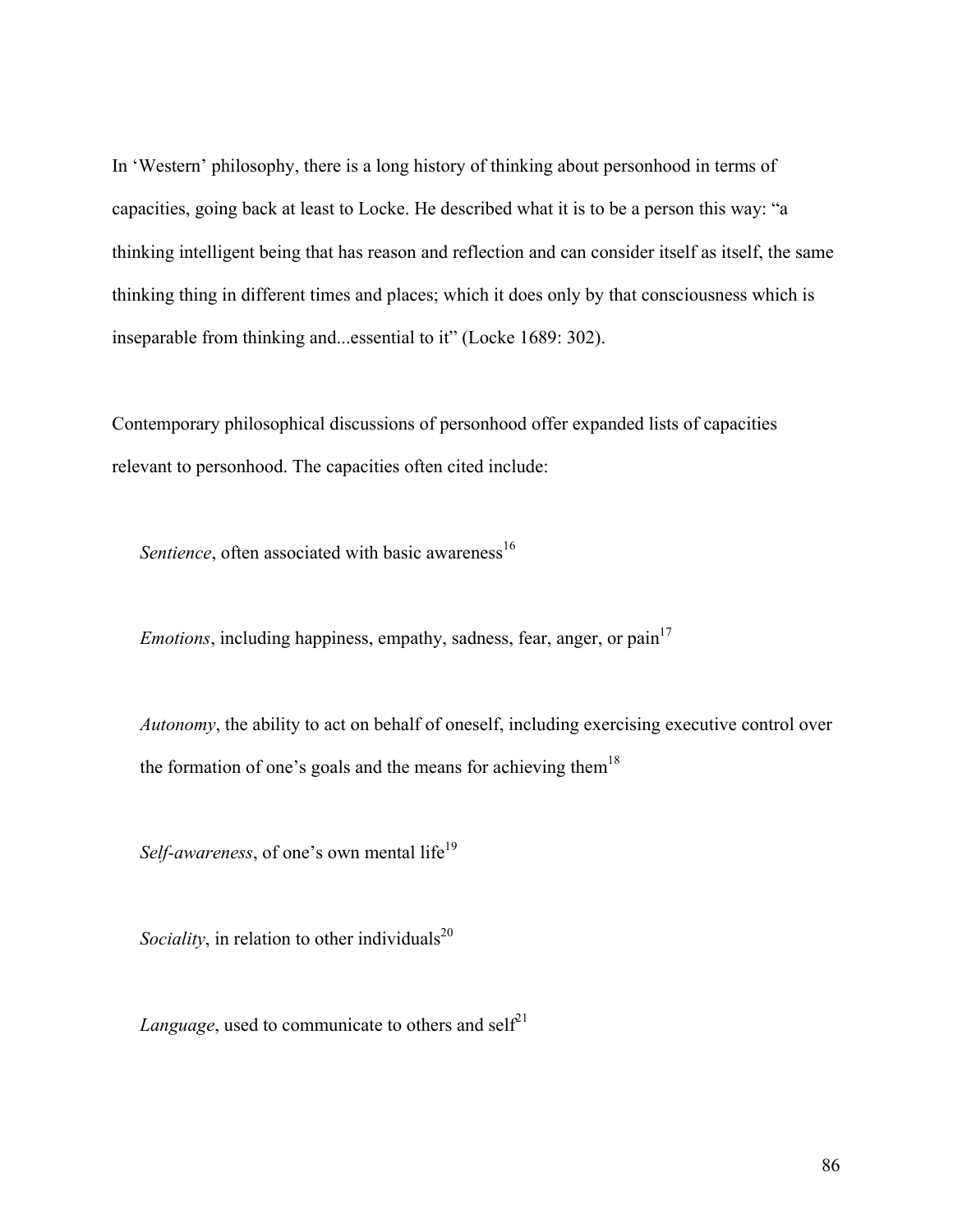In 'Western' philosophy, there is a long history of thinking about personhood in terms of capacities, going back at least to Locke. He described what it is to be a person this way: "a thinking intelligent being that has reason and reflection and can consider itself as itself, the same thinking thing in different times and places; which it does only by that consciousness which is inseparable from thinking and...essential to it" (Locke 1689: 302).

Contemporary philosophical discussions of personhood offer expanded lists of capacities relevant to personhood. The capacities often cited include:

*Sentience*, often associated with basic awareness[16]

*Emotions*, including happiness, empathy, sadness, fear, anger, or pain[17]

*Autonomy*, the ability to act on behalf of oneself, including exercising executive control over the formation of one's goals and the means for achieving them[18]

*Self-awareness*, of one's own mental life[19]

*Sociality*, in relation to other individuals[20]

*Language*, used to communicate to others and self[21]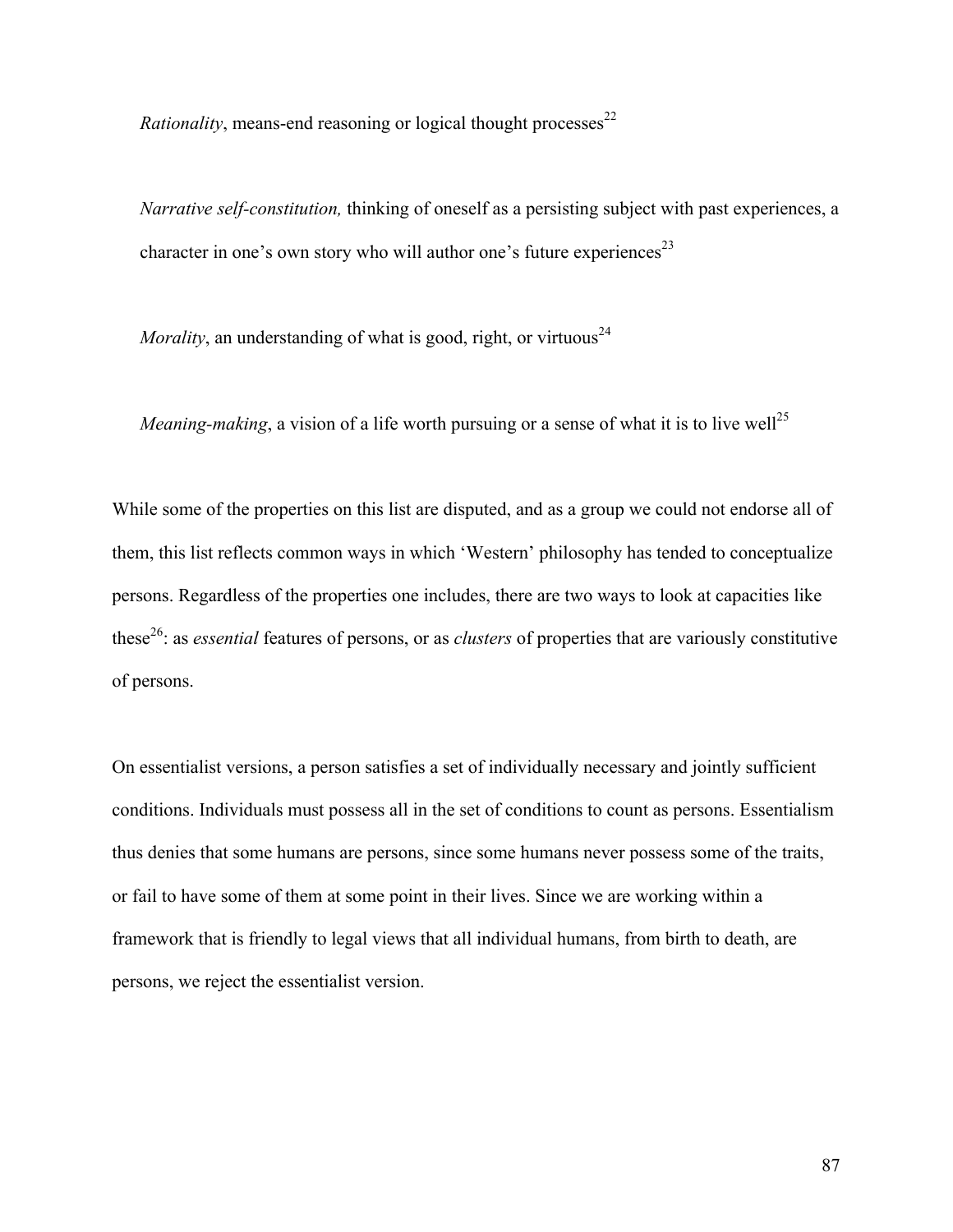*Rationality*, means-end reasoning or logical thought processes[22]

*Narrative self-constitution,* thinking of oneself as a persisting subject with past experiences, a character in one's own story who will author one's future experiences[23]

*Morality*, an understanding of what is good, right, or virtuous[24]

*Meaning-making*, a vision of a life worth pursuing or a sense of what it is to live well[25]

While some of the properties on this list are disputed, and as a group we could not endorse all of them, this list reflects common ways in which 'Western' philosophy has tended to conceptualize persons. Regardless of the properties one includes, there are two ways to look at capacities like these[26]: as *essential* features of persons, or as *clusters* of properties that are variously constitutive of persons.

On essentialist versions, a person satisfies a set of individually necessary and jointly sufficient conditions. Individuals must possess all in the set of conditions to count as persons. Essentialism thus denies that some humans are persons, since some humans never possess some of the traits, or fail to have some of them at some point in their lives. Since we are working within a framework that is friendly to legal views that all individual humans, from birth to death, are persons, we reject the essentialist version.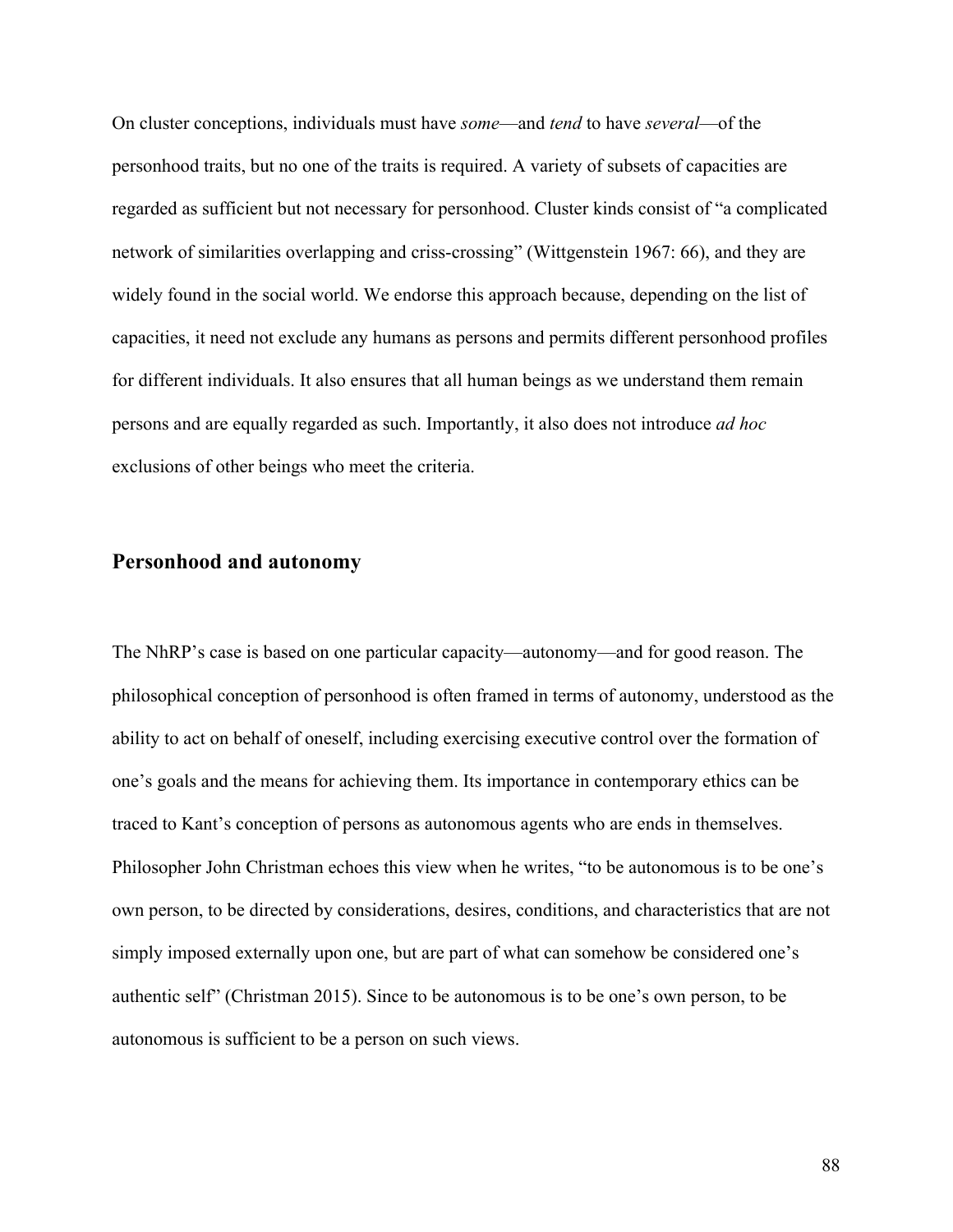On cluster conceptions, individuals must have *some*—and *tend* to have *several*—of the personhood traits, but no one of the traits is required. A variety of subsets of capacities are regarded as sufficient but not necessary for personhood. Cluster kinds consist of "a complicated network of similarities overlapping and criss-crossing" (Wittgenstein 1967: 66), and they are widely found in the social world. We endorse this approach because, depending on the list of capacities, it need not exclude any humans as persons and permits different personhood profiles for different individuals. It also ensures that all human beings as we understand them remain persons and are equally regarded as such. Importantly, it also does not introduce *ad hoc* exclusions of other beings who meet the criteria.

## Personhood and autonomy

The NhRP's case is based on one particular capacity—autonomy—and for good reason. The philosophical conception of personhood is often framed in terms of autonomy, understood as the ability to act on behalf of oneself, including exercising executive control over the formation of one's goals and the means for achieving them. Its importance in contemporary ethics can be traced to Kant's conception of persons as autonomous agents who are ends in themselves. Philosopher John Christman echoes this view when he writes, "to be autonomous is to be one's own person, to be directed by considerations, desires, conditions, and characteristics that are not simply imposed externally upon one, but are part of what can somehow be considered one's authentic self" (Christman 2015). Since to be autonomous is to be one's own person, to be autonomous is sufficient to be a person on such views.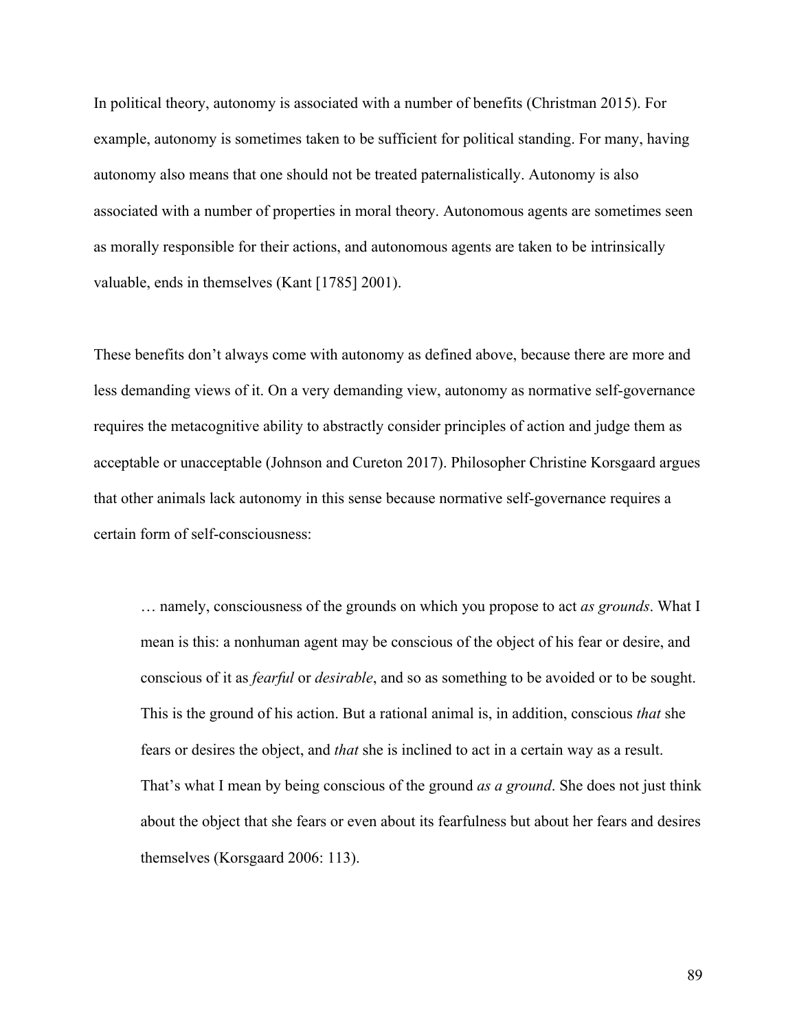In political theory, autonomy is associated with a number of benefits (Christman 2015). For example, autonomy is sometimes taken to be sufficient for political standing. For many, having autonomy also means that one should not be treated paternalistically. Autonomy is also associated with a number of properties in moral theory. Autonomous agents are sometimes seen as morally responsible for their actions, and autonomous agents are taken to be intrinsically valuable, ends in themselves (Kant [1785] 2001).

These benefits don't always come with autonomy as defined above, because there are more and less demanding views of it. On a very demanding view, autonomy as normative self-governance requires the metacognitive ability to abstractly consider principles of action and judge them as acceptable or unacceptable (Johnson and Cureton 2017). Philosopher Christine Korsgaard argues that other animals lack autonomy in this sense because normative self-governance requires a certain form of self-consciousness:

> … namely, consciousness of the grounds on which you propose to act *as grounds*. What I mean is this: a nonhuman agent may be conscious of the object of his fear or desire, and conscious of it as *fearful* or *desirable*, and so as something to be avoided or to be sought. This is the ground of his action. But a rational animal is, in addition, conscious *that* she fears or desires the object, and *that* she is inclined to act in a certain way as a result. That's what I mean by being conscious of the ground *as a ground*. She does not just think about the object that she fears or even about its fearfulness but about her fears and desires themselves (Korsgaard 2006: 113).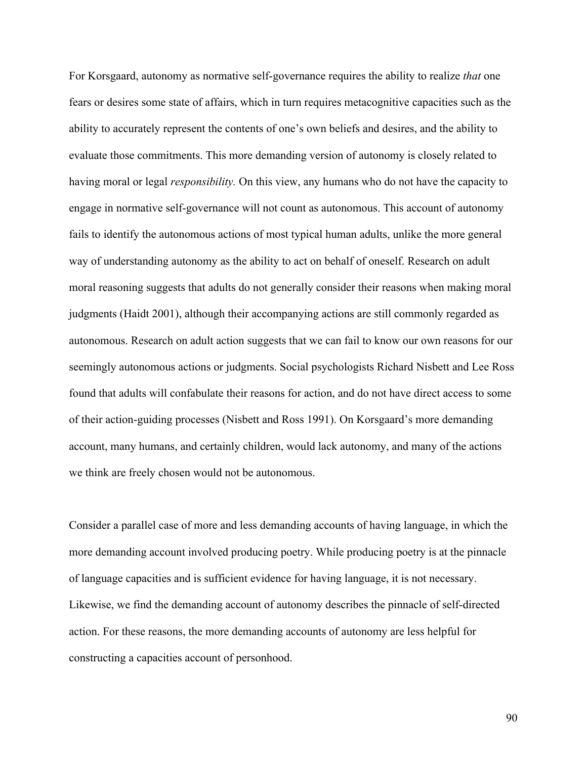For Korsgaard, autonomy as normative self-governance requires the ability to realize *that* one fears or desires some state of affairs, which in turn requires metacognitive capacities such as the ability to accurately represent the contents of one's own beliefs and desires, and the ability to evaluate those commitments. This more demanding version of autonomy is closely related to having moral or legal *responsibility.* On this view, any humans who do not have the capacity to engage in normative self-governance will not count as autonomous. This account of autonomy fails to identify the autonomous actions of most typical human adults, unlike the more general way of understanding autonomy as the ability to act on behalf of oneself. Research on adult moral reasoning suggests that adults do not generally consider their reasons when making moral judgments (Haidt 2001), although their accompanying actions are still commonly regarded as autonomous. Research on adult action suggests that we can fail to know our own reasons for our seemingly autonomous actions or judgments. Social psychologists Richard Nisbett and Lee Ross found that adults will confabulate their reasons for action, and do not have direct access to some of their action-guiding processes (Nisbett and Ross 1991). On Korsgaard's more demanding account, many humans, and certainly children, would lack autonomy, and many of the actions we think are freely chosen would not be autonomous.

Consider a parallel case of more and less demanding accounts of having language, in which the more demanding account involved producing poetry. While producing poetry is at the pinnacle of language capacities and is sufficient evidence for having language, it is not necessary. Likewise, we find the demanding account of autonomy describes the pinnacle of self-directed action. For these reasons, the more demanding accounts of autonomy are less helpful for constructing a capacities account of personhood.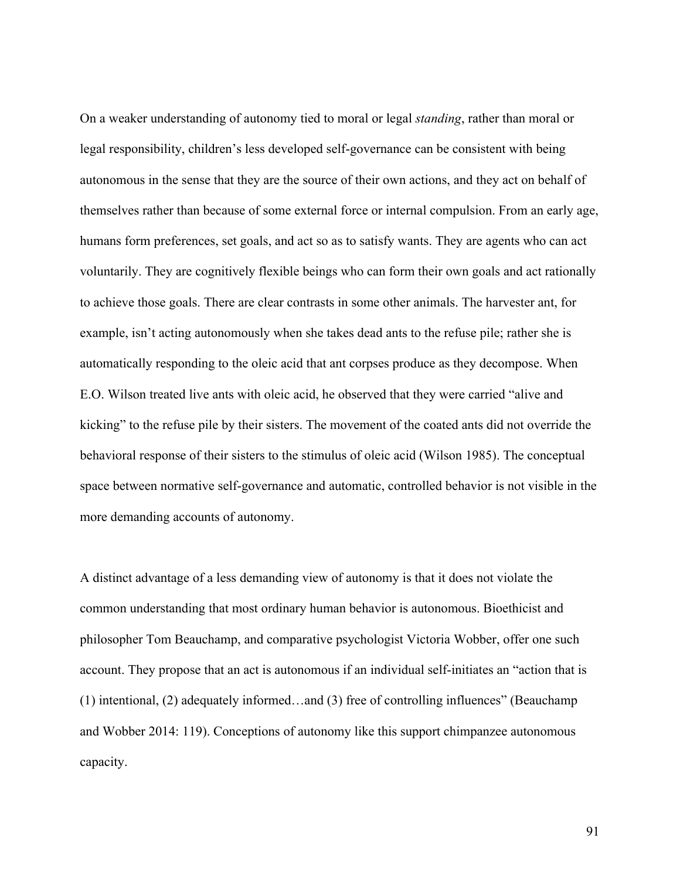On a weaker understanding of autonomy tied to moral or legal *standing*, rather than moral or legal responsibility, children's less developed self-governance can be consistent with being autonomous in the sense that they are the source of their own actions, and they act on behalf of themselves rather than because of some external force or internal compulsion. From an early age, humans form preferences, set goals, and act so as to satisfy wants. They are agents who can act voluntarily. They are cognitively flexible beings who can form their own goals and act rationally to achieve those goals. There are clear contrasts in some other animals. The harvester ant, for example, isn't acting autonomously when she takes dead ants to the refuse pile; rather she is automatically responding to the oleic acid that ant corpses produce as they decompose. When E.O. Wilson treated live ants with oleic acid, he observed that they were carried "alive and kicking" to the refuse pile by their sisters. The movement of the coated ants did not override the behavioral response of their sisters to the stimulus of oleic acid (Wilson 1985). The conceptual space between normative self-governance and automatic, controlled behavior is not visible in the more demanding accounts of autonomy.

A distinct advantage of a less demanding view of autonomy is that it does not violate the common understanding that most ordinary human behavior is autonomous. Bioethicist and philosopher Tom Beauchamp, and comparative psychologist Victoria Wobber, offer one such account. They propose that an act is autonomous if an individual self-initiates an "action that is (1) intentional, (2) adequately informed…and (3) free of controlling influences" (Beauchamp and Wobber 2014: 119). Conceptions of autonomy like this support chimpanzee autonomous capacity.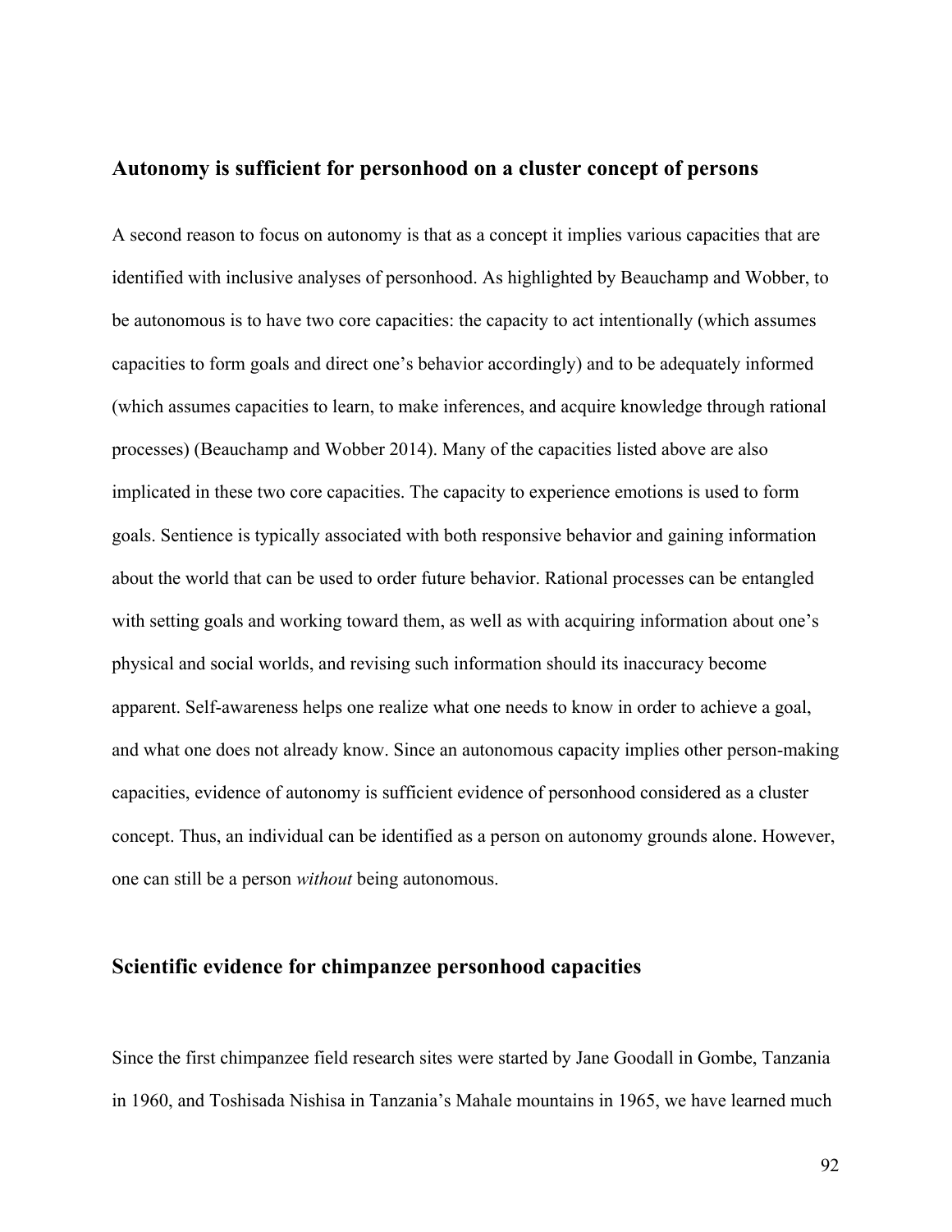## Autonomy is sufficient for personhood on a cluster concept of persons

A second reason to focus on autonomy is that as a concept it implies various capacities that are identified with inclusive analyses of personhood. As highlighted by Beauchamp and Wobber, to be autonomous is to have two core capacities: the capacity to act intentionally (which assumes capacities to form goals and direct one's behavior accordingly) and to be adequately informed (which assumes capacities to learn, to make inferences, and acquire knowledge through rational processes) (Beauchamp and Wobber 2014). Many of the capacities listed above are also implicated in these two core capacities. The capacity to experience emotions is used to form goals. Sentience is typically associated with both responsive behavior and gaining information about the world that can be used to order future behavior. Rational processes can be entangled with setting goals and working toward them, as well as with acquiring information about one's physical and social worlds, and revising such information should its inaccuracy become apparent. Self-awareness helps one realize what one needs to know in order to achieve a goal, and what one does not already know. Since an autonomous capacity implies other person-making capacities, evidence of autonomy is sufficient evidence of personhood considered as a cluster concept. Thus, an individual can be identified as a person on autonomy grounds alone. However, one can still be a person *without* being autonomous.

## Scientific evidence for chimpanzee personhood capacities

Since the first chimpanzee field research sites were started by Jane Goodall in Gombe, Tanzania in 1960, and Toshisada Nishisa in Tanzania's Mahale mountains in 1965, we have learned much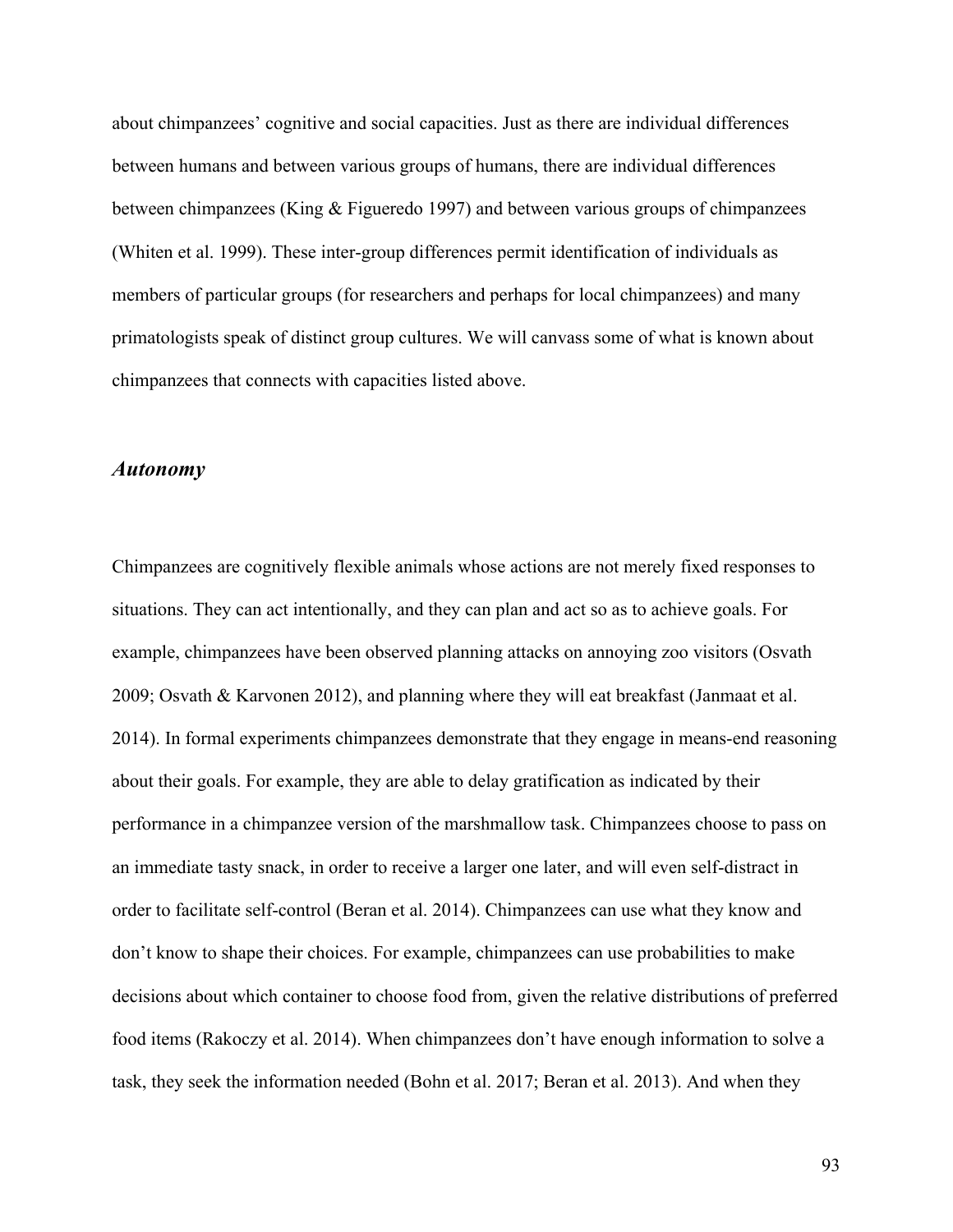about chimpanzees' cognitive and social capacities. Just as there are individual differences between humans and between various groups of humans, there are individual differences between chimpanzees (King & Figueredo 1997) and between various groups of chimpanzees (Whiten et al. 1999). These inter-group differences permit identification of individuals as members of particular groups (for researchers and perhaps for local chimpanzees) and many primatologists speak of distinct group cultures. We will canvass some of what is known about chimpanzees that connects with capacities listed above.

### *Autonomy*

Chimpanzees are cognitively flexible animals whose actions are not merely fixed responses to situations. They can act intentionally, and they can plan and act so as to achieve goals. For example, chimpanzees have been observed planning attacks on annoying zoo visitors (Osvath 2009; Osvath & Karvonen 2012), and planning where they will eat breakfast (Janmaat et al. 2014). In formal experiments chimpanzees demonstrate that they engage in means-end reasoning about their goals. For example, they are able to delay gratification as indicated by their performance in a chimpanzee version of the marshmallow task. Chimpanzees choose to pass on an immediate tasty snack, in order to receive a larger one later, and will even self-distract in order to facilitate self-control (Beran et al. 2014). Chimpanzees can use what they know and don't know to shape their choices. For example, chimpanzees can use probabilities to make decisions about which container to choose food from, given the relative distributions of preferred food items (Rakoczy et al. 2014). When chimpanzees don't have enough information to solve a task, they seek the information needed (Bohn et al. 2017; Beran et al. 2013). And when they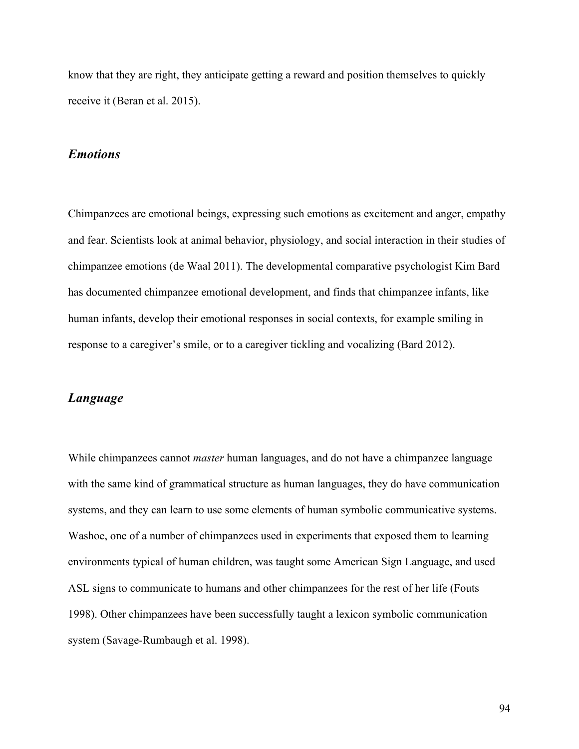know that they are right, they anticipate getting a reward and position themselves to quickly receive it (Beran et al. 2015).

### *Emotions*

Chimpanzees are emotional beings, expressing such emotions as excitement and anger, empathy and fear. Scientists look at animal behavior, physiology, and social interaction in their studies of chimpanzee emotions (de Waal 2011). The developmental comparative psychologist Kim Bard has documented chimpanzee emotional development, and finds that chimpanzee infants, like human infants, develop their emotional responses in social contexts, for example smiling in response to a caregiver's smile, or to a caregiver tickling and vocalizing (Bard 2012).

### *Language*

While chimpanzees cannot *master* human languages, and do not have a chimpanzee language with the same kind of grammatical structure as human languages, they do have communication systems, and they can learn to use some elements of human symbolic communicative systems. Washoe, one of a number of chimpanzees used in experiments that exposed them to learning environments typical of human children, was taught some American Sign Language, and used ASL signs to communicate to humans and other chimpanzees for the rest of her life (Fouts 1998). Other chimpanzees have been successfully taught a lexicon symbolic communication system (Savage-Rumbaugh et al. 1998).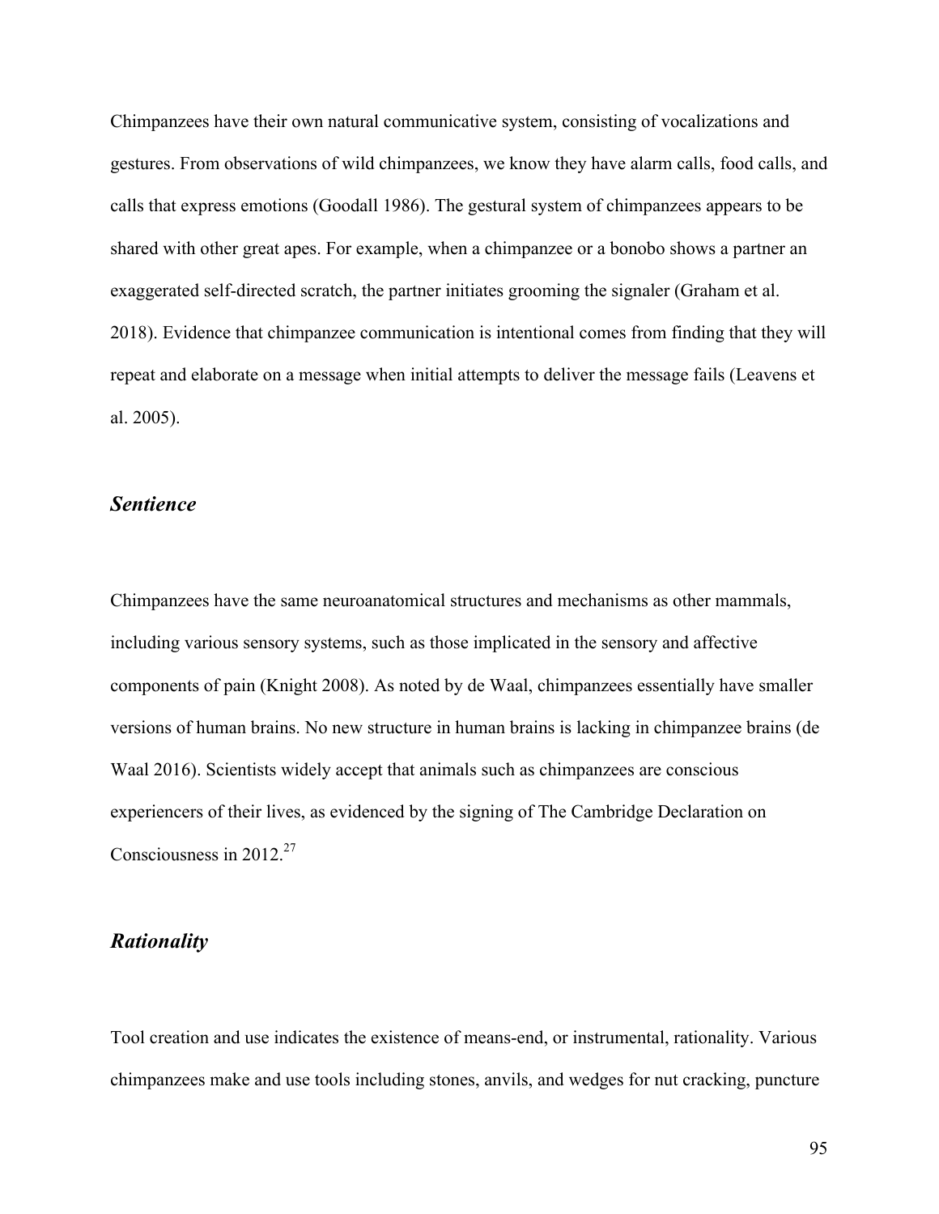Chimpanzees have their own natural communicative system, consisting of vocalizations and gestures. From observations of wild chimpanzees, we know they have alarm calls, food calls, and calls that express emotions (Goodall 1986). The gestural system of chimpanzees appears to be shared with other great apes. For example, when a chimpanzee or a bonobo shows a partner an exaggerated self-directed scratch, the partner initiates grooming the signaler (Graham et al. 2018). Evidence that chimpanzee communication is intentional comes from finding that they will repeat and elaborate on a message when initial attempts to deliver the message fails (Leavens et al. 2005).

### ***Sentience***

Chimpanzees have the same neuroanatomical structures and mechanisms as other mammals, including various sensory systems, such as those implicated in the sensory and affective components of pain (Knight 2008). As noted by de Waal, chimpanzees essentially have smaller versions of human brains. No new structure in human brains is lacking in chimpanzee brains (de Waal 2016). Scientists widely accept that animals such as chimpanzees are conscious experiencers of their lives, as evidenced by the signing of The Cambridge Declaration on Consciousness in 2012.[27]

### ***Rationality***

Tool creation and use indicates the existence of means-end, or instrumental, rationality. Various chimpanzees make and use tools including stones, anvils, and wedges for nut cracking, puncture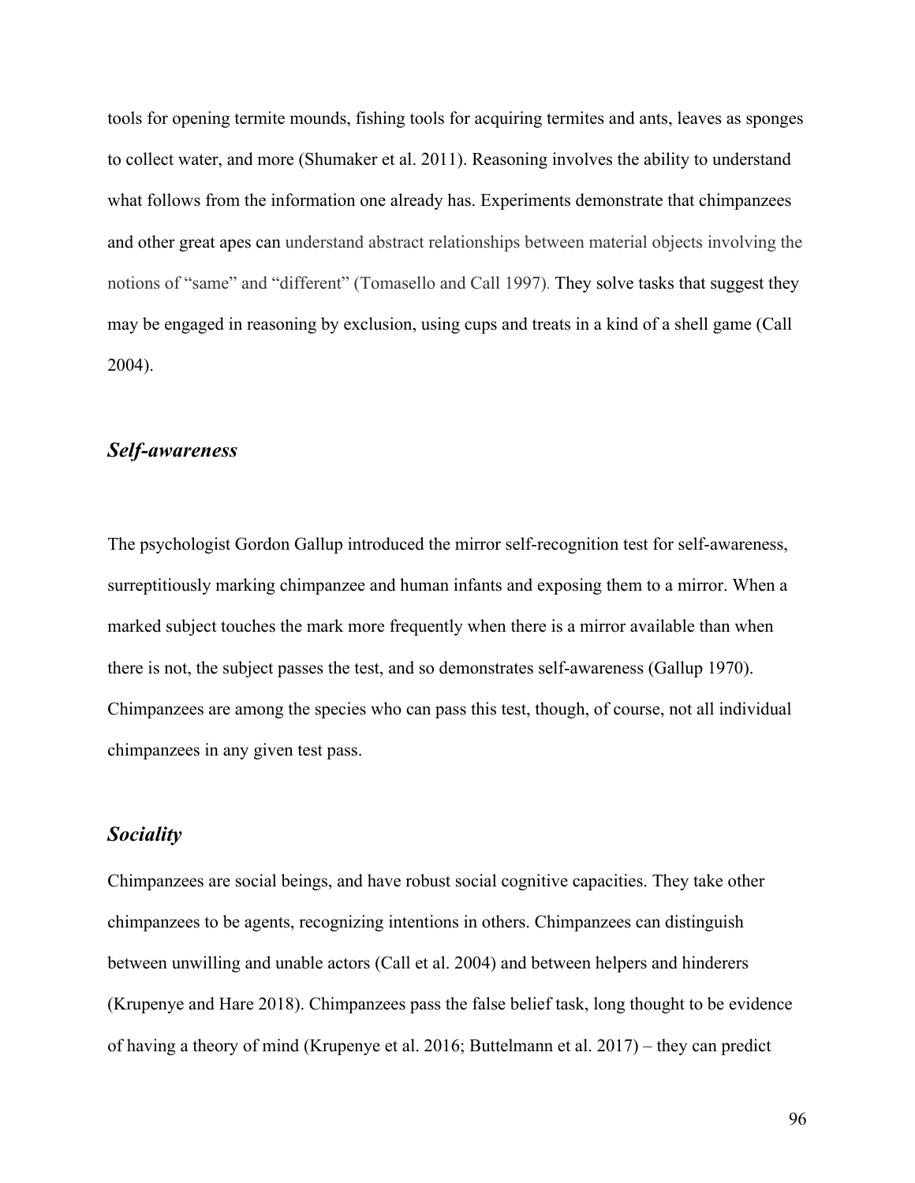tools for opening termite mounds, fishing tools for acquiring termites and ants, leaves as sponges to collect water, and more (Shumaker et al. 2011). Reasoning involves the ability to understand what follows from the information one already has. Experiments demonstrate that chimpanzees and other great apes can understand abstract relationships between material objects involving the notions of "same" and "different" (Tomasello and Call 1997). They solve tasks that suggest they may be engaged in reasoning by exclusion, using cups and treats in a kind of a shell game (Call 2004).

### *Self-awareness*

The psychologist Gordon Gallup introduced the mirror self-recognition test for self-awareness, surreptitiously marking chimpanzee and human infants and exposing them to a mirror. When a marked subject touches the mark more frequently when there is a mirror available than when there is not, the subject passes the test, and so demonstrates self-awareness (Gallup 1970). Chimpanzees are among the species who can pass this test, though, of course, not all individual chimpanzees in any given test pass.

### *Sociality*

Chimpanzees are social beings, and have robust social cognitive capacities. They take other chimpanzees to be agents, recognizing intentions in others. Chimpanzees can distinguish between unwilling and unable actors (Call et al. 2004) and between helpers and hinderers (Krupenye and Hare 2018). Chimpanzees pass the false belief task, long thought to be evidence of having a theory of mind (Krupenye et al. 2016; Buttelmann et al. 2017) – they can predict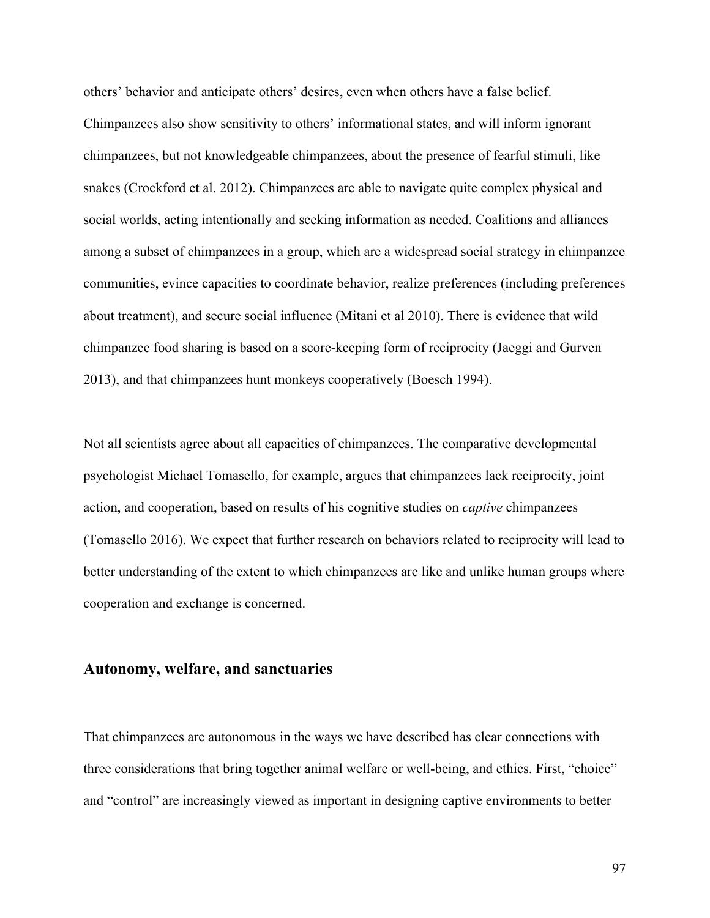others' behavior and anticipate others' desires, even when others have a false belief. Chimpanzees also show sensitivity to others' informational states, and will inform ignorant chimpanzees, but not knowledgeable chimpanzees, about the presence of fearful stimuli, like snakes (Crockford et al. 2012). Chimpanzees are able to navigate quite complex physical and social worlds, acting intentionally and seeking information as needed. Coalitions and alliances among a subset of chimpanzees in a group, which are a widespread social strategy in chimpanzee communities, evince capacities to coordinate behavior, realize preferences (including preferences about treatment), and secure social influence (Mitani et al 2010). There is evidence that wild chimpanzee food sharing is based on a score-keeping form of reciprocity (Jaeggi and Gurven 2013), and that chimpanzees hunt monkeys cooperatively (Boesch 1994).

Not all scientists agree about all capacities of chimpanzees. The comparative developmental psychologist Michael Tomasello, for example, argues that chimpanzees lack reciprocity, joint action, and cooperation, based on results of his cognitive studies on *captive* chimpanzees (Tomasello 2016). We expect that further research on behaviors related to reciprocity will lead to better understanding of the extent to which chimpanzees are like and unlike human groups where cooperation and exchange is concerned.

## Autonomy, welfare, and sanctuaries

That chimpanzees are autonomous in the ways we have described has clear connections with three considerations that bring together animal welfare or well-being, and ethics. First, "choice" and "control" are increasingly viewed as important in designing captive environments to better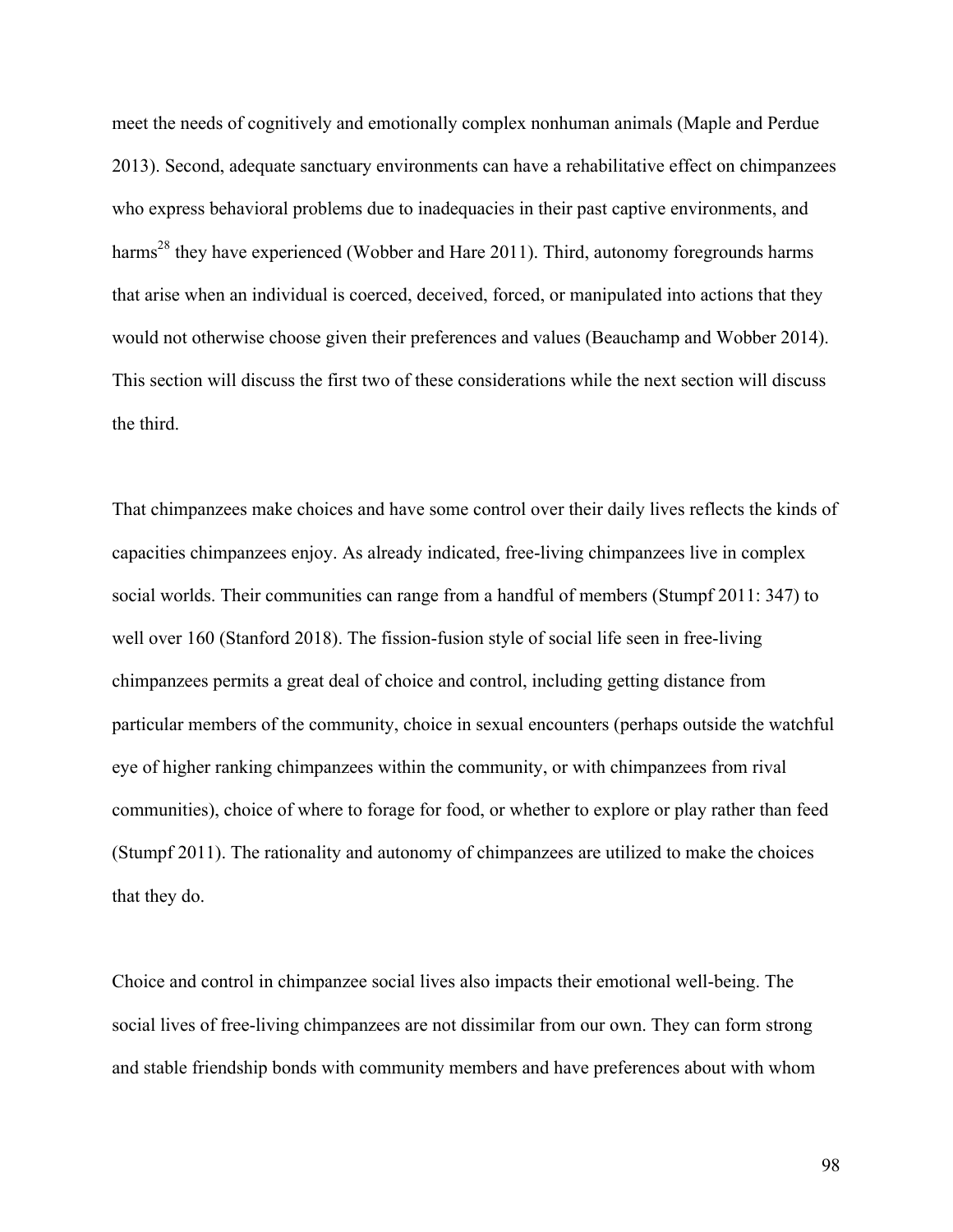meet the needs of cognitively and emotionally complex nonhuman animals (Maple and Perdue 2013). Second, adequate sanctuary environments can have a rehabilitative effect on chimpanzees who express behavioral problems due to inadequacies in their past captive environments, and harms[28] they have experienced (Wobber and Hare 2011). Third, autonomy foregrounds harms that arise when an individual is coerced, deceived, forced, or manipulated into actions that they would not otherwise choose given their preferences and values (Beauchamp and Wobber 2014). This section will discuss the first two of these considerations while the next section will discuss the third.

That chimpanzees make choices and have some control over their daily lives reflects the kinds of capacities chimpanzees enjoy. As already indicated, free-living chimpanzees live in complex social worlds. Their communities can range from a handful of members (Stumpf 2011: 347) to well over 160 (Stanford 2018). The fission-fusion style of social life seen in free-living chimpanzees permits a great deal of choice and control, including getting distance from particular members of the community, choice in sexual encounters (perhaps outside the watchful eye of higher ranking chimpanzees within the community, or with chimpanzees from rival communities), choice of where to forage for food, or whether to explore or play rather than feed (Stumpf 2011). The rationality and autonomy of chimpanzees are utilized to make the choices that they do.

Choice and control in chimpanzee social lives also impacts their emotional well-being. The social lives of free-living chimpanzees are not dissimilar from our own. They can form strong and stable friendship bonds with community members and have preferences about with whom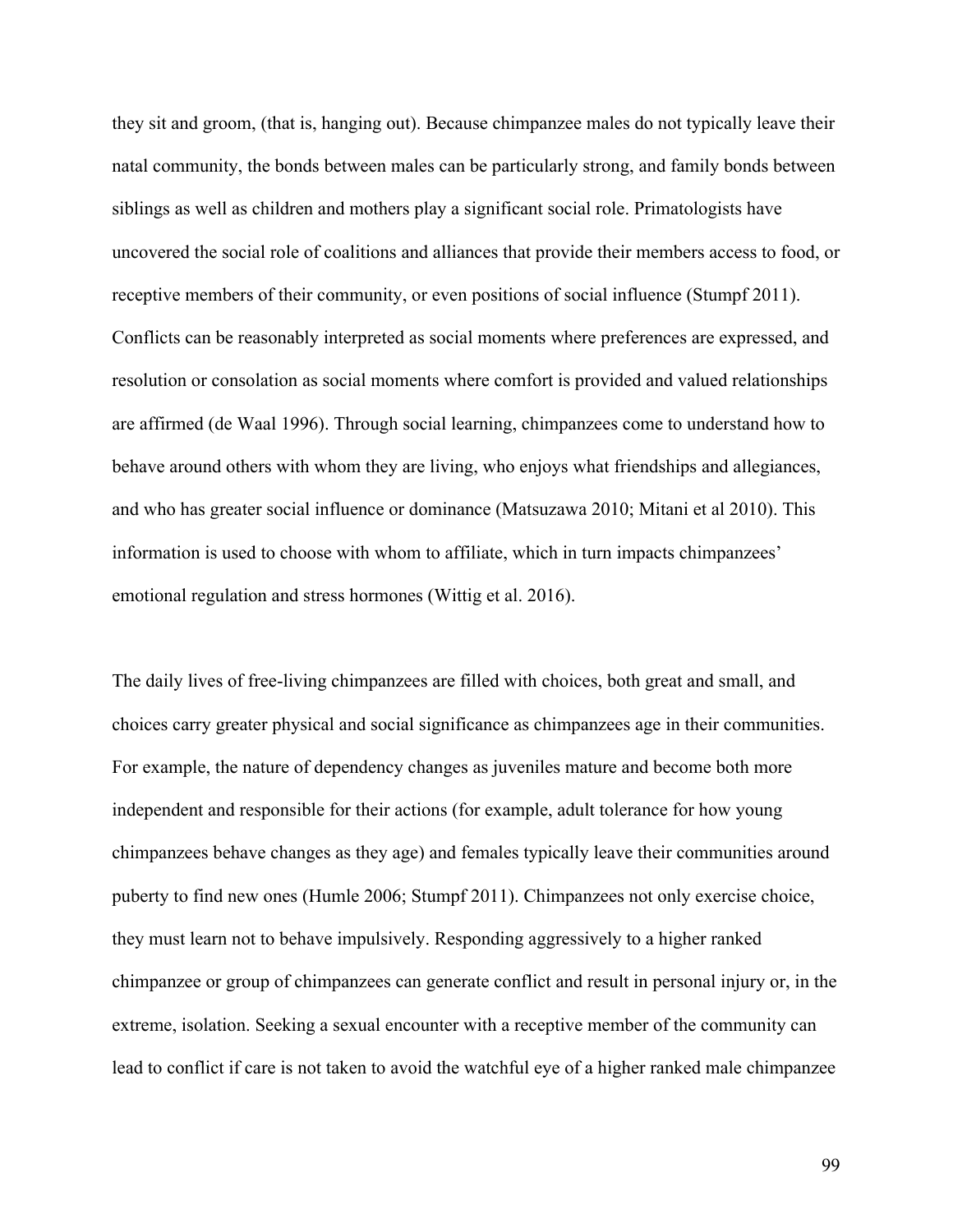they sit and groom, (that is, hanging out). Because chimpanzee males do not typically leave their natal community, the bonds between males can be particularly strong, and family bonds between siblings as well as children and mothers play a significant social role. Primatologists have uncovered the social role of coalitions and alliances that provide their members access to food, or receptive members of their community, or even positions of social influence (Stumpf 2011). Conflicts can be reasonably interpreted as social moments where preferences are expressed, and resolution or consolation as social moments where comfort is provided and valued relationships are affirmed (de Waal 1996). Through social learning, chimpanzees come to understand how to behave around others with whom they are living, who enjoys what friendships and allegiances, and who has greater social influence or dominance (Matsuzawa 2010; Mitani et al 2010). This information is used to choose with whom to affiliate, which in turn impacts chimpanzees' emotional regulation and stress hormones (Wittig et al. 2016).

The daily lives of free-living chimpanzees are filled with choices, both great and small, and choices carry greater physical and social significance as chimpanzees age in their communities. For example, the nature of dependency changes as juveniles mature and become both more independent and responsible for their actions (for example, adult tolerance for how young chimpanzees behave changes as they age) and females typically leave their communities around puberty to find new ones (Humle 2006; Stumpf 2011). Chimpanzees not only exercise choice, they must learn not to behave impulsively. Responding aggressively to a higher ranked chimpanzee or group of chimpanzees can generate conflict and result in personal injury or, in the extreme, isolation. Seeking a sexual encounter with a receptive member of the community can lead to conflict if care is not taken to avoid the watchful eye of a higher ranked male chimpanzee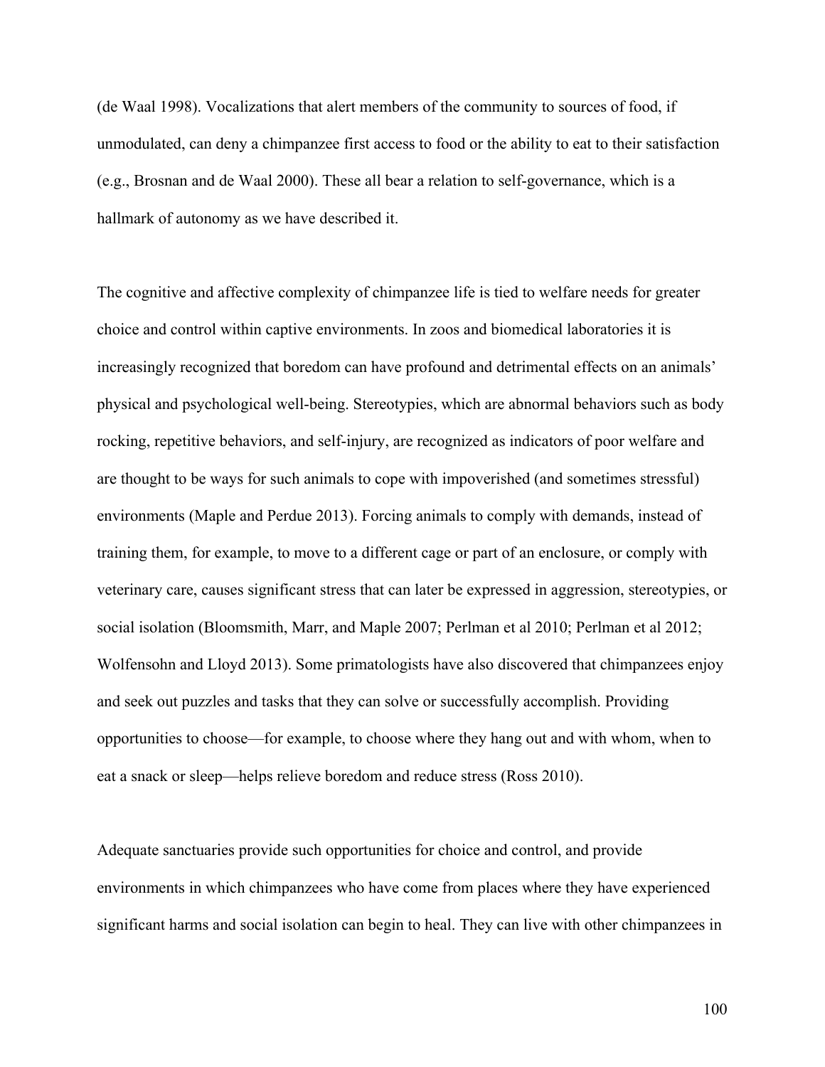(de Waal 1998). Vocalizations that alert members of the community to sources of food, if unmodulated, can deny a chimpanzee first access to food or the ability to eat to their satisfaction (e.g., Brosnan and de Waal 2000). These all bear a relation to self-governance, which is a hallmark of autonomy as we have described it.

The cognitive and affective complexity of chimpanzee life is tied to welfare needs for greater choice and control within captive environments. In zoos and biomedical laboratories it is increasingly recognized that boredom can have profound and detrimental effects on an animals' physical and psychological well-being. Stereotypies, which are abnormal behaviors such as body rocking, repetitive behaviors, and self-injury, are recognized as indicators of poor welfare and are thought to be ways for such animals to cope with impoverished (and sometimes stressful) environments (Maple and Perdue 2013). Forcing animals to comply with demands, instead of training them, for example, to move to a different cage or part of an enclosure, or comply with veterinary care, causes significant stress that can later be expressed in aggression, stereotypies, or social isolation (Bloomsmith, Marr, and Maple 2007; Perlman et al 2010; Perlman et al 2012; Wolfensohn and Lloyd 2013). Some primatologists have also discovered that chimpanzees enjoy and seek out puzzles and tasks that they can solve or successfully accomplish. Providing opportunities to choose—for example, to choose where they hang out and with whom, when to eat a snack or sleep—helps relieve boredom and reduce stress (Ross 2010).

Adequate sanctuaries provide such opportunities for choice and control, and provide environments in which chimpanzees who have come from places where they have experienced significant harms and social isolation can begin to heal. They can live with other chimpanzees in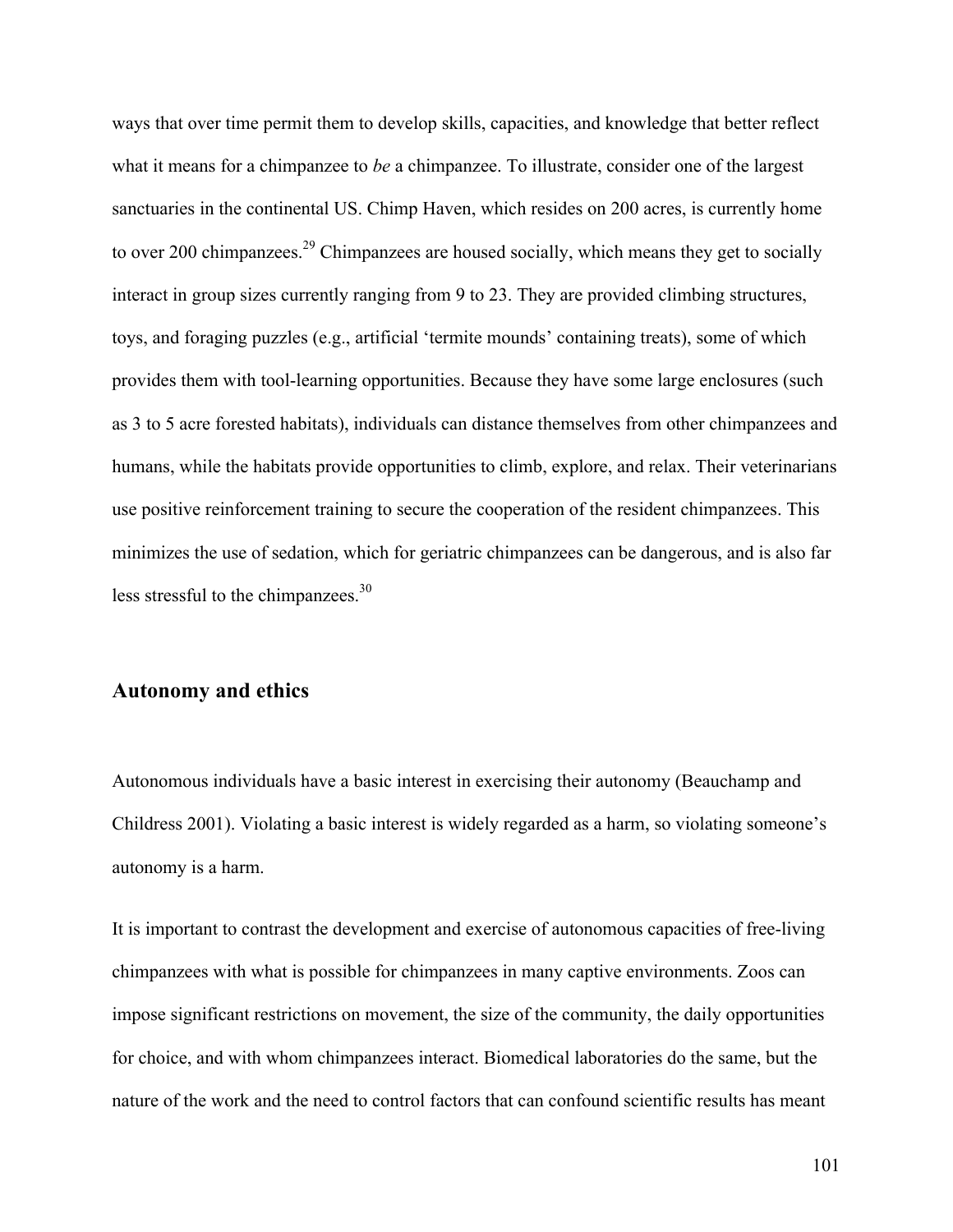ways that over time permit them to develop skills, capacities, and knowledge that better reflect what it means for a chimpanzee to *be* a chimpanzee. To illustrate, consider one of the largest sanctuaries in the continental US. Chimp Haven, which resides on 200 acres, is currently home to over 200 chimpanzees.[29] Chimpanzees are housed socially, which means they get to socially interact in group sizes currently ranging from 9 to 23. They are provided climbing structures, toys, and foraging puzzles (e.g., artificial 'termite mounds' containing treats), some of which provides them with tool-learning opportunities. Because they have some large enclosures (such as 3 to 5 acre forested habitats), individuals can distance themselves from other chimpanzees and humans, while the habitats provide opportunities to climb, explore, and relax. Their veterinarians use positive reinforcement training to secure the cooperation of the resident chimpanzees. This minimizes the use of sedation, which for geriatric chimpanzees can be dangerous, and is also far less stressful to the chimpanzees.[30]

## Autonomy and ethics

Autonomous individuals have a basic interest in exercising their autonomy (Beauchamp and Childress 2001). Violating a basic interest is widely regarded as a harm, so violating someone's autonomy is a harm.

It is important to contrast the development and exercise of autonomous capacities of free-living chimpanzees with what is possible for chimpanzees in many captive environments. Zoos can impose significant restrictions on movement, the size of the community, the daily opportunities for choice, and with whom chimpanzees interact. Biomedical laboratories do the same, but the nature of the work and the need to control factors that can confound scientific results has meant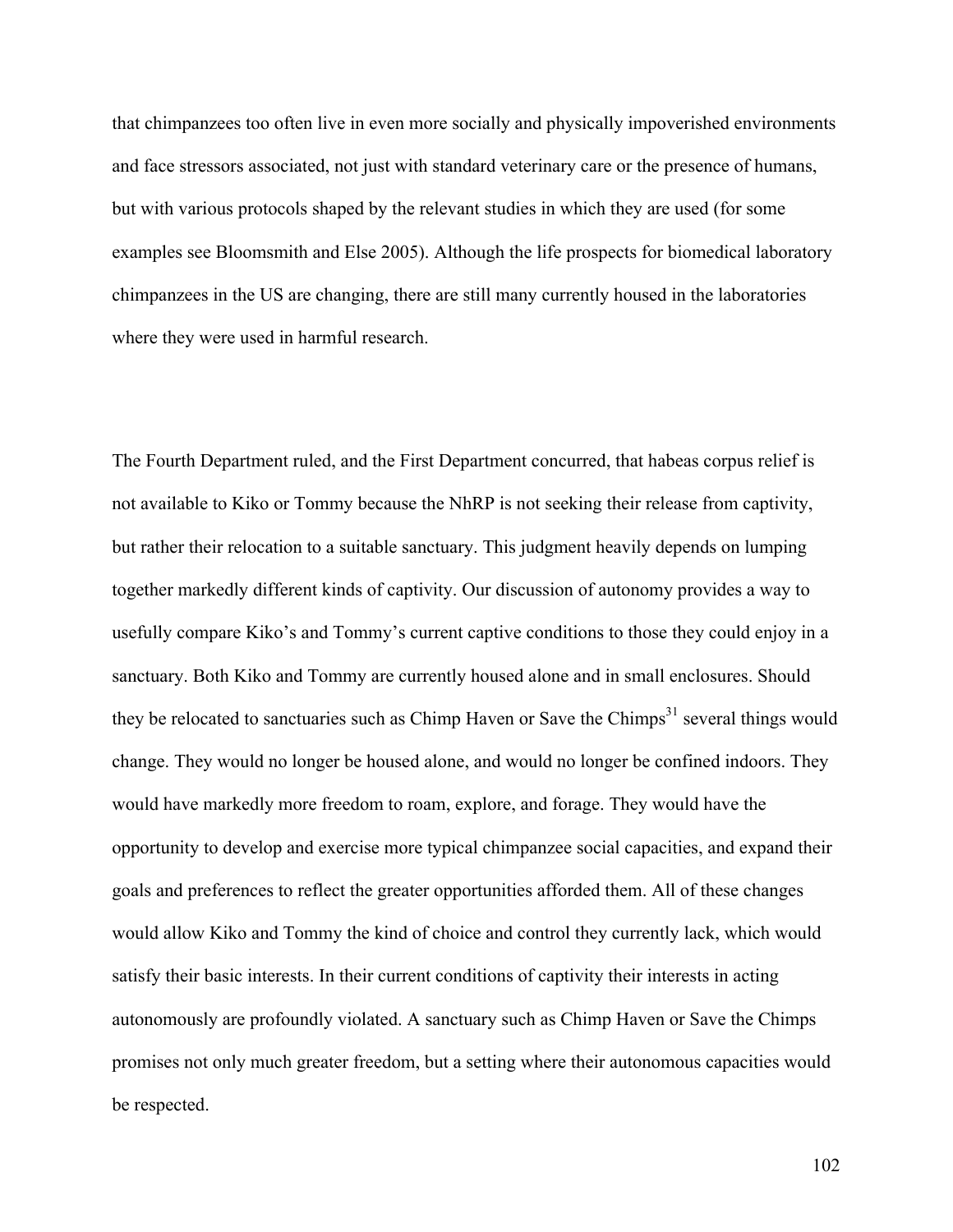that chimpanzees too often live in even more socially and physically impoverished environments and face stressors associated, not just with standard veterinary care or the presence of humans, but with various protocols shaped by the relevant studies in which they are used (for some examples see Bloomsmith and Else 2005). Although the life prospects for biomedical laboratory chimpanzees in the US are changing, there are still many currently housed in the laboratories where they were used in harmful research.

The Fourth Department ruled, and the First Department concurred, that habeas corpus relief is not available to Kiko or Tommy because the NhRP is not seeking their release from captivity, but rather their relocation to a suitable sanctuary. This judgment heavily depends on lumping together markedly different kinds of captivity. Our discussion of autonomy provides a way to usefully compare Kiko's and Tommy's current captive conditions to those they could enjoy in a sanctuary. Both Kiko and Tommy are currently housed alone and in small enclosures. Should they be relocated to sanctuaries such as Chimp Haven or Save the Chimps[31] several things would change. They would no longer be housed alone, and would no longer be confined indoors. They would have markedly more freedom to roam, explore, and forage. They would have the opportunity to develop and exercise more typical chimpanzee social capacities, and expand their goals and preferences to reflect the greater opportunities afforded them. All of these changes would allow Kiko and Tommy the kind of choice and control they currently lack, which would satisfy their basic interests. In their current conditions of captivity their interests in acting autonomously are profoundly violated. A sanctuary such as Chimp Haven or Save the Chimps promises not only much greater freedom, but a setting where their autonomous capacities would be respected.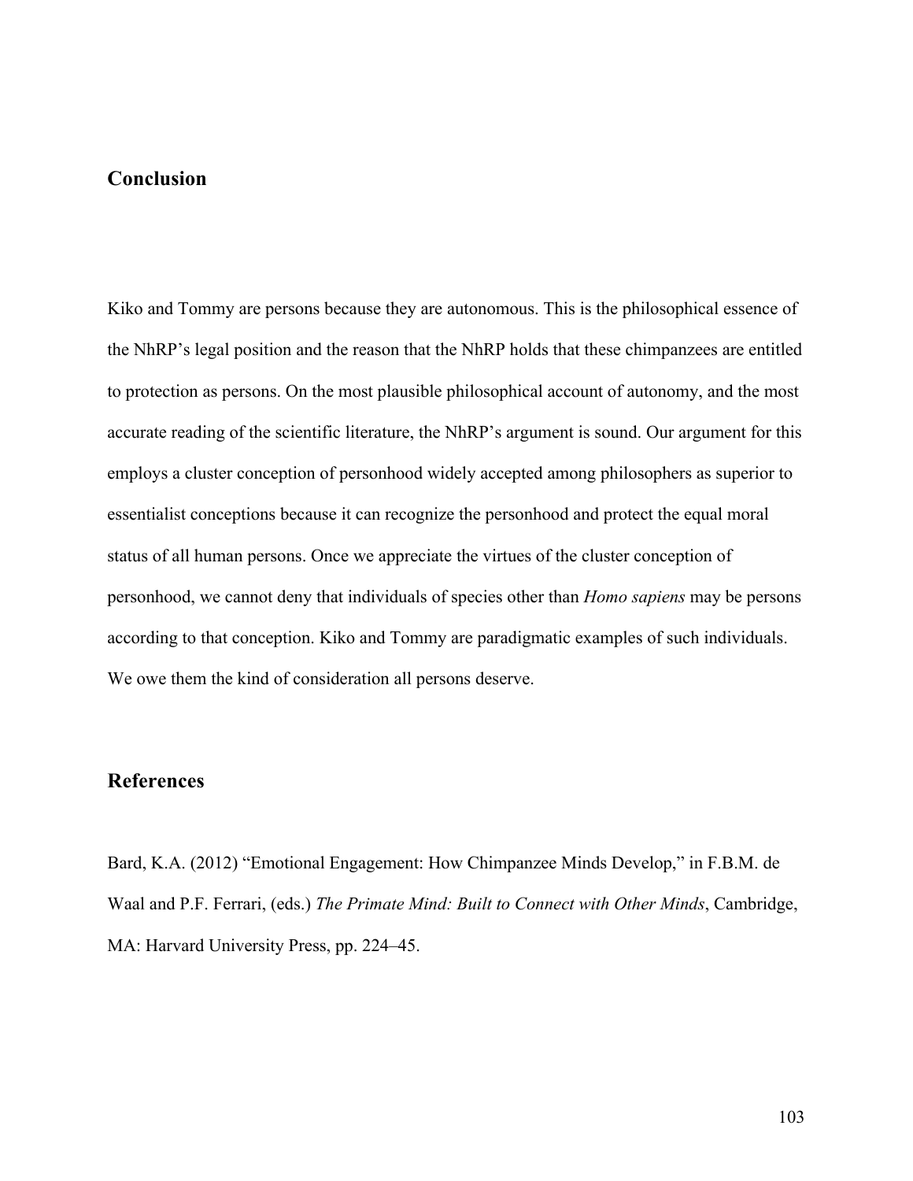## Conclusion

Kiko and Tommy are persons because they are autonomous. This is the philosophical essence of the NhRP's legal position and the reason that the NhRP holds that these chimpanzees are entitled to protection as persons. On the most plausible philosophical account of autonomy, and the most accurate reading of the scientific literature, the NhRP's argument is sound. Our argument for this employs a cluster conception of personhood widely accepted among philosophers as superior to essentialist conceptions because it can recognize the personhood and protect the equal moral status of all human persons. Once we appreciate the virtues of the cluster conception of personhood, we cannot deny that individuals of species other than *Homo sapiens* may be persons according to that conception. Kiko and Tommy are paradigmatic examples of such individuals. We owe them the kind of consideration all persons deserve.

## References

Bard, K.A. (2012) "Emotional Engagement: How Chimpanzee Minds Develop," in F.B.M. de Waal and P.F. Ferrari, (eds.) *The Primate Mind: Built to Connect with Other Minds*, Cambridge, MA: Harvard University Press, pp. 224–45.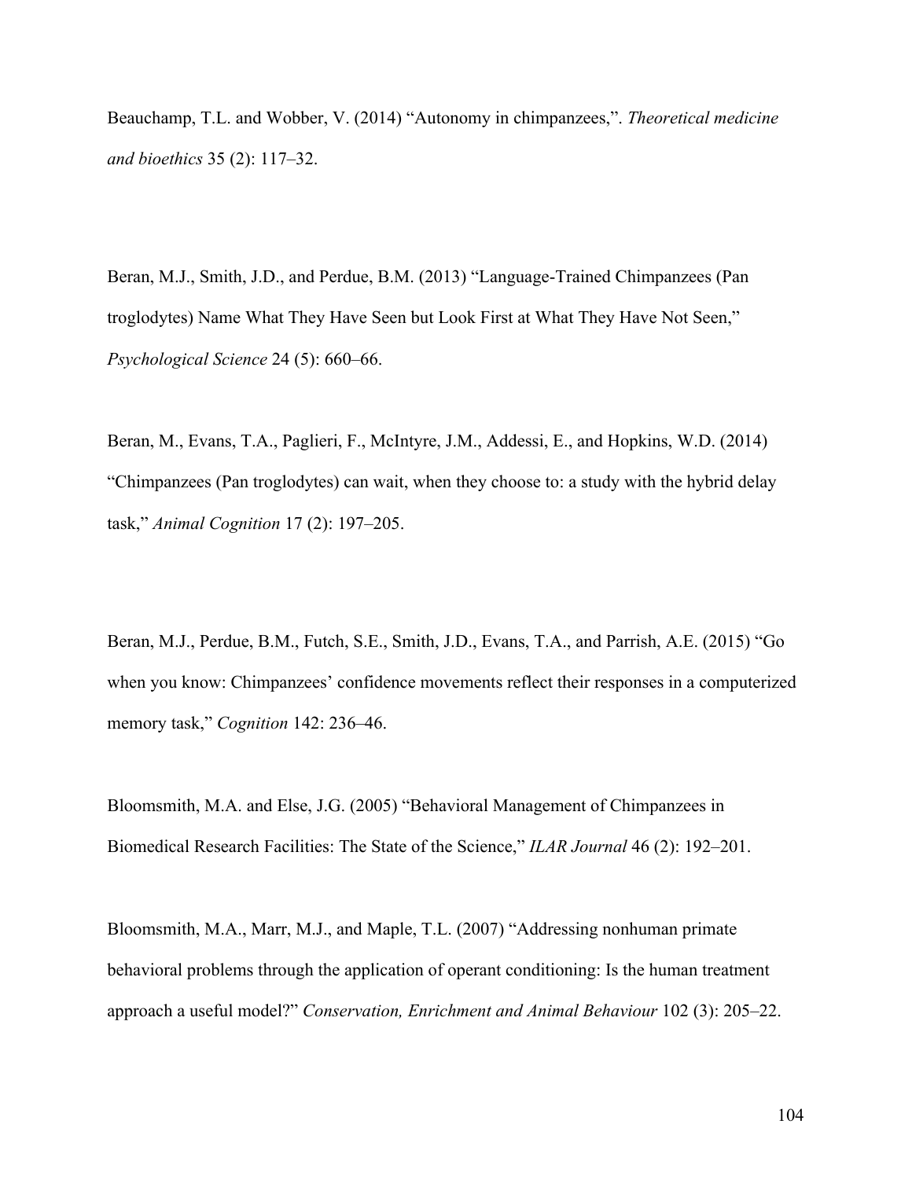Beauchamp, T.L. and Wobber, V. (2014) "Autonomy in chimpanzees,". *Theoretical medicine and bioethics* 35 (2): 117–32.

Beran, M.J., Smith, J.D., and Perdue, B.M. (2013) "Language-Trained Chimpanzees (Pan troglodytes) Name What They Have Seen but Look First at What They Have Not Seen," *Psychological Science* 24 (5): 660–66.

Beran, M., Evans, T.A., Paglieri, F., McIntyre, J.M., Addessi, E., and Hopkins, W.D. (2014) "Chimpanzees (Pan troglodytes) can wait, when they choose to: a study with the hybrid delay task," *Animal Cognition* 17 (2): 197–205.

Beran, M.J., Perdue, B.M., Futch, S.E., Smith, J.D., Evans, T.A., and Parrish, A.E. (2015) "Go when you know: Chimpanzees' confidence movements reflect their responses in a computerized memory task," *Cognition* 142: 236–46.

Bloomsmith, M.A. and Else, J.G. (2005) "Behavioral Management of Chimpanzees in Biomedical Research Facilities: The State of the Science," *ILAR Journal* 46 (2): 192–201.

Bloomsmith, M.A., Marr, M.J., and Maple, T.L. (2007) "Addressing nonhuman primate behavioral problems through the application of operant conditioning: Is the human treatment approach a useful model?" *Conservation, Enrichment and Animal Behaviour* 102 (3): 205–22.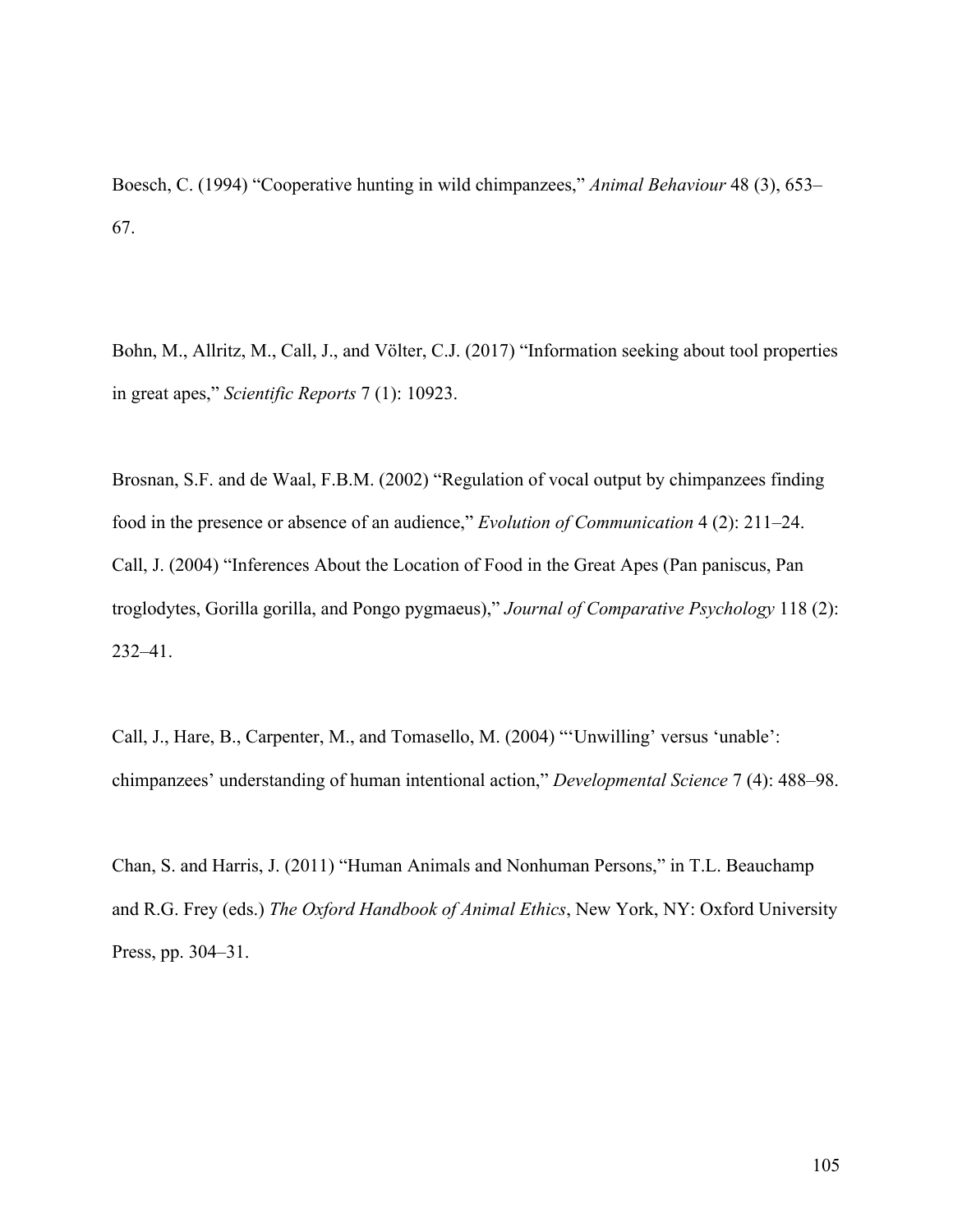Boesch, C. (1994) “Cooperative hunting in wild chimpanzees,” *Animal Behaviour* 48 (3), 653–67.

Bohn, M., Allritz, M., Call, J., and Völter, C.J. (2017) “Information seeking about tool properties in great apes,” *Scientific Reports* 7 (1): 10923.

Brosnan, S.F. and de Waal, F.B.M. (2002) “Regulation of vocal output by chimpanzees finding food in the presence or absence of an audience,” *Evolution of Communication* 4 (2): 211–24.

Call, J. (2004) “Inferences About the Location of Food in the Great Apes (Pan paniscus, Pan troglodytes, Gorilla gorilla, and Pongo pygmaeus),” *Journal of Comparative Psychology* 118 (2): 232–41.

Call, J., Hare, B., Carpenter, M., and Tomasello, M. (2004) “‘Unwilling’ versus ‘unable’: chimpanzees’ understanding of human intentional action,” *Developmental Science* 7 (4): 488–98.

Chan, S. and Harris, J. (2011) “Human Animals and Nonhuman Persons,” in T.L. Beauchamp and R.G. Frey (eds.) *The Oxford Handbook of Animal Ethics*, New York, NY: Oxford University Press, pp. 304–31.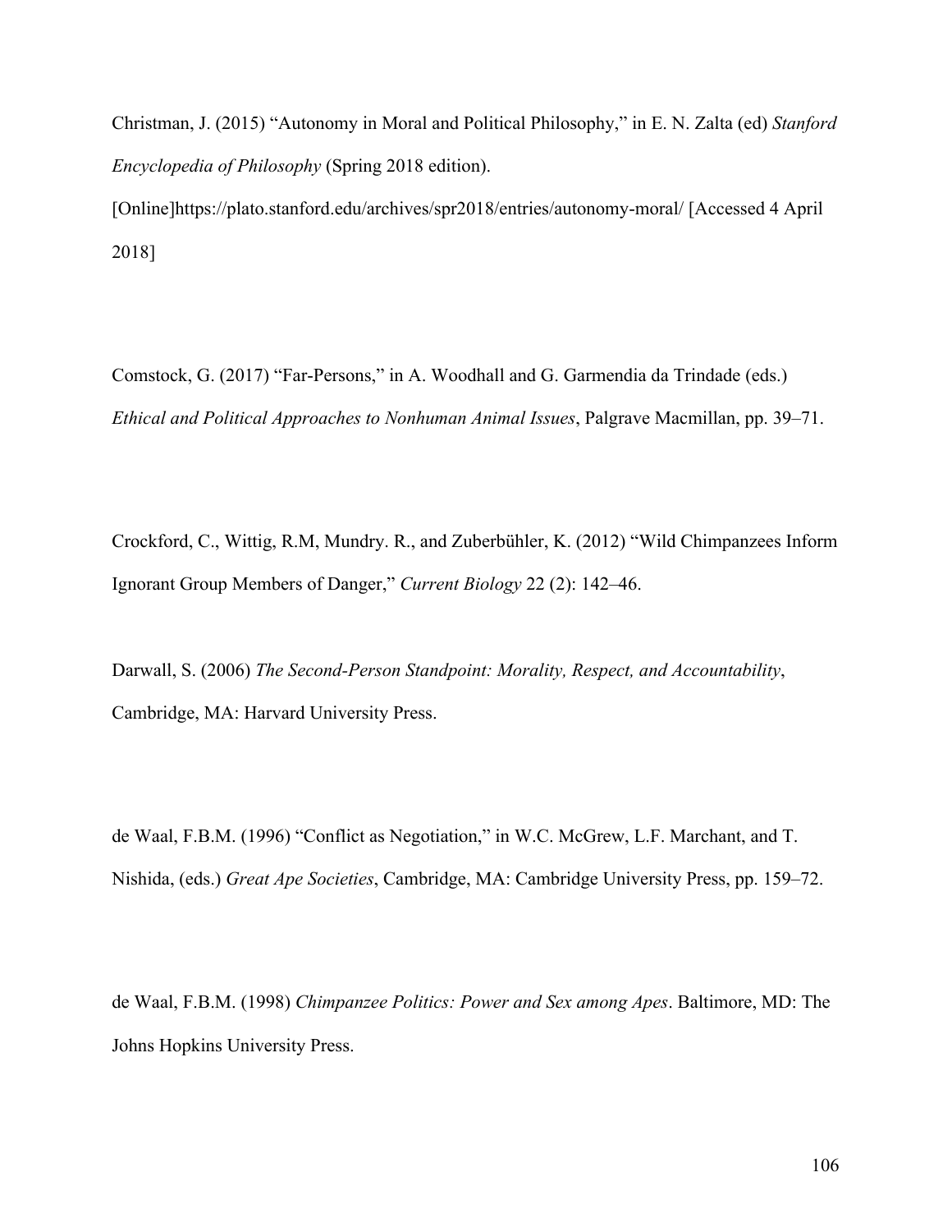Christman, J. (2015) “Autonomy in Moral and Political Philosophy,” in E. N. Zalta (ed) *Stanford Encyclopedia of Philosophy* (Spring 2018 edition). [Online]https://plato.stanford.edu/archives/spr2018/entries/autonomy-moral/ [Accessed 4 April 2018]

Comstock, G. (2017) “Far-Persons,” in A. Woodhall and G. Garmendia da Trindade (eds.) *Ethical and Political Approaches to Nonhuman Animal Issues*, Palgrave Macmillan, pp. 39–71.

Crockford, C., Wittig, R.M, Mundry. R., and Zuberbühler, K. (2012) “Wild Chimpanzees Inform Ignorant Group Members of Danger,” *Current Biology* 22 (2): 142–46.

Darwall, S. (2006) *The Second-Person Standpoint: Morality, Respect, and Accountability*, Cambridge, MA: Harvard University Press.

de Waal, F.B.M. (1996) “Conflict as Negotiation,” in W.C. McGrew, L.F. Marchant, and T. Nishida, (eds.) *Great Ape Societies*, Cambridge, MA: Cambridge University Press, pp. 159–72.

de Waal, F.B.M. (1998) *Chimpanzee Politics: Power and Sex among Apes*. Baltimore, MD: The Johns Hopkins University Press.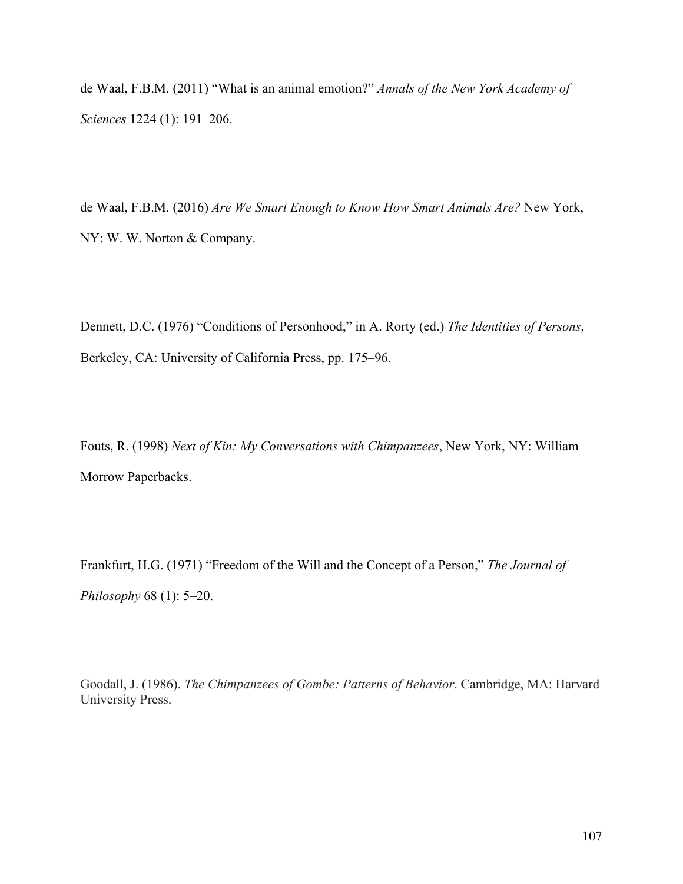de Waal, F.B.M. (2011) "What is an animal emotion?" *Annals of the New York Academy of Sciences* 1224 (1): 191–206.

de Waal, F.B.M. (2016) *Are We Smart Enough to Know How Smart Animals Are?* New York, NY: W. W. Norton & Company.

Dennett, D.C. (1976) "Conditions of Personhood," in A. Rorty (ed.) *The Identities of Persons*, Berkeley, CA: University of California Press, pp. 175–96.

Fouts, R. (1998) *Next of Kin: My Conversations with Chimpanzees*, New York, NY: William Morrow Paperbacks.

Frankfurt, H.G. (1971) "Freedom of the Will and the Concept of a Person," *The Journal of Philosophy* 68 (1): 5–20.

Goodall, J. (1986). *The Chimpanzees of Gombe: Patterns of Behavior*. Cambridge, MA: Harvard University Press.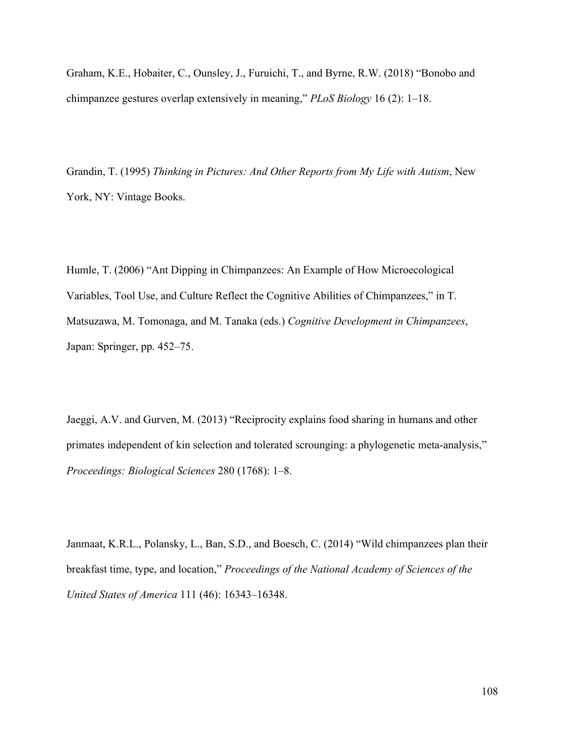Graham, K.E., Hobaiter, C., Ounsley, J., Furuichi, T., and Byrne, R.W. (2018) "Bonobo and chimpanzee gestures overlap extensively in meaning," *PLoS Biology* 16 (2): 1–18.

Grandin, T. (1995) *Thinking in Pictures: And Other Reports from My Life with Autism*, New York, NY: Vintage Books.

Humle, T. (2006) "Ant Dipping in Chimpanzees: An Example of How Microecological Variables, Tool Use, and Culture Reflect the Cognitive Abilities of Chimpanzees," in T. Matsuzawa, M. Tomonaga, and M. Tanaka (eds.) *Cognitive Development in Chimpanzees*, Japan: Springer, pp. 452–75.

Jaeggi, A.V. and Gurven, M. (2013) "Reciprocity explains food sharing in humans and other primates independent of kin selection and tolerated scrounging: a phylogenetic meta-analysis," *Proceedings: Biological Sciences* 280 (1768): 1–8.

Janmaat, K.R.L., Polansky, L., Ban, S.D., and Boesch, C. (2014) "Wild chimpanzees plan their breakfast time, type, and location," *Proceedings of the National Academy of Sciences of the United States of America* 111 (46): 16343–16348.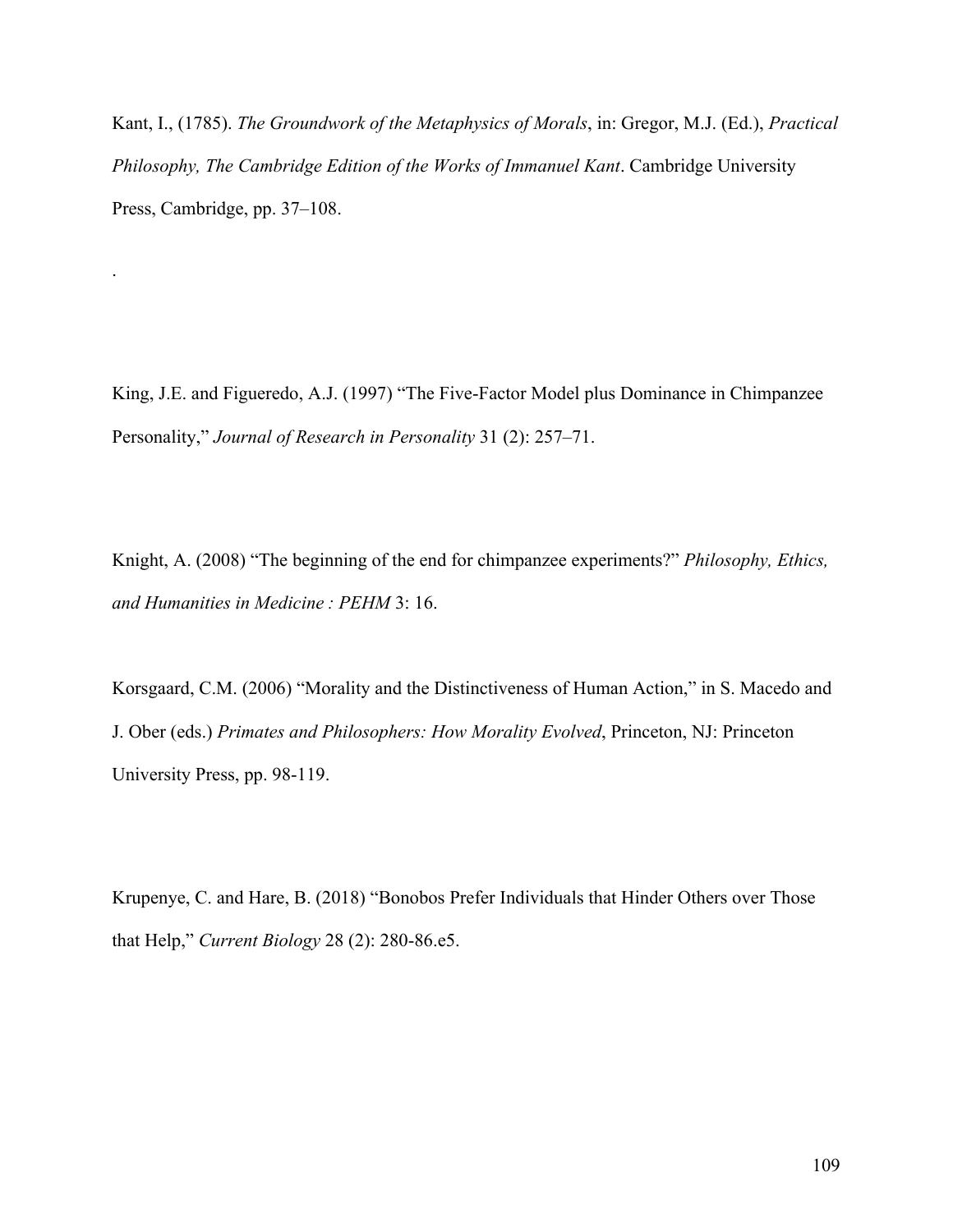Kant, I., (1785). *The Groundwork of the Metaphysics of Morals*, in: Gregor, M.J. (Ed.), *Practical Philosophy, The Cambridge Edition of the Works of Immanuel Kant*. Cambridge University Press, Cambridge, pp. 37–108.

.

King, J.E. and Figueredo, A.J. (1997) "The Five-Factor Model plus Dominance in Chimpanzee Personality," *Journal of Research in Personality* 31 (2): 257–71.

Knight, A. (2008) "The beginning of the end for chimpanzee experiments?" *Philosophy, Ethics, and Humanities in Medicine : PEHM* 3: 16.

Korsgaard, C.M. (2006) "Morality and the Distinctiveness of Human Action," in S. Macedo and J. Ober (eds.) *Primates and Philosophers: How Morality Evolved*, Princeton, NJ: Princeton University Press, pp. 98-119.

Krupenye, C. and Hare, B. (2018) "Bonobos Prefer Individuals that Hinder Others over Those that Help," *Current Biology* 28 (2): 280-86.e5.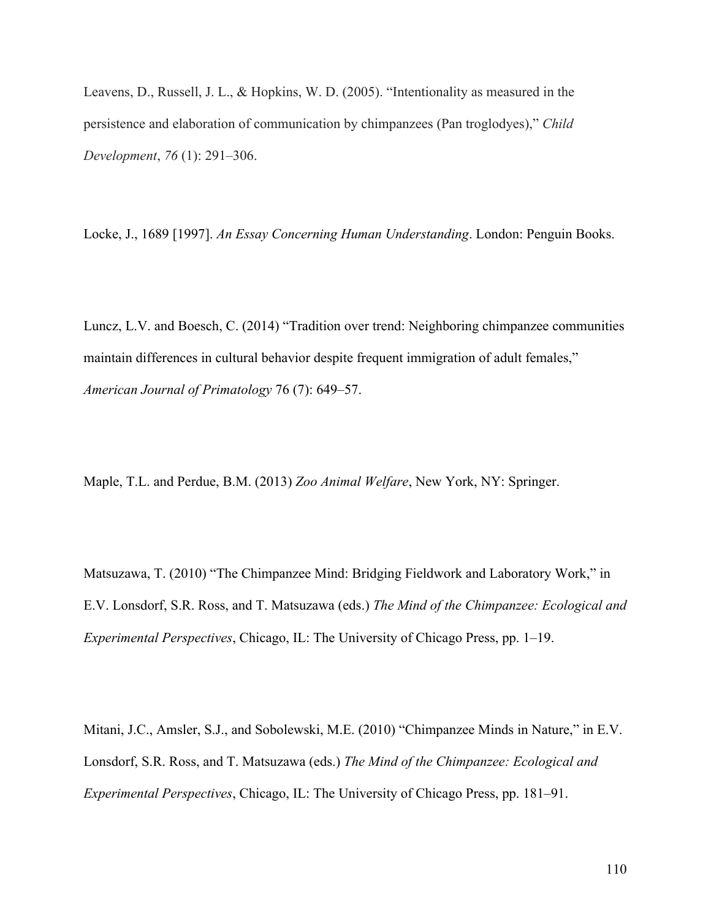Leavens, D., Russell, J. L., & Hopkins, W. D. (2005). "Intentionality as measured in the persistence and elaboration of communication by chimpanzees (Pan troglodyes)," *Child Development*, *76* (1): 291–306.

Locke, J., 1689 [1997]. *An Essay Concerning Human Understanding*. London: Penguin Books.

Luncz, L.V. and Boesch, C. (2014) "Tradition over trend: Neighboring chimpanzee communities maintain differences in cultural behavior despite frequent immigration of adult females," *American Journal of Primatology* 76 (7): 649–57.

Maple, T.L. and Perdue, B.M. (2013) *Zoo Animal Welfare*, New York, NY: Springer.

Matsuzawa, T. (2010) "The Chimpanzee Mind: Bridging Fieldwork and Laboratory Work," in E.V. Lonsdorf, S.R. Ross, and T. Matsuzawa (eds.) *The Mind of the Chimpanzee: Ecological and Experimental Perspectives*, Chicago, IL: The University of Chicago Press, pp. 1–19.

Mitani, J.C., Amsler, S.J., and Sobolewski, M.E. (2010) "Chimpanzee Minds in Nature," in E.V. Lonsdorf, S.R. Ross, and T. Matsuzawa (eds.) *The Mind of the Chimpanzee: Ecological and Experimental Perspectives*, Chicago, IL: The University of Chicago Press, pp. 181–91.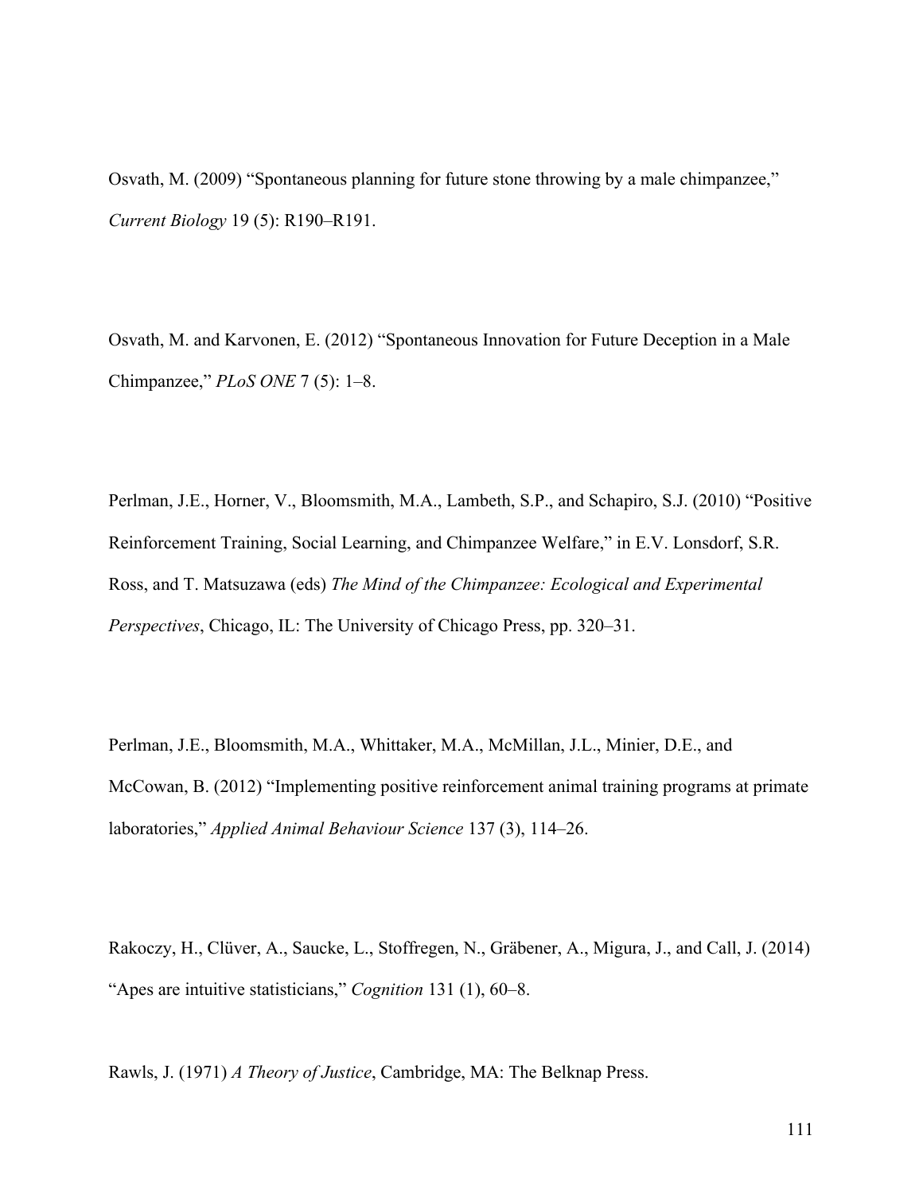Osvath, M. (2009) “Spontaneous planning for future stone throwing by a male chimpanzee,” *Current Biology* 19 (5): R190–R191.

Osvath, M. and Karvonen, E. (2012) “Spontaneous Innovation for Future Deception in a Male Chimpanzee,” *PLoS ONE* 7 (5): 1–8.

Perlman, J.E., Horner, V., Bloomsmith, M.A., Lambeth, S.P., and Schapiro, S.J. (2010) “Positive Reinforcement Training, Social Learning, and Chimpanzee Welfare,” in E.V. Lonsdorf, S.R. Ross, and T. Matsuzawa (eds) *The Mind of the Chimpanzee: Ecological and Experimental Perspectives*, Chicago, IL: The University of Chicago Press, pp. 320–31.

Perlman, J.E., Bloomsmith, M.A., Whittaker, M.A., McMillan, J.L., Minier, D.E., and McCowan, B. (2012) “Implementing positive reinforcement animal training programs at primate laboratories,” *Applied Animal Behaviour Science* 137 (3), 114–26.

Rakoczy, H., Clüver, A., Saucke, L., Stoffregen, N., Gräbener, A., Migura, J., and Call, J. (2014) “Apes are intuitive statisticians,” *Cognition* 131 (1), 60–8.

Rawls, J. (1971) *A Theory of Justice*, Cambridge, MA: The Belknap Press.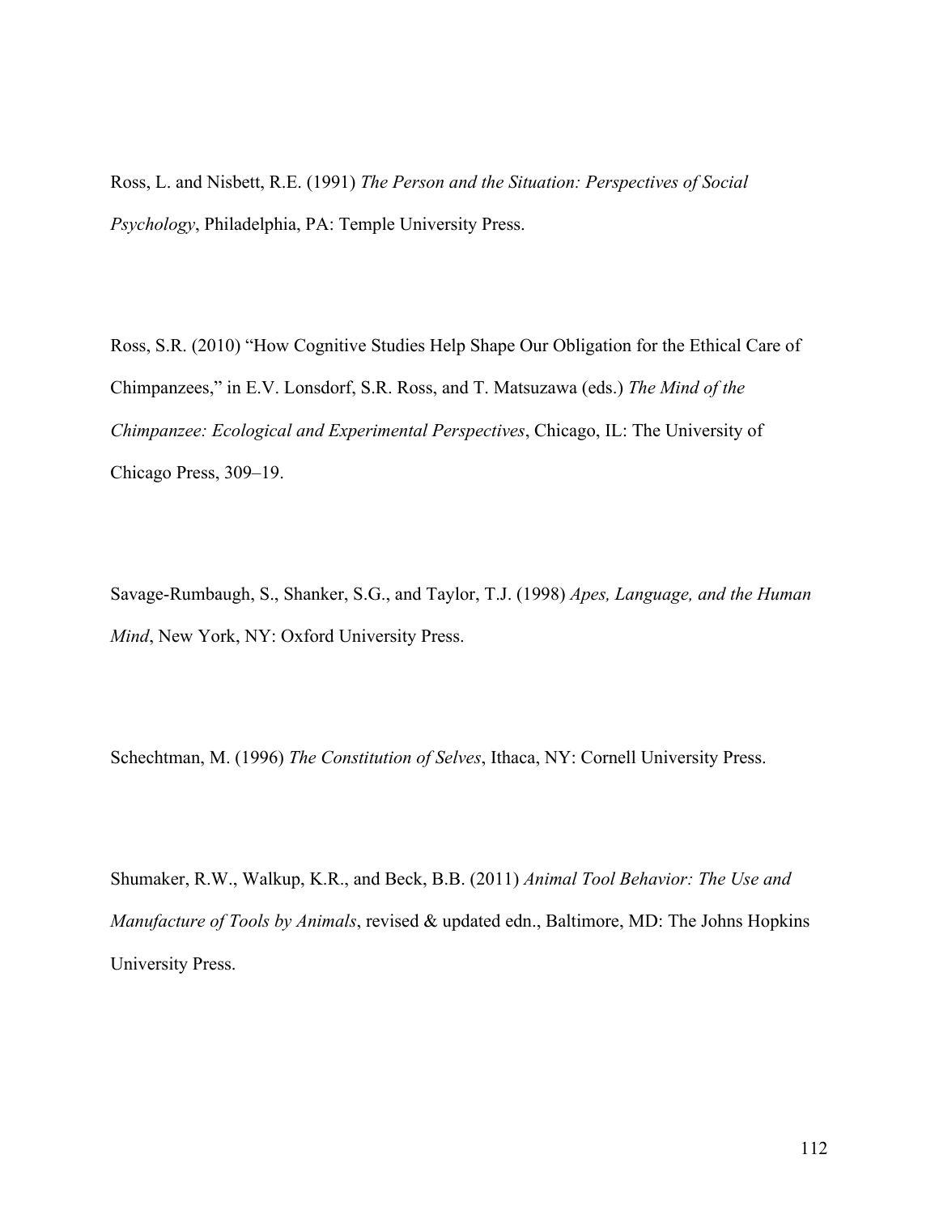Ross, L. and Nisbett, R.E. (1991) *The Person and the Situation: Perspectives of Social Psychology*, Philadelphia, PA: Temple University Press.

Ross, S.R. (2010) "How Cognitive Studies Help Shape Our Obligation for the Ethical Care of Chimpanzees," in E.V. Lonsdorf, S.R. Ross, and T. Matsuzawa (eds.) *The Mind of the Chimpanzee: Ecological and Experimental Perspectives*, Chicago, IL: The University of Chicago Press, 309–19.

Savage-Rumbaugh, S., Shanker, S.G., and Taylor, T.J. (1998) *Apes, Language, and the Human Mind*, New York, NY: Oxford University Press.

Schechtman, M. (1996) *The Constitution of Selves*, Ithaca, NY: Cornell University Press.

Shumaker, R.W., Walkup, K.R., and Beck, B.B. (2011) *Animal Tool Behavior: The Use and Manufacture of Tools by Animals*, revised & updated edn., Baltimore, MD: The Johns Hopkins University Press.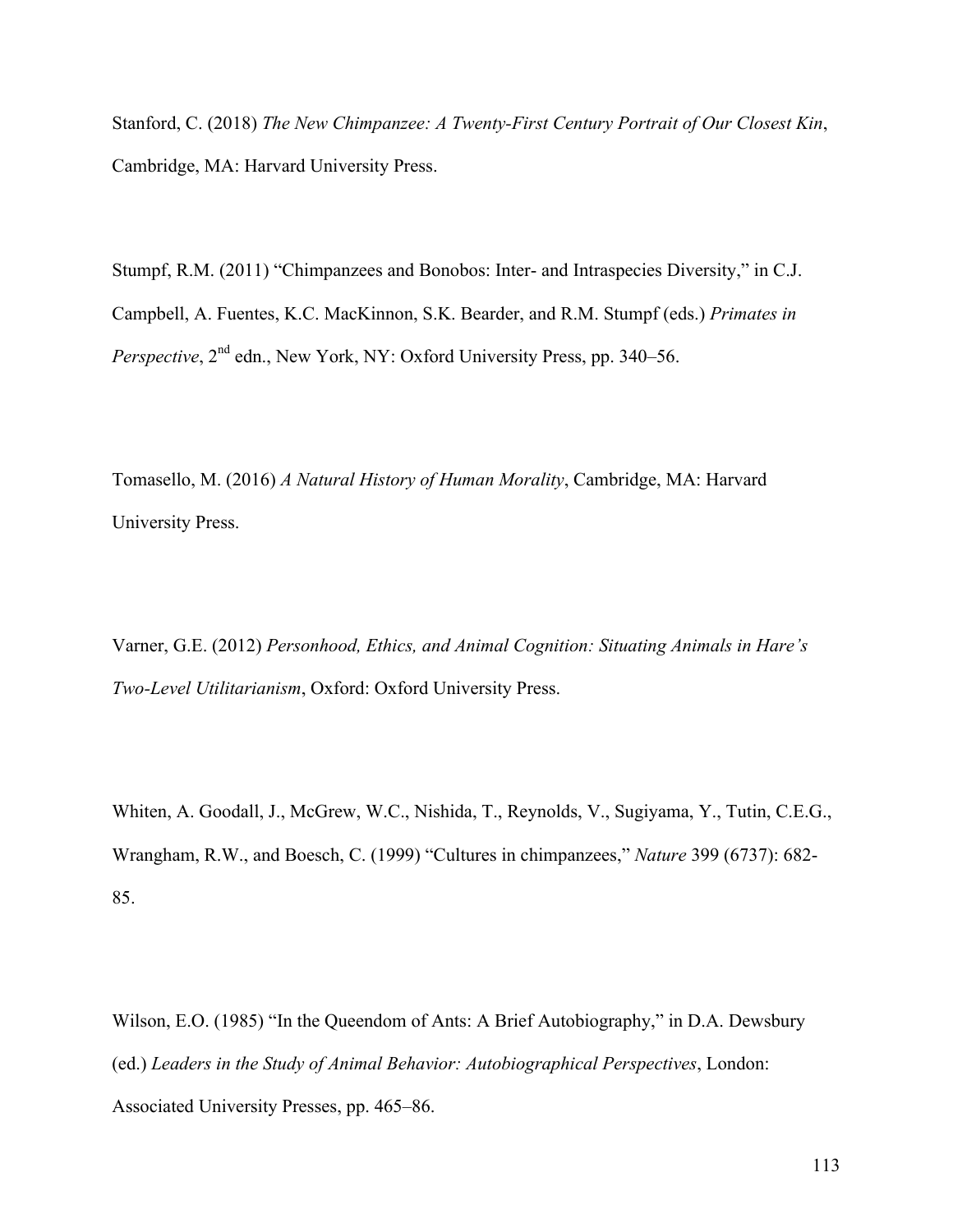Stanford, C. (2018) *The New Chimpanzee: A Twenty-First Century Portrait of Our Closest Kin*, Cambridge, MA: Harvard University Press.

Stumpf, R.M. (2011) "Chimpanzees and Bonobos: Inter- and Intraspecies Diversity," in C.J. Campbell, A. Fuentes, K.C. MacKinnon, S.K. Bearder, and R.M. Stumpf (eds.) *Primates in Perspective*, 2nd edn., New York, NY: Oxford University Press, pp. 340–56.

Tomasello, M. (2016) *A Natural History of Human Morality*, Cambridge, MA: Harvard University Press.

Varner, G.E. (2012) *Personhood, Ethics, and Animal Cognition: Situating Animals in Hare's Two-Level Utilitarianism*, Oxford: Oxford University Press.

Whiten, A. Goodall, J., McGrew, W.C., Nishida, T., Reynolds, V., Sugiyama, Y., Tutin, C.E.G., Wrangham, R.W., and Boesch, C. (1999) "Cultures in chimpanzees," *Nature* 399 (6737): 682-85.

Wilson, E.O. (1985) "In the Queendom of Ants: A Brief Autobiography," in D.A. Dewsbury (ed.) *Leaders in the Study of Animal Behavior: Autobiographical Perspectives*, London: Associated University Presses, pp. 465–86.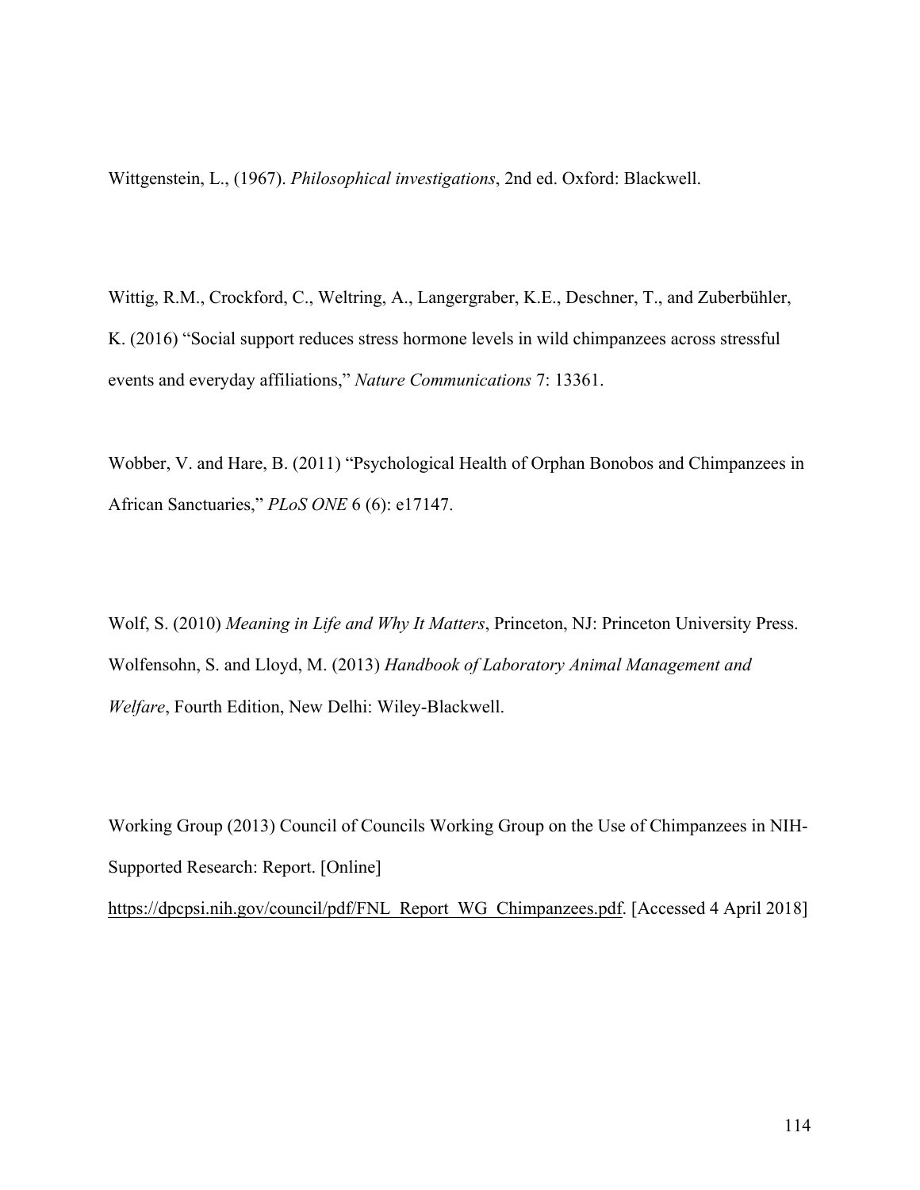Wittgenstein, L., (1967). *Philosophical investigations*, 2nd ed. Oxford: Blackwell.

Wittig, R.M., Crockford, C., Weltring, A., Langergraber, K.E., Deschner, T., and Zuberbühler, K. (2016) "Social support reduces stress hormone levels in wild chimpanzees across stressful events and everyday affiliations," *Nature Communications* 7: 13361.

Wobber, V. and Hare, B. (2011) "Psychological Health of Orphan Bonobos and Chimpanzees in African Sanctuaries," *PLoS ONE* 6 (6): e17147.

Wolf, S. (2010) *Meaning in Life and Why It Matters*, Princeton, NJ: Princeton University Press.

Wolfensohn, S. and Lloyd, M. (2013) *Handbook of Laboratory Animal Management and Welfare*, Fourth Edition, New Delhi: Wiley-Blackwell.

Working Group (2013) Council of Councils Working Group on the Use of Chimpanzees in NIH-Supported Research: Report. [Online] https://dpcpsi.nih.gov/council/pdf/FNL_Report_WG_Chimpanzees.pdf. [Accessed 4 April 2018]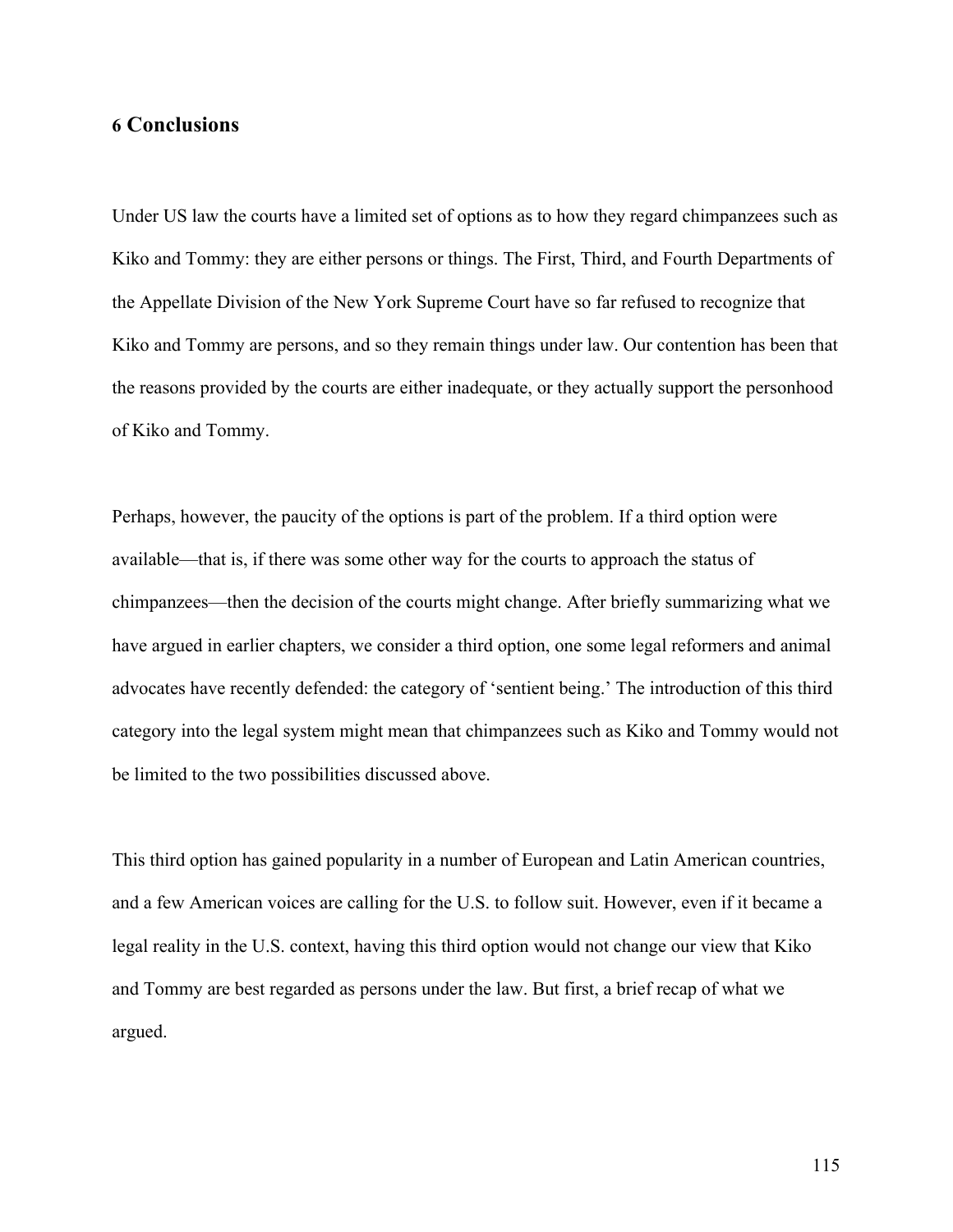## 6 Conclusions

Under US law the courts have a limited set of options as to how they regard chimpanzees such as Kiko and Tommy: they are either persons or things. The First, Third, and Fourth Departments of the Appellate Division of the New York Supreme Court have so far refused to recognize that Kiko and Tommy are persons, and so they remain things under law. Our contention has been that the reasons provided by the courts are either inadequate, or they actually support the personhood of Kiko and Tommy.

Perhaps, however, the paucity of the options is part of the problem. If a third option were available—that is, if there was some other way for the courts to approach the status of chimpanzees—then the decision of the courts might change. After briefly summarizing what we have argued in earlier chapters, we consider a third option, one some legal reformers and animal advocates have recently defended: the category of 'sentient being.' The introduction of this third category into the legal system might mean that chimpanzees such as Kiko and Tommy would not be limited to the two possibilities discussed above.

This third option has gained popularity in a number of European and Latin American countries, and a few American voices are calling for the U.S. to follow suit. However, even if it became a legal reality in the U.S. context, having this third option would not change our view that Kiko and Tommy are best regarded as persons under the law. But first, a brief recap of what we argued.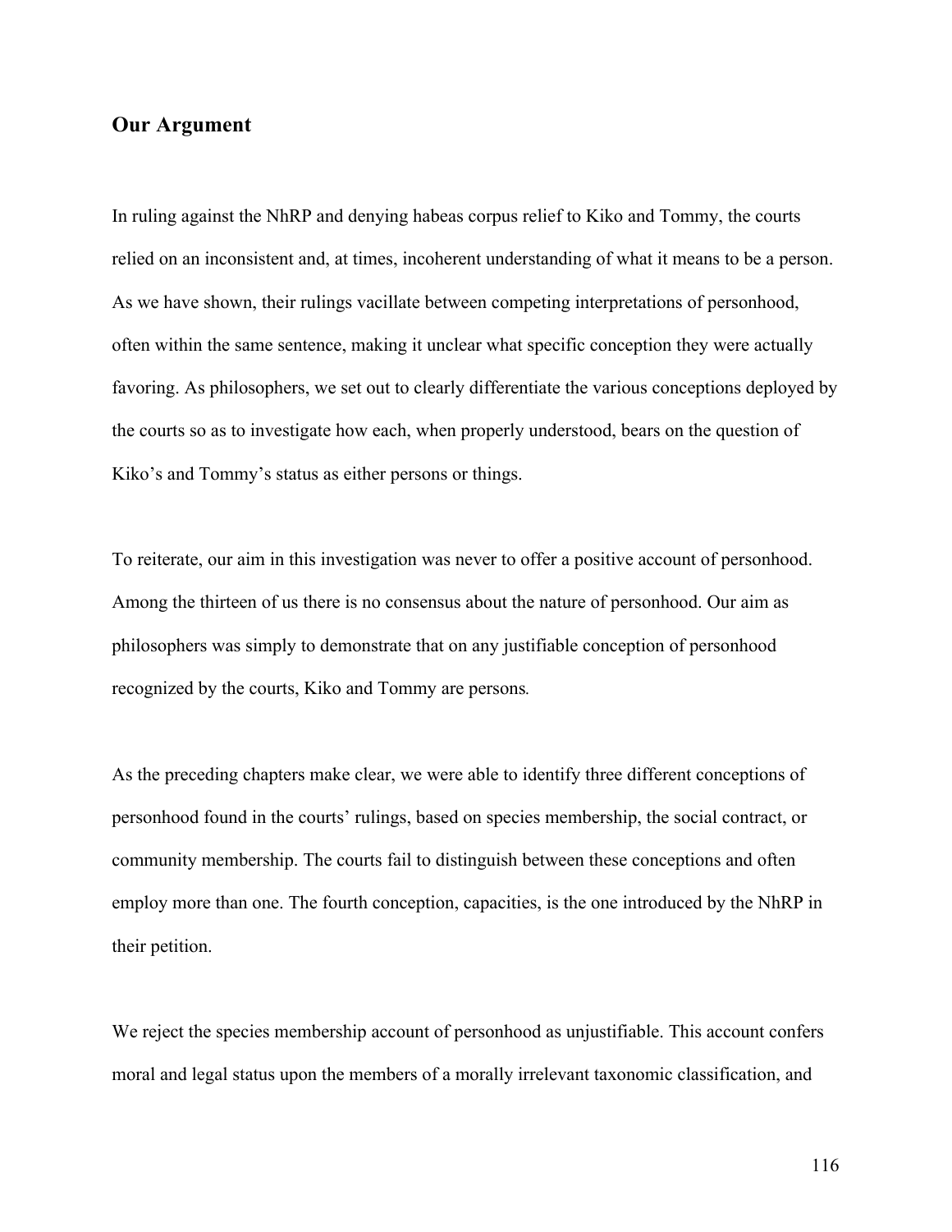## Our Argument

In ruling against the NhRP and denying habeas corpus relief to Kiko and Tommy, the courts relied on an inconsistent and, at times, incoherent understanding of what it means to be a person. As we have shown, their rulings vacillate between competing interpretations of personhood, often within the same sentence, making it unclear what specific conception they were actually favoring. As philosophers, we set out to clearly differentiate the various conceptions deployed by the courts so as to investigate how each, when properly understood, bears on the question of Kiko's and Tommy's status as either persons or things.

To reiterate, our aim in this investigation was never to offer a positive account of personhood. Among the thirteen of us there is no consensus about the nature of personhood. Our aim as philosophers was simply to demonstrate that on any justifiable conception of personhood recognized by the courts, Kiko and Tommy are persons*.*

As the preceding chapters make clear, we were able to identify three different conceptions of personhood found in the courts' rulings, based on species membership, the social contract, or community membership. The courts fail to distinguish between these conceptions and often employ more than one. The fourth conception, capacities, is the one introduced by the NhRP in their petition.

We reject the species membership account of personhood as unjustifiable. This account confers moral and legal status upon the members of a morally irrelevant taxonomic classification, and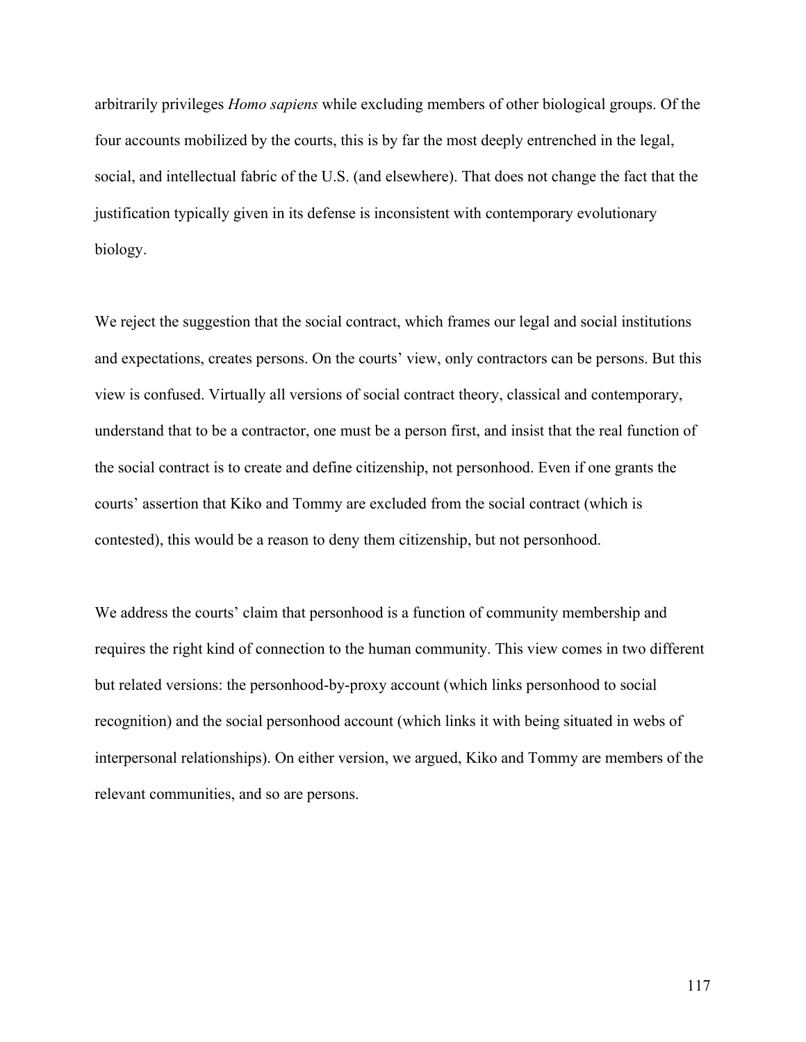arbitrarily privileges *Homo sapiens* while excluding members of other biological groups. Of the four accounts mobilized by the courts, this is by far the most deeply entrenched in the legal, social, and intellectual fabric of the U.S. (and elsewhere). That does not change the fact that the justification typically given in its defense is inconsistent with contemporary evolutionary biology.

We reject the suggestion that the social contract, which frames our legal and social institutions and expectations, creates persons. On the courts' view, only contractors can be persons. But this view is confused. Virtually all versions of social contract theory, classical and contemporary, understand that to be a contractor, one must be a person first, and insist that the real function of the social contract is to create and define citizenship, not personhood. Even if one grants the courts' assertion that Kiko and Tommy are excluded from the social contract (which is contested), this would be a reason to deny them citizenship, but not personhood.

We address the courts' claim that personhood is a function of community membership and requires the right kind of connection to the human community. This view comes in two different but related versions: the personhood-by-proxy account (which links personhood to social recognition) and the social personhood account (which links it with being situated in webs of interpersonal relationships). On either version, we argued, Kiko and Tommy are members of the relevant communities, and so are persons.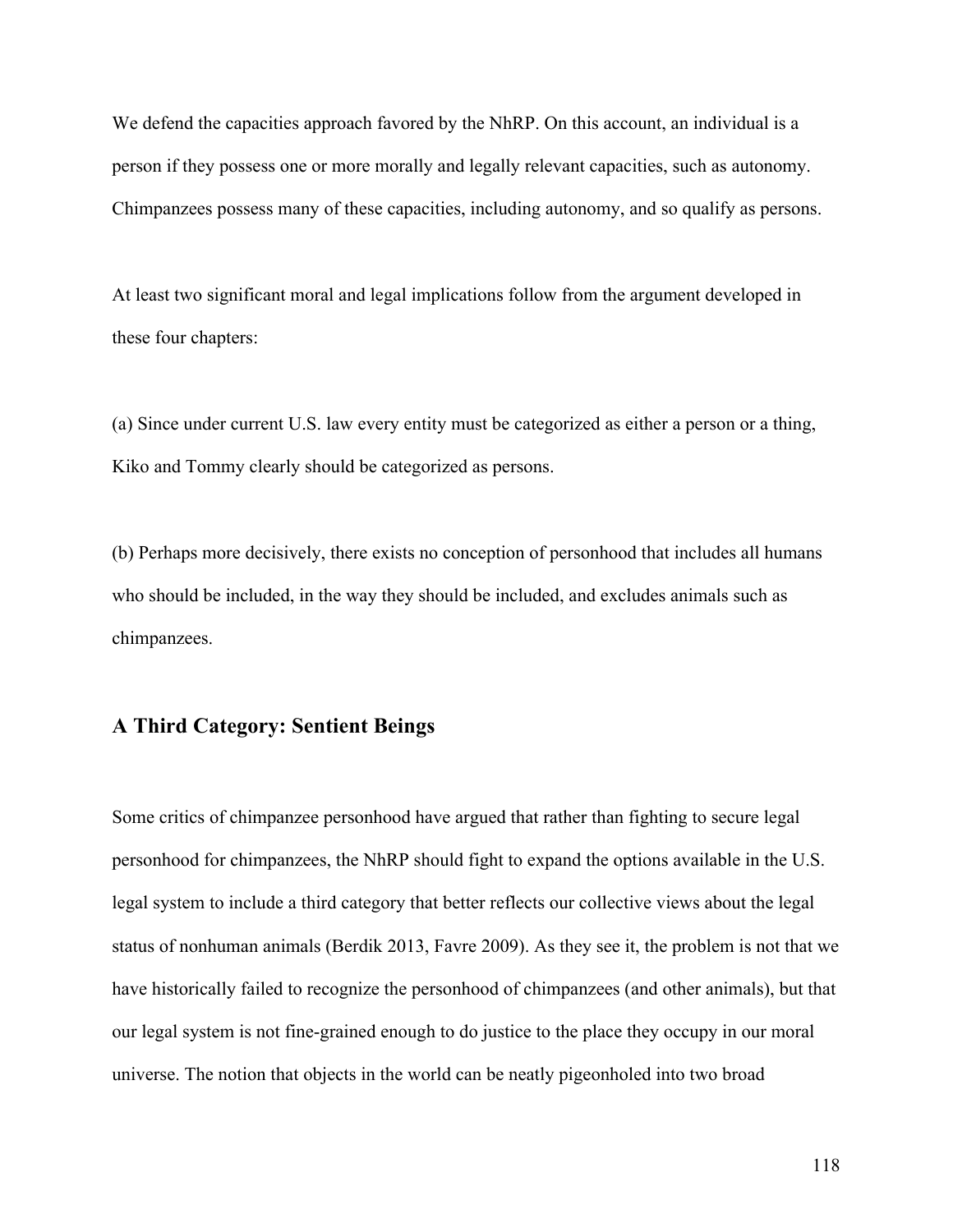We defend the capacities approach favored by the NhRP. On this account, an individual is a person if they possess one or more morally and legally relevant capacities, such as autonomy. Chimpanzees possess many of these capacities, including autonomy, and so qualify as persons.

At least two significant moral and legal implications follow from the argument developed in these four chapters:

(a) Since under current U.S. law every entity must be categorized as either a person or a thing, Kiko and Tommy clearly should be categorized as persons.

(b) Perhaps more decisively, there exists no conception of personhood that includes all humans who should be included, in the way they should be included, and excludes animals such as chimpanzees.

## A Third Category: Sentient Beings

Some critics of chimpanzee personhood have argued that rather than fighting to secure legal personhood for chimpanzees, the NhRP should fight to expand the options available in the U.S. legal system to include a third category that better reflects our collective views about the legal status of nonhuman animals (Berdik 2013, Favre 2009). As they see it, the problem is not that we have historically failed to recognize the personhood of chimpanzees (and other animals), but that our legal system is not fine-grained enough to do justice to the place they occupy in our moral universe. The notion that objects in the world can be neatly pigeonholed into two broad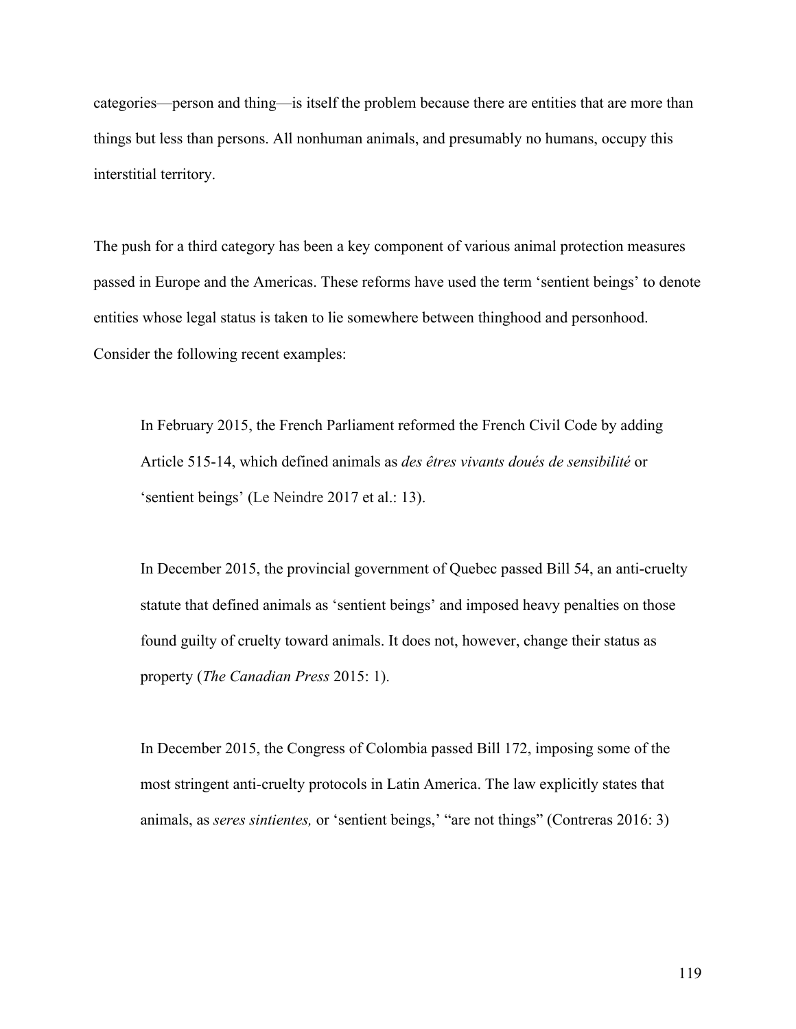categories—person and thing—is itself the problem because there are entities that are more than things but less than persons. All nonhuman animals, and presumably no humans, occupy this interstitial territory.

The push for a third category has been a key component of various animal protection measures passed in Europe and the Americas. These reforms have used the term 'sentient beings' to denote entities whose legal status is taken to lie somewhere between thinghood and personhood. Consider the following recent examples:

> In February 2015, the French Parliament reformed the French Civil Code by adding Article 515-14, which defined animals as *des êtres vivants doués de sensibilité* or 'sentient beings' (Le Neindre 2017 et al.: 13).
>
> In December 2015, the provincial government of Quebec passed Bill 54, an anti-cruelty statute that defined animals as 'sentient beings' and imposed heavy penalties on those found guilty of cruelty toward animals. It does not, however, change their status as property (*The Canadian Press* 2015: 1).
>
> In December 2015, the Congress of Colombia passed Bill 172, imposing some of the most stringent anti-cruelty protocols in Latin America. The law explicitly states that animals, as *seres sintientes,* or 'sentient beings,' "are not things" (Contreras 2016: 3)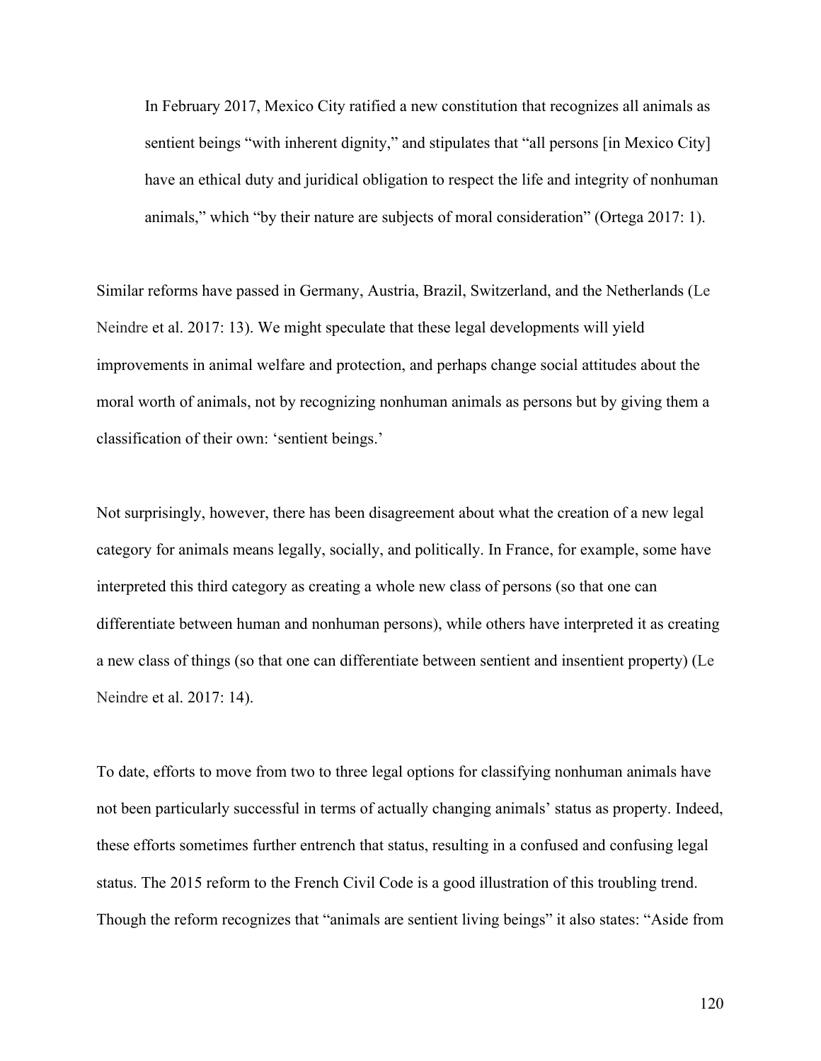> In February 2017, Mexico City ratified a new constitution that recognizes all animals as sentient beings "with inherent dignity," and stipulates that "all persons [in Mexico City] have an ethical duty and juridical obligation to respect the life and integrity of nonhuman animals," which "by their nature are subjects of moral consideration" (Ortega 2017: 1).

Similar reforms have passed in Germany, Austria, Brazil, Switzerland, and the Netherlands (Le Neindre et al. 2017: 13). We might speculate that these legal developments will yield improvements in animal welfare and protection, and perhaps change social attitudes about the moral worth of animals, not by recognizing nonhuman animals as persons but by giving them a classification of their own: 'sentient beings.'

Not surprisingly, however, there has been disagreement about what the creation of a new legal category for animals means legally, socially, and politically. In France, for example, some have interpreted this third category as creating a whole new class of persons (so that one can differentiate between human and nonhuman persons), while others have interpreted it as creating a new class of things (so that one can differentiate between sentient and insentient property) (Le Neindre et al. 2017: 14).

To date, efforts to move from two to three legal options for classifying nonhuman animals have not been particularly successful in terms of actually changing animals' status as property. Indeed, these efforts sometimes further entrench that status, resulting in a confused and confusing legal status. The 2015 reform to the French Civil Code is a good illustration of this troubling trend. Though the reform recognizes that "animals are sentient living beings" it also states: "Aside from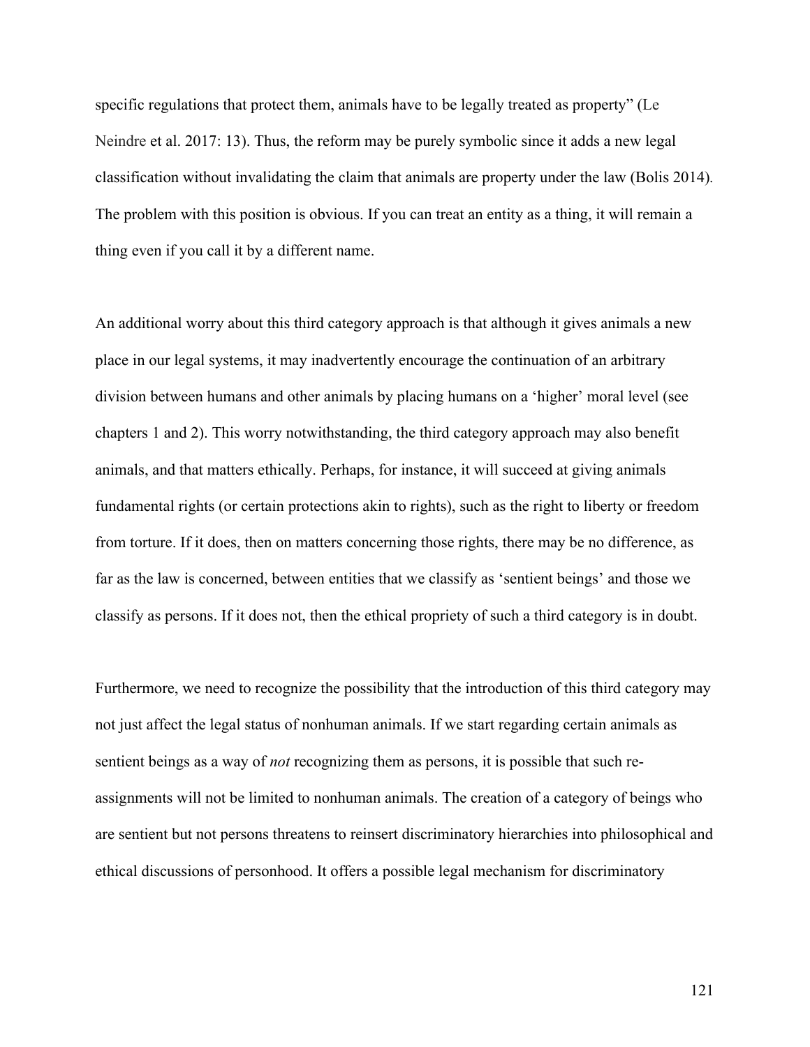specific regulations that protect them, animals have to be legally treated as property" (Le Neindre et al. 2017: 13). Thus, the reform may be purely symbolic since it adds a new legal classification without invalidating the claim that animals are property under the law (Bolis 2014). The problem with this position is obvious. If you can treat an entity as a thing, it will remain a thing even if you call it by a different name.

An additional worry about this third category approach is that although it gives animals a new place in our legal systems, it may inadvertently encourage the continuation of an arbitrary division between humans and other animals by placing humans on a 'higher' moral level (see chapters 1 and 2). This worry notwithstanding, the third category approach may also benefit animals, and that matters ethically. Perhaps, for instance, it will succeed at giving animals fundamental rights (or certain protections akin to rights), such as the right to liberty or freedom from torture. If it does, then on matters concerning those rights, there may be no difference, as far as the law is concerned, between entities that we classify as 'sentient beings' and those we classify as persons. If it does not, then the ethical propriety of such a third category is in doubt.

Furthermore, we need to recognize the possibility that the introduction of this third category may not just affect the legal status of nonhuman animals. If we start regarding certain animals as sentient beings as a way of *not* recognizing them as persons, it is possible that such re-assignments will not be limited to nonhuman animals. The creation of a category of beings who are sentient but not persons threatens to reinsert discriminatory hierarchies into philosophical and ethical discussions of personhood. It offers a possible legal mechanism for discriminatory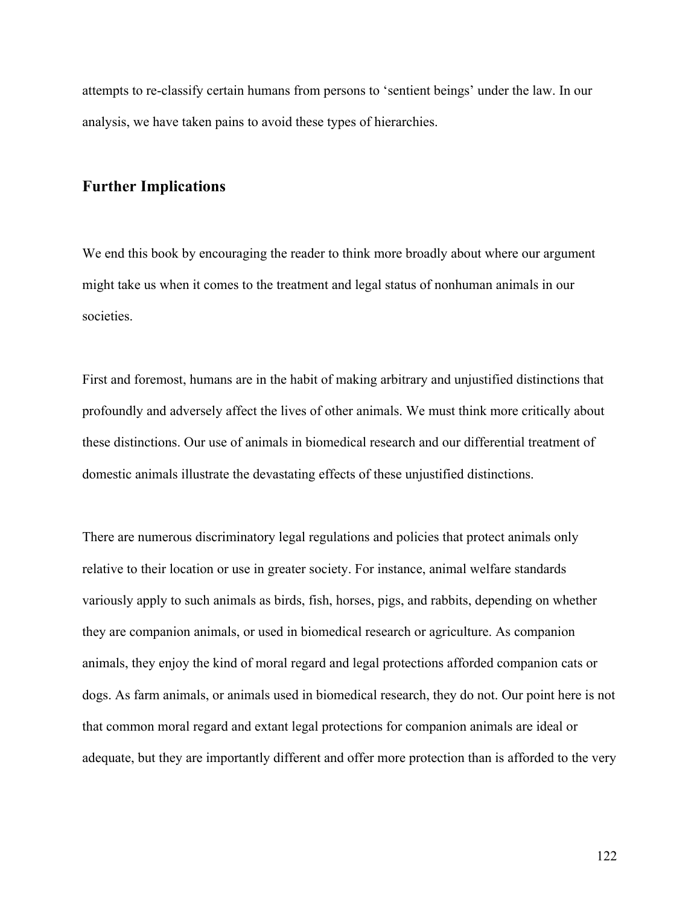attempts to re-classify certain humans from persons to 'sentient beings' under the law. In our analysis, we have taken pains to avoid these types of hierarchies.

## Further Implications

We end this book by encouraging the reader to think more broadly about where our argument might take us when it comes to the treatment and legal status of nonhuman animals in our societies.

First and foremost, humans are in the habit of making arbitrary and unjustified distinctions that profoundly and adversely affect the lives of other animals. We must think more critically about these distinctions. Our use of animals in biomedical research and our differential treatment of domestic animals illustrate the devastating effects of these unjustified distinctions.

There are numerous discriminatory legal regulations and policies that protect animals only relative to their location or use in greater society. For instance, animal welfare standards variously apply to such animals as birds, fish, horses, pigs, and rabbits, depending on whether they are companion animals, or used in biomedical research or agriculture. As companion animals, they enjoy the kind of moral regard and legal protections afforded companion cats or dogs. As farm animals, or animals used in biomedical research, they do not. Our point here is not that common moral regard and extant legal protections for companion animals are ideal or adequate, but they are importantly different and offer more protection than is afforded to the very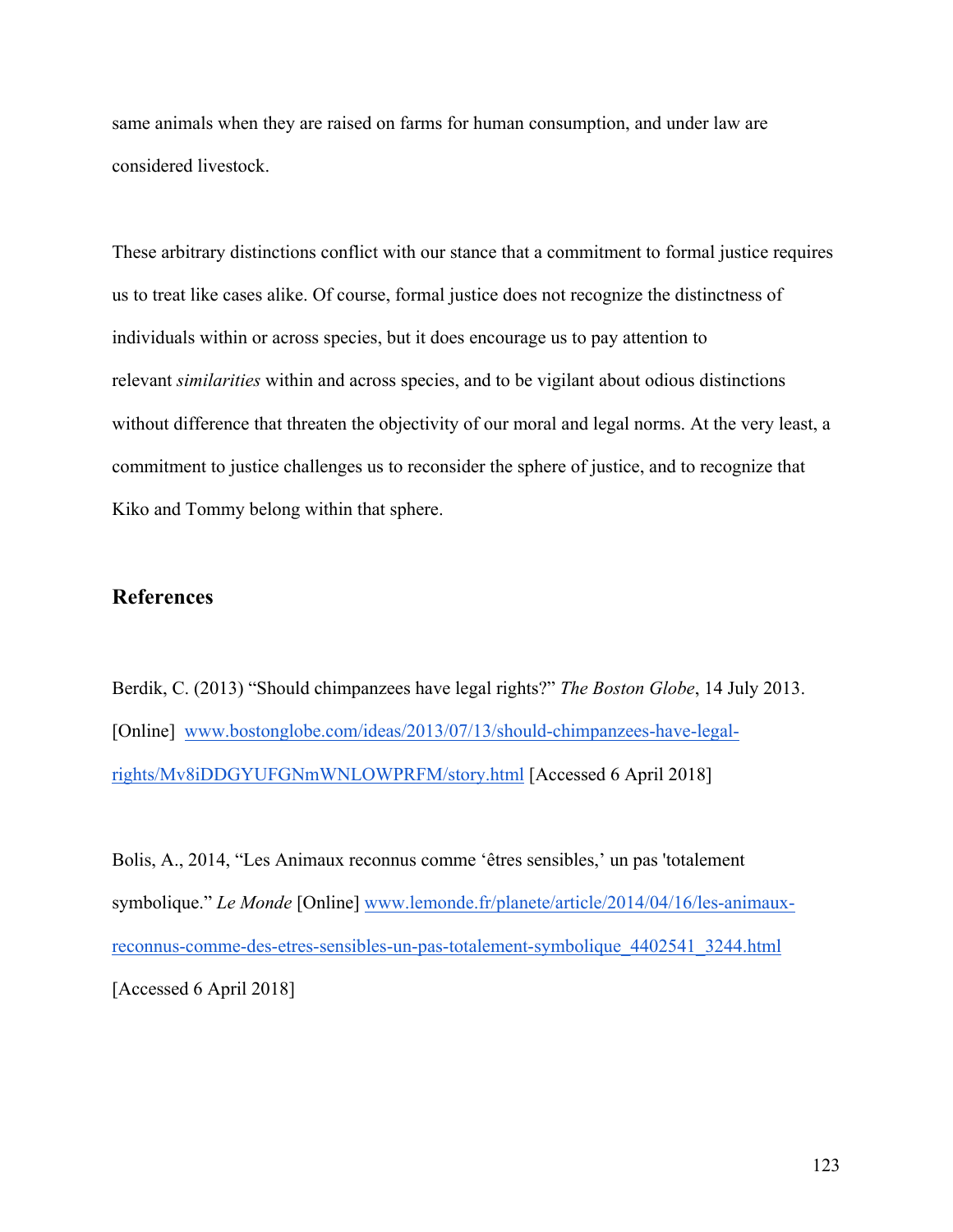same animals when they are raised on farms for human consumption, and under law are considered livestock.

These arbitrary distinctions conflict with our stance that a commitment to formal justice requires us to treat like cases alike. Of course, formal justice does not recognize the distinctness of individuals within or across species, but it does encourage us to pay attention to relevant *similarities* within and across species, and to be vigilant about odious distinctions without difference that threaten the objectivity of our moral and legal norms. At the very least, a commitment to justice challenges us to reconsider the sphere of justice, and to recognize that Kiko and Tommy belong within that sphere.

## References

Berdik, C. (2013) "Should chimpanzees have legal rights?" *The Boston Globe*, 14 July 2013. [Online] www.bostonglobe.com/ideas/2013/07/13/should-chimpanzees-have-legal-rights/Mv8iDDGYUFGNmWNLOWPRFM/story.html [Accessed 6 April 2018]

Bolis, A., 2014, "Les Animaux reconnus comme 'êtres sensibles,' un pas 'totalement symbolique." *Le Monde* [Online] www.lemonde.fr/planete/article/2014/04/16/les-animaux-reconnus-comme-des-etres-sensibles-un-pas-totalement-symbolique_4402541_3244.html [Accessed 6 April 2018]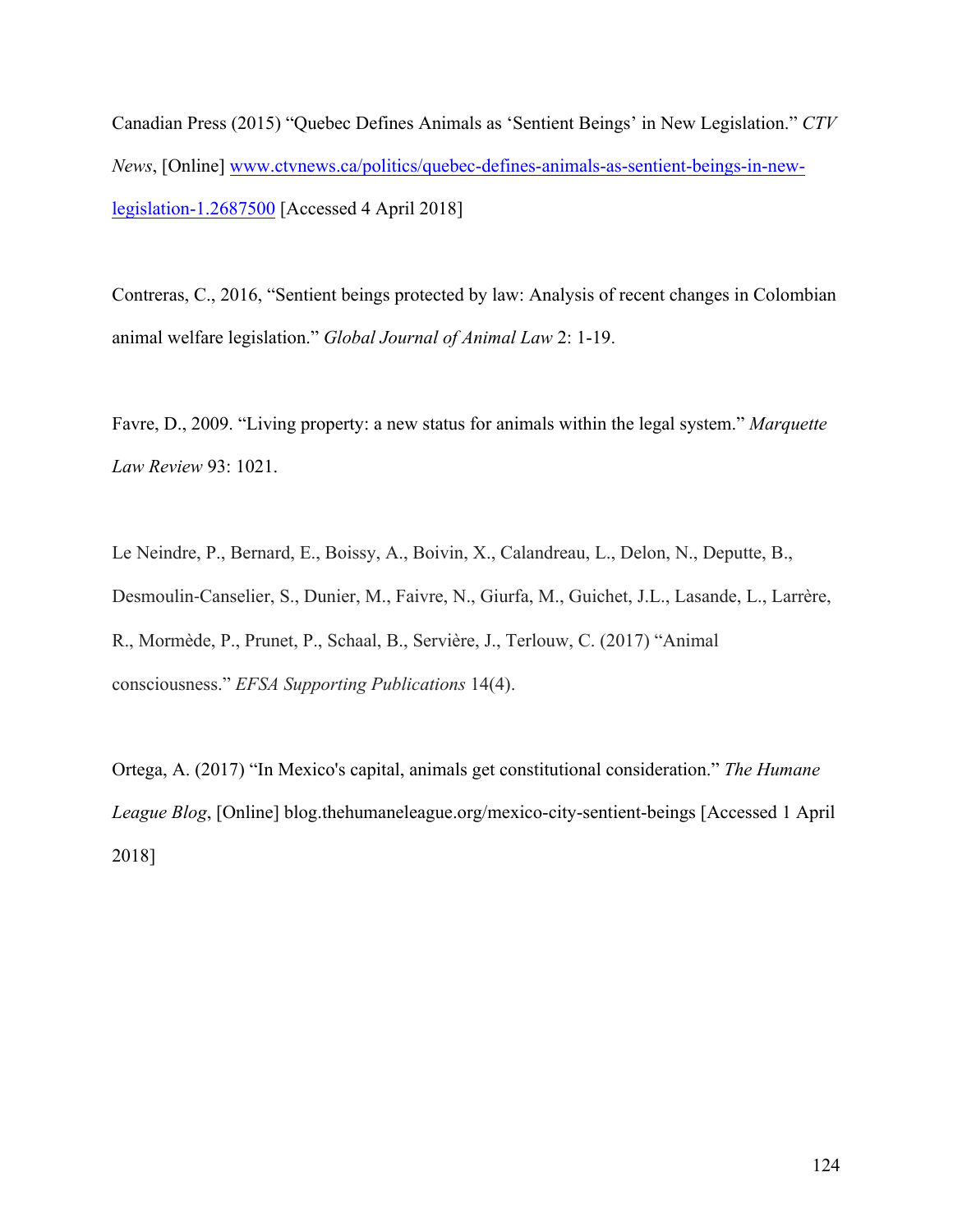Canadian Press (2015) “Quebec Defines Animals as ‘Sentient Beings’ in New Legislation.” *CTV News*, [Online] [www.ctvnews.ca/politics/quebec-defines-animals-as-sentient-beings-in-new-legislation-1.2687500](www.ctvnews.ca/politics/quebec-defines-animals-as-sentient-beings-in-new-legislation-1.2687500) [Accessed 4 April 2018]

Contreras, C., 2016, “Sentient beings protected by law: Analysis of recent changes in Colombian animal welfare legislation.” *Global Journal of Animal Law* 2: 1-19.

Favre, D., 2009. “Living property: a new status for animals within the legal system.” *Marquette Law Review* 93: 1021.

Le Neindre, P., Bernard, E., Boissy, A., Boivin, X., Calandreau, L., Delon, N., Deputte, B., Desmoulin-Canselier, S., Dunier, M., Faivre, N., Giurfa, M., Guichet, J.L., Lasande, L., Larrère, R., Mormède, P., Prunet, P., Schaal, B., Servière, J., Terlouw, C. (2017) “Animal consciousness.” *EFSA Supporting Publications* 14(4).

Ortega, A. (2017) “In Mexico's capital, animals get constitutional consideration.” *The Humane League Blog*, [Online] blog.thehumaneleague.org/mexico-city-sentient-beings [Accessed 1 April 2018]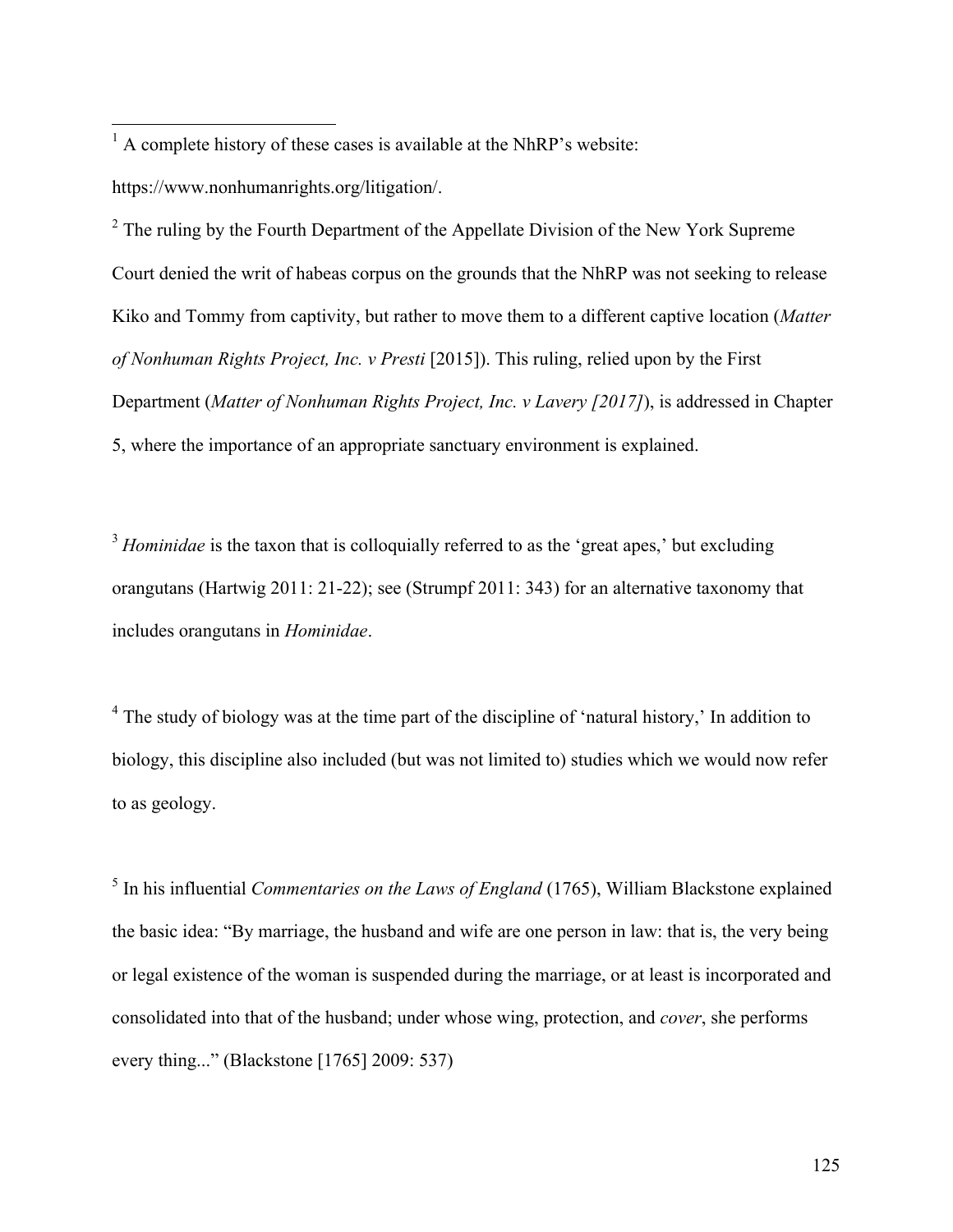[1] A complete history of these cases is available at the NhRP's website: https://www.nonhumanrights.org/litigation/.

[2] The ruling by the Fourth Department of the Appellate Division of the New York Supreme Court denied the writ of habeas corpus on the grounds that the NhRP was not seeking to release Kiko and Tommy from captivity, but rather to move them to a different captive location (*Matter of Nonhuman Rights Project, Inc. v Presti* [2015]). This ruling, relied upon by the First Department (*Matter of Nonhuman Rights Project, Inc. v Lavery [2017]*), is addressed in Chapter 5, where the importance of an appropriate sanctuary environment is explained.

[3] *Hominidae* is the taxon that is colloquially referred to as the 'great apes,' but excluding orangutans (Hartwig 2011: 21-22); see (Strumpf 2011: 343) for an alternative taxonomy that includes orangutans in *Hominidae*.

[4] The study of biology was at the time part of the discipline of 'natural history,' In addition to biology, this discipline also included (but was not limited to) studies which we would now refer to as geology.

[5] In his influential *Commentaries on the Laws of England* (1765), William Blackstone explained the basic idea: "By marriage, the husband and wife are one person in law: that is, the very being or legal existence of the woman is suspended during the marriage, or at least is incorporated and consolidated into that of the husband; under whose wing, protection, and *cover*, she performs every thing..." (Blackstone [1765] 2009: 537)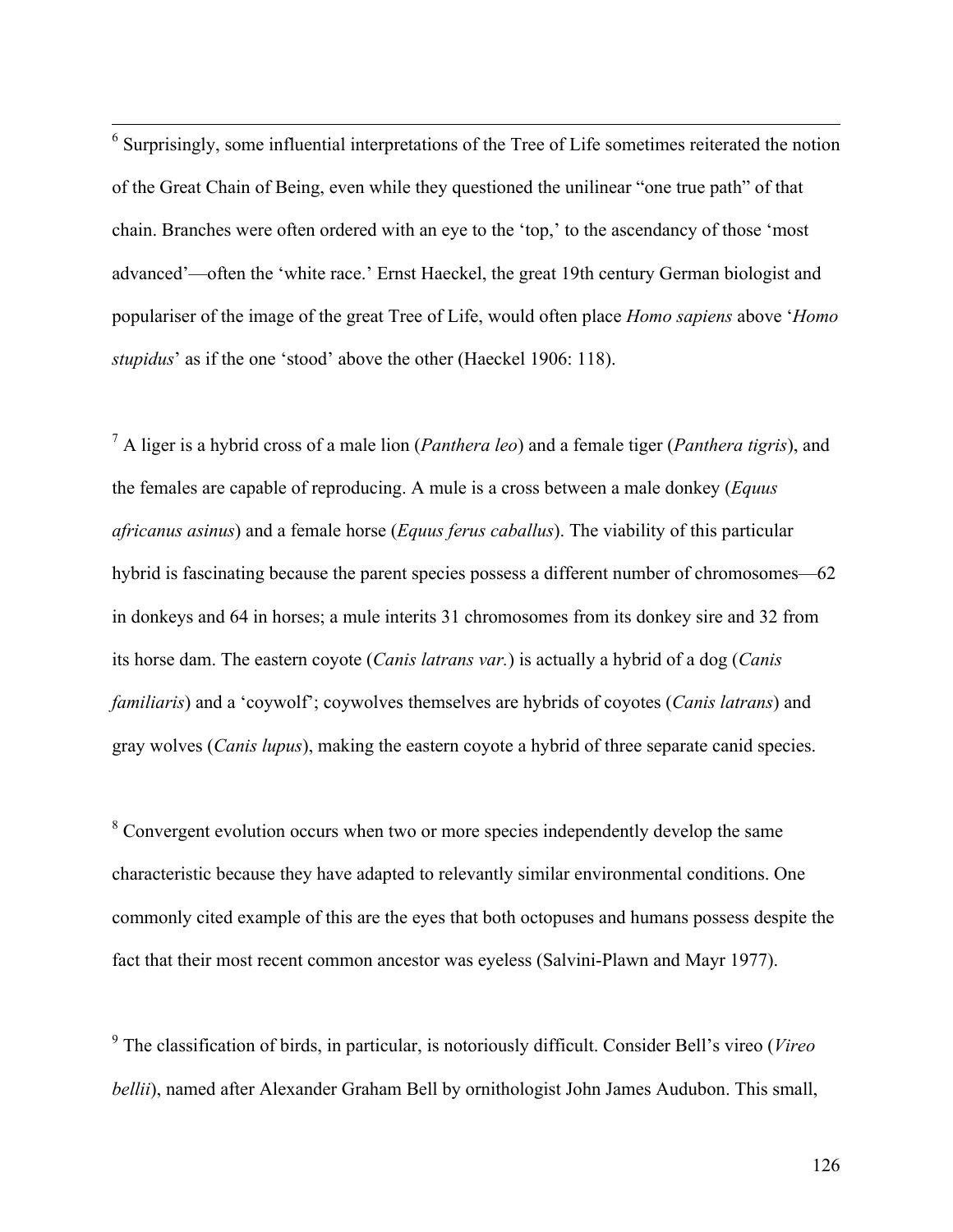[6] Surprisingly, some influential interpretations of the Tree of Life sometimes reiterated the notion of the Great Chain of Being, even while they questioned the unilinear "one true path" of that chain. Branches were often ordered with an eye to the 'top,' to the ascendancy of those 'most advanced'—often the 'white race.' Ernst Haeckel, the great 19th century German biologist and populariser of the image of the great Tree of Life, would often place *Homo sapiens* above '*Homo stupidus*' as if the one 'stood' above the other (Haeckel 1906: 118).

[7] A liger is a hybrid cross of a male lion (*Panthera leo*) and a female tiger (*Panthera tigris*), and the females are capable of reproducing. A mule is a cross between a male donkey (*Equus africanus asinus*) and a female horse (*Equus ferus caballus*). The viability of this particular hybrid is fascinating because the parent species possess a different number of chromosomes—62 in donkeys and 64 in horses; a mule interits 31 chromosomes from its donkey sire and 32 from its horse dam. The eastern coyote (*Canis latrans var.*) is actually a hybrid of a dog (*Canis familiaris*) and a 'coywolf'; coywolves themselves are hybrids of coyotes (*Canis latrans*) and gray wolves (*Canis lupus*), making the eastern coyote a hybrid of three separate canid species.

[8] Convergent evolution occurs when two or more species independently develop the same characteristic because they have adapted to relevantly similar environmental conditions. One commonly cited example of this are the eyes that both octopuses and humans possess despite the fact that their most recent common ancestor was eyeless (Salvini-Plawn and Mayr 1977).

[9] The classification of birds, in particular, is notoriously difficult. Consider Bell's vireo (*Vireo bellii*), named after Alexander Graham Bell by ornithologist John James Audubon. This small,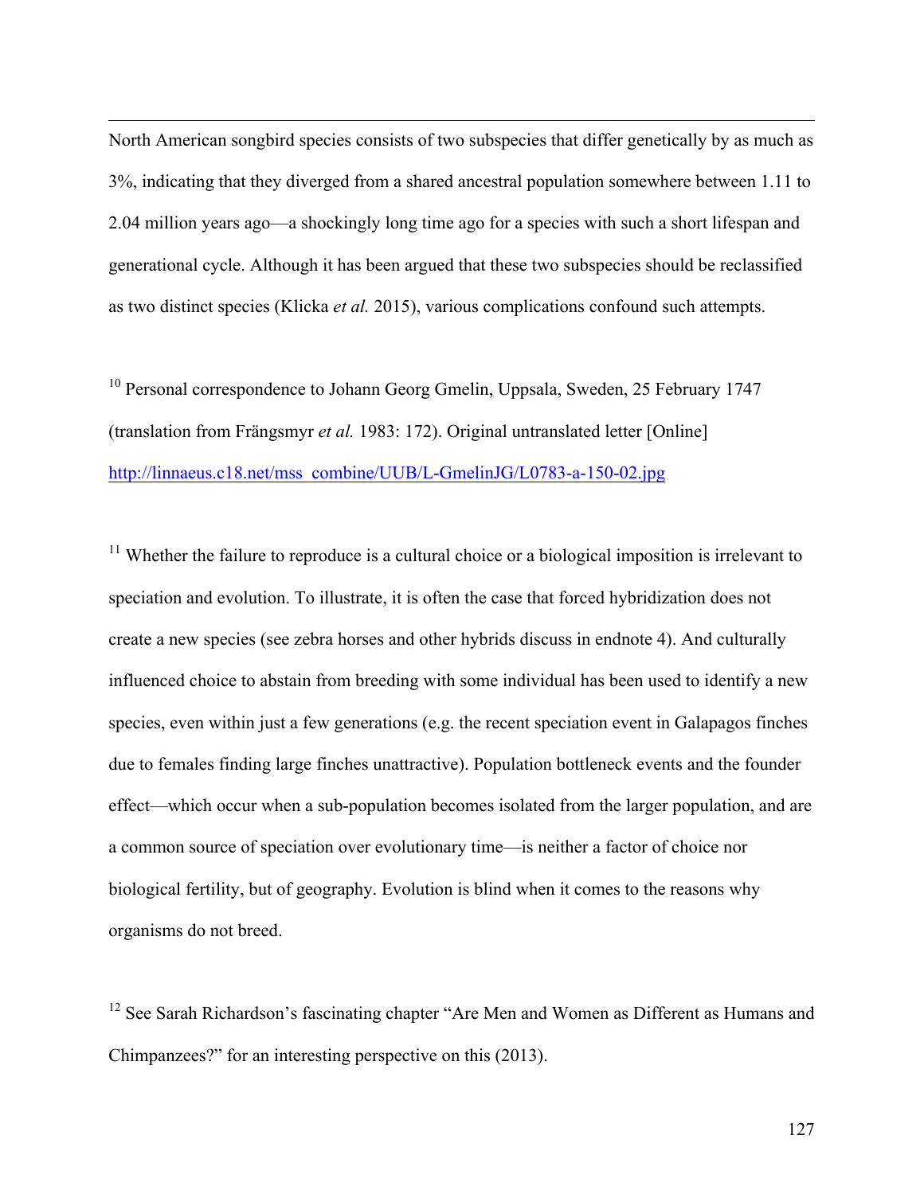North American songbird species consists of two subspecies that differ genetically by as much as 3%, indicating that they diverged from a shared ancestral population somewhere between 1.11 to 2.04 million years ago—a shockingly long time ago for a species with such a short lifespan and generational cycle. Although it has been argued that these two subspecies should be reclassified as two distinct species (Klicka *et al.* 2015), various complications confound such attempts.

[10] Personal correspondence to Johann Georg Gmelin, Uppsala, Sweden, 25 February 1747 (translation from Frängsmyr *et al.* 1983: 172). Original untranslated letter [Online] http://linnaeus.c18.net/mss_combine/UUB/L-GmelinJG/L0783-a-150-02.jpg

[11] Whether the failure to reproduce is a cultural choice or a biological imposition is irrelevant to speciation and evolution. To illustrate, it is often the case that forced hybridization does not create a new species (see zebra horses and other hybrids discuss in endnote 4). And culturally influenced choice to abstain from breeding with some individual has been used to identify a new species, even within just a few generations (e.g. the recent speciation event in Galapagos finches due to females finding large finches unattractive). Population bottleneck events and the founder effect—which occur when a sub-population becomes isolated from the larger population, and are a common source of speciation over evolutionary time—is neither a factor of choice nor biological fertility, but of geography. Evolution is blind when it comes to the reasons why organisms do not breed.

[12] See Sarah Richardson's fascinating chapter "Are Men and Women as Different as Humans and Chimpanzees?" for an interesting perspective on this (2013).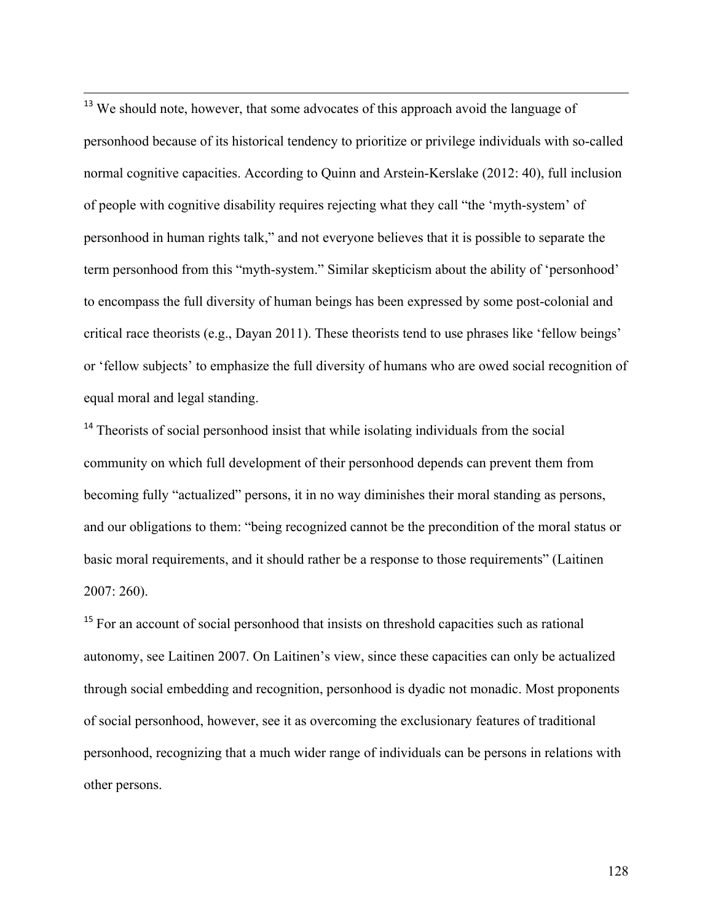[13] We should note, however, that some advocates of this approach avoid the language of personhood because of its historical tendency to prioritize or privilege individuals with so-called normal cognitive capacities. According to Quinn and Arstein-Kerslake (2012: 40), full inclusion of people with cognitive disability requires rejecting what they call "the 'myth-system' of personhood in human rights talk," and not everyone believes that it is possible to separate the term personhood from this "myth-system." Similar skepticism about the ability of 'personhood' to encompass the full diversity of human beings has been expressed by some post-colonial and critical race theorists (e.g., Dayan 2011). These theorists tend to use phrases like 'fellow beings' or 'fellow subjects' to emphasize the full diversity of humans who are owed social recognition of equal moral and legal standing.

[14] Theorists of social personhood insist that while isolating individuals from the social community on which full development of their personhood depends can prevent them from becoming fully "actualized" persons, it in no way diminishes their moral standing as persons, and our obligations to them: "being recognized cannot be the precondition of the moral status or basic moral requirements, and it should rather be a response to those requirements" (Laitinen 2007: 260).

[15] For an account of social personhood that insists on threshold capacities such as rational autonomy, see Laitinen 2007. On Laitinen's view, since these capacities can only be actualized through social embedding and recognition, personhood is dyadic not monadic. Most proponents of social personhood, however, see it as overcoming the exclusionary features of traditional personhood, recognizing that a much wider range of individuals can be persons in relations with other persons.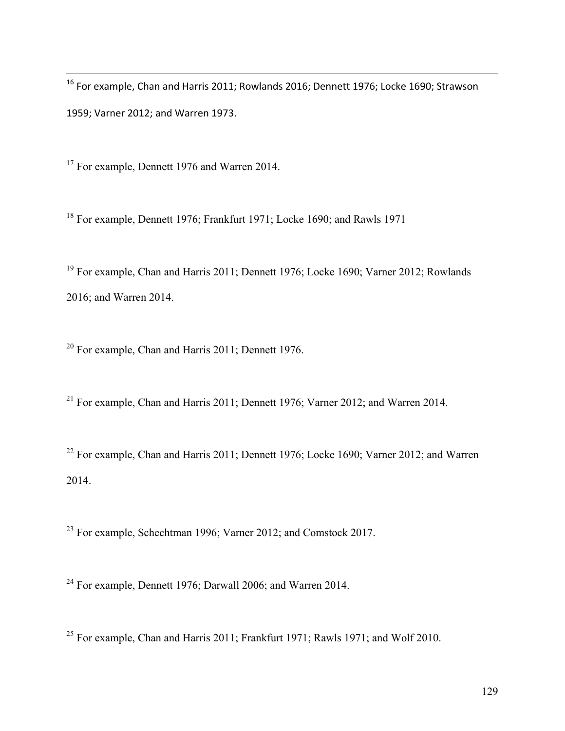[16] For example, Chan and Harris 2011; Rowlands 2016; Dennett 1976; Locke 1690; Strawson 1959; Varner 2012; and Warren 1973.

[17] For example, Dennett 1976 and Warren 2014.

[18] For example, Dennett 1976; Frankfurt 1971; Locke 1690; and Rawls 1971

[19] For example, Chan and Harris 2011; Dennett 1976; Locke 1690; Varner 2012; Rowlands 2016; and Warren 2014.

[20] For example, Chan and Harris 2011; Dennett 1976.

[21] For example, Chan and Harris 2011; Dennett 1976; Varner 2012; and Warren 2014.

[22] For example, Chan and Harris 2011; Dennett 1976; Locke 1690; Varner 2012; and Warren 2014.

[23] For example, Schechtman 1996; Varner 2012; and Comstock 2017.

[24] For example, Dennett 1976; Darwall 2006; and Warren 2014.

[25] For example, Chan and Harris 2011; Frankfurt 1971; Rawls 1971; and Wolf 2010.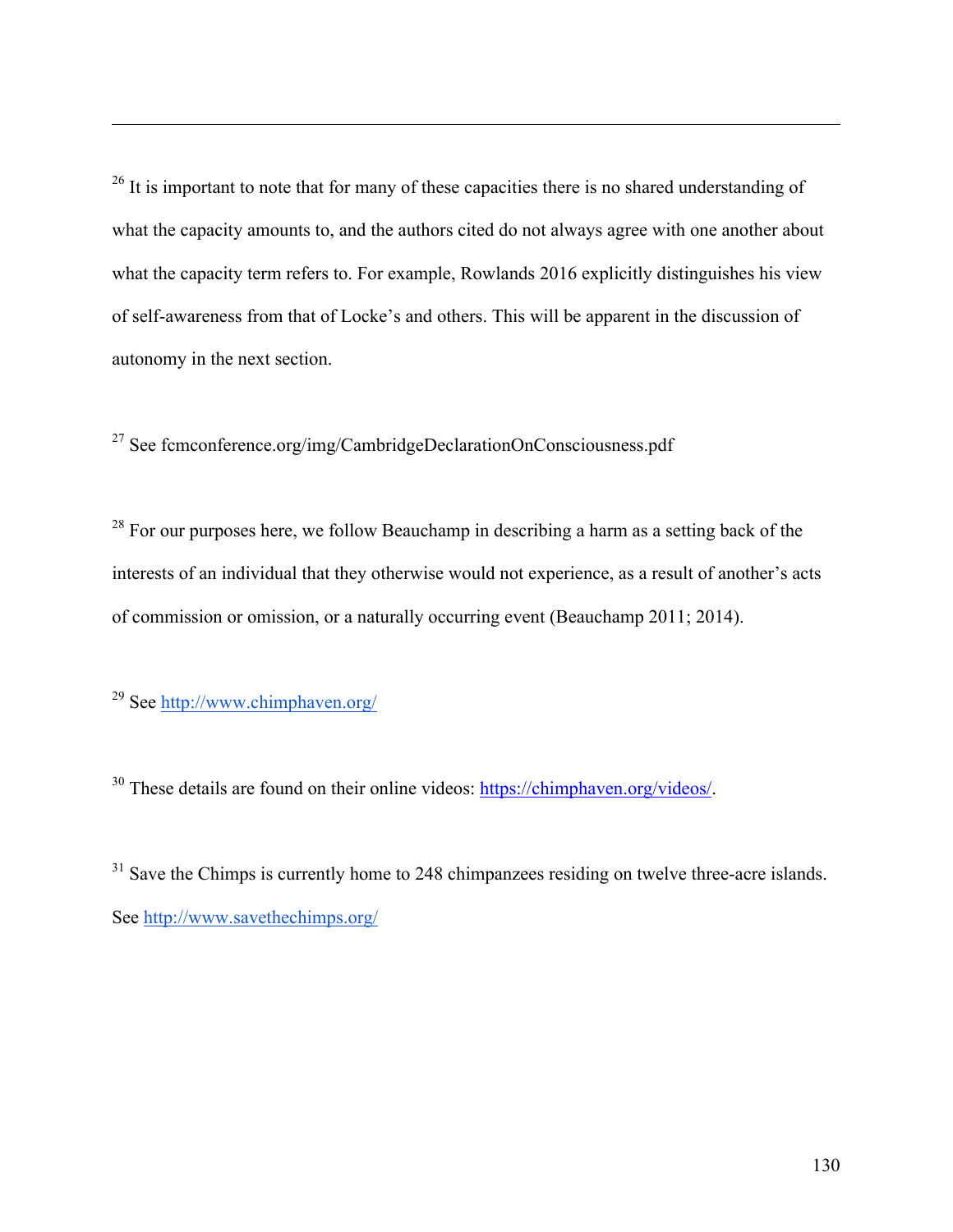[26] It is important to note that for many of these capacities there is no shared understanding of what the capacity amounts to, and the authors cited do not always agree with one another about what the capacity term refers to. For example, Rowlands 2016 explicitly distinguishes his view of self-awareness from that of Locke's and others. This will be apparent in the discussion of autonomy in the next section.

[27] See fcmconference.org/img/CambridgeDeclarationOnConsciousness.pdf

[28] For our purposes here, we follow Beauchamp in describing a harm as a setting back of the interests of an individual that they otherwise would not experience, as a result of another's acts of commission or omission, or a naturally occurring event (Beauchamp 2011; 2014).

[29] See http://www.chimphaven.org/

[30] These details are found on their online videos: https://chimphaven.org/videos/.

[31] Save the Chimps is currently home to 248 chimpanzees residing on twelve three-acre islands. See http://www.savethechimps.org/